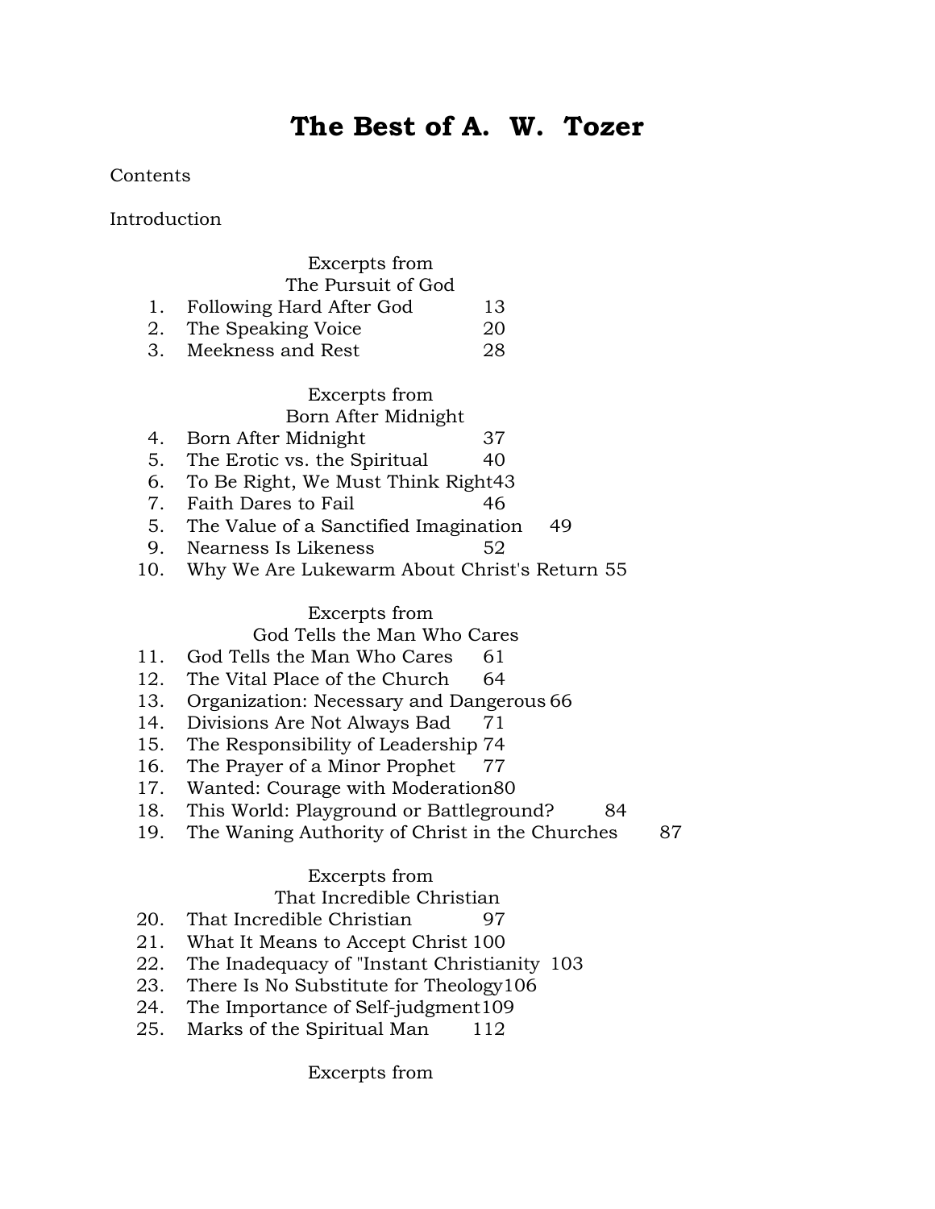# The Best of A. W. Tozer

Contents

Introduction

Excerpts from
The Pursuit of God

1. Following Hard After God 13
2. The Speaking Voice 20
3. Meekness and Rest 28

Excerpts from
Born After Midnight

4. Born After Midnight 37
5. The Erotic vs. the Spiritual 40
6. To Be Right, We Must Think Right 43
7. Faith Dares to Fail 46
5. The Value of a Sanctified Imagination 49
9. Nearness Is Likeness 52
10. Why We Are Lukewarm About Christ's Return 55

Excerpts from
God Tells the Man Who Cares

11. God Tells the Man Who Cares 61
12. The Vital Place of the Church 64
13. Organization: Necessary and Dangerous 66
14. Divisions Are Not Always Bad 71
15. The Responsibility of Leadership 74
16. The Prayer of a Minor Prophet 77
17. Wanted: Courage with Moderation 80
18. This World: Playground or Battleground? 84
19. The Waning Authority of Christ in the Churches 87

Excerpts from
That Incredible Christian

20. That Incredible Christian 97
21. What It Means to Accept Christ 100
22. The Inadequacy of "Instant Christianity 103
23. There Is No Substitute for Theology 106
24. The Importance of Self-judgment 109
25. Marks of the Spiritual Man 112

Excerpts from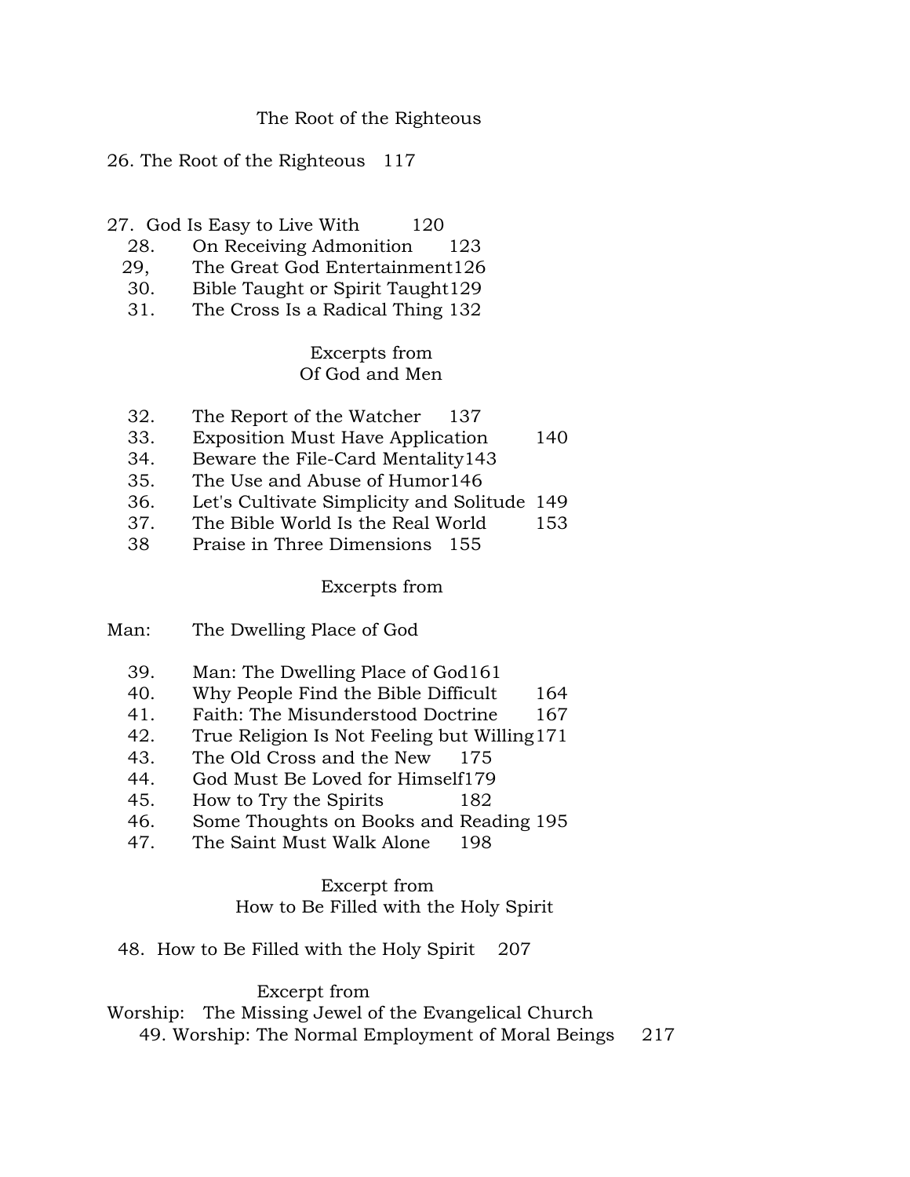The Root of the Righteous

26. The Root of the Righteous 117

27. God Is Easy to Live With 120
28. On Receiving Admonition 123
29, The Great God Entertainment 126
30. Bible Taught or Spirit Taught 129
31. The Cross Is a Radical Thing 132

Excerpts from
Of God and Men

32. The Report of the Watcher 137
33. Exposition Must Have Application 140
34. Beware the File-Card Mentality 143
35. The Use and Abuse of Humor 146
36. Let's Cultivate Simplicity and Solitude 149
37. The Bible World Is the Real World 153
38 Praise in Three Dimensions 155

Excerpts from

Man: The Dwelling Place of God

39. Man: The Dwelling Place of God 161
40. Why People Find the Bible Difficult 164
41. Faith: The Misunderstood Doctrine 167
42. True Religion Is Not Feeling but Willing 171
43. The Old Cross and the New 175
44. God Must Be Loved for Himself 179
45. How to Try the Spirits 182
46. Some Thoughts on Books and Reading 195
47. The Saint Must Walk Alone 198

Excerpt from
How to Be Filled with the Holy Spirit

48. How to Be Filled with the Holy Spirit 207

Excerpt from
Worship: The Missing Jewel of the Evangelical Church
49. Worship: The Normal Employment of Moral Beings 217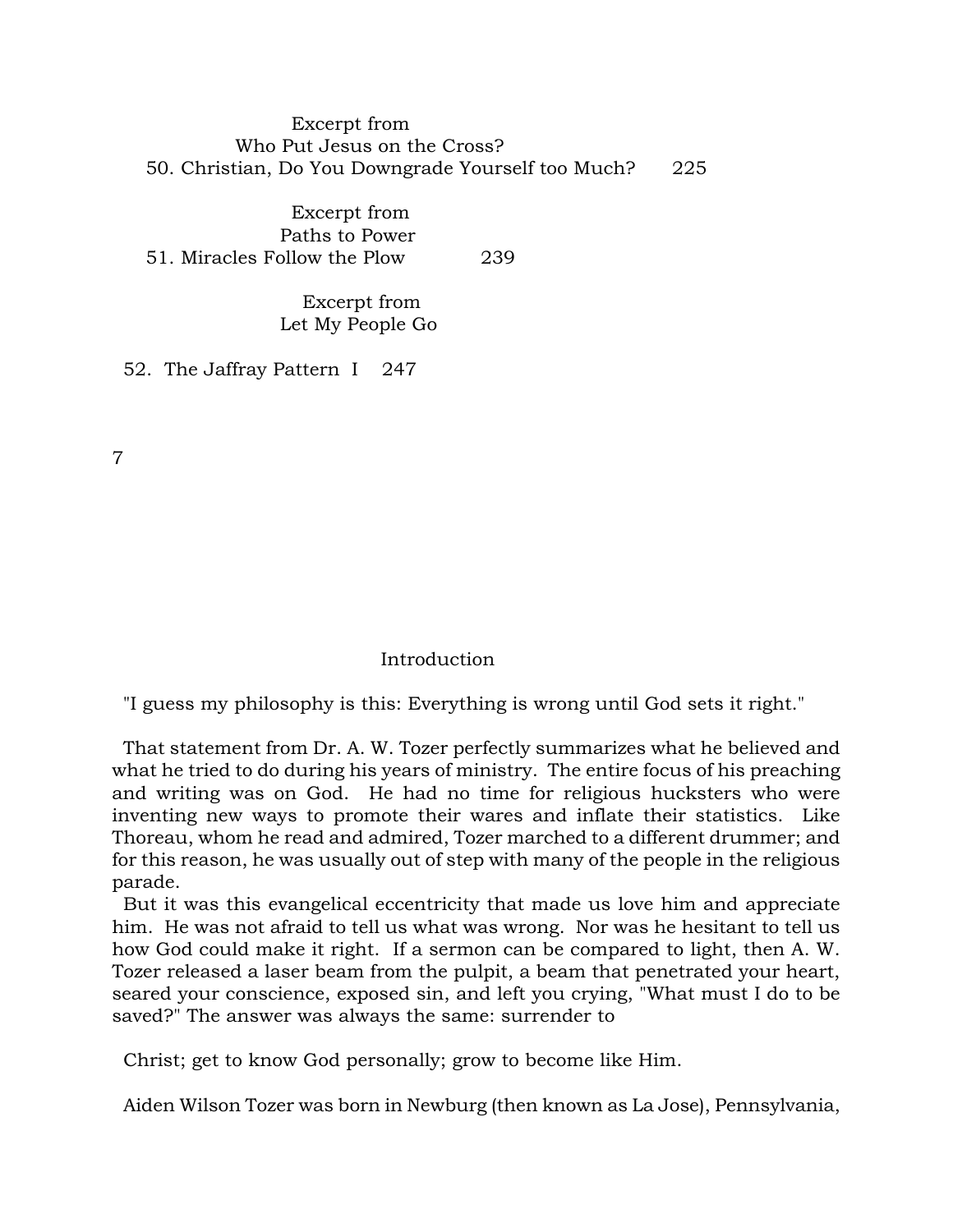Excerpt from
Who Put Jesus on the Cross?

50. Christian, Do You Downgrade Yourself too Much? 225

Excerpt from
Paths to Power

51. Miracles Follow the Plow 239

Excerpt from
Let My People Go

52. The Jaffray Pattern I 247

## Introduction

"I guess my philosophy is this: Everything is wrong until God sets it right."

That statement from Dr. A. W. Tozer perfectly summarizes what he believed and what he tried to do during his years of ministry. The entire focus of his preaching and writing was on God. He had no time for religious hucksters who were inventing new ways to promote their wares and inflate their statistics. Like Thoreau, whom he read and admired, Tozer marched to a different drummer; and for this reason, he was usually out of step with many of the people in the religious parade.

But it was this evangelical eccentricity that made us love him and appreciate him. He was not afraid to tell us what was wrong. Nor was he hesitant to tell us how God could make it right. If a sermon can be compared to light, then A. W. Tozer released a laser beam from the pulpit, a beam that penetrated your heart, seared your conscience, exposed sin, and left you crying, "What must I do to be saved?" The answer was always the same: surrender to Christ; get to know God personally; grow to become like Him.

Aiden Wilson Tozer was born in Newburg (then known as La Jose), Pennsylvania,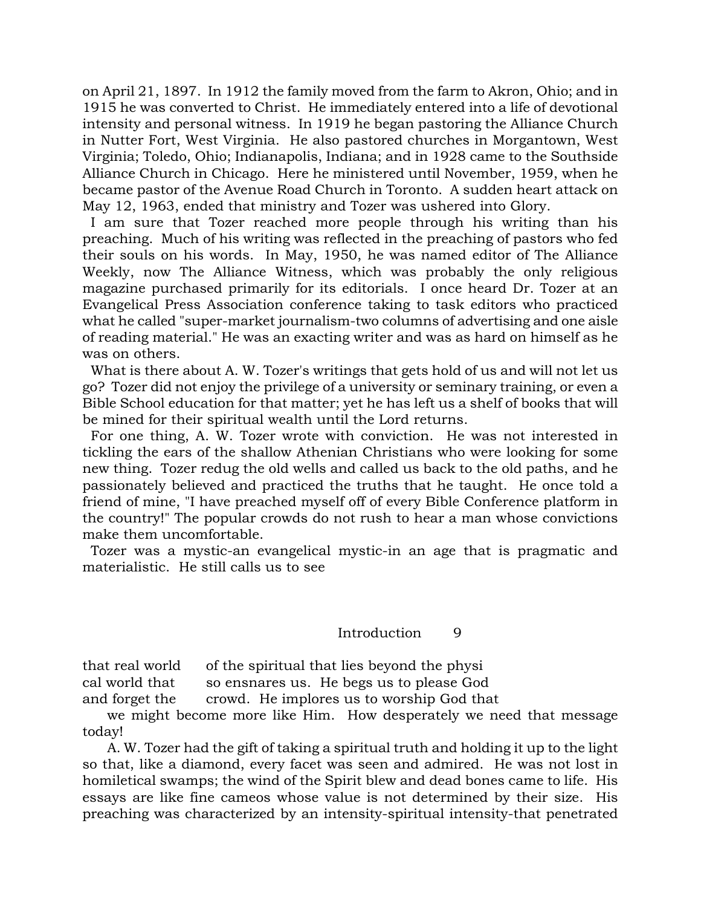on April 21, 1897. In 1912 the family moved from the farm to Akron, Ohio; and in 1915 he was converted to Christ. He immediately entered into a life of devotional intensity and personal witness. In 1919 he began pastoring the Alliance Church in Nutter Fort, West Virginia. He also pastored churches in Morgantown, West Virginia; Toledo, Ohio; Indianapolis, Indiana; and in 1928 came to the Southside Alliance Church in Chicago. Here he ministered until November, 1959, when he became pastor of the Avenue Road Church in Toronto. A sudden heart attack on May 12, 1963, ended that ministry and Tozer was ushered into Glory.

I am sure that Tozer reached more people through his writing than his preaching. Much of his writing was reflected in the preaching of pastors who fed their souls on his words. In May, 1950, he was named editor of The Alliance Weekly, now The Alliance Witness, which was probably the only religious magazine purchased primarily for its editorials. I once heard Dr. Tozer at an Evangelical Press Association conference taking to task editors who practiced what he called "super-market journalism-two columns of advertising and one aisle of reading material." He was an exacting writer and was as hard on himself as he was on others.

What is there about A. W. Tozer's writings that gets hold of us and will not let us go? Tozer did not enjoy the privilege of a university or seminary training, or even a Bible School education for that matter; yet he has left us a shelf of books that will be mined for their spiritual wealth until the Lord returns.

For one thing, A. W. Tozer wrote with conviction. He was not interested in tickling the ears of the shallow Athenian Christians who were looking for some new thing. Tozer redug the old wells and called us back to the old paths, and he passionately believed and practiced the truths that he taught. He once told a friend of mine, "I have preached myself off of every Bible Conference platform in the country!" The popular crowds do not rush to hear a man whose convictions make them uncomfortable.

Tozer was a mystic-an evangelical mystic-in an age that is pragmatic and materialistic. He still calls us to see that real world of the spiritual that lies beyond the physical world that so ensnares us. He begs us to please God and forget the crowd. He implores us to worship God that we might become more like Him. How desperately we need that message today!

A. W. Tozer had the gift of taking a spiritual truth and holding it up to the light so that, like a diamond, every facet was seen and admired. He was not lost in homiletical swamps; the wind of the Spirit blew and dead bones came to life. His essays are like fine cameos whose value is not determined by their size. His preaching was characterized by an intensity-spiritual intensity-that penetrated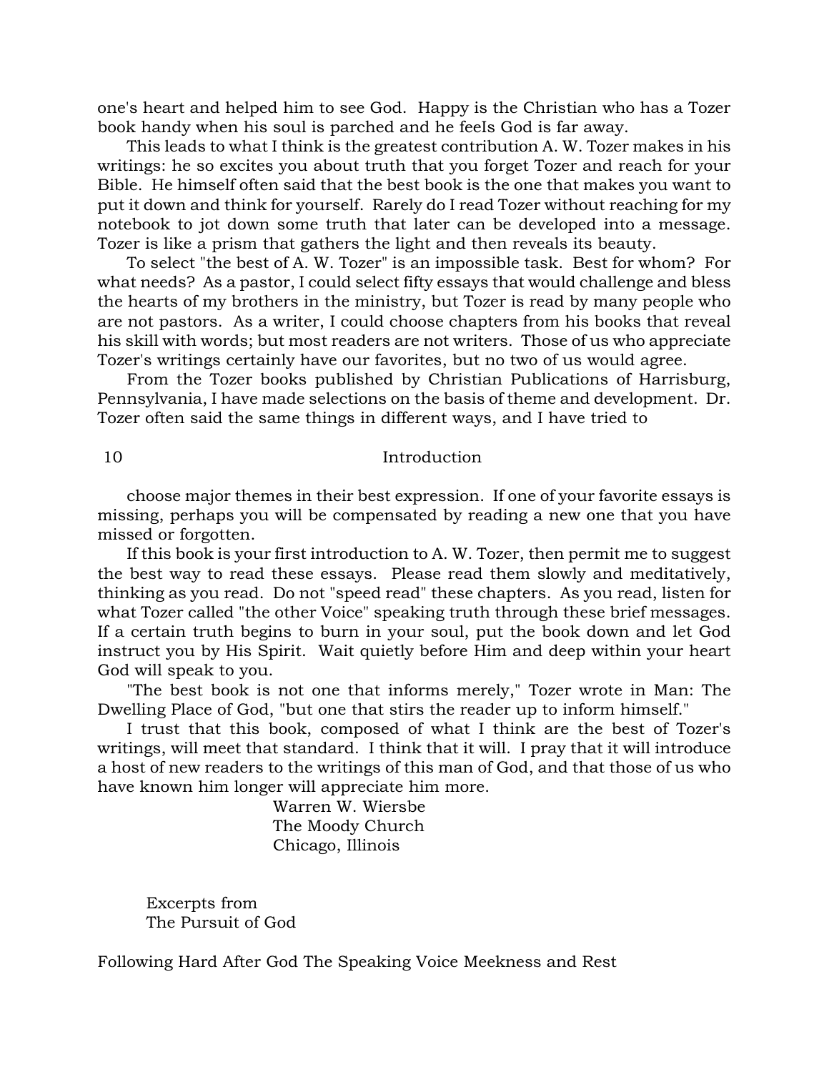one's heart and helped him to see God. Happy is the Christian who has a Tozer book handy when his soul is parched and he feeIs God is far away.

This leads to what I think is the greatest contribution A. W. Tozer makes in his writings: he so excites you about truth that you forget Tozer and reach for your Bible. He himself often said that the best book is the one that makes you want to put it down and think for yourself. Rarely do I read Tozer without reaching for my notebook to jot down some truth that later can be developed into a message. Tozer is like a prism that gathers the light and then reveals its beauty.

To select "the best of A. W. Tozer" is an impossible task. Best for whom? For what needs? As a pastor, I could select fifty essays that would challenge and bless the hearts of my brothers in the ministry, but Tozer is read by many people who are not pastors. As a writer, I could choose chapters from his books that reveal his skill with words; but most readers are not writers. Those of us who appreciate Tozer's writings certainly have our favorites, but no two of us would agree.

From the Tozer books published by Christian Publications of Harrisburg, Pennsylvania, I have made selections on the basis of theme and development. Dr. Tozer often said the same things in different ways, and I have tried to choose major themes in their best expression. If one of your favorite essays is missing, perhaps you will be compensated by reading a new one that you have missed or forgotten.

If this book is your first introduction to A. W. Tozer, then permit me to suggest the best way to read these essays. Please read them slowly and meditatively, thinking as you read. Do not "speed read" these chapters. As you read, listen for what Tozer called "the other Voice" speaking truth through these brief messages. If a certain truth begins to burn in your soul, put the book down and let God instruct you by His Spirit. Wait quietly before Him and deep within your heart God will speak to you.

"The best book is not one that informs merely," Tozer wrote in Man: The Dwelling Place of God, "but one that stirs the reader up to inform himself."

I trust that this book, composed of what I think are the best of Tozer's writings, will meet that standard. I think that it will. I pray that it will introduce a host of new readers to the writings of this man of God, and that those of us who have known him longer will appreciate him more.

Warren W. Wiersbe
The Moody Church
Chicago, Illinois

Excerpts from
The Pursuit of God

Following Hard After God The Speaking Voice Meekness and Rest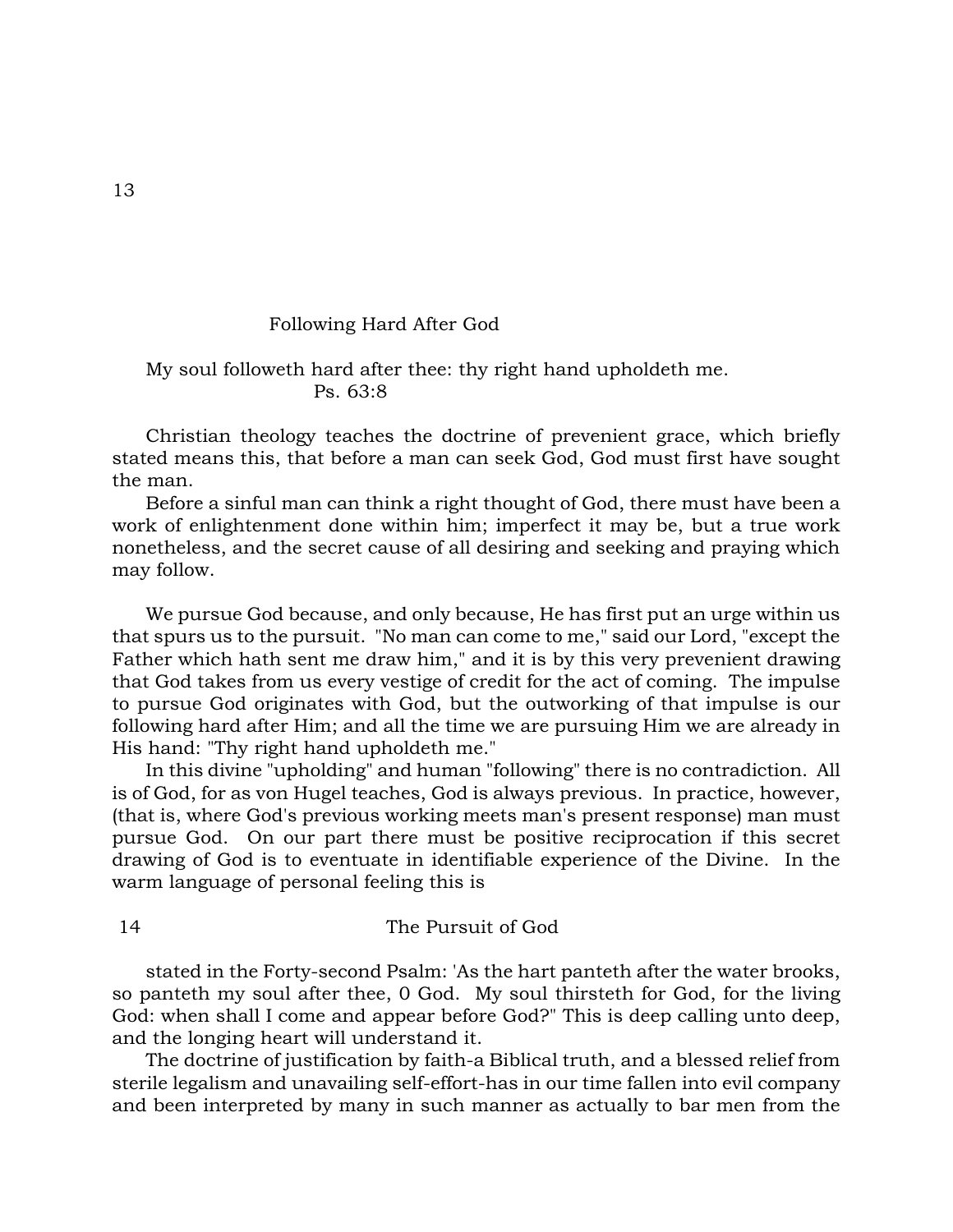## Following Hard After God

My soul followeth hard after thee: thy right hand upholdeth me.
Ps. 63:8

Christian theology teaches the doctrine of prevenient grace, which briefly stated means this, that before a man can seek God, God must first have sought the man.

Before a sinful man can think a right thought of God, there must have been a work of enlightenment done within him; imperfect it may be, but a true work nonetheless, and the secret cause of all desiring and seeking and praying which may follow.

We pursue God because, and only because, He has first put an urge within us that spurs us to the pursuit. "No man can come to me," said our Lord, "except the Father which hath sent me draw him," and it is by this very prevenient drawing that God takes from us every vestige of credit for the act of coming. The impulse to pursue God originates with God, but the outworking of that impulse is our following hard after Him; and all the time we are pursuing Him we are already in His hand: "Thy right hand upholdeth me."

In this divine "upholding" and human "following" there is no contradiction. All is of God, for as von Hugel teaches, God is always previous. In practice, however, (that is, where God's previous working meets man's present response) man must pursue God. On our part there must be positive reciprocation if this secret drawing of God is to eventuate in identifiable experience of the Divine. In the warm language of personal feeling this is stated in the Forty-second Psalm: 'As the hart panteth after the water brooks, so panteth my soul after thee, 0 God. My soul thirsteth for God, for the living God: when shall I come and appear before God?" This is deep calling unto deep, and the longing heart will understand it.

The doctrine of justification by faith-a Biblical truth, and a blessed relief from sterile legalism and unavailing self-effort-has in our time fallen into evil company and been interpreted by many in such manner as actually to bar men from the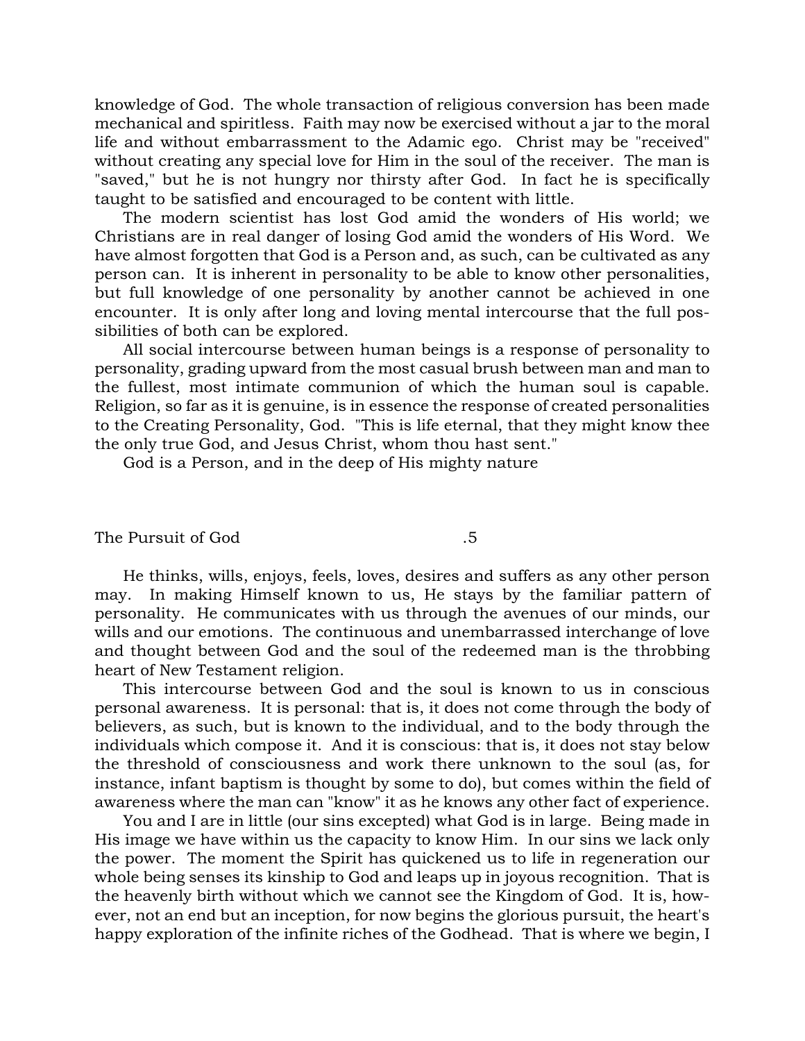knowledge of God. The whole transaction of religious conversion has been made mechanical and spiritless. Faith may now be exercised without a jar to the moral life and without embarrassment to the Adamic ego. Christ may be "received" without creating any special love for Him in the soul of the receiver. The man is "saved," but he is not hungry nor thirsty after God. In fact he is specifically taught to be satisfied and encouraged to be content with little.

The modern scientist has lost God amid the wonders of His world; we Christians are in real danger of losing God amid the wonders of His Word. We have almost forgotten that God is a Person and, as such, can be cultivated as any person can. It is inherent in personality to be able to know other personalities, but full knowledge of one personality by another cannot be achieved in one encounter. It is only after long and loving mental intercourse that the full possibilities of both can be explored.

All social intercourse between human beings is a response of personality to personality, grading upward from the most casual brush between man and man to the fullest, most intimate communion of which the human soul is capable. Religion, so far as it is genuine, is in essence the response of created personalities to the Creating Personality, God. "This is life eternal, that they might know thee the only true God, and Jesus Christ, whom thou hast sent."

God is a Person, and in the deep of His mighty nature He thinks, wills, enjoys, feels, loves, desires and suffers as any other person may. In making Himself known to us, He stays by the familiar pattern of personality. He communicates with us through the avenues of our minds, our wills and our emotions. The continuous and unembarrassed interchange of love and thought between God and the soul of the redeemed man is the throbbing heart of New Testament religion.

This intercourse between God and the soul is known to us in conscious personal awareness. It is personal: that is, it does not come through the body of believers, as such, but is known to the individual, and to the body through the individuals which compose it. And it is conscious: that is, it does not stay below the threshold of consciousness and work there unknown to the soul (as, for instance, infant baptism is thought by some to do), but comes within the field of awareness where the man can "know" it as he knows any other fact of experience.

You and I are in little (our sins excepted) what God is in large. Being made in His image we have within us the capacity to know Him. In our sins we lack only the power. The moment the Spirit has quickened us to life in regeneration our whole being senses its kinship to God and leaps up in joyous recognition. That is the heavenly birth without which we cannot see the Kingdom of God. It is, however, not an end but an inception, for now begins the glorious pursuit, the heart's happy exploration of the infinite riches of the Godhead. That is where we begin, I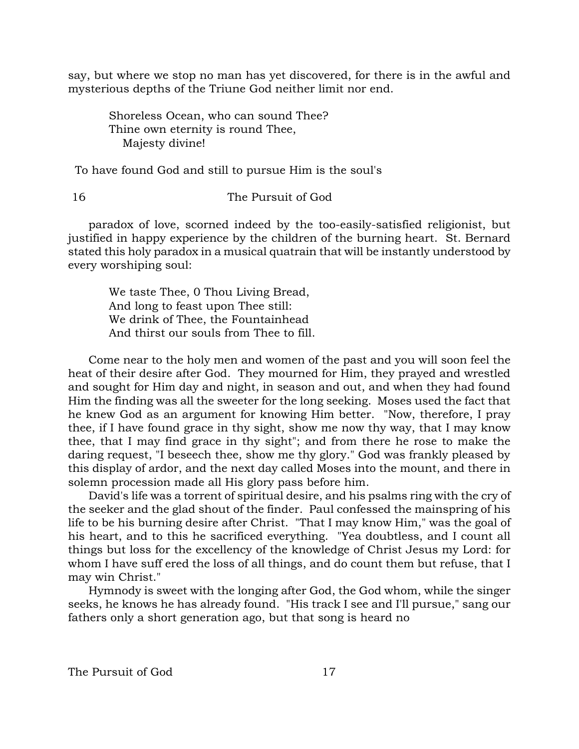say, but where we stop no man has yet discovered, for there is in the awful and mysterious depths of the Triune God neither limit nor end.

> Shoreless Ocean, who can sound Thee?
> Thine own eternity is round Thee,
> Majesty divine!

To have found God and still to pursue Him is the soul's paradox of love, scorned indeed by the too-easily-satisfied religionist, but justified in happy experience by the children of the burning heart. St. Bernard stated this holy paradox in a musical quatrain that will be instantly understood by every worshiping soul:

> We taste Thee, 0 Thou Living Bread,
> And long to feast upon Thee still:
> We drink of Thee, the Fountainhead
> And thirst our souls from Thee to fill.

Come near to the holy men and women of the past and you will soon feel the heat of their desire after God. They mourned for Him, they prayed and wrestled and sought for Him day and night, in season and out, and when they had found Him the finding was all the sweeter for the long seeking. Moses used the fact that he knew God as an argument for knowing Him better. "Now, therefore, I pray thee, if I have found grace in thy sight, show me now thy way, that I may know thee, that I may find grace in thy sight"; and from there he rose to make the daring request, "I beseech thee, show me thy glory." God was frankly pleased by this display of ardor, and the next day called Moses into the mount, and there in solemn procession made all His glory pass before him.

David's life was a torrent of spiritual desire, and his psalms ring with the cry of the seeker and the glad shout of the finder. Paul confessed the mainspring of his life to be his burning desire after Christ. "That I may know Him," was the goal of his heart, and to this he sacrificed everything. "Yea doubtless, and I count all things but loss for the excellency of the knowledge of Christ Jesus my Lord: for whom I have suff ered the loss of all things, and do count them but refuse, that I may win Christ."

Hymnody is sweet with the longing after God, the God whom, while the singer seeks, he knows he has already found. "His track I see and I'll pursue," sang our fathers only a short generation ago, but that song is heard no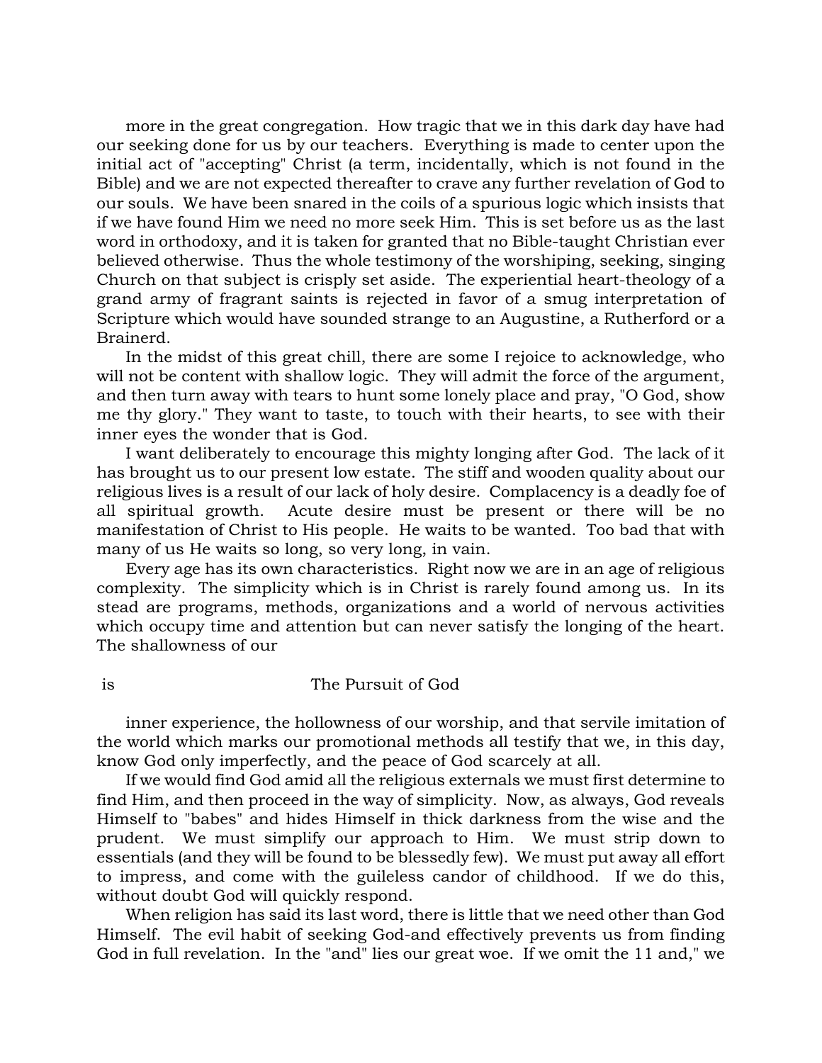more in the great congregation. How tragic that we in this dark day have had our seeking done for us by our teachers. Everything is made to center upon the initial act of "accepting" Christ (a term, incidentally, which is not found in the Bible) and we are not expected thereafter to crave any further revelation of God to our souls. We have been snared in the coils of a spurious logic which insists that if we have found Him we need no more seek Him. This is set before us as the last word in orthodoxy, and it is taken for granted that no Bible-taught Christian ever believed otherwise. Thus the whole testimony of the worshiping, seeking, singing Church on that subject is crisply set aside. The experiential heart-theology of a grand army of fragrant saints is rejected in favor of a smug interpretation of Scripture which would have sounded strange to an Augustine, a Rutherford or a Brainerd.

In the midst of this great chill, there are some I rejoice to acknowledge, who will not be content with shallow logic. They will admit the force of the argument, and then turn away with tears to hunt some lonely place and pray, "O God, show me thy glory." They want to taste, to touch with their hearts, to see with their inner eyes the wonder that is God.

I want deliberately to encourage this mighty longing after God. The lack of it has brought us to our present low estate. The stiff and wooden quality about our religious lives is a result of our lack of holy desire. Complacency is a deadly foe of all spiritual growth. Acute desire must be present or there will be no manifestation of Christ to His people. He waits to be wanted. Too bad that with many of us He waits so long, so very long, in vain.

Every age has its own characteristics. Right now we are in an age of religious complexity. The simplicity which is in Christ is rarely found among us. In its stead are programs, methods, organizations and a world of nervous activities which occupy time and attention but can never satisfy the longing of the heart. The shallowness of our inner experience, the hollowness of our worship, and that servile imitation of the world which marks our promotional methods all testify that we, in this day, know God only imperfectly, and the peace of God scarcely at all.

If we would find God amid all the religious externals we must first determine to find Him, and then proceed in the way of simplicity. Now, as always, God reveals Himself to "babes" and hides Himself in thick darkness from the wise and the prudent. We must simplify our approach to Him. We must strip down to essentials (and they will be found to be blessedly few). We must put away all effort to impress, and come with the guileless candor of childhood. If we do this, without doubt God will quickly respond.

When religion has said its last word, there is little that we need other than God Himself. The evil habit of seeking God-and effectively prevents us from finding God in full revelation. In the "and" lies our great woe. If we omit the 11 and," we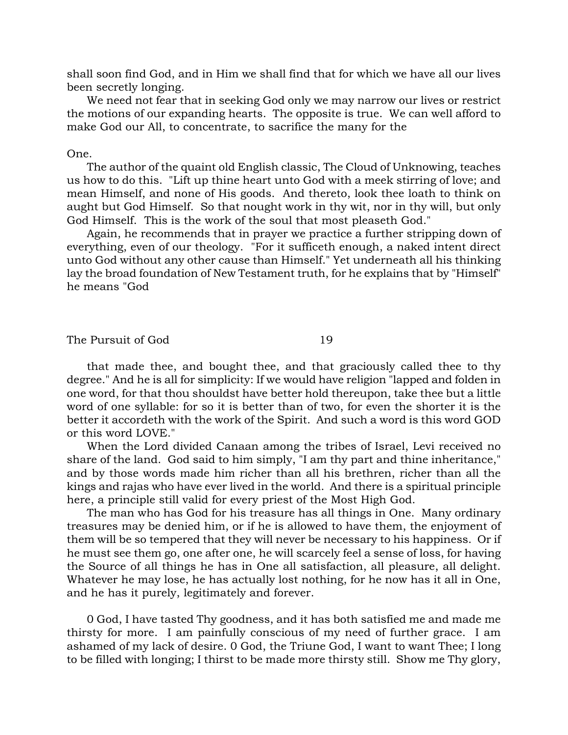shall soon find God, and in Him we shall find that for which we have all our lives been secretly longing.

We need not fear that in seeking God only we may narrow our lives or restrict the motions of our expanding hearts. The opposite is true. We can well afford to make God our All, to concentrate, to sacrifice the many for the One.

The author of the quaint old English classic, The Cloud of Unknowing, teaches us how to do this. "Lift up thine heart unto God with a meek stirring of love; and mean Himself, and none of His goods. And thereto, look thee loath to think on aught but God Himself. So that nought work in thy wit, nor in thy will, but only God Himself. This is the work of the soul that most pleaseth God."

Again, he recommends that in prayer we practice a further stripping down of everything, even of our theology. "For it sufficeth enough, a naked intent direct unto God without any other cause than Himself." Yet underneath all his thinking lay the broad foundation of New Testament truth, for he explains that by "Himself" he means "God that made thee, and bought thee, and that graciously called thee to thy degree." And he is all for simplicity: If we would have religion "lapped and folden in one word, for that thou shouldst have better hold thereupon, take thee but a little word of one syllable: for so it is better than of two, for even the shorter it is the better it accordeth with the work of the Spirit. And such a word is this word GOD or this word LOVE."

When the Lord divided Canaan among the tribes of Israel, Levi received no share of the land. God said to him simply, "I am thy part and thine inheritance," and by those words made him richer than all his brethren, richer than all the kings and rajas who have ever lived in the world. And there is a spiritual principle here, a principle still valid for every priest of the Most High God.

The man who has God for his treasure has all things in One. Many ordinary treasures may be denied him, or if he is allowed to have them, the enjoyment of them will be so tempered that they will never be necessary to his happiness. Or if he must see them go, one after one, he will scarcely feel a sense of loss, for having the Source of all things he has in One all satisfaction, all pleasure, all delight. Whatever he may lose, he has actually lost nothing, for he now has it all in One, and he has it purely, legitimately and forever.

0 God, I have tasted Thy goodness, and it has both satisfied me and made me thirsty for more. I am painfully conscious of my need of further grace. I am ashamed of my lack of desire. 0 God, the Triune God, I want to want Thee; I long to be filled with longing; I thirst to be made more thirsty still. Show me Thy glory,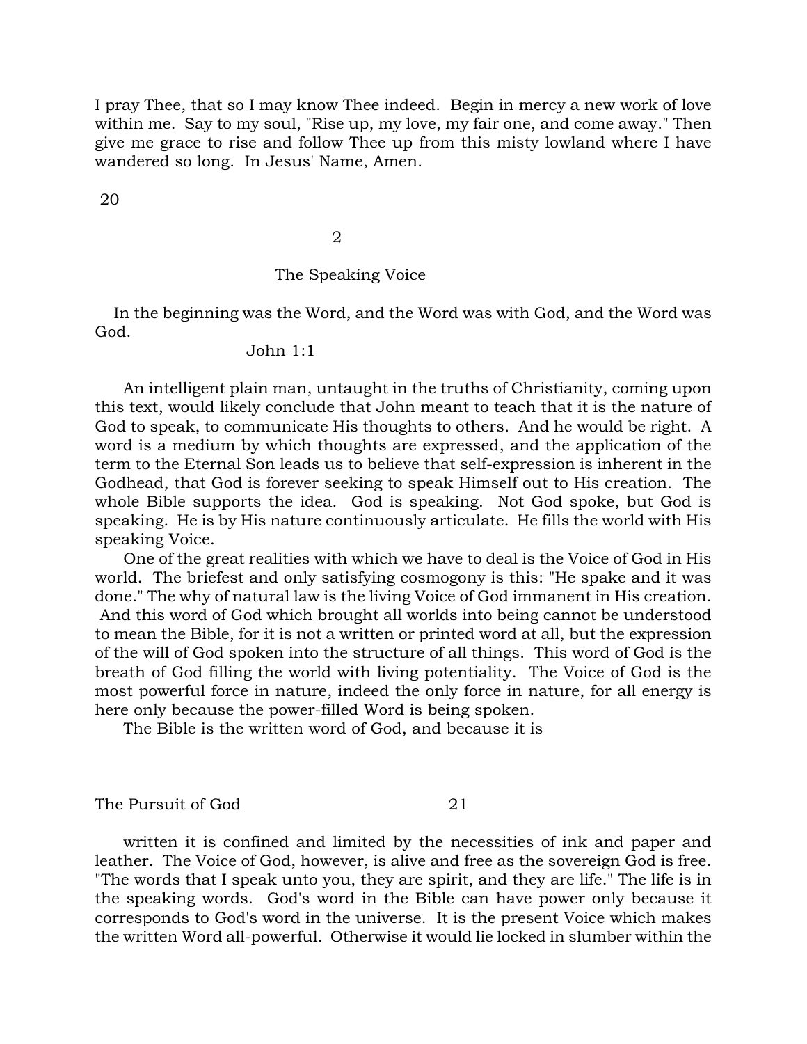I pray Thee, that so I may know Thee indeed. Begin in mercy a new work of love within me. Say to my soul, "Rise up, my love, my fair one, and come away." Then give me grace to rise and follow Thee up from this misty lowland where I have wandered so long. In Jesus' Name, Amen.

## 2

## The Speaking Voice

In the beginning was the Word, and the Word was with God, and the Word was God.

John 1:1

An intelligent plain man, untaught in the truths of Christianity, coming upon this text, would likely conclude that John meant to teach that it is the nature of God to speak, to communicate His thoughts to others. And he would be right. A word is a medium by which thoughts are expressed, and the application of the term to the Eternal Son leads us to believe that self-expression is inherent in the Godhead, that God is forever seeking to speak Himself out to His creation. The whole Bible supports the idea. God is speaking. Not God spoke, but God is speaking. He is by His nature continuously articulate. He fills the world with His speaking Voice.

One of the great realities with which we have to deal is the Voice of God in His world. The briefest and only satisfying cosmogony is this: "He spake and it was done." The why of natural law is the living Voice of God immanent in His creation. And this word of God which brought all worlds into being cannot be understood to mean the Bible, for it is not a written or printed word at all, but the expression of the will of God spoken into the structure of all things. This word of God is the breath of God filling the world with living potentiality. The Voice of God is the most powerful force in nature, indeed the only force in nature, for all energy is here only because the power-filled Word is being spoken.

The Bible is the written word of God, and because it is written it is confined and limited by the necessities of ink and paper and leather. The Voice of God, however, is alive and free as the sovereign God is free. "The words that I speak unto you, they are spirit, and they are life." The life is in the speaking words. God's word in the Bible can have power only because it corresponds to God's word in the universe. It is the present Voice which makes the written Word all-powerful. Otherwise it would lie locked in slumber within the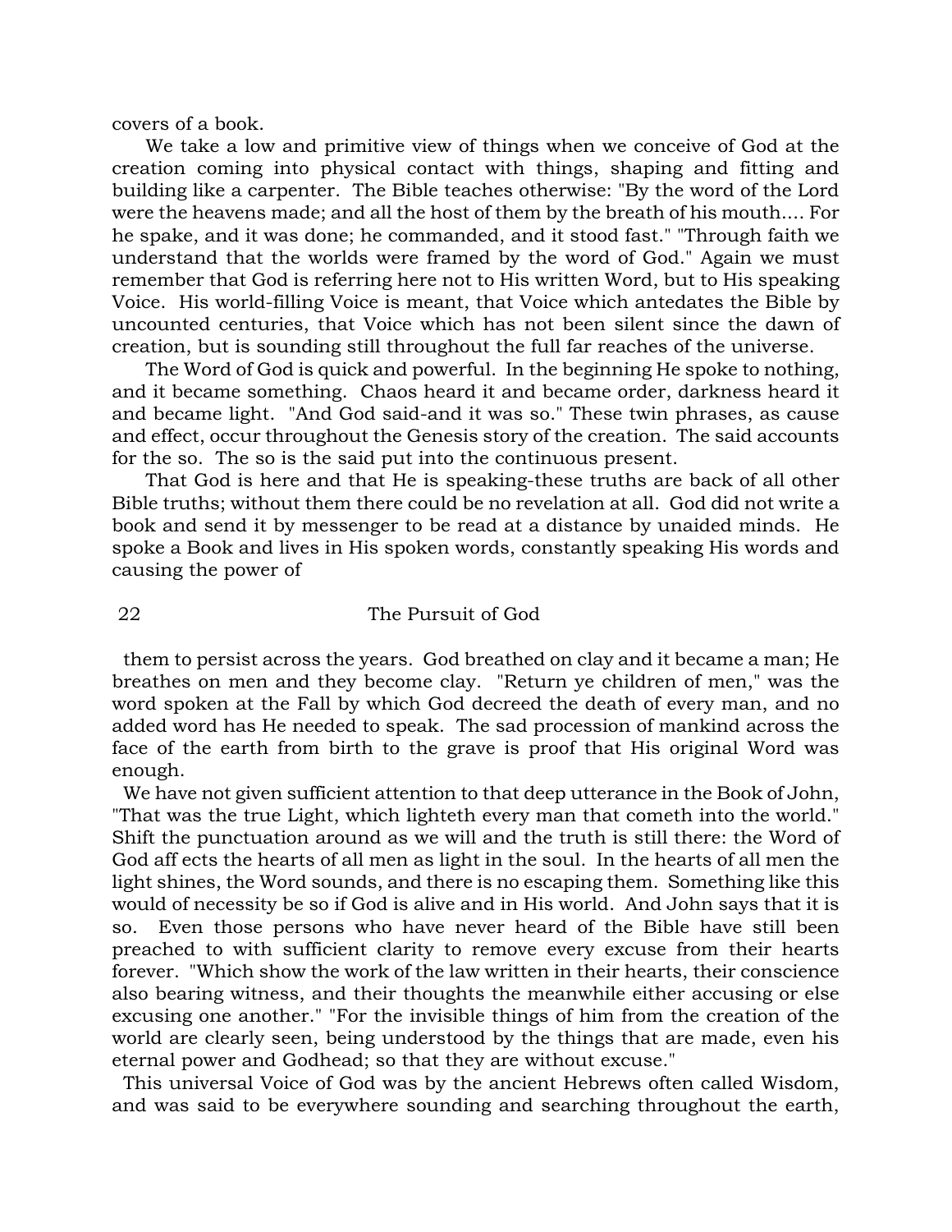covers of a book.

We take a low and primitive view of things when we conceive of God at the creation coming into physical contact with things, shaping and fitting and building like a carpenter. The Bible teaches otherwise: "By the word of the Lord were the heavens made; and all the host of them by the breath of his mouth.... For he spake, and it was done; he commanded, and it stood fast." "Through faith we understand that the worlds were framed by the word of God." Again we must remember that God is referring here not to His written Word, but to His speaking Voice. His world-filling Voice is meant, that Voice which antedates the Bible by uncounted centuries, that Voice which has not been silent since the dawn of creation, but is sounding still throughout the full far reaches of the universe.

The Word of God is quick and powerful. In the beginning He spoke to nothing, and it became something. Chaos heard it and became order, darkness heard it and became light. "And God said-and it was so." These twin phrases, as cause and effect, occur throughout the Genesis story of the creation. The said accounts for the so. The so is the said put into the continuous present.

That God is here and that He is speaking-these truths are back of all other Bible truths; without them there could be no revelation at all. God did not write a book and send it by messenger to be read at a distance by unaided minds. He spoke a Book and lives in His spoken words, constantly speaking His words and causing the power of them to persist across the years. God breathed on clay and it became a man; He breathes on men and they become clay. "Return ye children of men," was the word spoken at the Fall by which God decreed the death of every man, and no added word has He needed to speak. The sad procession of mankind across the face of the earth from birth to the grave is proof that His original Word was enough.

We have not given sufficient attention to that deep utterance in the Book of John, "That was the true Light, which lighteth every man that cometh into the world." Shift the punctuation around as we will and the truth is still there: the Word of God aff ects the hearts of all men as light in the soul. In the hearts of all men the light shines, the Word sounds, and there is no escaping them. Something like this would of necessity be so if God is alive and in His world. And John says that it is so. Even those persons who have never heard of the Bible have still been preached to with sufficient clarity to remove every excuse from their hearts forever. "Which show the work of the law written in their hearts, their conscience also bearing witness, and their thoughts the meanwhile either accusing or else excusing one another." "For the invisible things of him from the creation of the world are clearly seen, being understood by the things that are made, even his eternal power and Godhead; so that they are without excuse."

This universal Voice of God was by the ancient Hebrews often called Wisdom, and was said to be everywhere sounding and searching throughout the earth,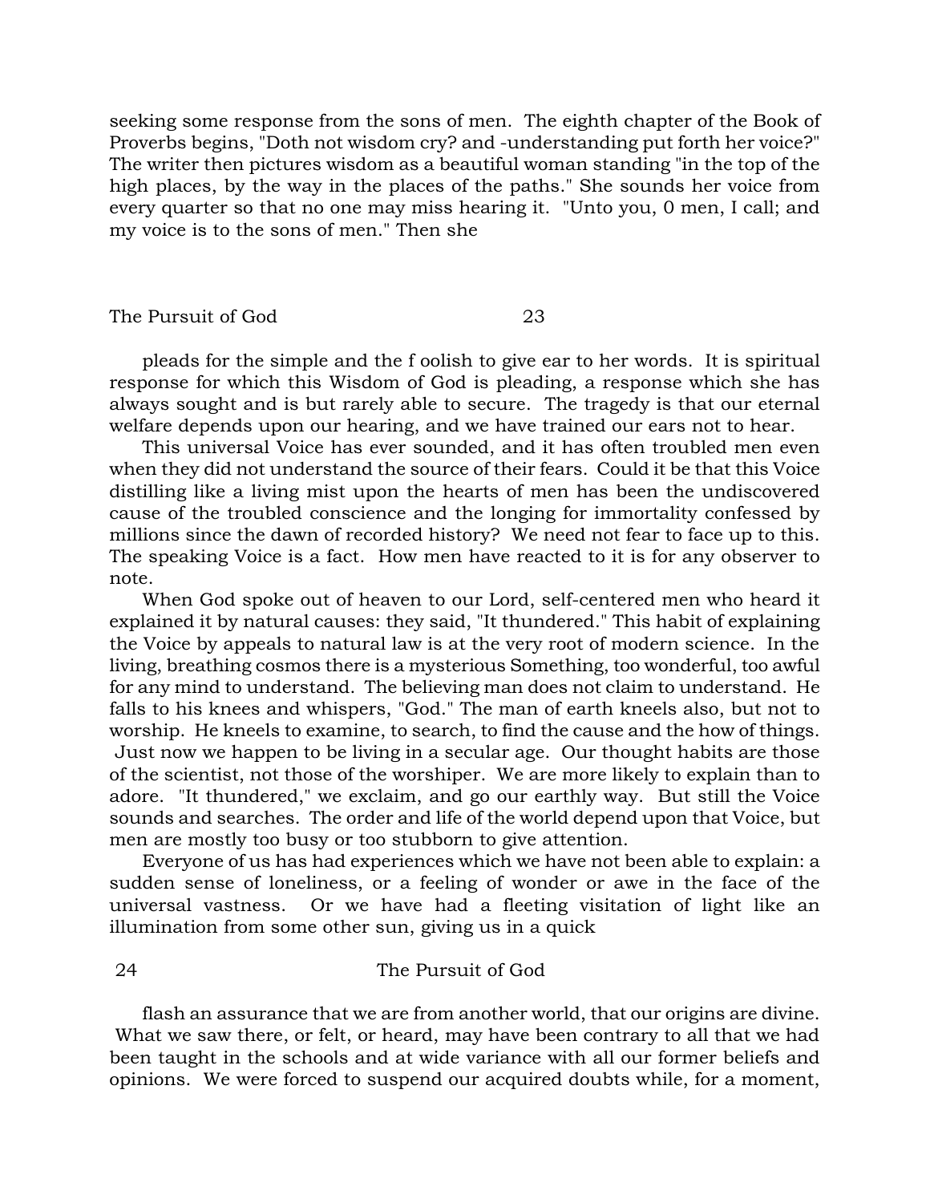seeking some response from the sons of men. The eighth chapter of the Book of Proverbs begins, "Doth not wisdom cry? and -understanding put forth her voice?" The writer then pictures wisdom as a beautiful woman standing "in the top of the high places, by the way in the places of the paths." She sounds her voice from every quarter so that no one may miss hearing it. "Unto you, 0 men, I call; and my voice is to the sons of men." Then she

pleads for the simple and the f oolish to give ear to her words. It is spiritual response for which this Wisdom of God is pleading, a response which she has always sought and is but rarely able to secure. The tragedy is that our eternal welfare depends upon our hearing, and we have trained our ears not to hear.

This universal Voice has ever sounded, and it has often troubled men even when they did not understand the source of their fears. Could it be that this Voice distilling like a living mist upon the hearts of men has been the undiscovered cause of the troubled conscience and the longing for immortality confessed by millions since the dawn of recorded history? We need not fear to face up to this. The speaking Voice is a fact. How men have reacted to it is for any observer to note.

When God spoke out of heaven to our Lord, self-centered men who heard it explained it by natural causes: they said, "It thundered." This habit of explaining the Voice by appeals to natural law is at the very root of modern science. In the living, breathing cosmos there is a mysterious Something, too wonderful, too awful for any mind to understand. The believing man does not claim to understand. He falls to his knees and whispers, "God." The man of earth kneels also, but not to worship. He kneels to examine, to search, to find the cause and the how of things. Just now we happen to be living in a secular age. Our thought habits are those of the scientist, not those of the worshiper. We are more likely to explain than to adore. "It thundered," we exclaim, and go our earthly way. But still the Voice sounds and searches. The order and life of the world depend upon that Voice, but men are mostly too busy or too stubborn to give attention.

Everyone of us has had experiences which we have not been able to explain: a sudden sense of loneliness, or a feeling of wonder or awe in the face of the universal vastness. Or we have had a fleeting visitation of light like an illumination from some other sun, giving us in a quick

flash an assurance that we are from another world, that our origins are divine. What we saw there, or felt, or heard, may have been contrary to all that we had been taught in the schools and at wide variance with all our former beliefs and opinions. We were forced to suspend our acquired doubts while, for a moment,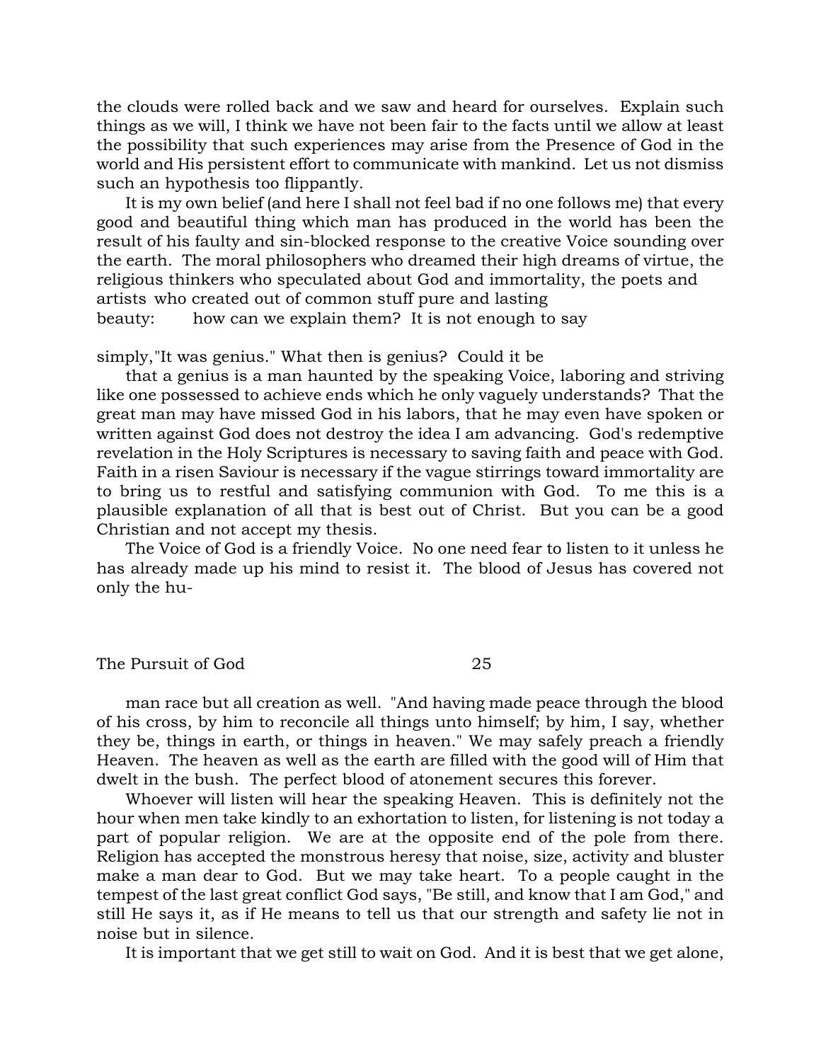the clouds were rolled back and we saw and heard for ourselves. Explain such things as we will, I think we have not been fair to the facts until we allow at least the possibility that such experiences may arise from the Presence of God in the world and His persistent effort to communicate with mankind. Let us not dismiss such an hypothesis too flippantly.

It is my own belief (and here I shall not feel bad if no one follows me) that every good and beautiful thing which man has produced in the world has been the result of his faulty and sin-blocked response to the creative Voice sounding over the earth. The moral philosophers who dreamed their high dreams of virtue, the religious thinkers who speculated about God and immortality, the poets and artists who created out of common stuff pure and lasting beauty: how can we explain them? It is not enough to say simply,"It was genius." What then is genius? Could it be that a genius is a man haunted by the speaking Voice, laboring and striving like one possessed to achieve ends which he only vaguely understands? That the great man may have missed God in his labors, that he may even have spoken or written against God does not destroy the idea I am advancing. God's redemptive revelation in the Holy Scriptures is necessary to saving faith and peace with God. Faith in a risen Saviour is necessary if the vague stirrings toward immortality are to bring us to restful and satisfying communion with God. To me this is a plausible explanation of all that is best out of Christ. But you can be a good Christian and not accept my thesis.

The Voice of God is a friendly Voice. No one need fear to listen to it unless he has already made up his mind to resist it. The blood of Jesus has covered not only the human race but all creation as well. "And having made peace through the blood of his cross, by him to reconcile all things unto himself; by him, I say, whether they be, things in earth, or things in heaven." We may safely preach a friendly Heaven. The heaven as well as the earth are filled with the good will of Him that dwelt in the bush. The perfect blood of atonement secures this forever.

Whoever will listen will hear the speaking Heaven. This is definitely not the hour when men take kindly to an exhortation to listen, for listening is not today a part of popular religion. We are at the opposite end of the pole from there. Religion has accepted the monstrous heresy that noise, size, activity and bluster make a man dear to God. But we may take heart. To a people caught in the tempest of the last great conflict God says, "Be still, and know that I am God," and still He says it, as if He means to tell us that our strength and safety lie not in noise but in silence.

It is important that we get still to wait on God. And it is best that we get alone,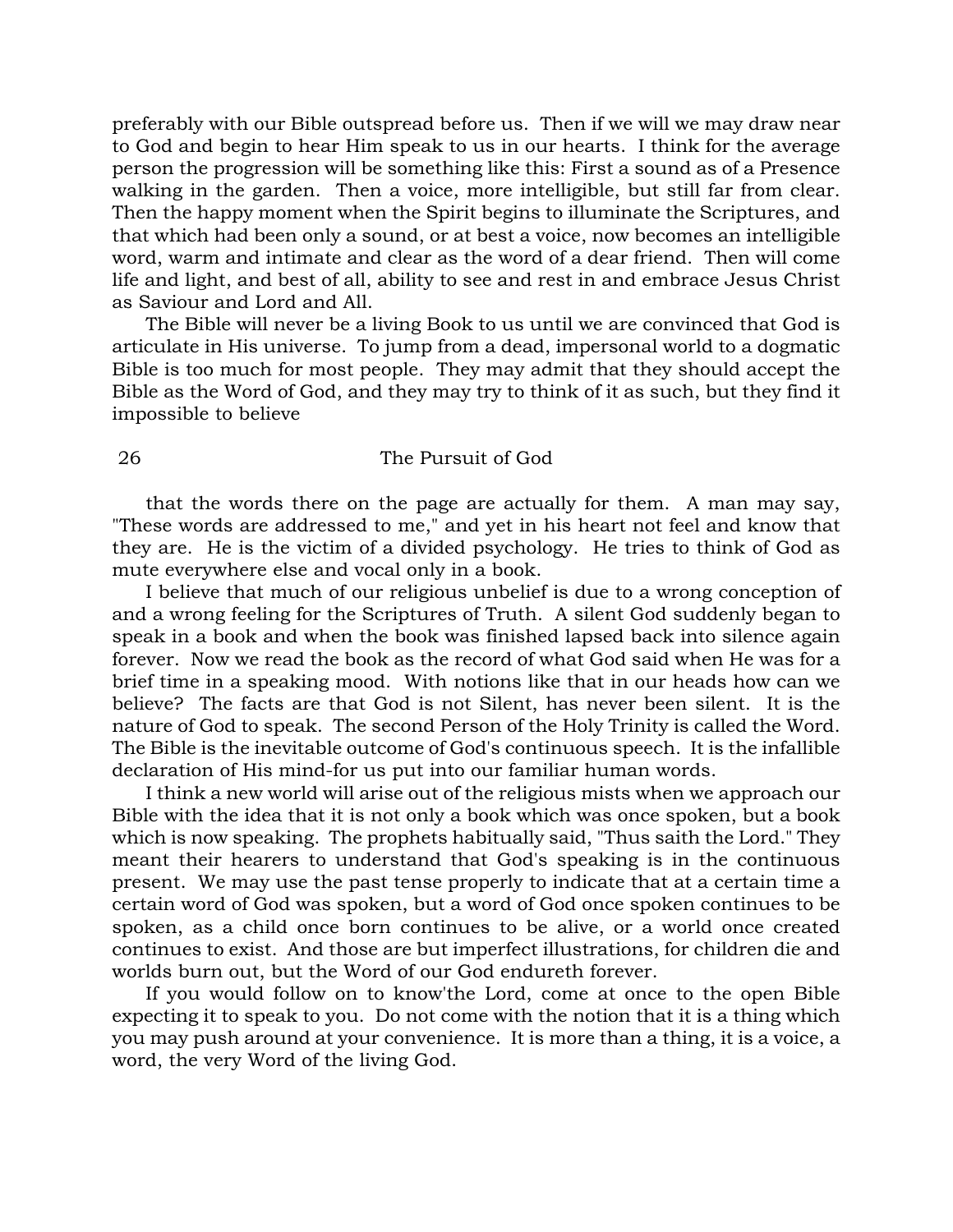preferably with our Bible outspread before us. Then if we will we may draw near to God and begin to hear Him speak to us in our hearts. I think for the average person the progression will be something like this: First a sound as of a Presence walking in the garden. Then a voice, more intelligible, but still far from clear. Then the happy moment when the Spirit begins to illuminate the Scriptures, and that which had been only a sound, or at best a voice, now becomes an intelligible word, warm and intimate and clear as the word of a dear friend. Then will come life and light, and best of all, ability to see and rest in and embrace Jesus Christ as Saviour and Lord and All.

The Bible will never be a living Book to us until we are convinced that God is articulate in His universe. To jump from a dead, impersonal world to a dogmatic Bible is too much for most people. They may admit that they should accept the Bible as the Word of God, and they may try to think of it as such, but they find it impossible to believe that the words there on the page are actually for them. A man may say, "These words are addressed to me," and yet in his heart not feel and know that they are. He is the victim of a divided psychology. He tries to think of God as mute everywhere else and vocal only in a book.

I believe that much of our religious unbelief is due to a wrong conception of and a wrong feeling for the Scriptures of Truth. A silent God suddenly began to speak in a book and when the book was finished lapsed back into silence again forever. Now we read the book as the record of what God said when He was for a brief time in a speaking mood. With notions like that in our heads how can we believe? The facts are that God is not Silent, has never been silent. It is the nature of God to speak. The second Person of the Holy Trinity is called the Word. The Bible is the inevitable outcome of God's continuous speech. It is the infallible declaration of His mind-for us put into our familiar human words.

I think a new world will arise out of the religious mists when we approach our Bible with the idea that it is not only a book which was once spoken, but a book which is now speaking. The prophets habitually said, "Thus saith the Lord." They meant their hearers to understand that God's speaking is in the continuous present. We may use the past tense properly to indicate that at a certain time a certain word of God was spoken, but a word of God once spoken continues to be spoken, as a child once born continues to be alive, or a world once created continues to exist. And those are but imperfect illustrations, for children die and worlds burn out, but the Word of our God endureth forever.

If you would follow on to know'the Lord, come at once to the open Bible expecting it to speak to you. Do not come with the notion that it is a thing which you may push around at your convenience. It is more than a thing, it is a voice, a word, the very Word of the living God.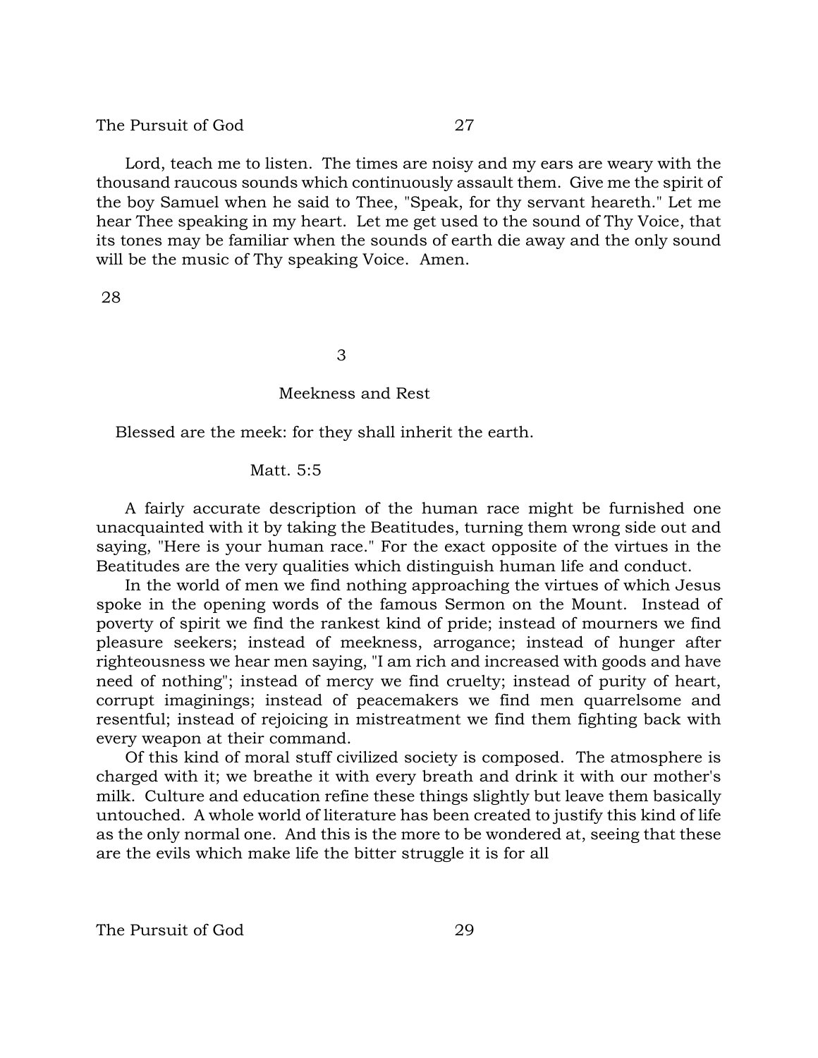Lord, teach me to listen. The times are noisy and my ears are weary with the thousand raucous sounds which continuously assault them. Give me the spirit of the boy Samuel when he said to Thee, "Speak, for thy servant heareth." Let me hear Thee speaking in my heart. Let me get used to the sound of Thy Voice, that its tones may be familiar when the sounds of earth die away and the only sound will be the music of Thy speaking Voice. Amen.

# 3

## Meekness and Rest

Blessed are the meek: for they shall inherit the earth.

Matt. 5:5

A fairly accurate description of the human race might be furnished one unacquainted with it by taking the Beatitudes, turning them wrong side out and saying, "Here is your human race." For the exact opposite of the virtues in the Beatitudes are the very qualities which distinguish human life and conduct.

In the world of men we find nothing approaching the virtues of which Jesus spoke in the opening words of the famous Sermon on the Mount. Instead of poverty of spirit we find the rankest kind of pride; instead of mourners we find pleasure seekers; instead of meekness, arrogance; instead of hunger after righteousness we hear men saying, "I am rich and increased with goods and have need of nothing"; instead of mercy we find cruelty; instead of purity of heart, corrupt imaginings; instead of peacemakers we find men quarrelsome and resentful; instead of rejoicing in mistreatment we find them fighting back with every weapon at their command.

Of this kind of moral stuff civilized society is composed. The atmosphere is charged with it; we breathe it with every breath and drink it with our mother's milk. Culture and education refine these things slightly but leave them basically untouched. A whole world of literature has been created to justify this kind of life as the only normal one. And this is the more to be wondered at, seeing that these are the evils which make life the bitter struggle it is for all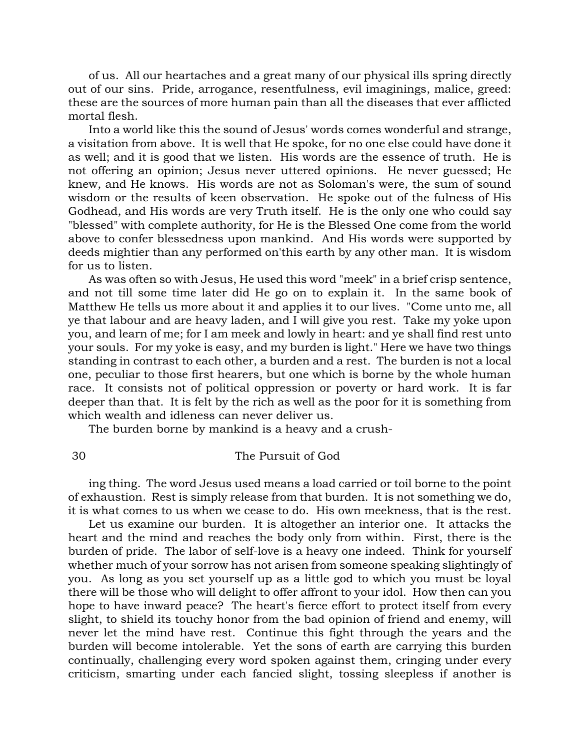of us. All our heartaches and a great many of our physical ills spring directly out of our sins. Pride, arrogance, resentfulness, evil imaginings, malice, greed: these are the sources of more human pain than all the diseases that ever afflicted mortal flesh.

Into a world like this the sound of Jesus' words comes wonderful and strange, a visitation from above. It is well that He spoke, for no one else could have done it as well; and it is good that we listen. His words are the essence of truth. He is not offering an opinion; Jesus never uttered opinions. He never guessed; He knew, and He knows. His words are not as Soloman's were, the sum of sound wisdom or the results of keen observation. He spoke out of the fulness of His Godhead, and His words are very Truth itself. He is the only one who could say "blessed" with complete authority, for He is the Blessed One come from the world above to confer blessedness upon mankind. And His words were supported by deeds mightier than any performed on'this earth by any other man. It is wisdom for us to listen.

As was often so with Jesus, He used this word "meek" in a brief crisp sentence, and not till some time later did He go on to explain it. In the same book of Matthew He tells us more about it and applies it to our lives. "Come unto me, all ye that labour and are heavy laden, and I will give you rest. Take my yoke upon you, and learn of me; for I am meek and lowly in heart: and ye shall find rest unto your souls. For my yoke is easy, and my burden is light." Here we have two things standing in contrast to each other, a burden and a rest. The burden is not a local one, peculiar to those first hearers, but one which is borne by the whole human race. It consists not of political oppression or poverty or hard work. It is far deeper than that. It is felt by the rich as well as the poor for it is something from which wealth and idleness can never deliver us.

The burden borne by mankind is a heavy and a crushing thing. The word Jesus used means a load carried or toil borne to the point of exhaustion. Rest is simply release from that burden. It is not something we do, it is what comes to us when we cease to do. His own meekness, that is the rest.

Let us examine our burden. It is altogether an interior one. It attacks the heart and the mind and reaches the body only from within. First, there is the burden of pride. The labor of self-love is a heavy one indeed. Think for yourself whether much of your sorrow has not arisen from someone speaking slightingly of you. As long as you set yourself up as a little god to which you must be loyal there will be those who will delight to offer affront to your idol. How then can you hope to have inward peace? The heart's fierce effort to protect itself from every slight, to shield its touchy honor from the bad opinion of friend and enemy, will never let the mind have rest. Continue this fight through the years and the burden will become intolerable. Yet the sons of earth are carrying this burden continually, challenging every word spoken against them, cringing under every criticism, smarting under each fancied slight, tossing sleepless if another is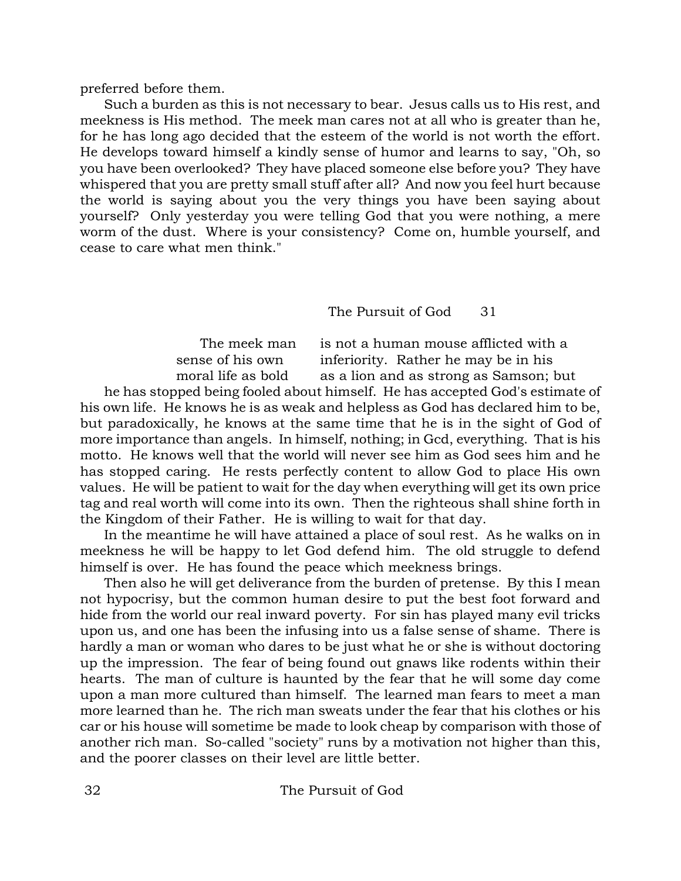preferred before them.

Such a burden as this is not necessary to bear. Jesus calls us to His rest, and meekness is His method. The meek man cares not at all who is greater than he, for he has long ago decided that the esteem of the world is not worth the effort. He develops toward himself a kindly sense of humor and learns to say, "Oh, so you have been overlooked? They have placed someone else before you? They have whispered that you are pretty small stuff after all? And now you feel hurt because the world is saying about you the very things you have been saying about yourself? Only yesterday you were telling God that you were nothing, a mere worm of the dust. Where is your consistency? Come on, humble yourself, and cease to care what men think."

The meek man is not a human mouse afflicted with a sense of his own inferiority. Rather he may be in his moral life as bold as a lion and as strong as Samson; but he has stopped being fooled about himself. He has accepted God's estimate of his own life. He knows he is as weak and helpless as God has declared him to be, but paradoxically, he knows at the same time that he is in the sight of God of more importance than angels. In himself, nothing; in Gcd, everything. That is his motto. He knows well that the world will never see him as God sees him and he has stopped caring. He rests perfectly content to allow God to place His own values. He will be patient to wait for the day when everything will get its own price tag and real worth will come into its own. Then the righteous shall shine forth in the Kingdom of their Father. He is willing to wait for that day.

In the meantime he will have attained a place of soul rest. As he walks on in meekness he will be happy to let God defend him. The old struggle to defend himself is over. He has found the peace which meekness brings.

Then also he will get deliverance from the burden of pretense. By this I mean not hypocrisy, but the common human desire to put the best foot forward and hide from the world our real inward poverty. For sin has played many evil tricks upon us, and one has been the infusing into us a false sense of shame. There is hardly a man or woman who dares to be just what he or she is without doctoring up the impression. The fear of being found out gnaws like rodents within their hearts. The man of culture is haunted by the fear that he will some day come upon a man more cultured than himself. The learned man fears to meet a man more learned than he. The rich man sweats under the fear that his clothes or his car or his house will sometime be made to look cheap by comparison with those of another rich man. So-called "society" runs by a motivation not higher than this, and the poorer classes on their level are little better.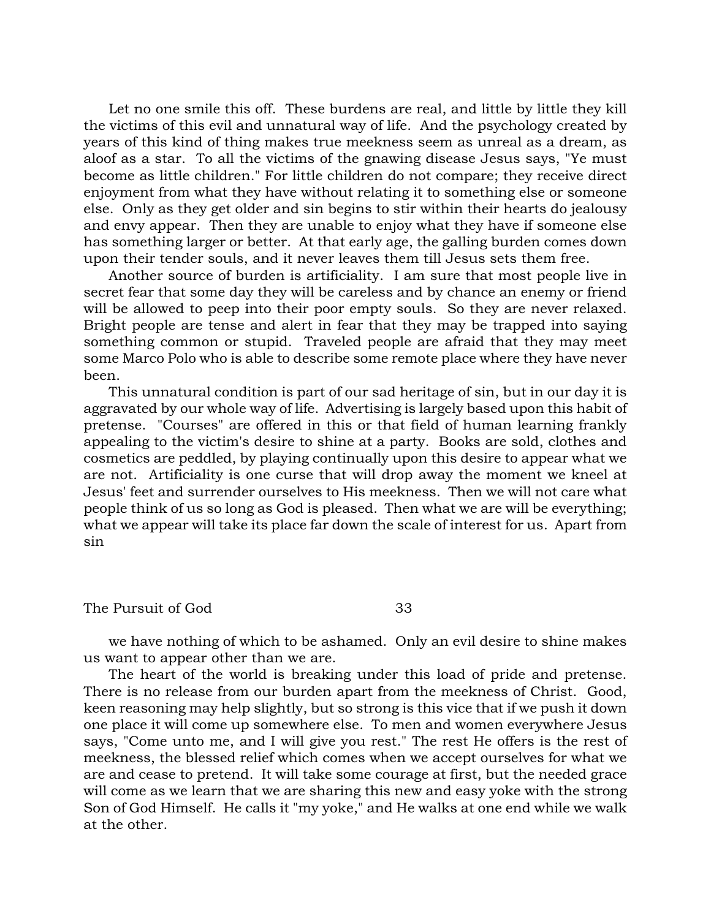Let no one smile this off. These burdens are real, and little by little they kill the victims of this evil and unnatural way of life. And the psychology created by years of this kind of thing makes true meekness seem as unreal as a dream, as aloof as a star. To all the victims of the gnawing disease Jesus says, "Ye must become as little children." For little children do not compare; they receive direct enjoyment from what they have without relating it to something else or someone else. Only as they get older and sin begins to stir within their hearts do jealousy and envy appear. Then they are unable to enjoy what they have if someone else has something larger or better. At that early age, the galling burden comes down upon their tender souls, and it never leaves them till Jesus sets them free.

Another source of burden is artificiality. I am sure that most people live in secret fear that some day they will be careless and by chance an enemy or friend will be allowed to peep into their poor empty souls. So they are never relaxed. Bright people are tense and alert in fear that they may be trapped into saying something common or stupid. Traveled people are afraid that they may meet some Marco Polo who is able to describe some remote place where they have never been.

This unnatural condition is part of our sad heritage of sin, but in our day it is aggravated by our whole way of life. Advertising is largely based upon this habit of pretense. "Courses" are offered in this or that field of human learning frankly appealing to the victim's desire to shine at a party. Books are sold, clothes and cosmetics are peddled, by playing continually upon this desire to appear what we are not. Artificiality is one curse that will drop away the moment we kneel at Jesus' feet and surrender ourselves to His meekness. Then we will not care what people think of us so long as God is pleased. Then what we are will be everything; what we appear will take its place far down the scale of interest for us. Apart from sin we have nothing of which to be ashamed. Only an evil desire to shine makes us want to appear other than we are.

The heart of the world is breaking under this load of pride and pretense. There is no release from our burden apart from the meekness of Christ. Good, keen reasoning may help slightly, but so strong is this vice that if we push it down one place it will come up somewhere else. To men and women everywhere Jesus says, "Come unto me, and I will give you rest." The rest He offers is the rest of meekness, the blessed relief which comes when we accept ourselves for what we are and cease to pretend. It will take some courage at first, but the needed grace will come as we learn that we are sharing this new and easy yoke with the strong Son of God Himself. He calls it "my yoke," and He walks at one end while we walk at the other.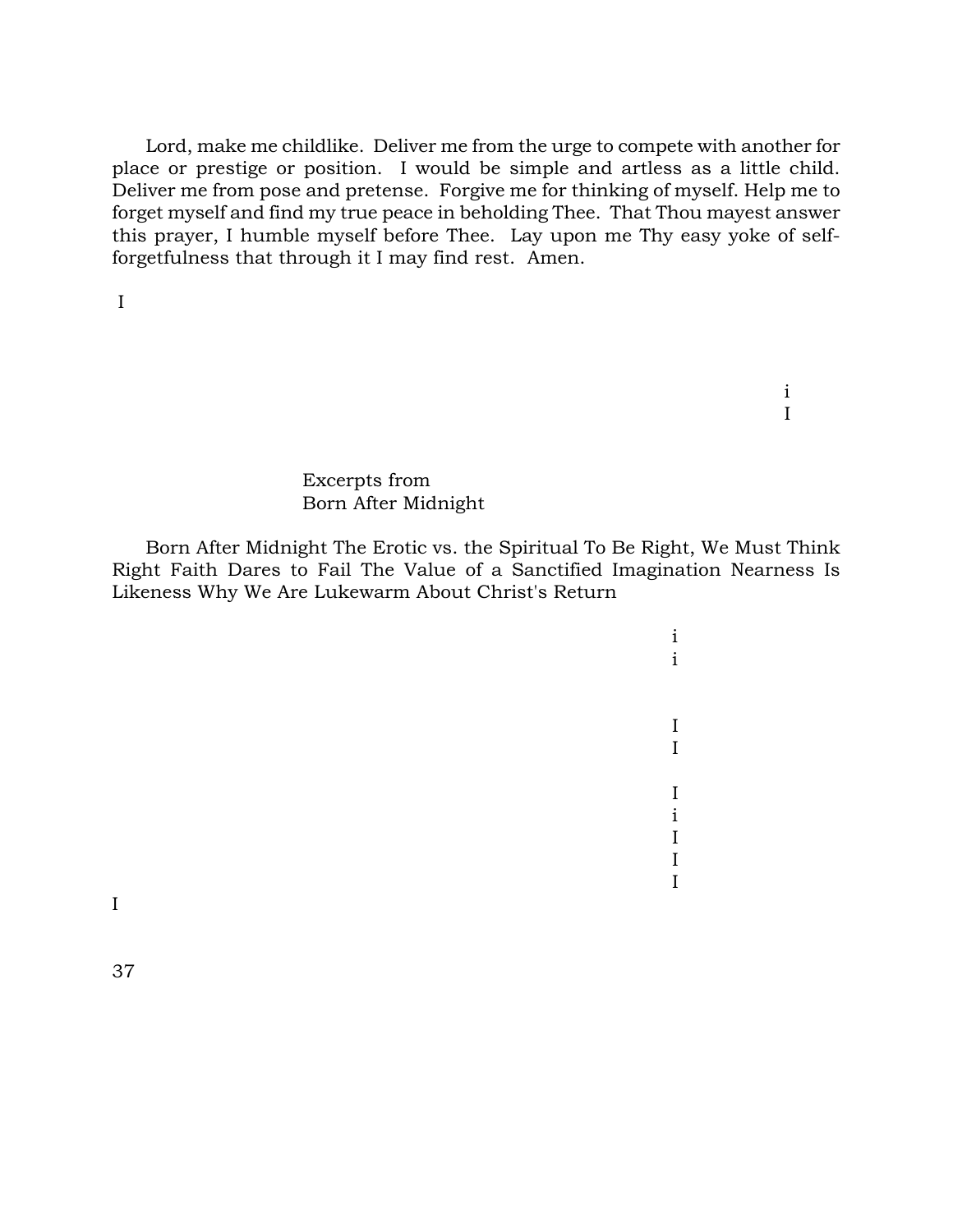Lord, make me childlike. Deliver me from the urge to compete with another for place or prestige or position. I would be simple and artless as a little child. Deliver me from pose and pretense. Forgive me for thinking of myself. Help me to forget myself and find my true peace in beholding Thee. That Thou mayest answer this prayer, I humble myself before Thee. Lay upon me Thy easy yoke of self-forgetfulness that through it I may find rest. Amen.

## Excerpts from Born After Midnight

Born After Midnight The Erotic vs. the Spiritual To Be Right, We Must Think Right Faith Dares to Fail The Value of a Sanctified Imagination Nearness Is Likeness Why We Are Lukewarm About Christ's Return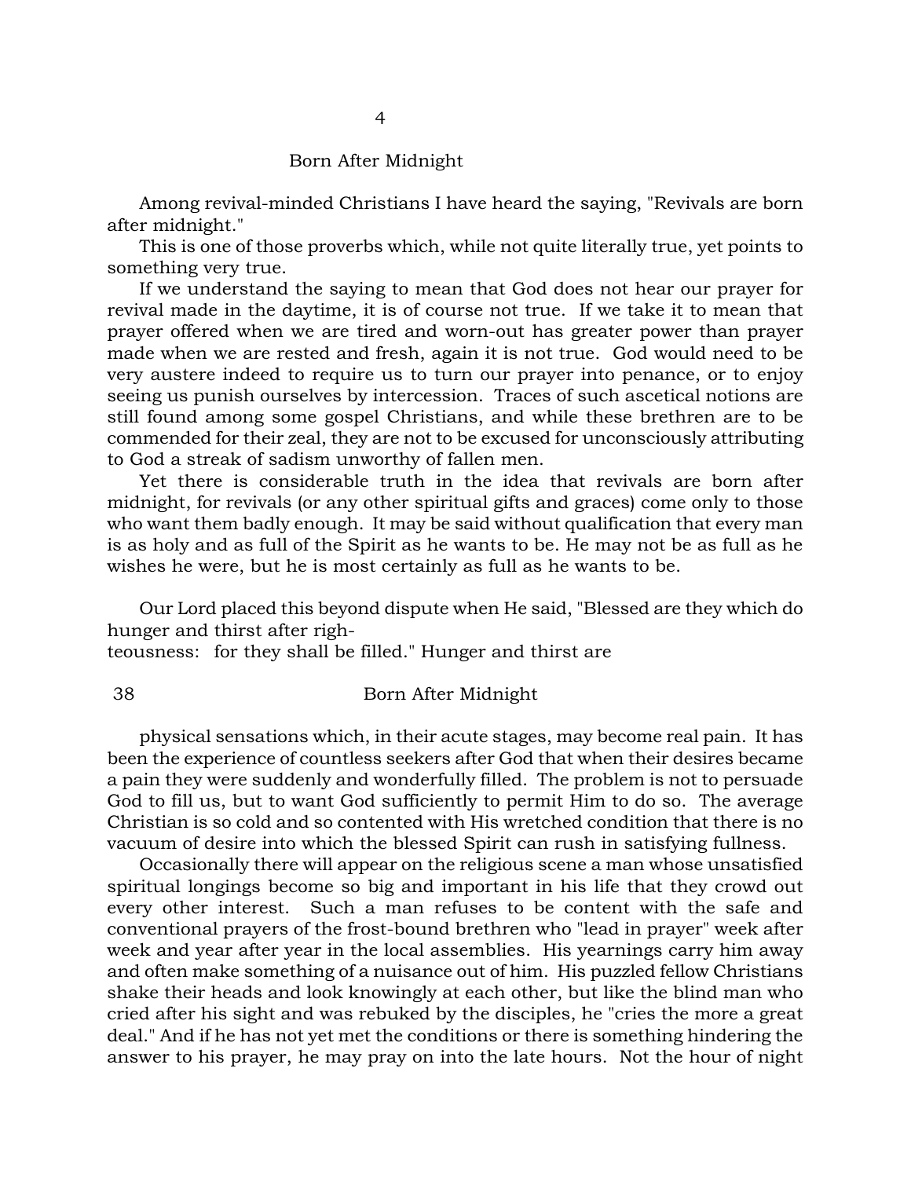# 4

## Born After Midnight

Among revival-minded Christians I have heard the saying, "Revivals are born after midnight."

This is one of those proverbs which, while not quite literally true, yet points to something very true.

If we understand the saying to mean that God does not hear our prayer for revival made in the daytime, it is of course not true. If we take it to mean that prayer offered when we are tired and worn-out has greater power than prayer made when we are rested and fresh, again it is not true. God would need to be very austere indeed to require us to turn our prayer into penance, or to enjoy seeing us punish ourselves by intercession. Traces of such ascetical notions are still found among some gospel Christians, and while these brethren are to be commended for their zeal, they are not to be excused for unconsciously attributing to God a streak of sadism unworthy of fallen men.

Yet there is considerable truth in the idea that revivals are born after midnight, for revivals (or any other spiritual gifts and graces) come only to those who want them badly enough. It may be said without qualification that every man is as holy and as full of the Spirit as he wants to be. He may not be as full as he wishes he were, but he is most certainly as full as he wants to be.

Our Lord placed this beyond dispute when He said, "Blessed are they which do hunger and thirst after righteousness: for they shall be filled." Hunger and thirst are physical sensations which, in their acute stages, may become real pain. It has been the experience of countless seekers after God that when their desires became a pain they were suddenly and wonderfully filled. The problem is not to persuade God to fill us, but to want God sufficiently to permit Him to do so. The average Christian is so cold and so contented with His wretched condition that there is no vacuum of desire into which the blessed Spirit can rush in satisfying fullness.

Occasionally there will appear on the religious scene a man whose unsatisfied spiritual longings become so big and important in his life that they crowd out every other interest. Such a man refuses to be content with the safe and conventional prayers of the frost-bound brethren who "lead in prayer" week after week and year after year in the local assemblies. His yearnings carry him away and often make something of a nuisance out of him. His puzzled fellow Christians shake their heads and look knowingly at each other, but like the blind man who cried after his sight and was rebuked by the disciples, he "cries the more a great deal." And if he has not yet met the conditions or there is something hindering the answer to his prayer, he may pray on into the late hours. Not the hour of night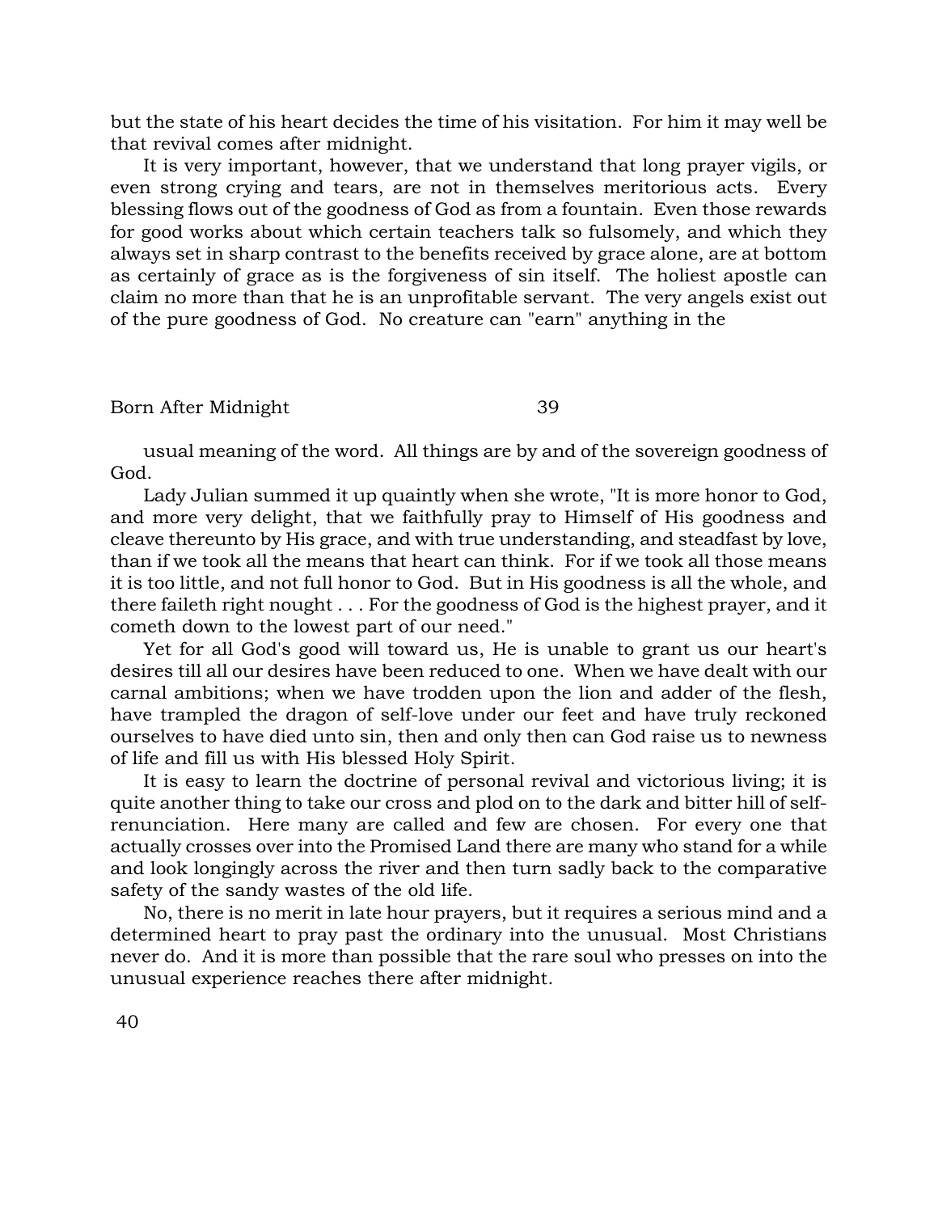but the state of his heart decides the time of his visitation. For him it may well be that revival comes after midnight.

It is very important, however, that we understand that long prayer vigils, or even strong crying and tears, are not in themselves meritorious acts. Every blessing flows out of the goodness of God as from a fountain. Even those rewards for good works about which certain teachers talk so fulsomely, and which they always set in sharp contrast to the benefits received by grace alone, are at bottom as certainly of grace as is the forgiveness of sin itself. The holiest apostle can claim no more than that he is an unprofitable servant. The very angels exist out of the pure goodness of God. No creature can "earn" anything in the usual meaning of the word. All things are by and of the sovereign goodness of God.

Lady Julian summed it up quaintly when she wrote, "It is more honor to God, and more very delight, that we faithfully pray to Himself of His goodness and cleave thereunto by His grace, and with true understanding, and steadfast by love, than if we took all the means that heart can think. For if we took all those means it is too little, and not full honor to God. But in His goodness is all the whole, and there faileth right nought . . . For the goodness of God is the highest prayer, and it cometh down to the lowest part of our need."

Yet for all God's good will toward us, He is unable to grant us our heart's desires till all our desires have been reduced to one. When we have dealt with our carnal ambitions; when we have trodden upon the lion and adder of the flesh, have trampled the dragon of self-love under our feet and have truly reckoned ourselves to have died unto sin, then and only then can God raise us to newness of life and fill us with His blessed Holy Spirit.

It is easy to learn the doctrine of personal revival and victorious living; it is quite another thing to take our cross and plod on to the dark and bitter hill of self-renunciation. Here many are called and few are chosen. For every one that actually crosses over into the Promised Land there are many who stand for a while and look longingly across the river and then turn sadly back to the comparative safety of the sandy wastes of the old life.

No, there is no merit in late hour prayers, but it requires a serious mind and a determined heart to pray past the ordinary into the unusual. Most Christians never do. And it is more than possible that the rare soul who presses on into the unusual experience reaches there after midnight.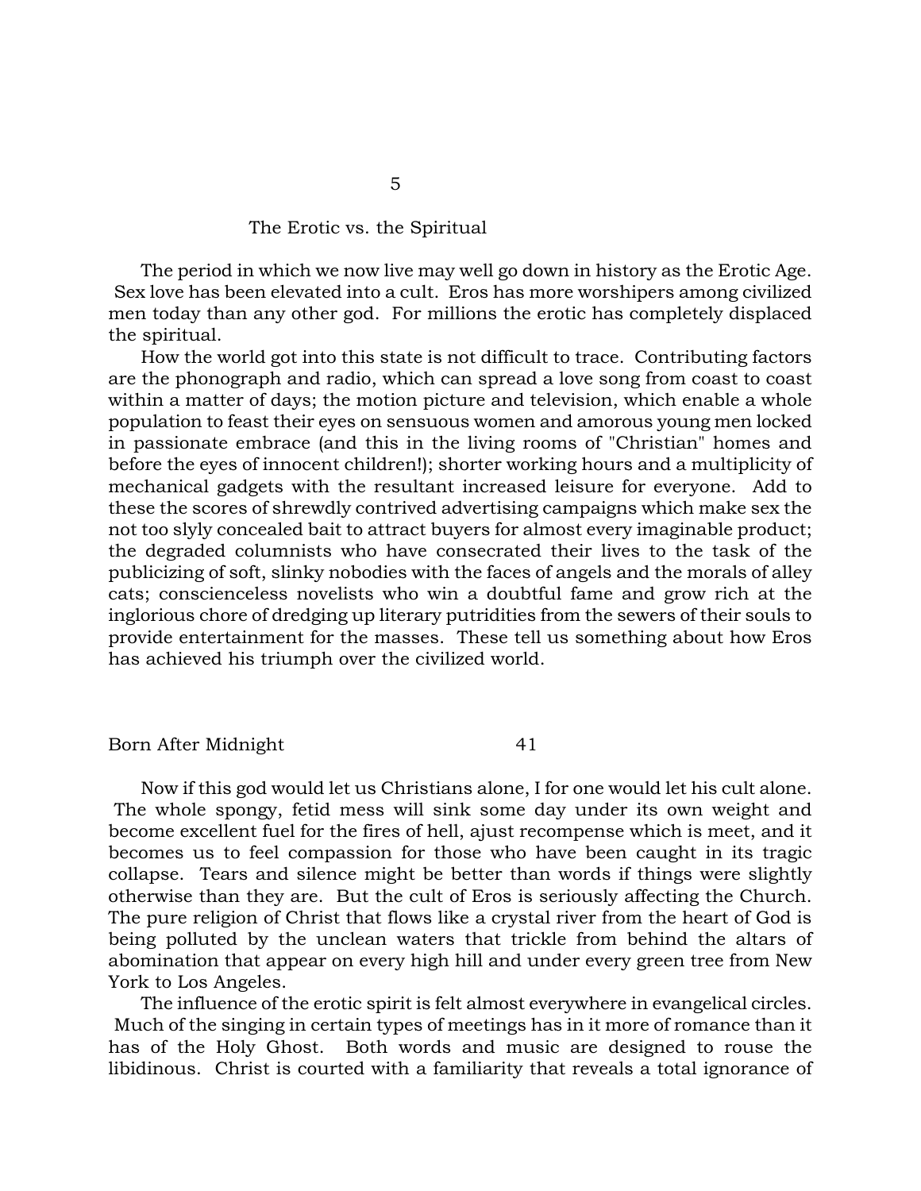# 5

## The Erotic vs. the Spiritual

The period in which we now live may well go down in history as the Erotic Age. Sex love has been elevated into a cult. Eros has more worshipers among civilized men today than any other god. For millions the erotic has completely displaced the spiritual.

How the world got into this state is not difficult to trace. Contributing factors are the phonograph and radio, which can spread a love song from coast to coast within a matter of days; the motion picture and television, which enable a whole population to feast their eyes on sensuous women and amorous young men locked in passionate embrace (and this in the living rooms of "Christian" homes and before the eyes of innocent children!); shorter working hours and a multiplicity of mechanical gadgets with the resultant increased leisure for everyone. Add to these the scores of shrewdly contrived advertising campaigns which make sex the not too slyly concealed bait to attract buyers for almost every imaginable product; the degraded columnists who have consecrated their lives to the task of the publicizing of soft, slinky nobodies with the faces of angels and the morals of alley cats; conscienceless novelists who win a doubtful fame and grow rich at the inglorious chore of dredging up literary putridities from the sewers of their souls to provide entertainment for the masses. These tell us something about how Eros has achieved his triumph over the civilized world.

Now if this god would let us Christians alone, I for one would let his cult alone. The whole spongy, fetid mess will sink some day under its own weight and become excellent fuel for the fires of hell, ajust recompense which is meet, and it becomes us to feel compassion for those who have been caught in its tragic collapse. Tears and silence might be better than words if things were slightly otherwise than they are. But the cult of Eros is seriously affecting the Church. The pure religion of Christ that flows like a crystal river from the heart of God is being polluted by the unclean waters that trickle from behind the altars of abomination that appear on every high hill and under every green tree from New York to Los Angeles.

The influence of the erotic spirit is felt almost everywhere in evangelical circles. Much of the singing in certain types of meetings has in it more of romance than it has of the Holy Ghost. Both words and music are designed to rouse the libidinous. Christ is courted with a familiarity that reveals a total ignorance of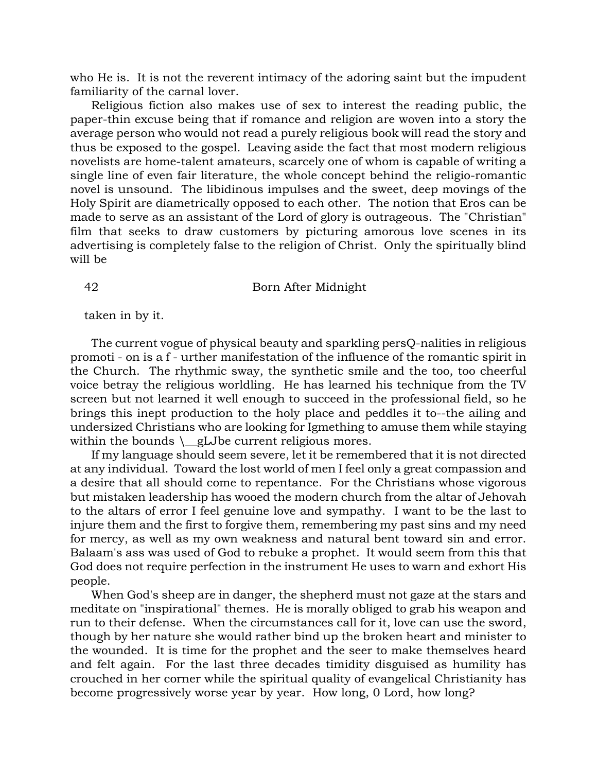who He is. It is not the reverent intimacy of the adoring saint but the impudent familiarity of the carnal lover.

Religious fiction also makes use of sex to interest the reading public, the paper-thin excuse being that if romance and religion are woven into a story the average person who would not read a purely religious book will read the story and thus be exposed to the gospel. Leaving aside the fact that most modern religious novelists are home-talent amateurs, scarcely one of whom is capable of writing a single line of even fair literature, the whole concept behind the religio-romantic novel is unsound. The libidinous impulses and the sweet, deep movings of the Holy Spirit are diametrically opposed to each other. The notion that Eros can be made to serve as an assistant of the Lord of glory is outrageous. The "Christian" film that seeks to draw customers by picturing amorous love scenes in its advertising is completely false to the religion of Christ. Only the spiritually blind will be taken in by it.

The current vogue of physical beauty and sparkling persQ-nalities in religious promoti - on is a f - urther manifestation of the influence of the romantic spirit in the Church. The rhythmic sway, the synthetic smile and the too, too cheerful voice betray the religious worldling. He has learned his technique from the TV screen but not learned it well enough to succeed in the professional field, so he brings this inept production to the holy place and peddles it to--the ailing and undersized Christians who are looking for Igmething to amuse them while staying within the bounds \__gLJbe current religious mores.

If my language should seem severe, let it be remembered that it is not directed at any individual. Toward the lost world of men I feel only a great compassion and a desire that all should come to repentance. For the Christians whose vigorous but mistaken leadership has wooed the modern church from the altar of Jehovah to the altars of error I feel genuine love and sympathy. I want to be the last to injure them and the first to forgive them, remembering my past sins and my need for mercy, as well as my own weakness and natural bent toward sin and error. Balaam's ass was used of God to rebuke a prophet. It would seem from this that God does not require perfection in the instrument He uses to warn and exhort His people.

When God's sheep are in danger, the shepherd must not gaze at the stars and meditate on "inspirational" themes. He is morally obliged to grab his weapon and run to their defense. When the circumstances call for it, love can use the sword, though by her nature she would rather bind up the broken heart and minister to the wounded. It is time for the prophet and the seer to make themselves heard and felt again. For the last three decades timidity disguised as humility has crouched in her corner while the spiritual quality of evangelical Christianity has become progressively worse year by year. How long, 0 Lord, how long?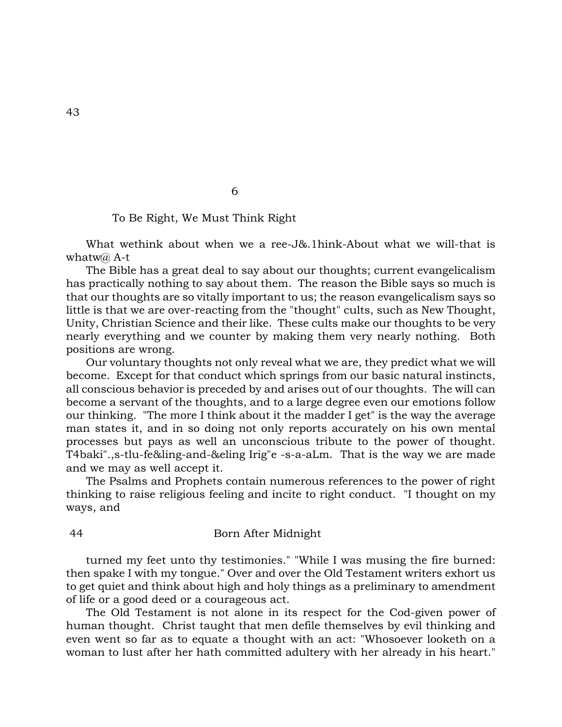# 6

## To Be Right, We Must Think Right

What wethink about when we a ree-J&.1hink-About what we will-that is whatw@ A-t

The Bible has a great deal to say about our thoughts; current evangelicalism has practically nothing to say about them. The reason the Bible says so much is that our thoughts are so vitally important to us; the reason evangelicalism says so little is that we are over-reacting from the "thought" cults, such as New Thought, Unity, Christian Science and their like. These cults make our thoughts to be very nearly everything and we counter by making them very nearly nothing. Both positions are wrong.

Our voluntary thoughts not only reveal what we are, they predict what we will become. Except for that conduct which springs from our basic natural instincts, all conscious behavior is preceded by and arises out of our thoughts. The will can become a servant of the thoughts, and to a large degree even our emotions follow our thinking. "The more I think about it the madder I get" is the way the average man states it, and in so doing not only reports accurately on his own mental processes but pays as well an unconscious tribute to the power of thought. T4baki".,s-tlu-fe&ling-and-&eling Irig"e -s-a-aLm. That is the way we are made and we may as well accept it.

The Psalms and Prophets contain numerous references to the power of right thinking to raise religious feeling and incite to right conduct. "I thought on my ways, and turned my feet unto thy testimonies." "While I was musing the fire burned: then spake I with my tongue." Over and over the Old Testament writers exhort us to get quiet and think about high and holy things as a preliminary to amendment of life or a good deed or a courageous act.

The Old Testament is not alone in its respect for the Cod-given power of human thought. Christ taught that men defile themselves by evil thinking and even went so far as to equate a thought with an act: "Whosoever looketh on a woman to lust after her hath committed adultery with her already in his heart."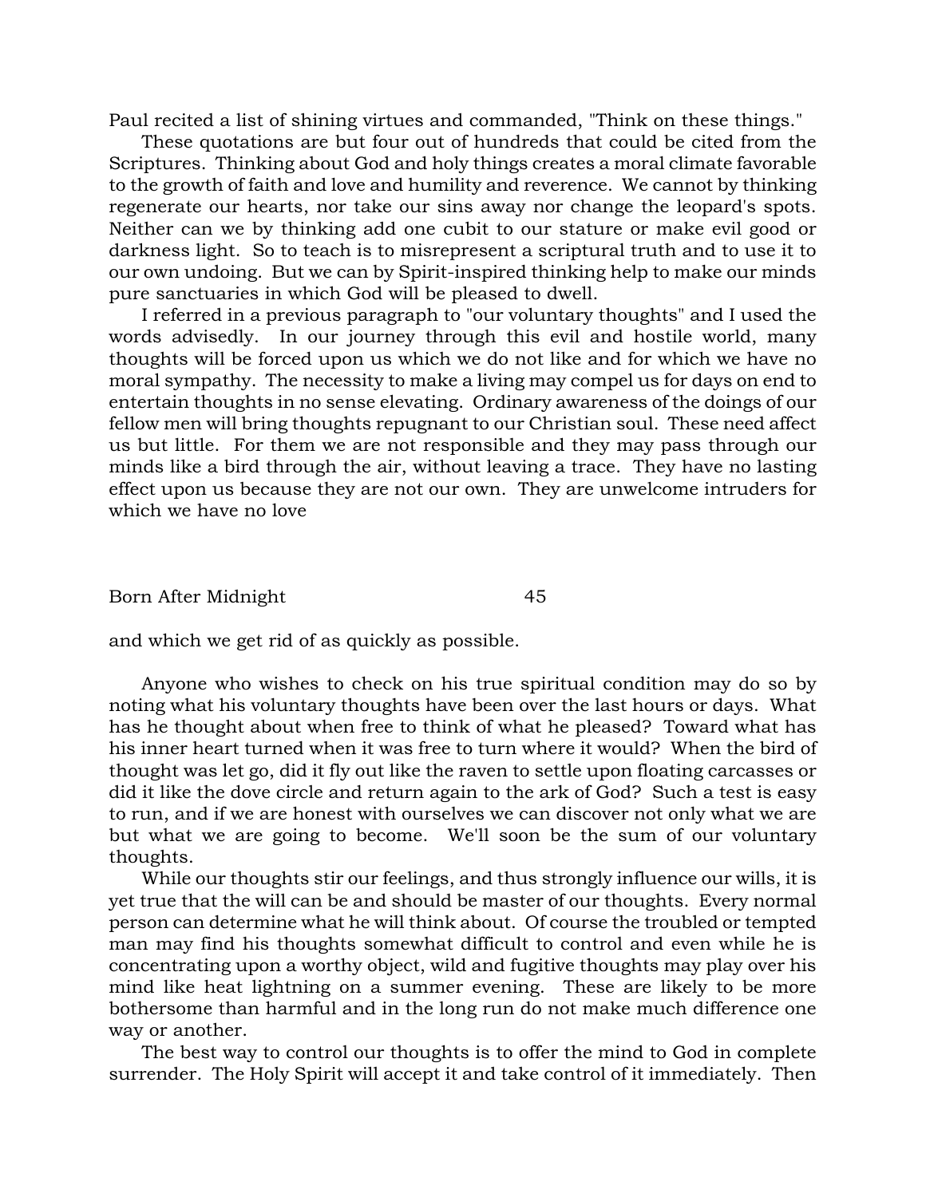Paul recited a list of shining virtues and commanded, "Think on these things."

These quotations are but four out of hundreds that could be cited from the Scriptures. Thinking about God and holy things creates a moral climate favorable to the growth of faith and love and humility and reverence. We cannot by thinking regenerate our hearts, nor take our sins away nor change the leopard's spots. Neither can we by thinking add one cubit to our stature or make evil good or darkness light. So to teach is to misrepresent a scriptural truth and to use it to our own undoing. But we can by Spirit-inspired thinking help to make our minds pure sanctuaries in which God will be pleased to dwell.

I referred in a previous paragraph to "our voluntary thoughts" and I used the words advisedly. In our journey through this evil and hostile world, many thoughts will be forced upon us which we do not like and for which we have no moral sympathy. The necessity to make a living may compel us for days on end to entertain thoughts in no sense elevating. Ordinary awareness of the doings of our fellow men will bring thoughts repugnant to our Christian soul. These need affect us but little. For them we are not responsible and they may pass through our minds like a bird through the air, without leaving a trace. They have no lasting effect upon us because they are not our own. They are unwelcome intruders for which we have no love and which we get rid of as quickly as possible.

Anyone who wishes to check on his true spiritual condition may do so by noting what his voluntary thoughts have been over the last hours or days. What has he thought about when free to think of what he pleased? Toward what has his inner heart turned when it was free to turn where it would? When the bird of thought was let go, did it fly out like the raven to settle upon floating carcasses or did it like the dove circle and return again to the ark of God? Such a test is easy to run, and if we are honest with ourselves we can discover not only what we are but what we are going to become. We'll soon be the sum of our voluntary thoughts.

While our thoughts stir our feelings, and thus strongly influence our wills, it is yet true that the will can be and should be master of our thoughts. Every normal person can determine what he will think about. Of course the troubled or tempted man may find his thoughts somewhat difficult to control and even while he is concentrating upon a worthy object, wild and fugitive thoughts may play over his mind like heat lightning on a summer evening. These are likely to be more bothersome than harmful and in the long run do not make much difference one way or another.

The best way to control our thoughts is to offer the mind to God in complete surrender. The Holy Spirit will accept it and take control of it immediately. Then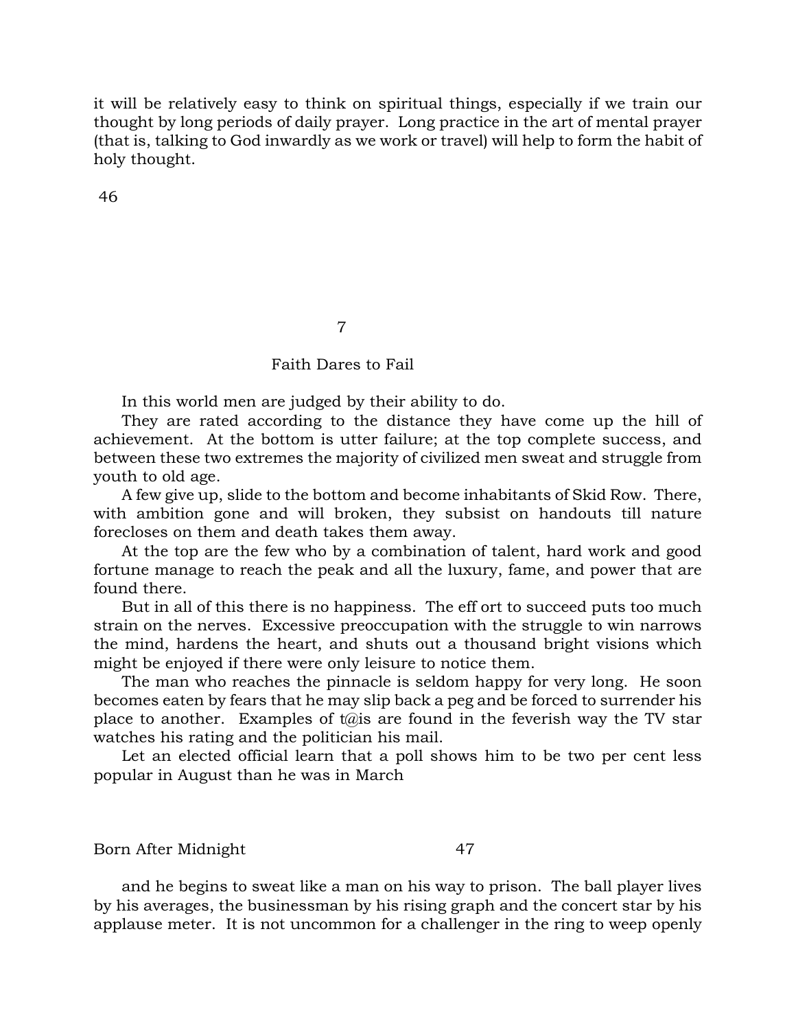it will be relatively easy to think on spiritual things, especially if we train our thought by long periods of daily prayer. Long practice in the art of mental prayer (that is, talking to God inwardly as we work or travel) will help to form the habit of holy thought.

## 7

## Faith Dares to Fail

In this world men are judged by their ability to do.

They are rated according to the distance they have come up the hill of achievement. At the bottom is utter failure; at the top complete success, and between these two extremes the majority of civilized men sweat and struggle from youth to old age.

A few give up, slide to the bottom and become inhabitants of Skid Row. There, with ambition gone and will broken, they subsist on handouts till nature forecloses on them and death takes them away.

At the top are the few who by a combination of talent, hard work and good fortune manage to reach the peak and all the luxury, fame, and power that are found there.

But in all of this there is no happiness. The eff ort to succeed puts too much strain on the nerves. Excessive preoccupation with the struggle to win narrows the mind, hardens the heart, and shuts out a thousand bright visions which might be enjoyed if there were only leisure to notice them.

The man who reaches the pinnacle is seldom happy for very long. He soon becomes eaten by fears that he may slip back a peg and be forced to surrender his place to another. Examples of t@is are found in the feverish way the TV star watches his rating and the politician his mail.

Let an elected official learn that a poll shows him to be two per cent less popular in August than he was in March and he begins to sweat like a man on his way to prison. The ball player lives by his averages, the businessman by his rising graph and the concert star by his applause meter. It is not uncommon for a challenger in the ring to weep openly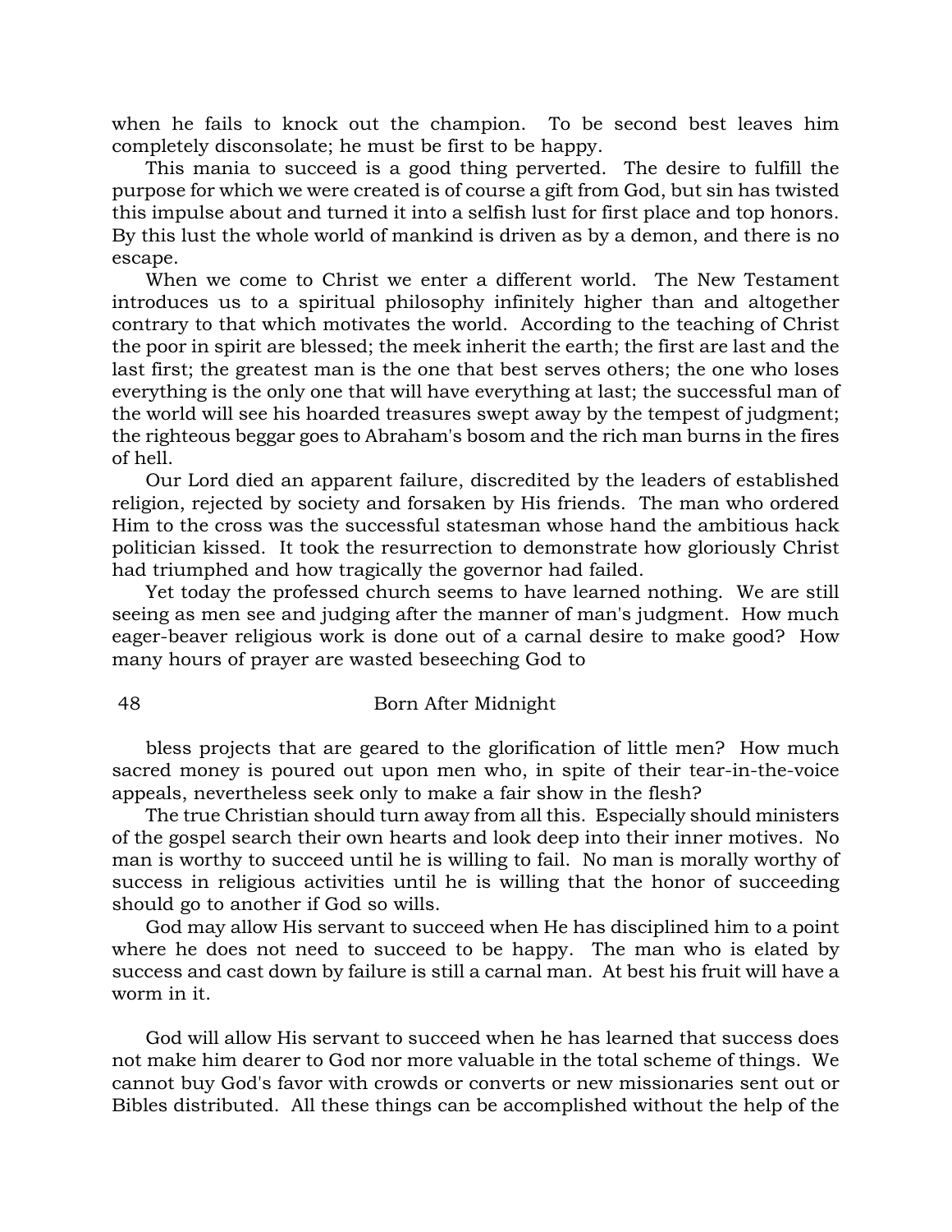when he fails to knock out the champion. To be second best leaves him completely disconsolate; he must be first to be happy.

This mania to succeed is a good thing perverted. The desire to fulfill the purpose for which we were created is of course a gift from God, but sin has twisted this impulse about and turned it into a selfish lust for first place and top honors. By this lust the whole world of mankind is driven as by a demon, and there is no escape.

When we come to Christ we enter a different world. The New Testament introduces us to a spiritual philosophy infinitely higher than and altogether contrary to that which motivates the world. According to the teaching of Christ the poor in spirit are blessed; the meek inherit the earth; the first are last and the last first; the greatest man is the one that best serves others; the one who loses everything is the only one that will have everything at last; the successful man of the world will see his hoarded treasures swept away by the tempest of judgment; the righteous beggar goes to Abraham's bosom and the rich man burns in the fires of hell.

Our Lord died an apparent failure, discredited by the leaders of established religion, rejected by society and forsaken by His friends. The man who ordered Him to the cross was the successful statesman whose hand the ambitious hack politician kissed. It took the resurrection to demonstrate how gloriously Christ had triumphed and how tragically the governor had failed.

Yet today the professed church seems to have learned nothing. We are still seeing as men see and judging after the manner of man's judgment. How much eager-beaver religious work is done out of a carnal desire to make good? How many hours of prayer are wasted beseeching God to bless projects that are geared to the glorification of little men? How much sacred money is poured out upon men who, in spite of their tear-in-the-voice appeals, nevertheless seek only to make a fair show in the flesh?

The true Christian should turn away from all this. Especially should ministers of the gospel search their own hearts and look deep into their inner motives. No man is worthy to succeed until he is willing to fail. No man is morally worthy of success in religious activities until he is willing that the honor of succeeding should go to another if God so wills.

God may allow His servant to succeed when He has disciplined him to a point where he does not need to succeed to be happy. The man who is elated by success and cast down by failure is still a carnal man. At best his fruit will have a worm in it.

God will allow His servant to succeed when he has learned that success does not make him dearer to God nor more valuable in the total scheme of things. We cannot buy God's favor with crowds or converts or new missionaries sent out or Bibles distributed. All these things can be accomplished without the help of the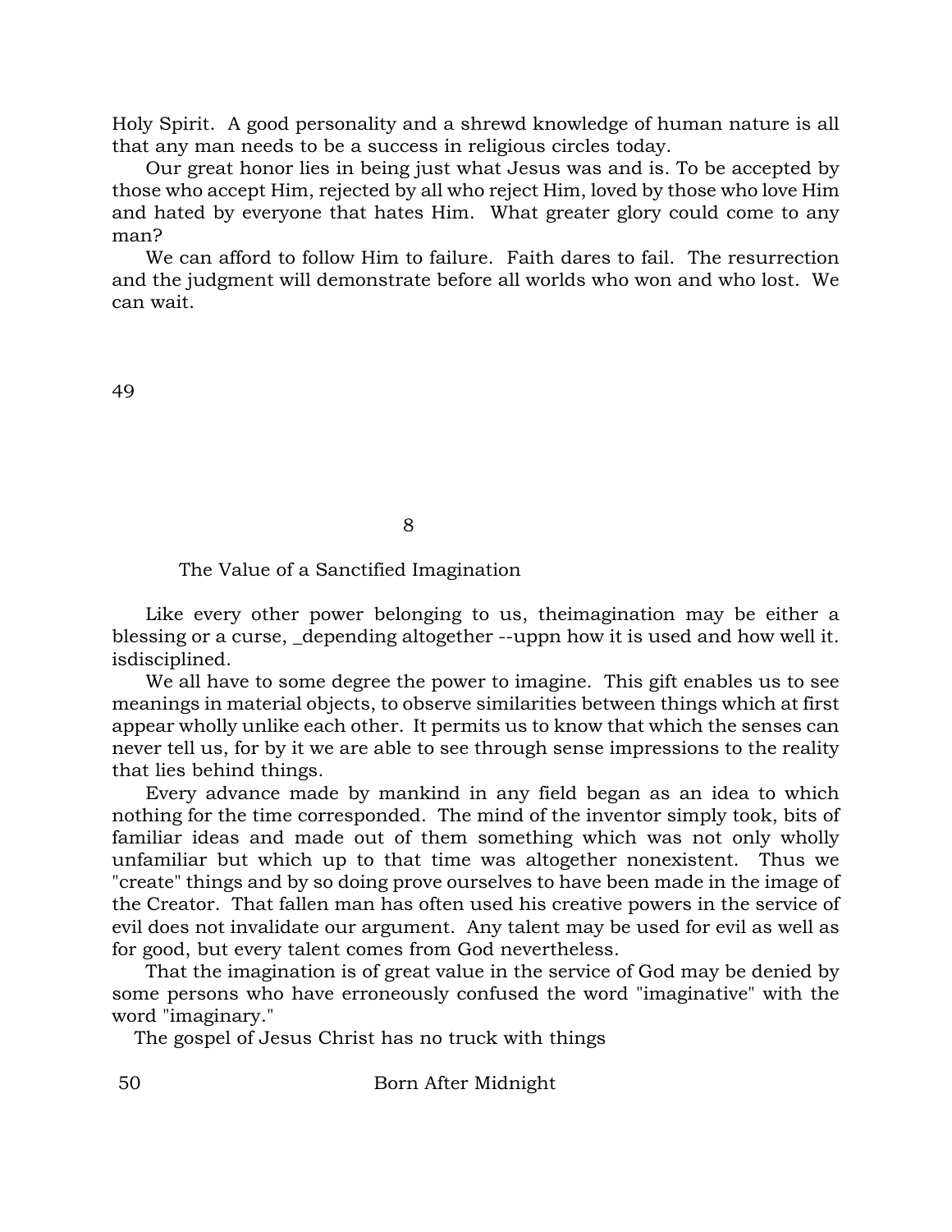Holy Spirit. A good personality and a shrewd knowledge of human nature is all that any man needs to be a success in religious circles today.

Our great honor lies in being just what Jesus was and is. To be accepted by those who accept Him, rejected by all who reject Him, loved by those who love Him and hated by everyone that hates Him. What greater glory could come to any man?

We can afford to follow Him to failure. Faith dares to fail. The resurrection and the judgment will demonstrate before all worlds who won and who lost. We can wait.

## 8

## The Value of a Sanctified Imagination

Like every other power belonging to us, theimagination may be either a blessing or a curse, _depending altogether --uppn how it is used and how well it. isdisciplined.

We all have to some degree the power to imagine. This gift enables us to see meanings in material objects, to observe similarities between things which at first appear wholly unlike each other. It permits us to know that which the senses can never tell us, for by it we are able to see through sense impressions to the reality that lies behind things.

Every advance made by mankind in any field began as an idea to which nothing for the time corresponded. The mind of the inventor simply took, bits of familiar ideas and made out of them something which was not only wholly unfamiliar but which up to that time was altogether nonexistent. Thus we "create" things and by so doing prove ourselves to have been made in the image of the Creator. That fallen man has often used his creative powers in the service of evil does not invalidate our argument. Any talent may be used for evil as well as for good, but every talent comes from God nevertheless.

That the imagination is of great value in the service of God may be denied by some persons who have erroneously confused the word "imaginative" with the word "imaginary."

The gospel of Jesus Christ has no truck with things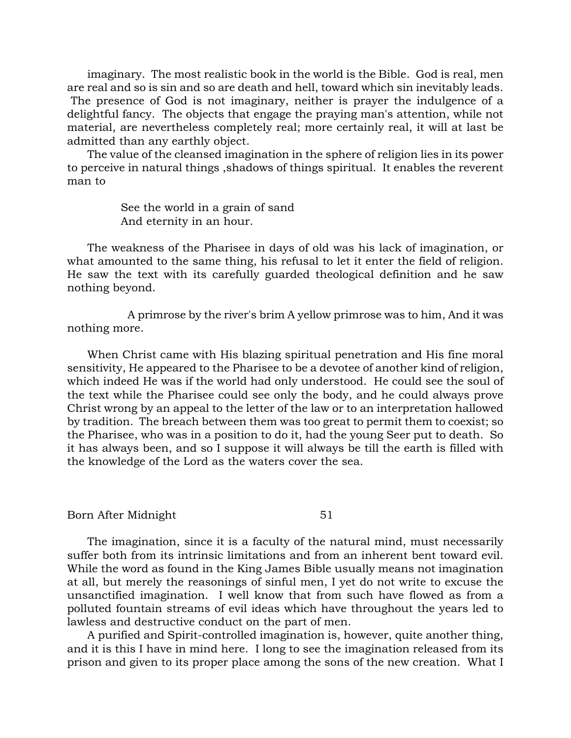imaginary. The most realistic book in the world is the Bible. God is real, men are real and so is sin and so are death and hell, toward which sin inevitably leads. The presence of God is not imaginary, neither is prayer the indulgence of a delightful fancy. The objects that engage the praying man's attention, while not material, are nevertheless completely real; more certainly real, it will at last be admitted than any earthly object.

The value of the cleansed imagination in the sphere of religion lies in its power to perceive in natural things ,shadows of things spiritual. It enables the reverent man to

> See the world in a grain of sand
> And eternity in an hour.

The weakness of the Pharisee in days of old was his lack of imagination, or what amounted to the same thing, his refusal to let it enter the field of religion. He saw the text with its carefully guarded theological definition and he saw nothing beyond.

> A primrose by the river's brim A yellow primrose was to him, And it was nothing more.

When Christ came with His blazing spiritual penetration and His fine moral sensitivity, He appeared to the Pharisee to be a devotee of another kind of religion, which indeed He was if the world had only understood. He could see the soul of the text while the Pharisee could see only the body, and he could always prove Christ wrong by an appeal to the letter of the law or to an interpretation hallowed by tradition. The breach between them was too great to permit them to coexist; so the Pharisee, who was in a position to do it, had the young Seer put to death. So it has always been, and so I suppose it will always be till the earth is filled with the knowledge of the Lord as the waters cover the sea.

The imagination, since it is a faculty of the natural mind, must necessarily suffer both from its intrinsic limitations and from an inherent bent toward evil. While the word as found in the King James Bible usually means not imagination at all, but merely the reasonings of sinful men, I yet do not write to excuse the unsanctified imagination. I well know that from such have flowed as from a polluted fountain streams of evil ideas which have throughout the years led to lawless and destructive conduct on the part of men.

A purified and Spirit-controlled imagination is, however, quite another thing, and it is this I have in mind here. I long to see the imagination released from its prison and given to its proper place among the sons of the new creation. What I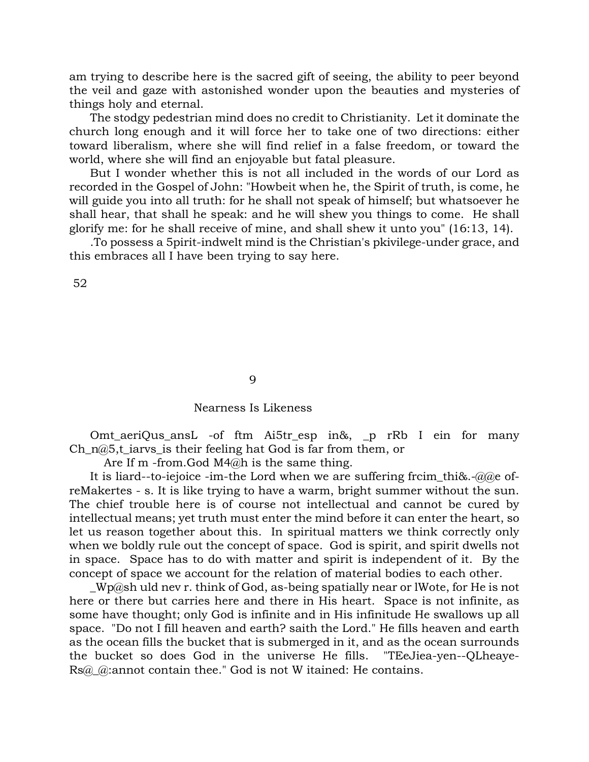am trying to describe here is the sacred gift of seeing, the ability to peer beyond the veil and gaze with astonished wonder upon the beauties and mysteries of things holy and eternal.

The stodgy pedestrian mind does no credit to Christianity. Let it dominate the church long enough and it will force her to take one of two directions: either toward liberalism, where she will find relief in a false freedom, or toward the world, where she will find an enjoyable but fatal pleasure.

But I wonder whether this is not all included in the words of our Lord as recorded in the Gospel of John: "Howbeit when he, the Spirit of truth, is come, he will guide you into all truth: for he shall not speak of himself; but whatsoever he shall hear, that shall he speak: and he will shew you things to come. He shall glorify me: for he shall receive of mine, and shall shew it unto you" (16:13, 14).

.To possess a 5pirit-indwelt mind is the Christian's pkivilege-under grace, and this embraces all I have been trying to say here.

## 9

## Nearness Is Likeness

Omt_aeriQus_ansL -of ftm Ai5tr_esp in&, _p rRb I ein for many Ch_n@5,t_iarvs_is their feeling hat God is far from them, or

Are If m -from.God M4@h is the same thing.

It is liard--to-iejoice -im-the Lord when we are suffering frcim_thi&.-@@e of-reMakertes - s. It is like trying to have a warm, bright summer without the sun. The chief trouble here is of course not intellectual and cannot be cured by intellectual means; yet truth must enter the mind before it can enter the heart, so let us reason together about this. In spiritual matters we think correctly only when we boldly rule out the concept of space. God is spirit, and spirit dwells not in space. Space has to do with matter and spirit is independent of it. By the concept of space we account for the relation of material bodies to each other.

_Wp@sh uld nev r. think of God, as-being spatially near or lWote, for He is not here or there but carries here and there in His heart. Space is not infinite, as some have thought; only God is infinite and in His infinitude He swallows up all space. "Do not I fill heaven and earth? saith the Lord." He fills heaven and earth as the ocean fills the bucket that is submerged in it, and as the ocean surrounds the bucket so does God in the universe He fills. "TEeJiea-yen--QLheaye-Rs@_@:annot contain thee." God is not W itained: He contains.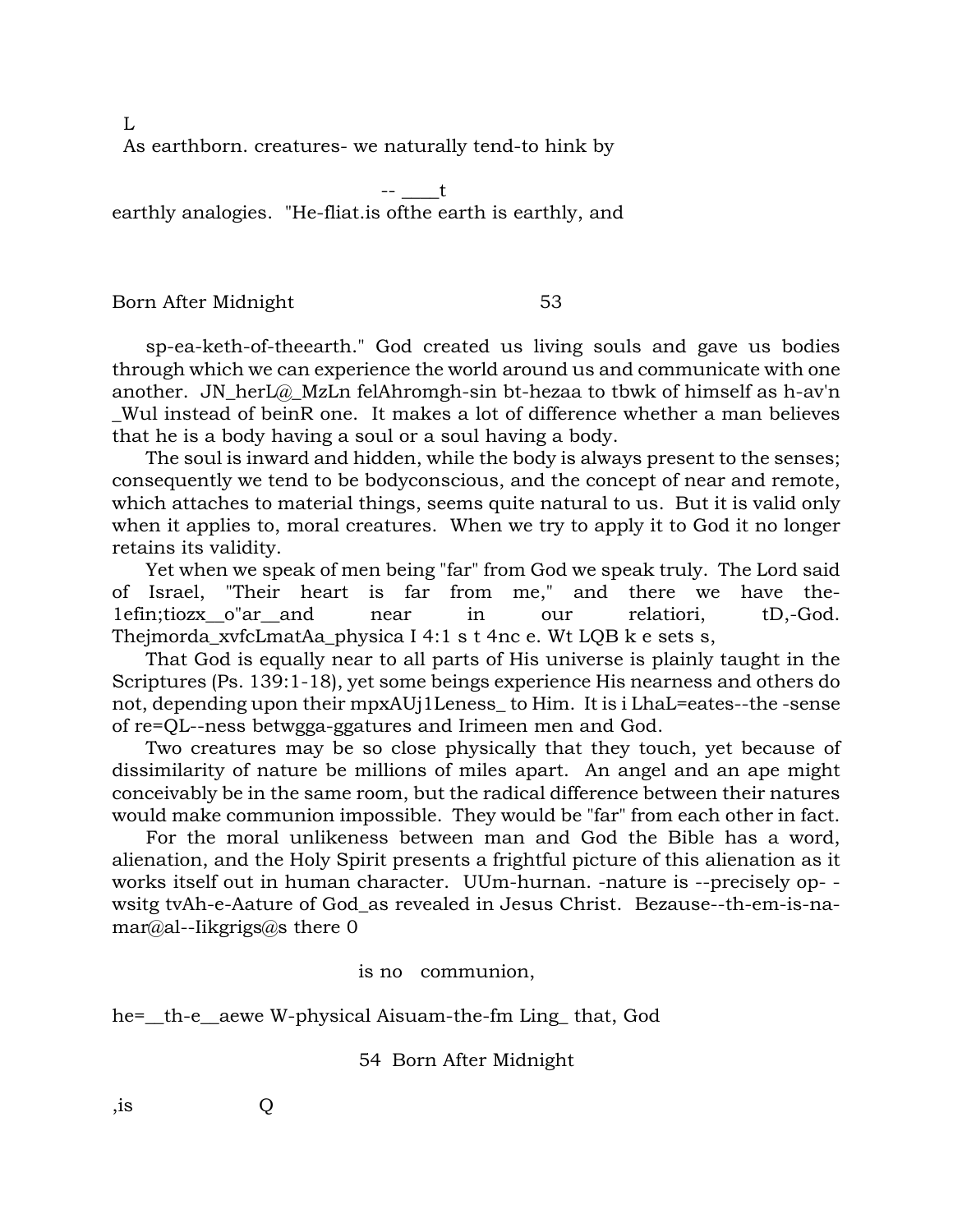L

As earthborn. creatures- we naturally tend-to hink by

-- ____t

earthly analogies. "He-fliat.is ofthe earth is earthly, and

sp-ea-keth-of-theearth." God created us living souls and gave us bodies through which we can experience the world around us and communicate with one another. JN_herL@_MzLn felAhromgh-sin bt-hezaa to tbwk of himself as h-av'n _Wul instead of beinR one. It makes a lot of difference whether a man believes that he is a body having a soul or a soul having a body.

The soul is inward and hidden, while the body is always present to the senses; consequently we tend to be bodyconscious, and the concept of near and remote, which attaches to material things, seems quite natural to us. But it is valid only when it applies to, moral creatures. When we try to apply it to God it no longer retains its validity.

Yet when we speak of men being "far" from God we speak truly. The Lord said of Israel, "Their heart is far from me," and there we have the-1efin;tiozx__o"ar__and near in our relatiori, tD,-God. Thejmorda_xvfcLmatAa_physica I 4:1 s t 4nc e. Wt LQB k e sets s,

That God is equally near to all parts of His universe is plainly taught in the Scriptures (Ps. 139:1-18), yet some beings experience His nearness and others do not, depending upon their mpxAUj1Leness_ to Him. It is i LhaL=eates--the -sense of re=QL--ness betwgga-ggatures and Irimeen men and God.

Two creatures may be so close physically that they touch, yet because of dissimilarity of nature be millions of miles apart. An angel and an ape might conceivably be in the same room, but the radical difference between their natures would make communion impossible. They would be "far" from each other in fact.

For the moral unlikeness between man and God the Bible has a word, alienation, and the Holy Spirit presents a frightful picture of this alienation as it works itself out in human character. UUm-hurnan. -nature is --precisely op- -wsitg tvAh-e-Aature of God_as revealed in Jesus Christ. Bezause--th-em-is-na-mar@al--Iikgrigs@s there 0

is no communion,

he=__th-e__aewe W-physical Aisuam-the-fm Ling_ that, God

,is Q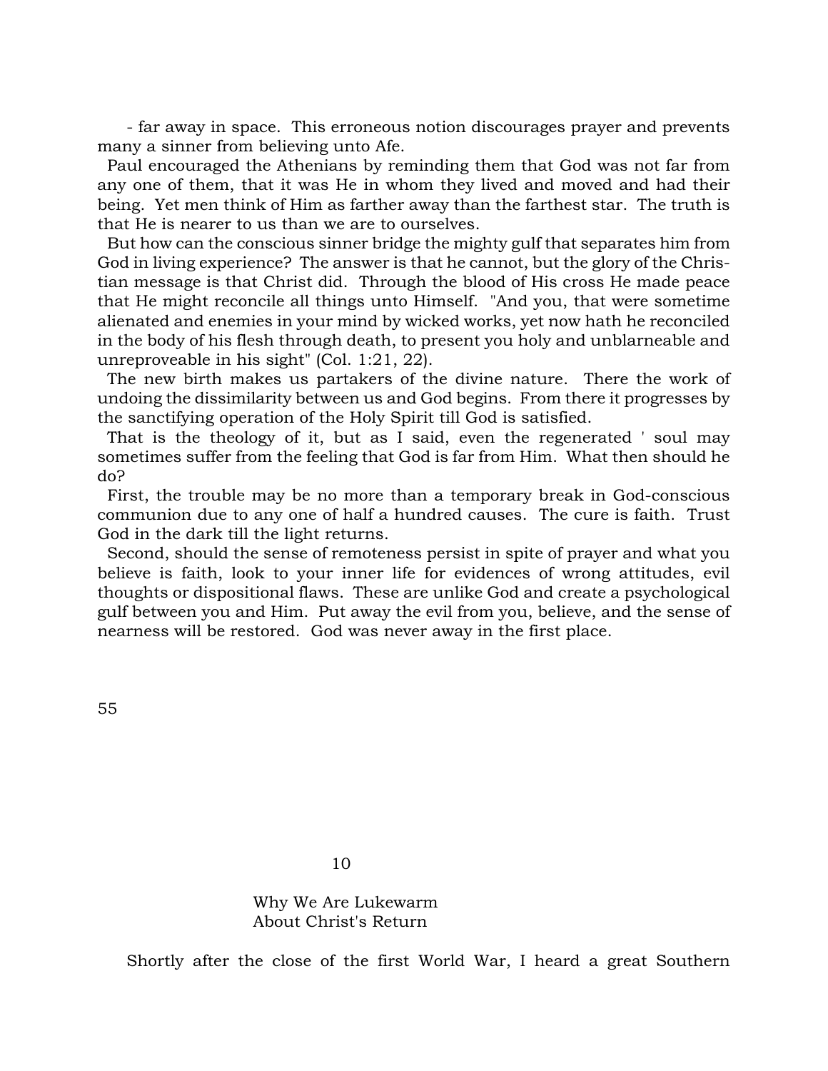- far away in space. This erroneous notion discourages prayer and prevents many a sinner from believing unto Afe.

Paul encouraged the Athenians by reminding them that God was not far from any one of them, that it was He in whom they lived and moved and had their being. Yet men think of Him as farther away than the farthest star. The truth is that He is nearer to us than we are to ourselves.

But how can the conscious sinner bridge the mighty gulf that separates him from God in living experience? The answer is that he cannot, but the glory of the Christian message is that Christ did. Through the blood of His cross He made peace that He might reconcile all things unto Himself. "And you, that were sometime alienated and enemies in your mind by wicked works, yet now hath he reconciled in the body of his flesh through death, to present you holy and unblarneable and unreproveable in his sight" (Col. 1:21, 22).

The new birth makes us partakers of the divine nature. There the work of undoing the dissimilarity between us and God begins. From there it progresses by the sanctifying operation of the Holy Spirit till God is satisfied.

That is the theology of it, but as I said, even the regenerated ' soul may sometimes suffer from the feeling that God is far from Him. What then should he do?

First, the trouble may be no more than a temporary break in God-conscious communion due to any one of half a hundred causes. The cure is faith. Trust God in the dark till the light returns.

Second, should the sense of remoteness persist in spite of prayer and what you believe is faith, look to your inner life for evidences of wrong attitudes, evil thoughts or dispositional flaws. These are unlike God and create a psychological gulf between you and Him. Put away the evil from you, believe, and the sense of nearness will be restored. God was never away in the first place.

# 10

## Why We Are Lukewarm About Christ's Return

Shortly after the close of the first World War, I heard a great Southern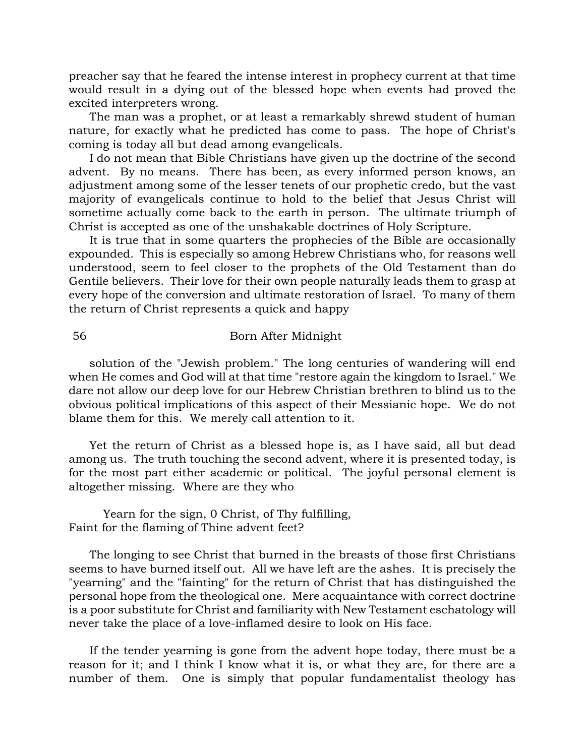preacher say that he feared the intense interest in prophecy current at that time would result in a dying out of the blessed hope when events had proved the excited interpreters wrong.

The man was a prophet, or at least a remarkably shrewd student of human nature, for exactly what he predicted has come to pass. The hope of Christ's coming is today all but dead among evangelicals.

I do not mean that Bible Christians have given up the doctrine of the second advent. By no means. There has been, as every informed person knows, an adjustment among some of the lesser tenets of our prophetic credo, but the vast majority of evangelicals continue to hold to the belief that Jesus Christ will sometime actually come back to the earth in person. The ultimate triumph of Christ is accepted as one of the unshakable doctrines of Holy Scripture.

It is true that in some quarters the prophecies of the Bible are occasionally expounded. This is especially so among Hebrew Christians who, for reasons well understood, seem to feel closer to the prophets of the Old Testament than do Gentile believers. Their love for their own people naturally leads them to grasp at every hope of the conversion and ultimate restoration of Israel. To many of them the return of Christ represents a quick and happy solution of the "Jewish problem." The long centuries of wandering will end when He comes and God will at that time "restore again the kingdom to Israel." We dare not allow our deep love for our Hebrew Christian brethren to blind us to the obvious political implications of this aspect of their Messianic hope. We do not blame them for this. We merely call attention to it.

Yet the return of Christ as a blessed hope is, as I have said, all but dead among us. The truth touching the second advent, where it is presented today, is for the most part either academic or political. The joyful personal element is altogether missing. Where are they who

> Yearn for the sign, O Christ, of Thy fulfilling,
> Faint for the flaming of Thine advent feet?

The longing to see Christ that burned in the breasts of those first Christians seems to have burned itself out. All we have left are the ashes. It is precisely the "yearning" and the "fainting" for the return of Christ that has distinguished the personal hope from the theological one. Mere acquaintance with correct doctrine is a poor substitute for Christ and familiarity with New Testament eschatology will never take the place of a love-inflamed desire to look on His face.

If the tender yearning is gone from the advent hope today, there must be a reason for it; and I think I know what it is, or what they are, for there are a number of them. One is simply that popular fundamentalist theology has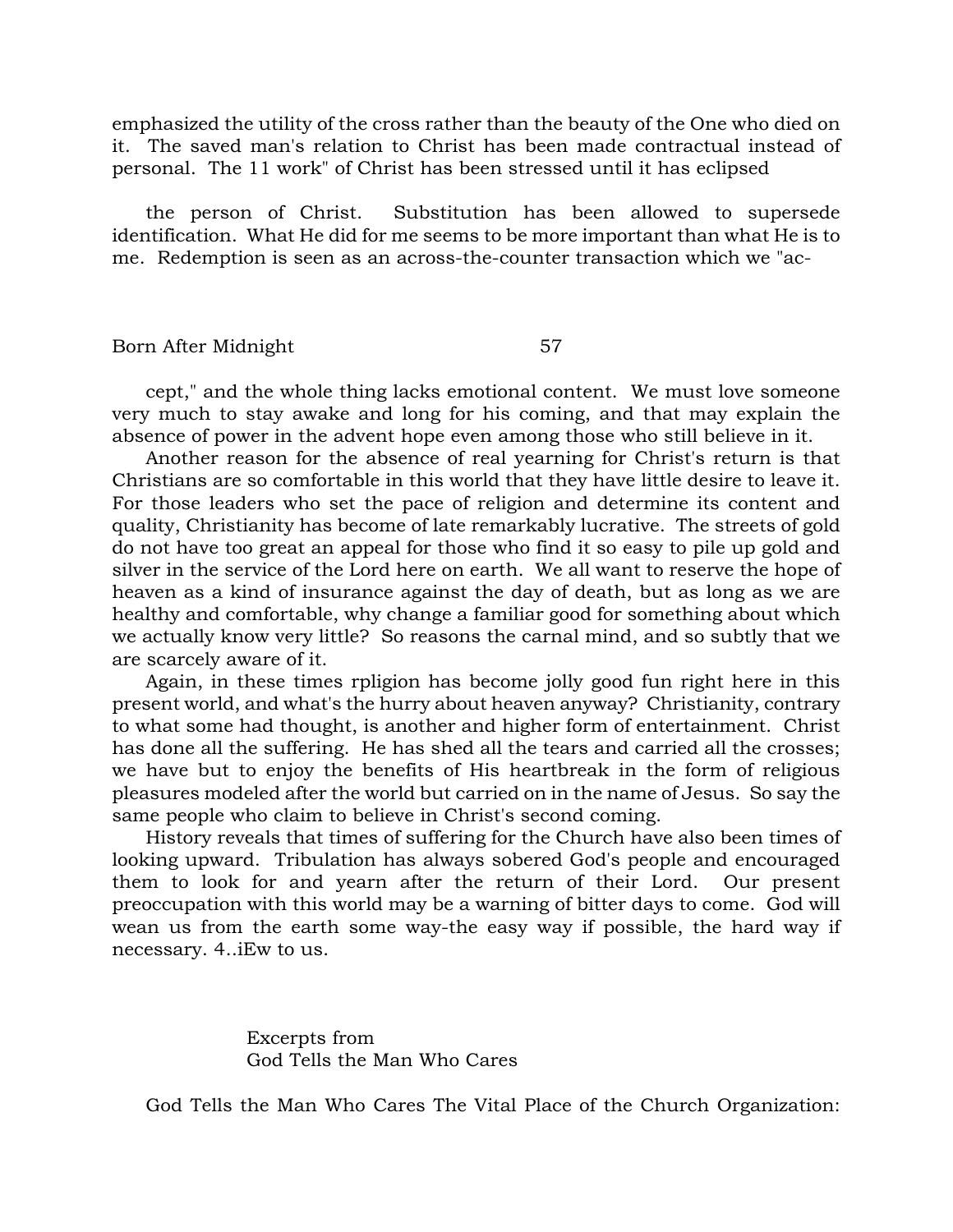emphasized the utility of the cross rather than the beauty of the One who died on it. The saved man's relation to Christ has been made contractual instead of personal. The 11 work" of Christ has been stressed until it has eclipsed

the person of Christ. Substitution has been allowed to supersede identification. What He did for me seems to be more important than what He is to me. Redemption is seen as an across-the-counter transaction which we "ac-

cept," and the whole thing lacks emotional content. We must love someone very much to stay awake and long for his coming, and that may explain the absence of power in the advent hope even among those who still believe in it.

Another reason for the absence of real yearning for Christ's return is that Christians are so comfortable in this world that they have little desire to leave it. For those leaders who set the pace of religion and determine its content and quality, Christianity has become of late remarkably lucrative. The streets of gold do not have too great an appeal for those who find it so easy to pile up gold and silver in the service of the Lord here on earth. We all want to reserve the hope of heaven as a kind of insurance against the day of death, but as long as we are healthy and comfortable, why change a familiar good for something about which we actually know very little? So reasons the carnal mind, and so subtly that we are scarcely aware of it.

Again, in these times rpligion has become jolly good fun right here in this present world, and what's the hurry about heaven anyway? Christianity, contrary to what some had thought, is another and higher form of entertainment. Christ has done all the suffering. He has shed all the tears and carried all the crosses; we have but to enjoy the benefits of His heartbreak in the form of religious pleasures modeled after the world but carried on in the name of Jesus. So say the same people who claim to believe in Christ's second coming.

History reveals that times of suffering for the Church have also been times of looking upward. Tribulation has always sobered God's people and encouraged them to look for and yearn after the return of their Lord. Our present preoccupation with this world may be a warning of bitter days to come. God will wean us from the earth some way-the easy way if possible, the hard way if necessary. 4..iEw to us.

Excerpts from
God Tells the Man Who Cares

God Tells the Man Who Cares The Vital Place of the Church Organization: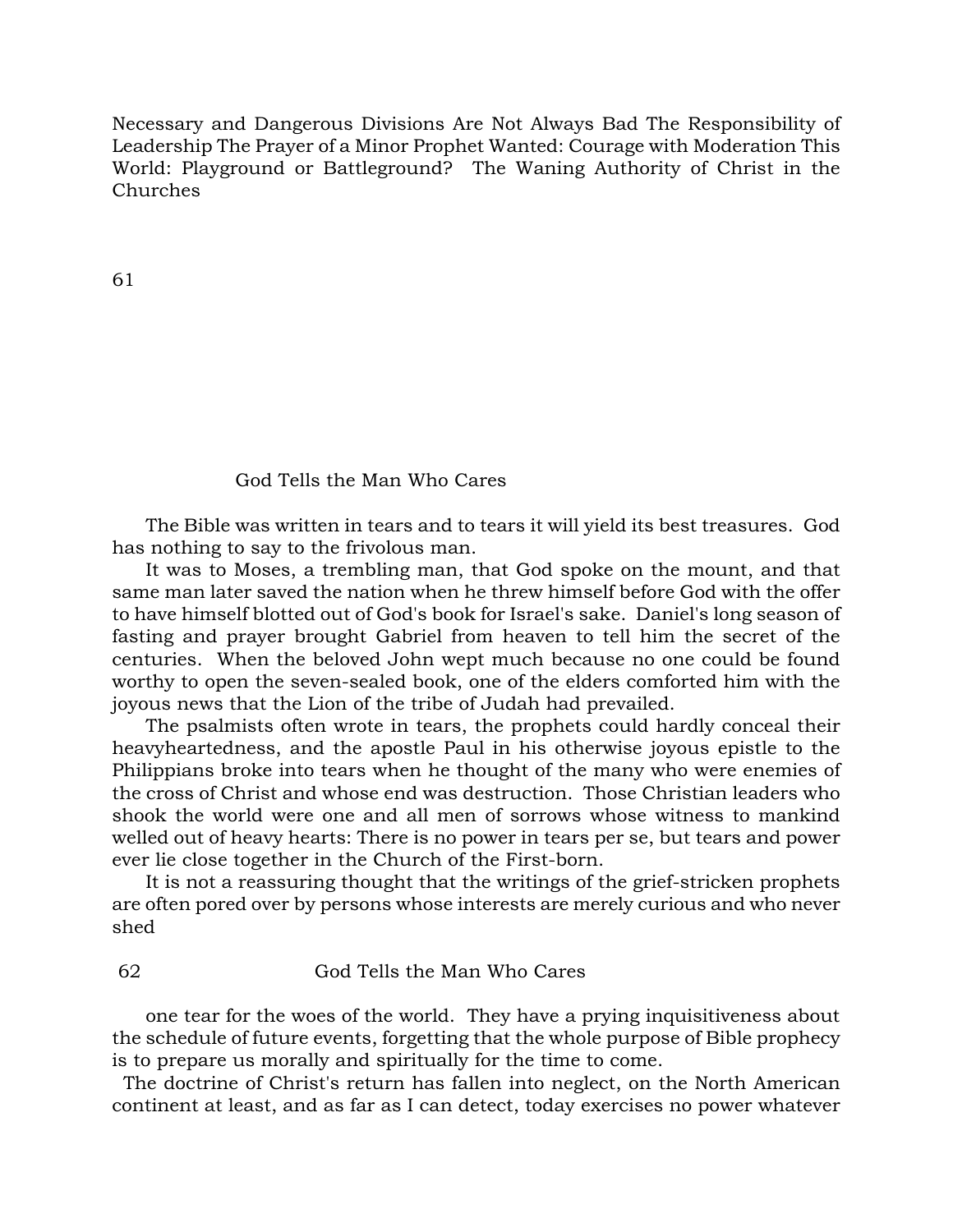Necessary and Dangerous Divisions Are Not Always Bad The Responsibility of Leadership The Prayer of a Minor Prophet Wanted: Courage with Moderation This World: Playground or Battleground? The Waning Authority of Christ in the Churches

## God Tells the Man Who Cares

The Bible was written in tears and to tears it will yield its best treasures. God has nothing to say to the frivolous man.

It was to Moses, a trembling man, that God spoke on the mount, and that same man later saved the nation when he threw himself before God with the offer to have himself blotted out of God's book for Israel's sake. Daniel's long season of fasting and prayer brought Gabriel from heaven to tell him the secret of the centuries. When the beloved John wept much because no one could be found worthy to open the seven-sealed book, one of the elders comforted him with the joyous news that the Lion of the tribe of Judah had prevailed.

The psalmists often wrote in tears, the prophets could hardly conceal their heavyheartedness, and the apostle Paul in his otherwise joyous epistle to the Philippians broke into tears when he thought of the many who were enemies of the cross of Christ and whose end was destruction. Those Christian leaders who shook the world were one and all men of sorrows whose witness to mankind welled out of heavy hearts: There is no power in tears per se, but tears and power ever lie close together in the Church of the First-born.

It is not a reassuring thought that the writings of the grief-stricken prophets are often pored over by persons whose interests are merely curious and who never shed one tear for the woes of the world. They have a prying inquisitiveness about the schedule of future events, forgetting that the whole purpose of Bible prophecy is to prepare us morally and spiritually for the time to come.

The doctrine of Christ's return has fallen into neglect, on the North American continent at least, and as far as I can detect, today exercises no power whatever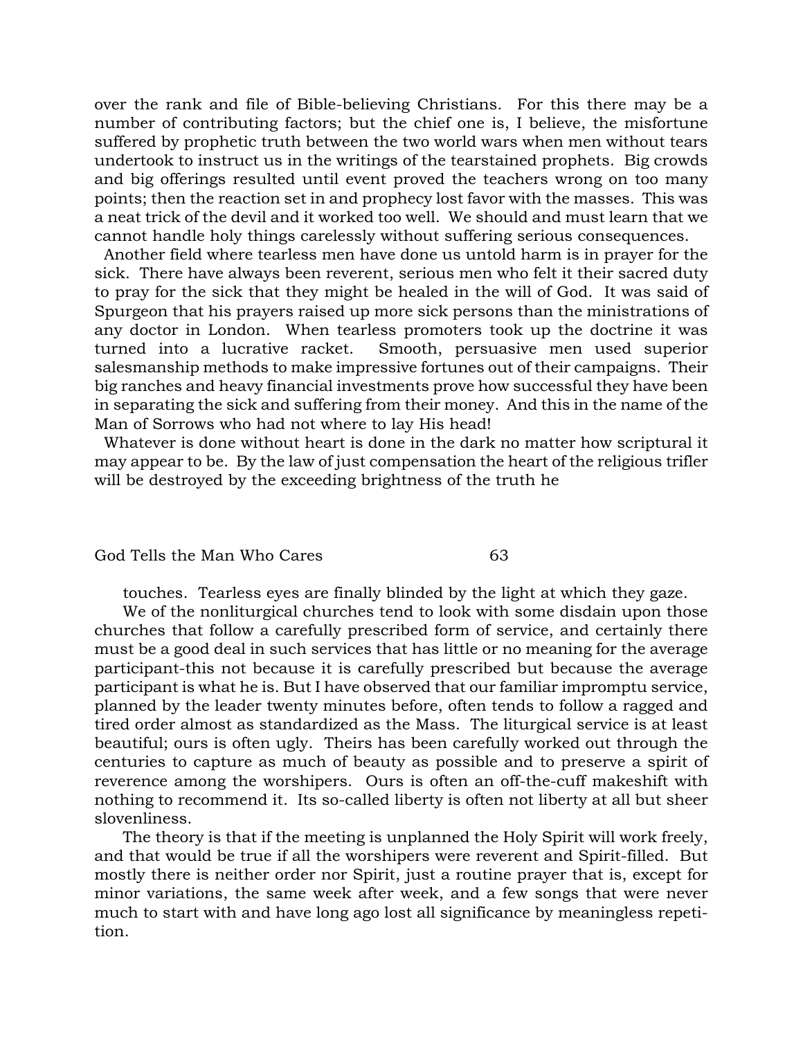over the rank and file of Bible-believing Christians. For this there may be a number of contributing factors; but the chief one is, I believe, the misfortune suffered by prophetic truth between the two world wars when men without tears undertook to instruct us in the writings of the tearstained prophets. Big crowds and big offerings resulted until event proved the teachers wrong on too many points; then the reaction set in and prophecy lost favor with the masses. This was a neat trick of the devil and it worked too well. We should and must learn that we cannot handle holy things carelessly without suffering serious consequences.

Another field where tearless men have done us untold harm is in prayer for the sick. There have always been reverent, serious men who felt it their sacred duty to pray for the sick that they might be healed in the will of God. It was said of Spurgeon that his prayers raised up more sick persons than the ministrations of any doctor in London. When tearless promoters took up the doctrine it was turned into a lucrative racket. Smooth, persuasive men used superior salesmanship methods to make impressive fortunes out of their campaigns. Their big ranches and heavy financial investments prove how successful they have been in separating the sick and suffering from their money. And this in the name of the Man of Sorrows who had not where to lay His head!

Whatever is done without heart is done in the dark no matter how scriptural it may appear to be. By the law of just compensation the heart of the religious trifler will be destroyed by the exceeding brightness of the truth he touches. Tearless eyes are finally blinded by the light at which they gaze.

We of the nonliturgical churches tend to look with some disdain upon those churches that follow a carefully prescribed form of service, and certainly there must be a good deal in such services that has little or no meaning for the average participant-this not because it is carefully prescribed but because the average participant is what he is. But I have observed that our familiar impromptu service, planned by the leader twenty minutes before, often tends to follow a ragged and tired order almost as standardized as the Mass. The liturgical service is at least beautiful; ours is often ugly. Theirs has been carefully worked out through the centuries to capture as much of beauty as possible and to preserve a spirit of reverence among the worshipers. Ours is often an off-the-cuff makeshift with nothing to recommend it. Its so-called liberty is often not liberty at all but sheer slovenliness.

The theory is that if the meeting is unplanned the Holy Spirit will work freely, and that would be true if all the worshipers were reverent and Spirit-filled. But mostly there is neither order nor Spirit, just a routine prayer that is, except for minor variations, the same week after week, and a few songs that were never much to start with and have long ago lost all significance by meaningless repetition.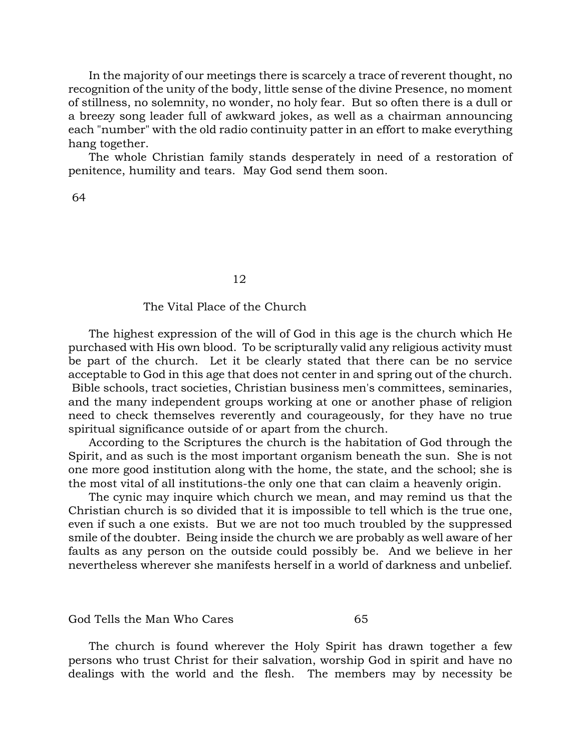In the majority of our meetings there is scarcely a trace of reverent thought, no recognition of the unity of the body, little sense of the divine Presence, no moment of stillness, no solemnity, no wonder, no holy fear. But so often there is a dull or a breezy song leader full of awkward jokes, as well as a chairman announcing each "number" with the old radio continuity patter in an effort to make everything hang together.

The whole Christian family stands desperately in need of a restoration of penitence, humility and tears. May God send them soon.

## 12

## The Vital Place of the Church

The highest expression of the will of God in this age is the church which He purchased with His own blood. To be scripturally valid any religious activity must be part of the church. Let it be clearly stated that there can be no service acceptable to God in this age that does not center in and spring out of the church. Bible schools, tract societies, Christian business men's committees, seminaries, and the many independent groups working at one or another phase of religion need to check themselves reverently and courageously, for they have no true spiritual significance outside of or apart from the church.

According to the Scriptures the church is the habitation of God through the Spirit, and as such is the most important organism beneath the sun. She is not one more good institution along with the home, the state, and the school; she is the most vital of all institutions-the only one that can claim a heavenly origin.

The cynic may inquire which church we mean, and may remind us that the Christian church is so divided that it is impossible to tell which is the true one, even if such a one exists. But we are not too much troubled by the suppressed smile of the doubter. Being inside the church we are probably as well aware of her faults as any person on the outside could possibly be. And we believe in her nevertheless wherever she manifests herself in a world of darkness and unbelief.

The church is found wherever the Holy Spirit has drawn together a few persons who trust Christ for their salvation, worship God in spirit and have no dealings with the world and the flesh. The members may by necessity be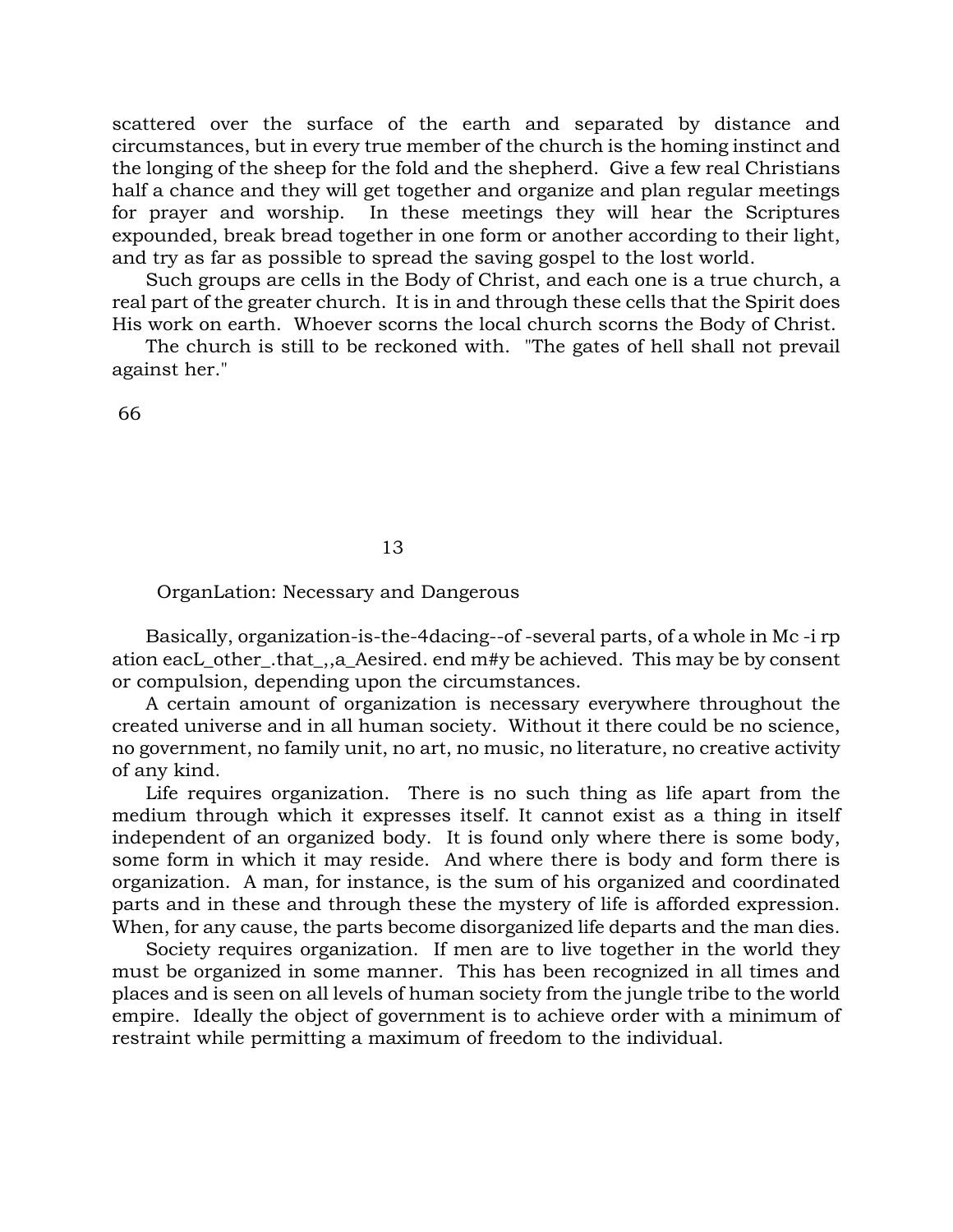scattered over the surface of the earth and separated by distance and circumstances, but in every true member of the church is the homing instinct and the longing of the sheep for the fold and the shepherd. Give a few real Christians half a chance and they will get together and organize and plan regular meetings for prayer and worship. In these meetings they will hear the Scriptures expounded, break bread together in one form or another according to their light, and try as far as possible to spread the saving gospel to the lost world.

Such groups are cells in the Body of Christ, and each one is a true church, a real part of the greater church. It is in and through these cells that the Spirit does His work on earth. Whoever scorns the local church scorns the Body of Christ.

The church is still to be reckoned with. "The gates of hell shall not prevail against her."

## 13

## OrganLation: Necessary and Dangerous

Basically, organization-is-the-4dacing--of -several parts, of a whole in Mc -i rp ation eacL_other_.that_,,a_Aesired. end m#y be achieved. This may be by consent or compulsion, depending upon the circumstances.

A certain amount of organization is necessary everywhere throughout the created universe and in all human society. Without it there could be no science, no government, no family unit, no art, no music, no literature, no creative activity of any kind.

Life requires organization. There is no such thing as life apart from the medium through which it expresses itself. It cannot exist as a thing in itself independent of an organized body. It is found only where there is some body, some form in which it may reside. And where there is body and form there is organization. A man, for instance, is the sum of his organized and coordinated parts and in these and through these the mystery of life is afforded expression. When, for any cause, the parts become disorganized life departs and the man dies.

Society requires organization. If men are to live together in the world they must be organized in some manner. This has been recognized in all times and places and is seen on all levels of human society from the jungle tribe to the world empire. Ideally the object of government is to achieve order with a minimum of restraint while permitting a maximum of freedom to the individual.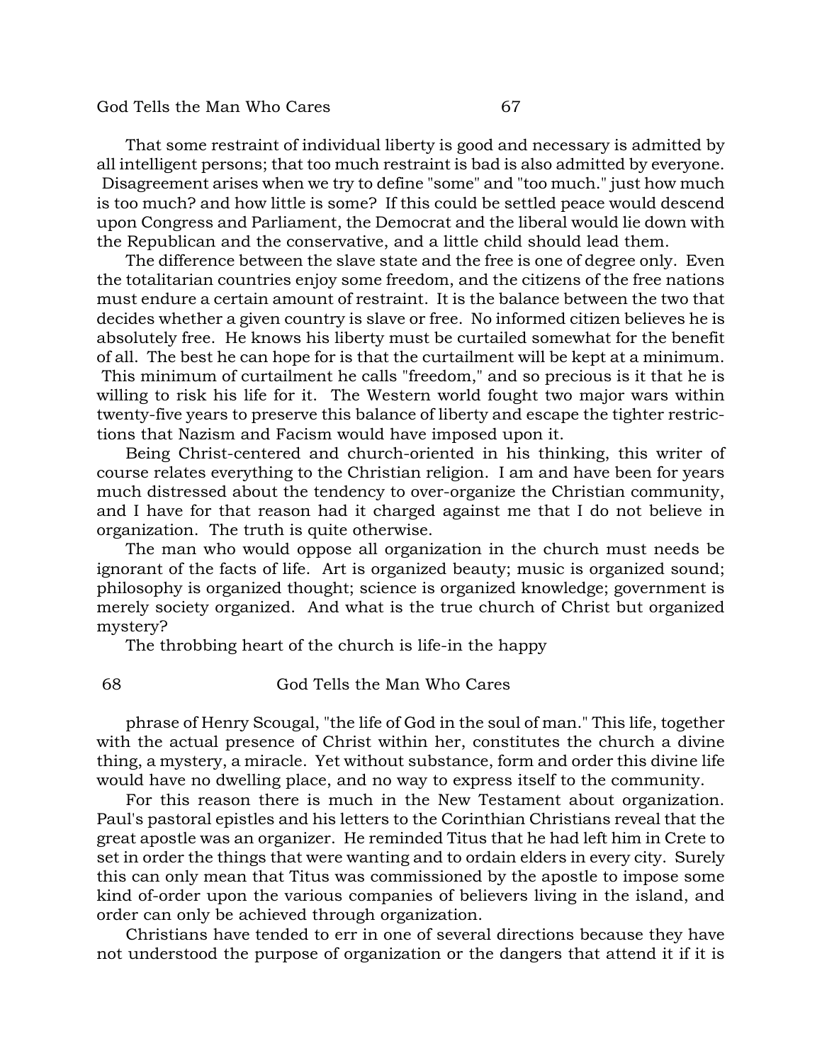That some restraint of individual liberty is good and necessary is admitted by all intelligent persons; that too much restraint is bad is also admitted by everyone. Disagreement arises when we try to define "some" and "too much." just how much is too much? and how little is some? If this could be settled peace would descend upon Congress and Parliament, the Democrat and the liberal would lie down with the Republican and the conservative, and a little child should lead them.

The difference between the slave state and the free is one of degree only. Even the totalitarian countries enjoy some freedom, and the citizens of the free nations must endure a certain amount of restraint. It is the balance between the two that decides whether a given country is slave or free. No informed citizen believes he is absolutely free. He knows his liberty must be curtailed somewhat for the benefit of all. The best he can hope for is that the curtailment will be kept at a minimum. This minimum of curtailment he calls "freedom," and so precious is it that he is willing to risk his life for it. The Western world fought two major wars within twenty-five years to preserve this balance of liberty and escape the tighter restrictions that Nazism and Facism would have imposed upon it.

Being Christ-centered and church-oriented in his thinking, this writer of course relates everything to the Christian religion. I am and have been for years much distressed about the tendency to over-organize the Christian community, and I have for that reason had it charged against me that I do not believe in organization. The truth is quite otherwise.

The man who would oppose all organization in the church must needs be ignorant of the facts of life. Art is organized beauty; music is organized sound; philosophy is organized thought; science is organized knowledge; government is merely society organized. And what is the true church of Christ but organized mystery?

The throbbing heart of the church is life-in the happy phrase of Henry Scougal, "the life of God in the soul of man." This life, together with the actual presence of Christ within her, constitutes the church a divine thing, a mystery, a miracle. Yet without substance, form and order this divine life would have no dwelling place, and no way to express itself to the community.

For this reason there is much in the New Testament about organization. Paul's pastoral epistles and his letters to the Corinthian Christians reveal that the great apostle was an organizer. He reminded Titus that he had left him in Crete to set in order the things that were wanting and to ordain elders in every city. Surely this can only mean that Titus was commissioned by the apostle to impose some kind of-order upon the various companies of believers living in the island, and order can only be achieved through organization.

Christians have tended to err in one of several directions because they have not understood the purpose of organization or the dangers that attend it if it is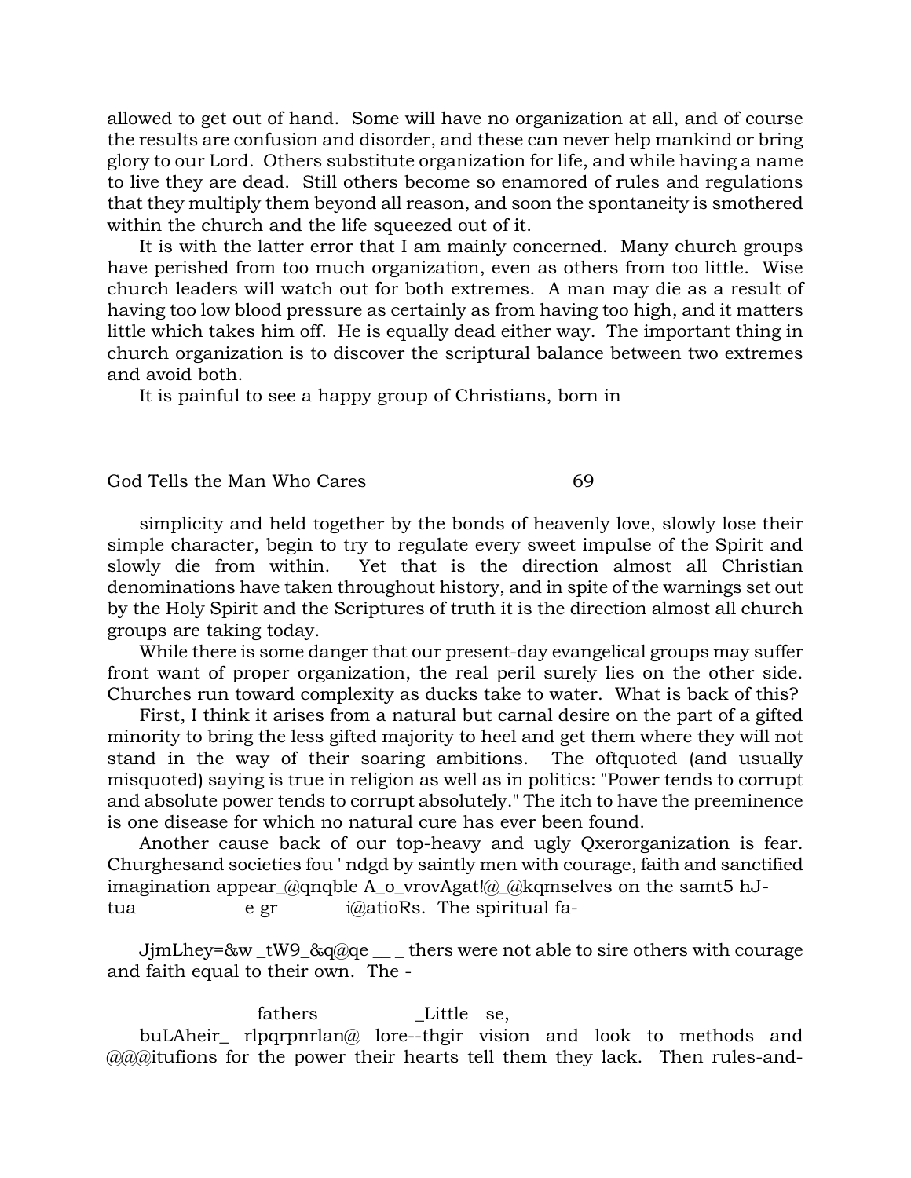allowed to get out of hand. Some will have no organization at all, and of course the results are confusion and disorder, and these can never help mankind or bring glory to our Lord. Others substitute organization for life, and while having a name to live they are dead. Still others become so enamored of rules and regulations that they multiply them beyond all reason, and soon the spontaneity is smothered within the church and the life squeezed out of it.

It is with the latter error that I am mainly concerned. Many church groups have perished from too much organization, even as others from too little. Wise church leaders will watch out for both extremes. A man may die as a result of having too low blood pressure as certainly as from having too high, and it matters little which takes him off. He is equally dead either way. The important thing in church organization is to discover the scriptural balance between two extremes and avoid both.

It is painful to see a happy group of Christians, born in

simplicity and held together by the bonds of heavenly love, slowly lose their simple character, begin to try to regulate every sweet impulse of the Spirit and slowly die from within. Yet that is the direction almost all Christian denominations have taken throughout history, and in spite of the warnings set out by the Holy Spirit and the Scriptures of truth it is the direction almost all church groups are taking today.

While there is some danger that our present-day evangelical groups may suffer front want of proper organization, the real peril surely lies on the other side. Churches run toward complexity as ducks take to water. What is back of this?

First, I think it arises from a natural but carnal desire on the part of a gifted minority to bring the less gifted majority to heel and get them where they will not stand in the way of their soaring ambitions. The oftquoted (and usually misquoted) saying is true in religion as well as in politics: "Power tends to corrupt and absolute power tends to corrupt absolutely." The itch to have the preeminence is one disease for which no natural cure has ever been found.

Another cause back of our top-heavy and ugly Qxerorganization is fear. Churghesand societies fou ' ndgd by saintly men with courage, faith and sanctified imagination appear_@qnqble A_o_vrovAgat!@_@kqmselves on the samt5 hJ-tua e gr i@atioRs. The spiritual fa-

JjmLhey=&w _tW9_&q@qe __ _ thers were not able to sire others with courage and faith equal to their own. The -

fathers _Little se,

buLAheir_ rlpqrpnrlan@ lore--thgir vision and look to methods and @@@itufions for the power their hearts tell them they lack. Then rules-and-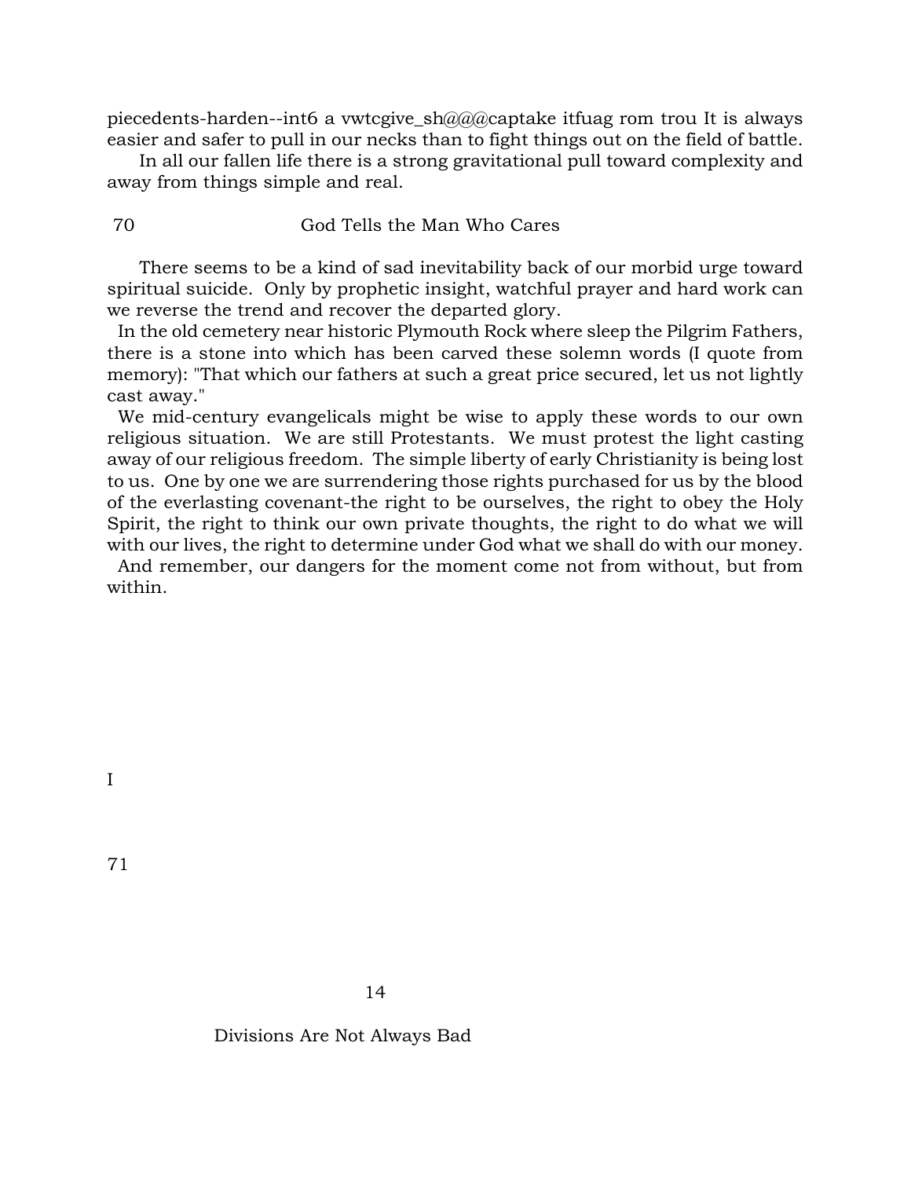piecedents-harden--int6 a vwtcgive_sh@@@captake itfuag rom trou It is always easier and safer to pull in our necks than to fight things out on the field of battle.

In all our fallen life there is a strong gravitational pull toward complexity and away from things simple and real.

There seems to be a kind of sad inevitability back of our morbid urge toward spiritual suicide. Only by prophetic insight, watchful prayer and hard work can we reverse the trend and recover the departed glory.

In the old cemetery near historic Plymouth Rock where sleep the Pilgrim Fathers, there is a stone into which has been carved these solemn words (I quote from memory): "That which our fathers at such a great price secured, let us not lightly cast away."

We mid-century evangelicals might be wise to apply these words to our own religious situation. We are still Protestants. We must protest the light casting away of our religious freedom. The simple liberty of early Christianity is being lost to us. One by one we are surrendering those rights purchased for us by the blood of the everlasting covenant-the right to be ourselves, the right to obey the Holy Spirit, the right to think our own private thoughts, the right to do what we will with our lives, the right to determine under God what we shall do with our money.

And remember, our dangers for the moment come not from without, but from within.

I

# 14

## Divisions Are Not Always Bad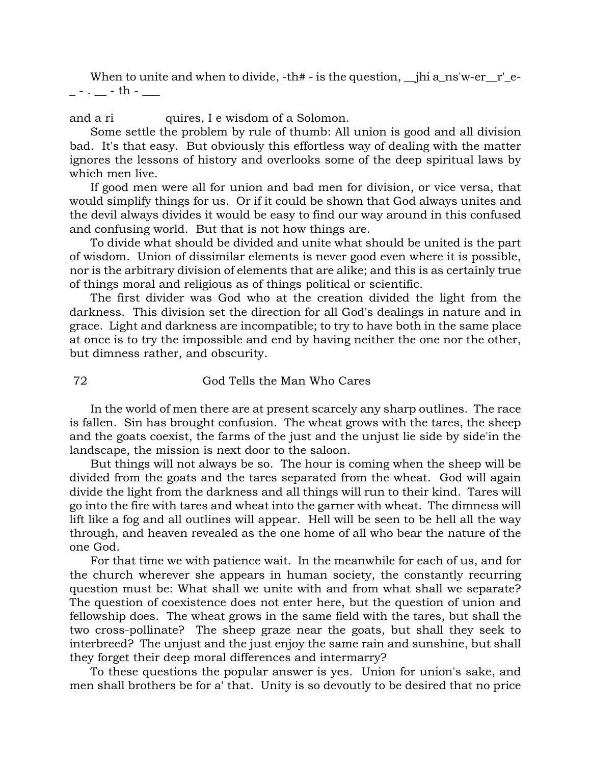When to unite and when to divide, -th# - is the question, __jhi a_ns'w-er__r'_e- _ - . __ - th - ___

and a ri quires, I e wisdom of a Solomon.

Some settle the problem by rule of thumb: All union is good and all division bad. It's that easy. But obviously this effortless way of dealing with the matter ignores the lessons of history and overlooks some of the deep spiritual laws by which men live.

If good men were all for union and bad men for division, or vice versa, that would simplify things for us. Or if it could be shown that God always unites and the devil always divides it would be easy to find our way around in this confused and confusing world. But that is not how things are.

To divide what should be divided and unite what should be united is the part of wisdom. Union of dissimilar elements is never good even where it is possible, nor is the arbitrary division of elements that are alike; and this is as certainly true of things moral and religious as of things political or scientific.

The first divider was God who at the creation divided the light from the darkness. This division set the direction for all God's dealings in nature and in grace. Light and darkness are incompatible; to try to have both in the same place at once is to try the impossible and end by having neither the one nor the other, but dimness rather, and obscurity.

In the world of men there are at present scarcely any sharp outlines. The race is fallen. Sin has brought confusion. The wheat grows with the tares, the sheep and the goats coexist, the farms of the just and the unjust lie side by side'in the landscape, the mission is next door to the saloon.

But things will not always be so. The hour is coming when the sheep will be divided from the goats and the tares separated from the wheat. God will again divide the light from the darkness and all things will run to their kind. Tares will go into the fire with tares and wheat into the garner with wheat. The dimness will lift like a fog and all outlines will appear. Hell will be seen to be hell all the way through, and heaven revealed as the one home of all who bear the nature of the one God.

For that time we with patience wait. In the meanwhile for each of us, and for the church wherever she appears in human society, the constantly recurring question must be: What shall we unite with and from what shall we separate? The question of coexistence does not enter here, but the question of union and fellowship does. The wheat grows in the same field with the tares, but shall the two cross-pollinate? The sheep graze near the goats, but shall they seek to interbreed? The unjust and the just enjoy the same rain and sunshine, but shall they forget their deep moral differences and intermarry?

To these questions the popular answer is yes. Union for union's sake, and men shall brothers be for a' that. Unity is so devoutly to be desired that no price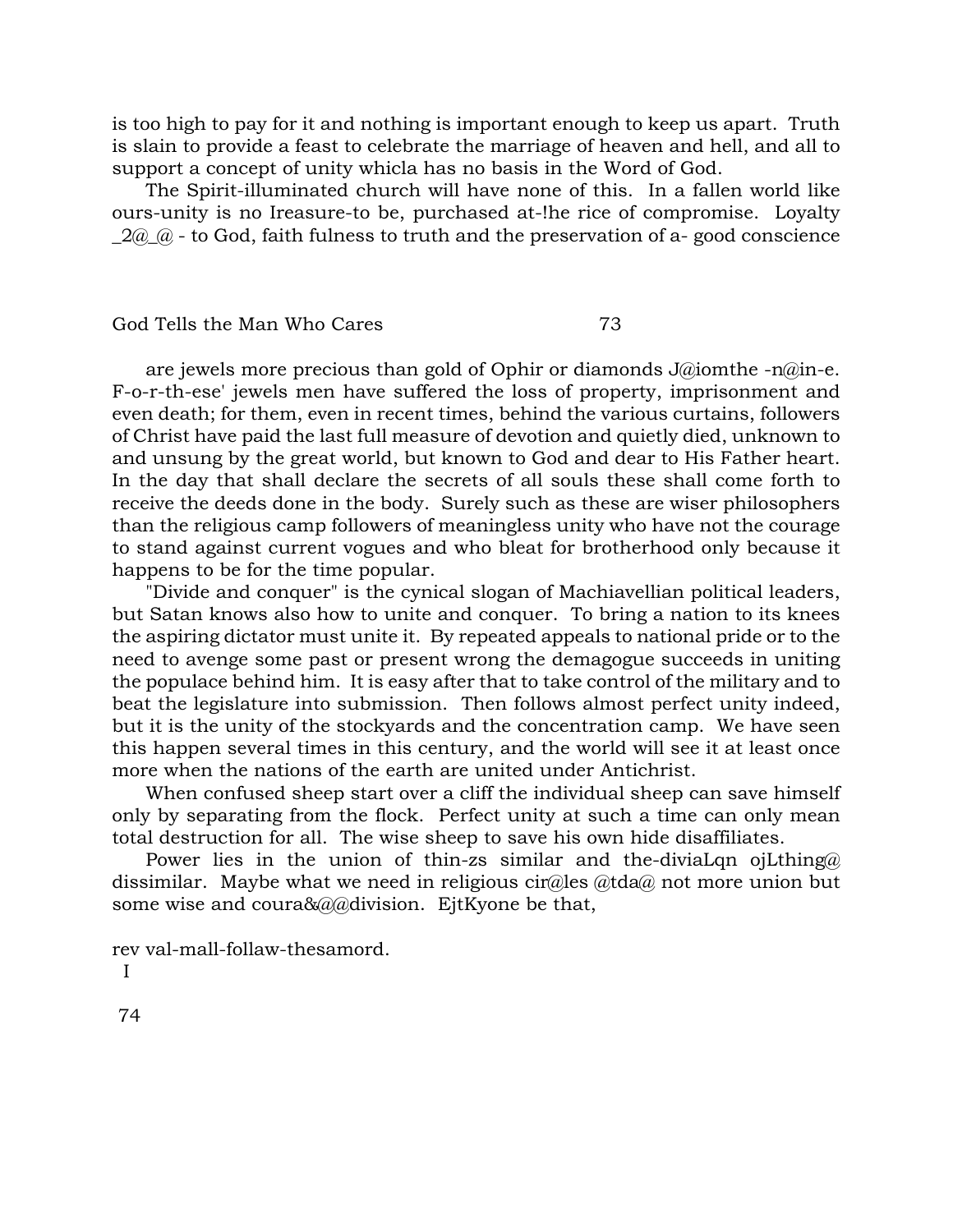is too high to pay for it and nothing is important enough to keep us apart. Truth is slain to provide a feast to celebrate the marriage of heaven and hell, and all to support a concept of unity whicla has no basis in the Word of God.

The Spirit-illuminated church will have none of this. In a fallen world like ours-unity is no Ireasure-to be, purchased at-!he rice of compromise. Loyalty _2@_@ - to God, faith fulness to truth and the preservation of a- good conscience

are jewels more precious than gold of Ophir or diamonds J@iomthe -n@in-e. F-o-r-th-ese' jewels men have suffered the loss of property, imprisonment and even death; for them, even in recent times, behind the various curtains, followers of Christ have paid the last full measure of devotion and quietly died, unknown to and unsung by the great world, but known to God and dear to His Father heart. In the day that shall declare the secrets of all souls these shall come forth to receive the deeds done in the body. Surely such as these are wiser philosophers than the religious camp followers of meaningless unity who have not the courage to stand against current vogues and who bleat for brotherhood only because it happens to be for the time popular.

"Divide and conquer" is the cynical slogan of Machiavellian political leaders, but Satan knows also how to unite and conquer. To bring a nation to its knees the aspiring dictator must unite it. By repeated appeals to national pride or to the need to avenge some past or present wrong the demagogue succeeds in uniting the populace behind him. It is easy after that to take control of the military and to beat the legislature into submission. Then follows almost perfect unity indeed, but it is the unity of the stockyards and the concentration camp. We have seen this happen several times in this century, and the world will see it at least once more when the nations of the earth are united under Antichrist.

When confused sheep start over a cliff the individual sheep can save himself only by separating from the flock. Perfect unity at such a time can only mean total destruction for all. The wise sheep to save his own hide disaffiliates.

Power lies in the union of thin-zs similar and the-diviaLqn ojLthing@ dissimilar. Maybe what we need in religious cir@les @tda@ not more union but some wise and coura&@@division. EjtKyone be that,

rev val-mall-follaw-thesamord.

I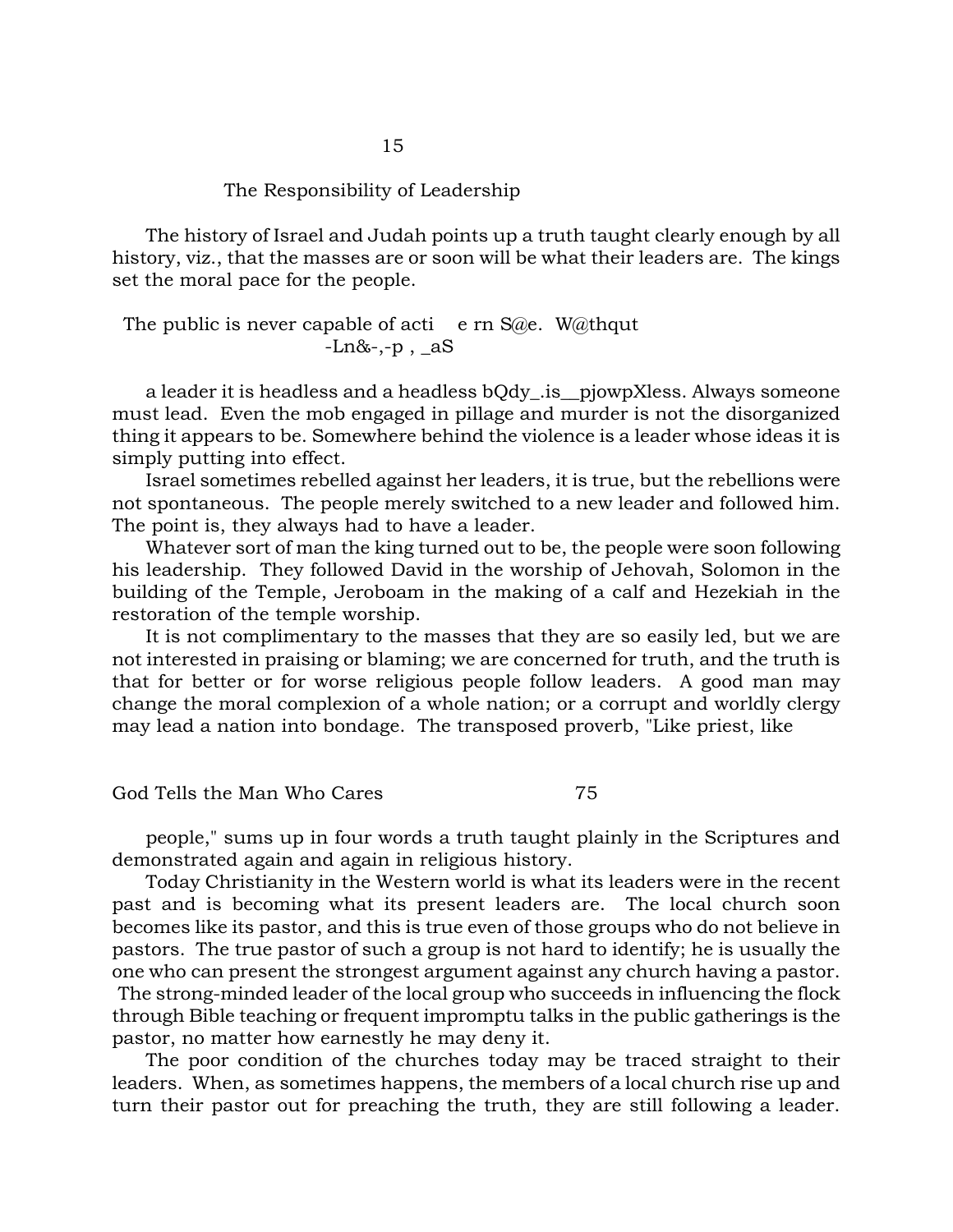# 15

## The Responsibility of Leadership

The history of Israel and Judah points up a truth taught clearly enough by all history, viz., that the masses are or soon will be what their leaders are. The kings set the moral pace for the people.

The public is never capable of acti e rn S@e. W@thqut -Ln&-,-p , _aS

a leader it is headless and a headless bQdy_.is__pjowpXless. Always someone must lead. Even the mob engaged in pillage and murder is not the disorganized thing it appears to be. Somewhere behind the violence is a leader whose ideas it is simply putting into effect.

Israel sometimes rebelled against her leaders, it is true, but the rebellions were not spontaneous. The people merely switched to a new leader and followed him. The point is, they always had to have a leader.

Whatever sort of man the king turned out to be, the people were soon following his leadership. They followed David in the worship of Jehovah, Solomon in the building of the Temple, Jeroboam in the making of a calf and Hezekiah in the restoration of the temple worship.

It is not complimentary to the masses that they are so easily led, but we are not interested in praising or blaming; we are concerned for truth, and the truth is that for better or for worse religious people follow leaders. A good man may change the moral complexion of a whole nation; or a corrupt and worldly clergy may lead a nation into bondage. The transposed proverb, "Like priest, like people," sums up in four words a truth taught plainly in the Scriptures and demonstrated again and again in religious history.

Today Christianity in the Western world is what its leaders were in the recent past and is becoming what its present leaders are. The local church soon becomes like its pastor, and this is true even of those groups who do not believe in pastors. The true pastor of such a group is not hard to identify; he is usually the one who can present the strongest argument against any church having a pastor. The strong-minded leader of the local group who succeeds in influencing the flock through Bible teaching or frequent impromptu talks in the public gatherings is the pastor, no matter how earnestly he may deny it.

The poor condition of the churches today may be traced straight to their leaders. When, as sometimes happens, the members of a local church rise up and turn their pastor out for preaching the truth, they are still following a leader.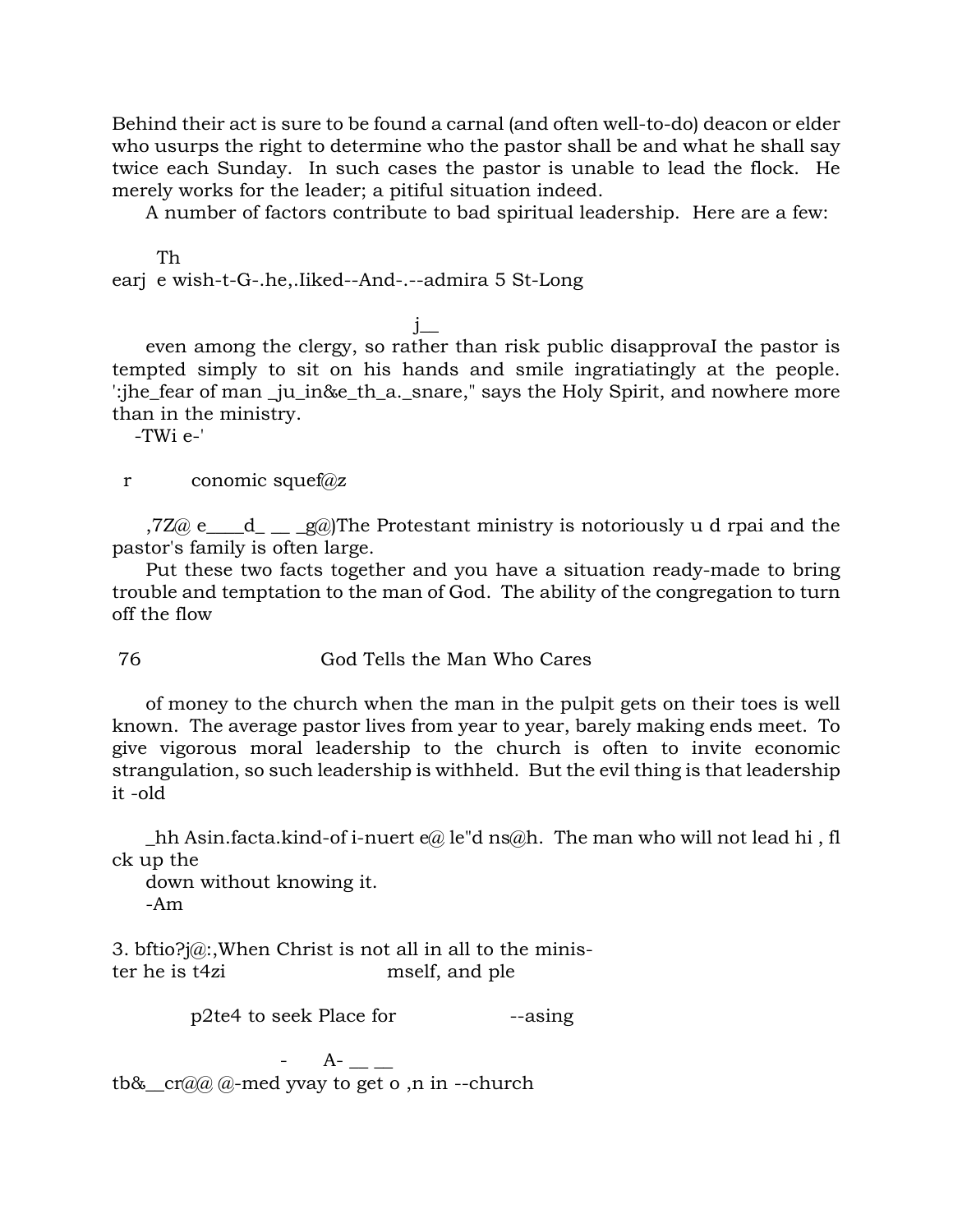Behind their act is sure to be found a carnal (and often well-to-do) deacon or elder who usurps the right to determine who the pastor shall be and what he shall say twice each Sunday. In such cases the pastor is unable to lead the flock. He merely works for the leader; a pitiful situation indeed.

A number of factors contribute to bad spiritual leadership. Here are a few:

Th
earj e wish-t-G-.he,.Iiked--And-.--admira 5 St-Long

j__

even among the clergy, so rather than risk public disapprovaI the pastor is tempted simply to sit on his hands and smile ingratiatingly at the people. ':jhe_fear of man _ju_in&e_th_a._snare," says the Holy Spirit, and nowhere more than in the ministry.

-TWi e-'

r conomic squef@z

,7Z@ e____d_ __ _g@)The Protestant ministry is notoriously u d rpai and the pastor's family is often large.

Put these two facts together and you have a situation ready-made to bring trouble and temptation to the man of God. The ability of the congregation to turn off the flow

of money to the church when the man in the pulpit gets on their toes is well known. The average pastor lives from year to year, barely making ends meet. To give vigorous moral leadership to the church is often to invite economic strangulation, so such leadership is withheld. But the evil thing is that leadership it -old

_hh Asin.facta.kind-of i-nuert e@ le"d ns@h. The man who will not lead hi , fl ck up the

down without knowing it.

-Am

3. bftio?j@:,When Christ is not all in all to the minister he is t4zi mself, and ple

p2te4 to seek Place for --asing

- A- __ __

tb&__cr@@ @-med yvay to get o ,n in --church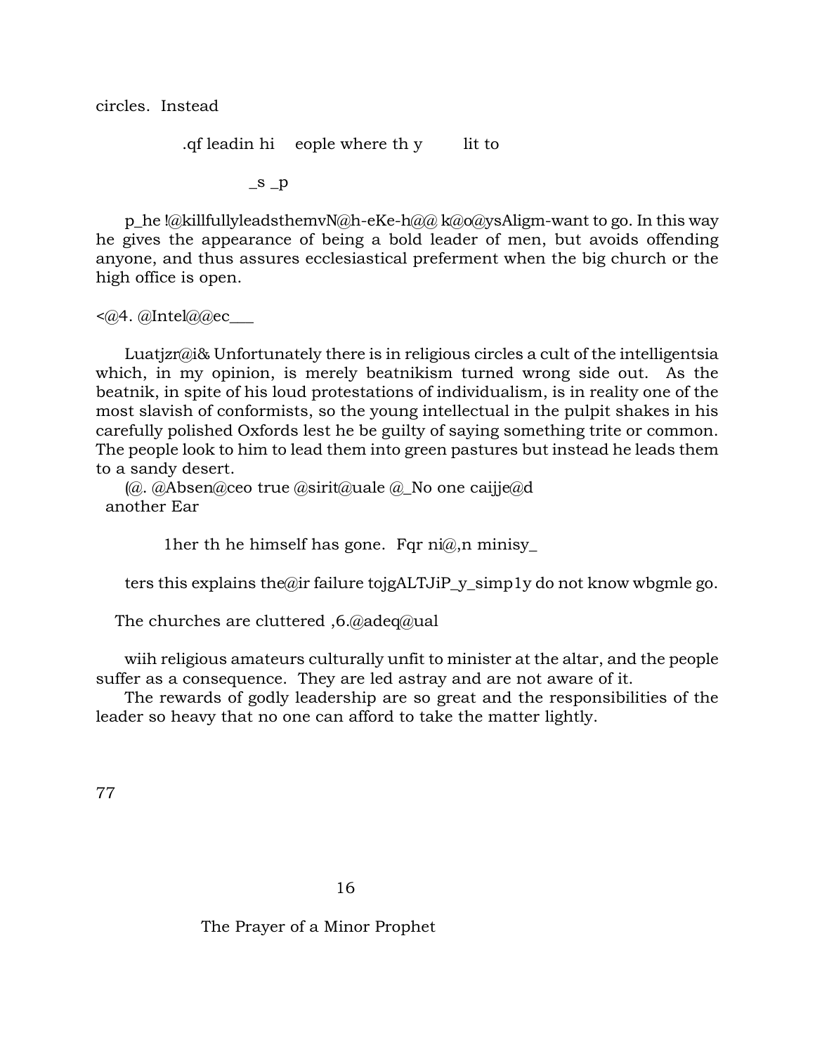circles. Instead

.qf leadin hi eople where th y lit to

_s _p

p_he !@killfullyleadsthemvN@h-eKe-h@@ k@o@ysAligm-want to go. In this way he gives the appearance of being a bold leader of men, but avoids offending anyone, and thus assures ecclesiastical preferment when the big church or the high office is open.

<@4. @Intel@@ec___

Luatjzr@i& Unfortunately there is in religious circles a cult of the intelligentsia which, in my opinion, is merely beatnikism turned wrong side out. As the beatnik, in spite of his loud protestations of individualism, is in reality one of the most slavish of conformists, so the young intellectual in the pulpit shakes in his carefully polished Oxfords lest he be guilty of saying something trite or common. The people look to him to lead them into green pastures but instead he leads them to a sandy desert.

(@. @Absen@ceo true @sirit@uale @_No one caijje@d another Ear

1her th he himself has gone. Fqr ni@,n minisy_

ters this explains the@ir failure tojgALTJiP_y_simp1y do not know wbgmle go.

The churches are cluttered ,6.@adeq@ual

wiih religious amateurs culturally unfit to minister at the altar, and the people suffer as a consequence. They are led astray and are not aware of it.

The rewards of godly leadership are so great and the responsibilities of the leader so heavy that no one can afford to take the matter lightly.

# 16

## The Prayer of a Minor Prophet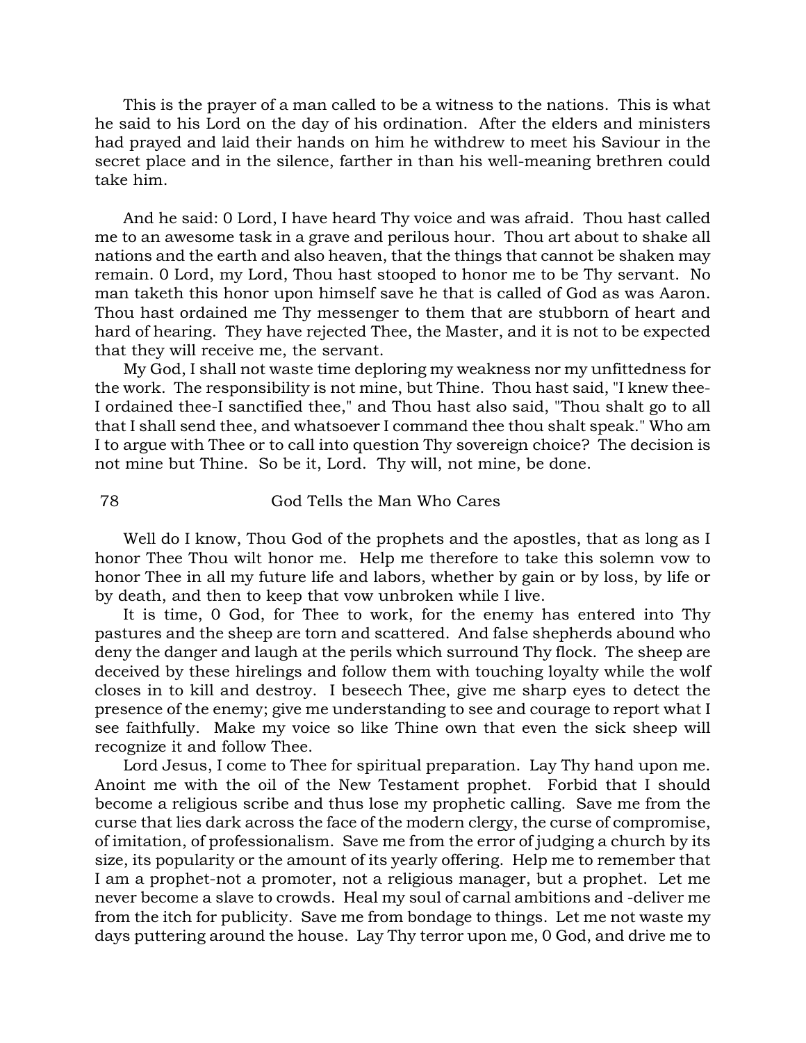This is the prayer of a man called to be a witness to the nations. This is what he said to his Lord on the day of his ordination. After the elders and ministers had prayed and laid their hands on him he withdrew to meet his Saviour in the secret place and in the silence, farther in than his well-meaning brethren could take him.

And he said: 0 Lord, I have heard Thy voice and was afraid. Thou hast called me to an awesome task in a grave and perilous hour. Thou art about to shake all nations and the earth and also heaven, that the things that cannot be shaken may remain. 0 Lord, my Lord, Thou hast stooped to honor me to be Thy servant. No man taketh this honor upon himself save he that is called of God as was Aaron. Thou hast ordained me Thy messenger to them that are stubborn of heart and hard of hearing. They have rejected Thee, the Master, and it is not to be expected that they will receive me, the servant.

My God, I shall not waste time deploring my weakness nor my unfittedness for the work. The responsibility is not mine, but Thine. Thou hast said, "I knew thee-I ordained thee-I sanctified thee," and Thou hast also said, "Thou shalt go to all that I shall send thee, and whatsoever I command thee thou shalt speak." Who am I to argue with Thee or to call into question Thy sovereign choice? The decision is not mine but Thine. So be it, Lord. Thy will, not mine, be done.

Well do I know, Thou God of the prophets and the apostles, that as long as I honor Thee Thou wilt honor me. Help me therefore to take this solemn vow to honor Thee in all my future life and labors, whether by gain or by loss, by life or by death, and then to keep that vow unbroken while I live.

It is time, 0 God, for Thee to work, for the enemy has entered into Thy pastures and the sheep are torn and scattered. And false shepherds abound who deny the danger and laugh at the perils which surround Thy flock. The sheep are deceived by these hirelings and follow them with touching loyalty while the wolf closes in to kill and destroy. I beseech Thee, give me sharp eyes to detect the presence of the enemy; give me understanding to see and courage to report what I see faithfully. Make my voice so like Thine own that even the sick sheep will recognize it and follow Thee.

Lord Jesus, I come to Thee for spiritual preparation. Lay Thy hand upon me. Anoint me with the oil of the New Testament prophet. Forbid that I should become a religious scribe and thus lose my prophetic calling. Save me from the curse that lies dark across the face of the modern clergy, the curse of compromise, of imitation, of professionalism. Save me from the error of judging a church by its size, its popularity or the amount of its yearly offering. Help me to remember that I am a prophet-not a promoter, not a religious manager, but a prophet. Let me never become a slave to crowds. Heal my soul of carnal ambitions and -deliver me from the itch for publicity. Save me from bondage to things. Let me not waste my days puttering around the house. Lay Thy terror upon me, 0 God, and drive me to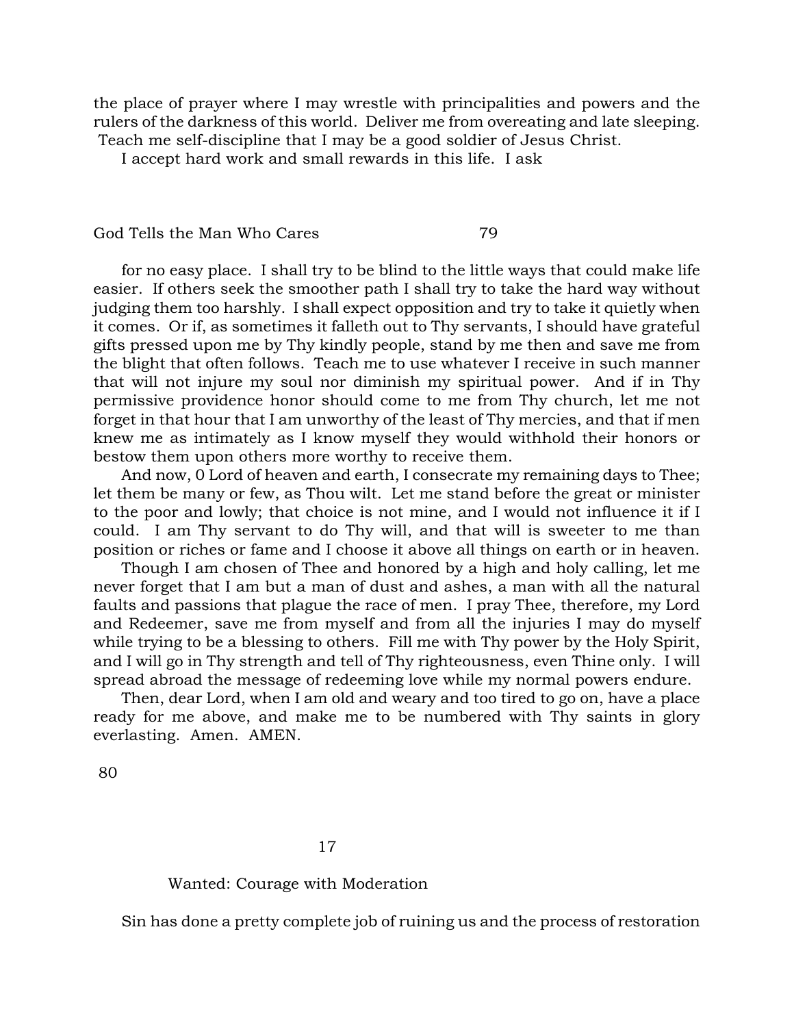the place of prayer where I may wrestle with principalities and powers and the rulers of the darkness of this world. Deliver me from overeating and late sleeping. Teach me self-discipline that I may be a good soldier of Jesus Christ.

I accept hard work and small rewards in this life. I ask for no easy place. I shall try to be blind to the little ways that could make life easier. If others seek the smoother path I shall try to take the hard way without judging them too harshly. I shall expect opposition and try to take it quietly when it comes. Or if, as sometimes it falleth out to Thy servants, I should have grateful gifts pressed upon me by Thy kindly people, stand by me then and save me from the blight that often follows. Teach me to use whatever I receive in such manner that will not injure my soul nor diminish my spiritual power. And if in Thy permissive providence honor should come to me from Thy church, let me not forget in that hour that I am unworthy of the least of Thy mercies, and that if men knew me as intimately as I know myself they would withhold their honors or bestow them upon others more worthy to receive them.

And now, 0 Lord of heaven and earth, I consecrate my remaining days to Thee; let them be many or few, as Thou wilt. Let me stand before the great or minister to the poor and lowly; that choice is not mine, and I would not influence it if I could. I am Thy servant to do Thy will, and that will is sweeter to me than position or riches or fame and I choose it above all things on earth or in heaven.

Though I am chosen of Thee and honored by a high and holy calling, let me never forget that I am but a man of dust and ashes, a man with all the natural faults and passions that plague the race of men. I pray Thee, therefore, my Lord and Redeemer, save me from myself and from all the injuries I may do myself while trying to be a blessing to others. Fill me with Thy power by the Holy Spirit, and I will go in Thy strength and tell of Thy righteousness, even Thine only. I will spread abroad the message of redeeming love while my normal powers endure.

Then, dear Lord, when I am old and weary and too tired to go on, have a place ready for me above, and make me to be numbered with Thy saints in glory everlasting. Amen. AMEN.

## 17

## Wanted: Courage with Moderation

Sin has done a pretty complete job of ruining us and the process of restoration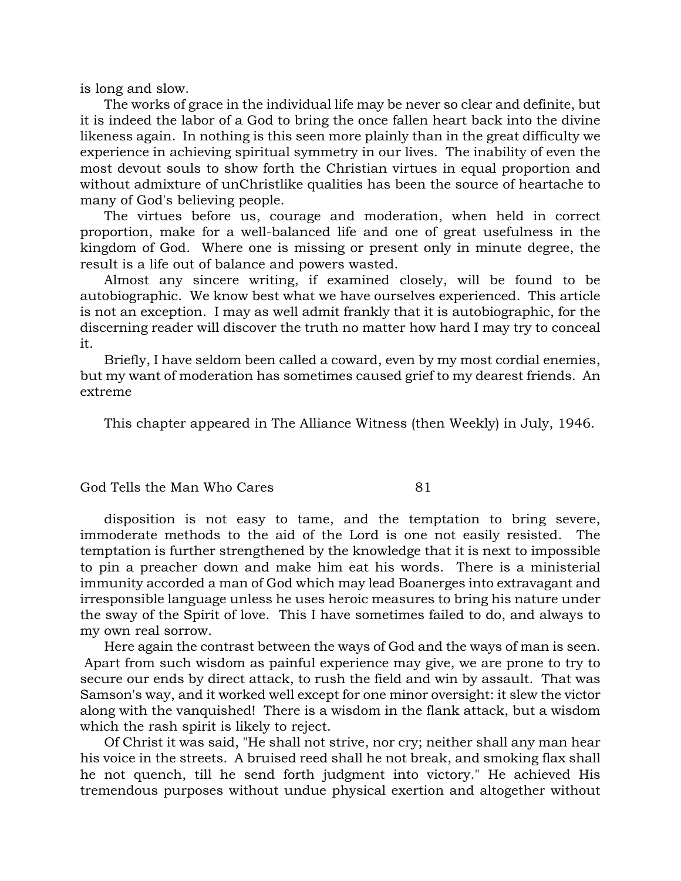is long and slow.

The works of grace in the individual life may be never so clear and definite, but it is indeed the labor of a God to bring the once fallen heart back into the divine likeness again. In nothing is this seen more plainly than in the great difficulty we experience in achieving spiritual symmetry in our lives. The inability of even the most devout souls to show forth the Christian virtues in equal proportion and without admixture of unChristlike qualities has been the source of heartache to many of God's believing people.

The virtues before us, courage and moderation, when held in correct proportion, make for a well-balanced life and one of great usefulness in the kingdom of God. Where one is missing or present only in minute degree, the result is a life out of balance and powers wasted.

Almost any sincere writing, if examined closely, will be found to be autobiographic. We know best what we have ourselves experienced. This article is not an exception. I may as well admit frankly that it is autobiographic, for the discerning reader will discover the truth no matter how hard I may try to conceal it.

Briefly, I have seldom been called a coward, even by my most cordial enemies, but my want of moderation has sometimes caused grief to my dearest friends. An extreme disposition is not easy to tame, and the temptation to bring severe, immoderate methods to the aid of the Lord is one not easily resisted. The temptation is further strengthened by the knowledge that it is next to impossible to pin a preacher down and make him eat his words. There is a ministerial immunity accorded a man of God which may lead Boanerges into extravagant and irresponsible language unless he uses heroic measures to bring his nature under the sway of the Spirit of love. This I have sometimes failed to do, and always to my own real sorrow.

Here again the contrast between the ways of God and the ways of man is seen. Apart from such wisdom as painful experience may give, we are prone to try to secure our ends by direct attack, to rush the field and win by assault. That was Samson's way, and it worked well except for one minor oversight: it slew the victor along with the vanquished! There is a wisdom in the flank attack, but a wisdom which the rash spirit is likely to reject.

Of Christ it was said, "He shall not strive, nor cry; neither shall any man hear his voice in the streets. A bruised reed shall he not break, and smoking flax shall he not quench, till he send forth judgment into victory." He achieved His tremendous purposes without undue physical exertion and altogether without

This chapter appeared in The Alliance Witness (then Weekly) in July, 1946.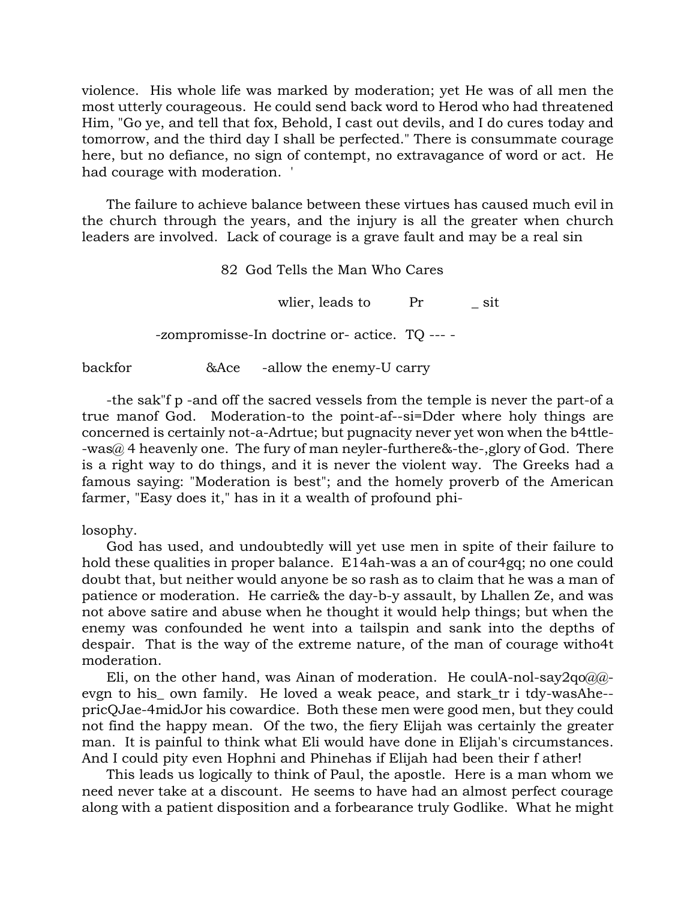violence. His whole life was marked by moderation; yet He was of all men the most utterly courageous. He could send back word to Herod who had threatened Him, "Go ye, and tell that fox, Behold, I cast out devils, and I do cures today and tomorrow, and the third day I shall be perfected." There is consummate courage here, but no defiance, no sign of contempt, no extravagance of word or act. He had courage with moderation. '

The failure to achieve balance between these virtues has caused much evil in the church through the years, and the injury is all the greater when church leaders are involved. Lack of courage is a grave fault and may be a real sin

wlier, leads to Pr _ sit

-zompromisse-In doctrine or- actice. TQ --- -

backfor &Ace -allow the enemy-U carry

-the sak"f p -and off the sacred vessels from the temple is never the part-of a true manof God. Moderation-to the point-af--si=Dder where holy things are concerned is certainly not-a-Adrtue; but pugnacity never yet won when the b4ttle--was@ 4 heavenly one. The fury of man neyler-furthere&-the-,glory of God. There is a right way to do things, and it is never the violent way. The Greeks had a famous saying: "Moderation is best"; and the homely proverb of the American farmer, "Easy does it," has in it a wealth of profound philosophy.

God has used, and undoubtedly will yet use men in spite of their failure to hold these qualities in proper balance. E14ah-was a an of cour4gq; no one could doubt that, but neither would anyone be so rash as to claim that he was a man of patience or moderation. He carrie& the day-b-y assault, by Lhallen Ze, and was not above satire and abuse when he thought it would help things; but when the enemy was confounded he went into a tailspin and sank into the depths of despair. That is the way of the extreme nature, of the man of courage witho4t moderation.

Eli, on the other hand, was Ainan of moderation. He coulA-nol-say2qo@@-evgn to his_ own family. He loved a weak peace, and stark_tr i tdy-wasAhe--pricQJae-4midJor his cowardice. Both these men were good men, but they could not find the happy mean. Of the two, the fiery Elijah was certainly the greater man. It is painful to think what Eli would have done in Elijah's circumstances. And I could pity even Hophni and Phinehas if Elijah had been their f ather!

This leads us logically to think of Paul, the apostle. Here is a man whom we need never take at a discount. He seems to have had an almost perfect courage along with a patient disposition and a forbearance truly Godlike. What he might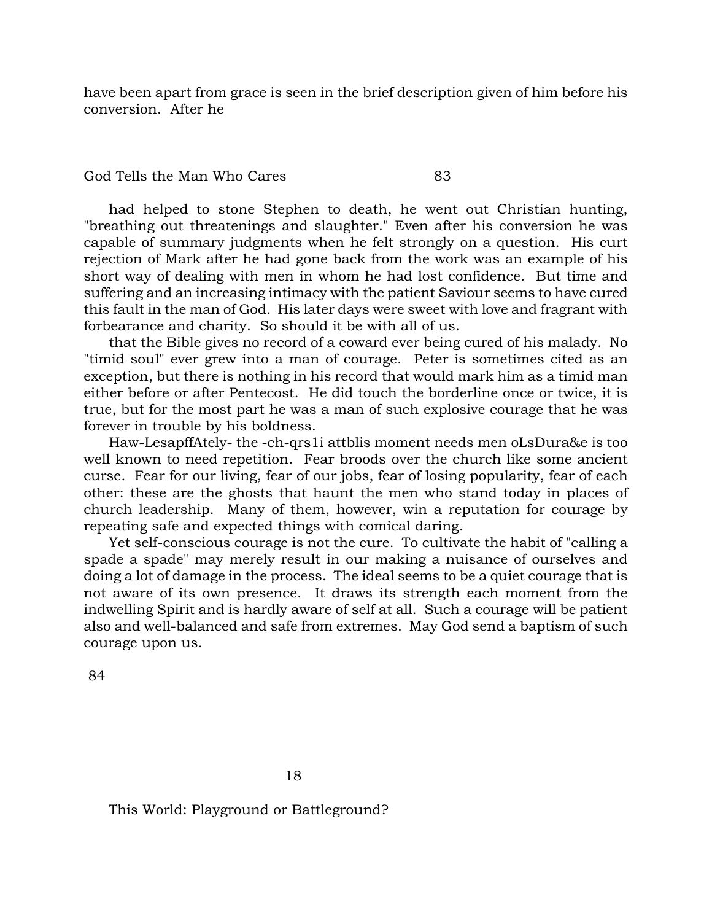have been apart from grace is seen in the brief description given of him before his conversion. After he

had helped to stone Stephen to death, he went out Christian hunting, "breathing out threatenings and slaughter." Even after his conversion he was capable of summary judgments when he felt strongly on a question. His curt rejection of Mark after he had gone back from the work was an example of his short way of dealing with men in whom he had lost confidence. But time and suffering and an increasing intimacy with the patient Saviour seems to have cured this fault in the man of God. His later days were sweet with love and fragrant with forbearance and charity. So should it be with all of us.

that the Bible gives no record of a coward ever being cured of his malady. No "timid soul" ever grew into a man of courage. Peter is sometimes cited as an exception, but there is nothing in his record that would mark him as a timid man either before or after Pentecost. He did touch the borderline once or twice, it is true, but for the most part he was a man of such explosive courage that he was forever in trouble by his boldness.

Haw-LesapffAtely- the -ch-qrs1i attblis moment needs men oLsDura&e is too well known to need repetition. Fear broods over the church like some ancient curse. Fear for our living, fear of our jobs, fear of losing popularity, fear of each other: these are the ghosts that haunt the men who stand today in places of church leadership. Many of them, however, win a reputation for courage by repeating safe and expected things with comical daring.

Yet self-conscious courage is not the cure. To cultivate the habit of "calling a spade a spade" may merely result in our making a nuisance of ourselves and doing a lot of damage in the process. The ideal seems to be a quiet courage that is not aware of its own presence. It draws its strength each moment from the indwelling Spirit and is hardly aware of self at all. Such a courage will be patient also and well-balanced and safe from extremes. May God send a baptism of such courage upon us.

# 18

## This World: Playground or Battleground?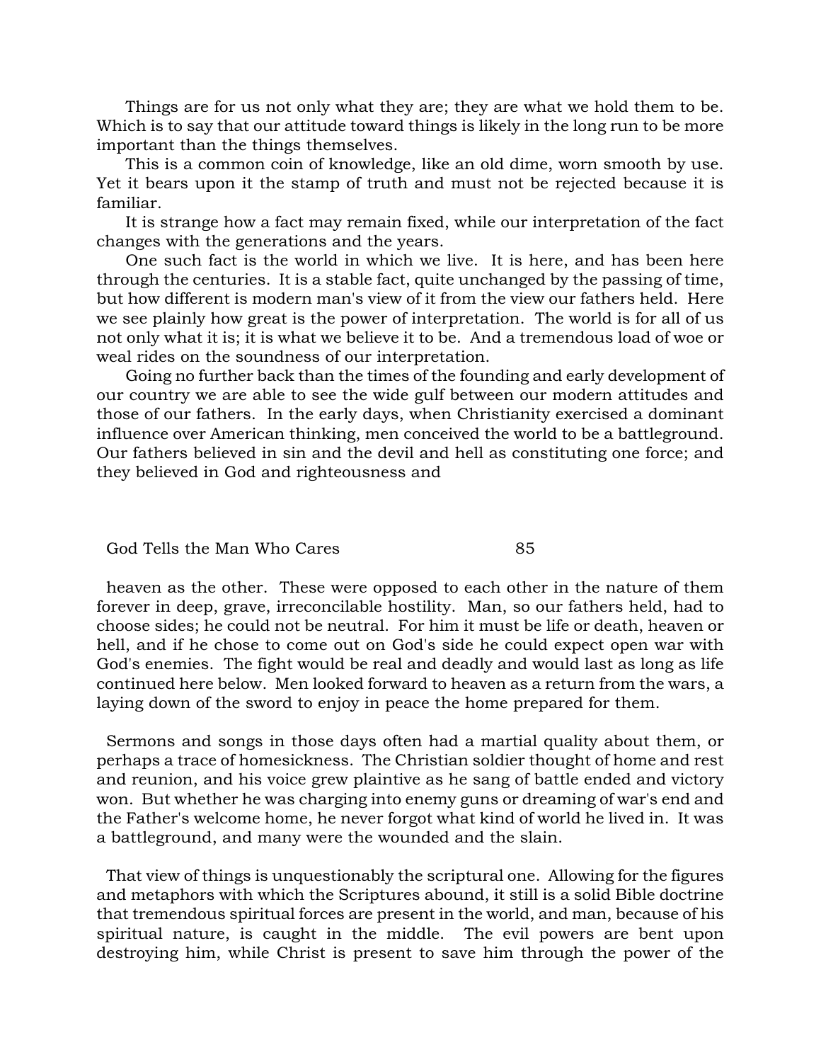Things are for us not only what they are; they are what we hold them to be. Which is to say that our attitude toward things is likely in the long run to be more important than the things themselves.

This is a common coin of knowledge, like an old dime, worn smooth by use. Yet it bears upon it the stamp of truth and must not be rejected because it is familiar.

It is strange how a fact may remain fixed, while our interpretation of the fact changes with the generations and the years.

One such fact is the world in which we live. It is here, and has been here through the centuries. It is a stable fact, quite unchanged by the passing of time, but how different is modern man's view of it from the view our fathers held. Here we see plainly how great is the power of interpretation. The world is for all of us not only what it is; it is what we believe it to be. And a tremendous load of woe or weal rides on the soundness of our interpretation.

Going no further back than the times of the founding and early development of our country we are able to see the wide gulf between our modern attitudes and those of our fathers. In the early days, when Christianity exercised a dominant influence over American thinking, men conceived the world to be a battleground. Our fathers believed in sin and the devil and hell as constituting one force; and they believed in God and righteousness and heaven as the other. These were opposed to each other in the nature of them forever in deep, grave, irreconcilable hostility. Man, so our fathers held, had to choose sides; he could not be neutral. For him it must be life or death, heaven or hell, and if he chose to come out on God's side he could expect open war with God's enemies. The fight would be real and deadly and would last as long as life continued here below. Men looked forward to heaven as a return from the wars, a laying down of the sword to enjoy in peace the home prepared for them.

Sermons and songs in those days often had a martial quality about them, or perhaps a trace of homesickness. The Christian soldier thought of home and rest and reunion, and his voice grew plaintive as he sang of battle ended and victory won. But whether he was charging into enemy guns or dreaming of war's end and the Father's welcome home, he never forgot what kind of world he lived in. It was a battleground, and many were the wounded and the slain.

That view of things is unquestionably the scriptural one. Allowing for the figures and metaphors with which the Scriptures abound, it still is a solid Bible doctrine that tremendous spiritual forces are present in the world, and man, because of his spiritual nature, is caught in the middle. The evil powers are bent upon destroying him, while Christ is present to save him through the power of the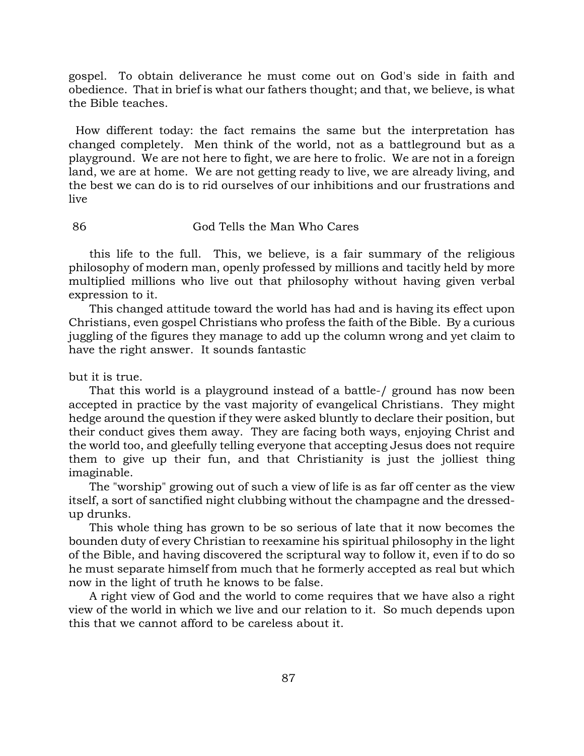gospel. To obtain deliverance he must come out on God's side in faith and obedience. That in brief is what our fathers thought; and that, we believe, is what the Bible teaches.

How different today: the fact remains the same but the interpretation has changed completely. Men think of the world, not as a battleground but as a playground. We are not here to fight, we are here to frolic. We are not in a foreign land, we are at home. We are not getting ready to live, we are already living, and the best we can do is to rid ourselves of our inhibitions and our frustrations and live this life to the full. This, we believe, is a fair summary of the religious philosophy of modern man, openly professed by millions and tacitly held by more multiplied millions who live out that philosophy without having given verbal expression to it.

This changed attitude toward the world has had and is having its effect upon Christians, even gospel Christians who profess the faith of the Bible. By a curious juggling of the figures they manage to add up the column wrong and yet claim to have the right answer. It sounds fantastic but it is true.

That this world is a playground instead of a battle-/ ground has now been accepted in practice by the vast majority of evangelical Christians. They might hedge around the question if they were asked bluntly to declare their position, but their conduct gives them away. They are facing both ways, enjoying Christ and the world too, and gleefully telling everyone that accepting Jesus does not require them to give up their fun, and that Christianity is just the jolliest thing imaginable.

The "worship" growing out of such a view of life is as far off center as the view itself, a sort of sanctified night clubbing without the champagne and the dressed-up drunks.

This whole thing has grown to be so serious of late that it now becomes the bounden duty of every Christian to reexamine his spiritual philosophy in the light of the Bible, and having discovered the scriptural way to follow it, even if to do so he must separate himself from much that he formerly accepted as real but which now in the light of truth he knows to be false.

A right view of God and the world to come requires that we have also a right view of the world in which we live and our relation to it. So much depends upon this that we cannot afford to be careless about it.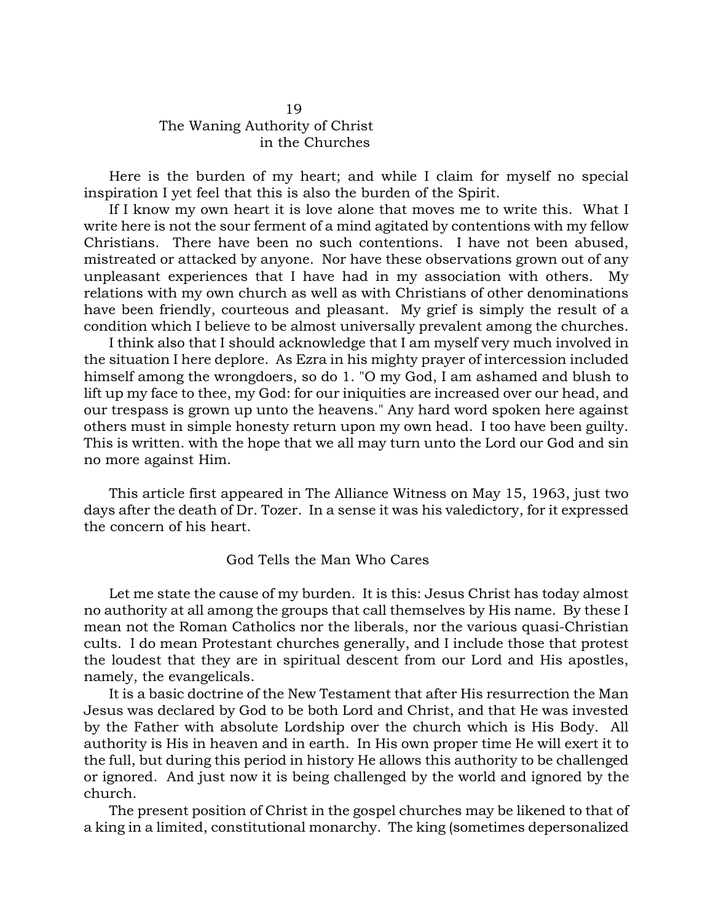## 19
## The Waning Authority of Christ in the Churches

Here is the burden of my heart; and while I claim for myself no special inspiration I yet feel that this is also the burden of the Spirit.

If I know my own heart it is love alone that moves me to write this. What I write here is not the sour ferment of a mind agitated by contentions with my fellow Christians. There have been no such contentions. I have not been abused, mistreated or attacked by anyone. Nor have these observations grown out of any unpleasant experiences that I have had in my association with others. My relations with my own church as well as with Christians of other denominations have been friendly, courteous and pleasant. My grief is simply the result of a condition which I believe to be almost universally prevalent among the churches.

I think also that I should acknowledge that I am myself very much involved in the situation I here deplore. As Ezra in his mighty prayer of intercession included himself among the wrongdoers, so do 1. "O my God, I am ashamed and blush to lift up my face to thee, my God: for our iniquities are increased over our head, and our trespass is grown up unto the heavens." Any hard word spoken here against others must in simple honesty return upon my own head. I too have been guilty. This is written. with the hope that we all may turn unto the Lord our God and sin no more against Him.

This article first appeared in The Alliance Witness on May 15, 1963, just two days after the death of Dr. Tozer. In a sense it was his valedictory, for it expressed the concern of his heart.

### God Tells the Man Who Cares

Let me state the cause of my burden. It is this: Jesus Christ has today almost no authority at all among the groups that call themselves by His name. By these I mean not the Roman Catholics nor the liberals, nor the various quasi-Christian cults. I do mean Protestant churches generally, and I include those that protest the loudest that they are in spiritual descent from our Lord and His apostles, namely, the evangelicals.

It is a basic doctrine of the New Testament that after His resurrection the Man Jesus was declared by God to be both Lord and Christ, and that He was invested by the Father with absolute Lordship over the church which is His Body. All authority is His in heaven and in earth. In His own proper time He will exert it to the full, but during this period in history He allows this authority to be challenged or ignored. And just now it is being challenged by the world and ignored by the church.

The present position of Christ in the gospel churches may be likened to that of a king in a limited, constitutional monarchy. The king (sometimes depersonalized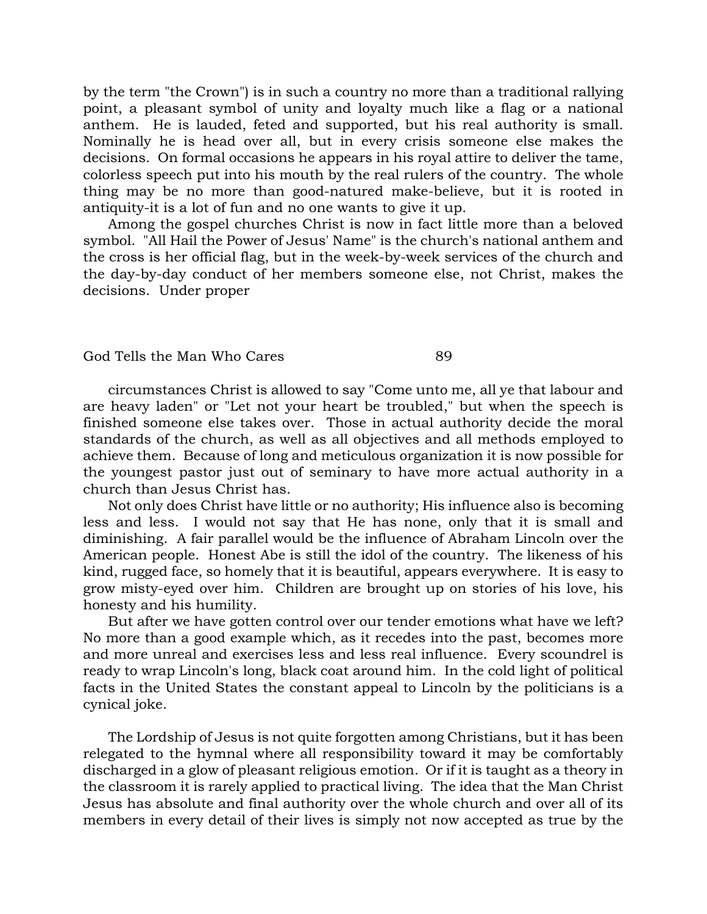by the term "the Crown") is in such a country no more than a traditional rallying point, a pleasant symbol of unity and loyalty much like a flag or a national anthem. He is lauded, feted and supported, but his real authority is small. Nominally he is head over all, but in every crisis someone else makes the decisions. On formal occasions he appears in his royal attire to deliver the tame, colorless speech put into his mouth by the real rulers of the country. The whole thing may be no more than good-natured make-believe, but it is rooted in antiquity-it is a lot of fun and no one wants to give it up.

Among the gospel churches Christ is now in fact little more than a beloved symbol. "All Hail the Power of Jesus' Name" is the church's national anthem and the cross is her official flag, but in the week-by-week services of the church and the day-by-day conduct of her members someone else, not Christ, makes the decisions. Under proper circumstances Christ is allowed to say "Come unto me, all ye that labour and are heavy laden" or "Let not your heart be troubled," but when the speech is finished someone else takes over. Those in actual authority decide the moral standards of the church, as well as all objectives and all methods employed to achieve them. Because of long and meticulous organization it is now possible for the youngest pastor just out of seminary to have more actual authority in a church than Jesus Christ has.

Not only does Christ have little or no authority; His influence also is becoming less and less. I would not say that He has none, only that it is small and diminishing. A fair parallel would be the influence of Abraham Lincoln over the American people. Honest Abe is still the idol of the country. The likeness of his kind, rugged face, so homely that it is beautiful, appears everywhere. It is easy to grow misty-eyed over him. Children are brought up on stories of his love, his honesty and his humility.

But after we have gotten control over our tender emotions what have we left? No more than a good example which, as it recedes into the past, becomes more and more unreal and exercises less and less real influence. Every scoundrel is ready to wrap Lincoln's long, black coat around him. In the cold light of political facts in the United States the constant appeal to Lincoln by the politicians is a cynical joke.

The Lordship of Jesus is not quite forgotten among Christians, but it has been relegated to the hymnal where all responsibility toward it may be comfortably discharged in a glow of pleasant religious emotion. Or if it is taught as a theory in the classroom it is rarely applied to practical living. The idea that the Man Christ Jesus has absolute and final authority over the whole church and over all of its members in every detail of their lives is simply not now accepted as true by the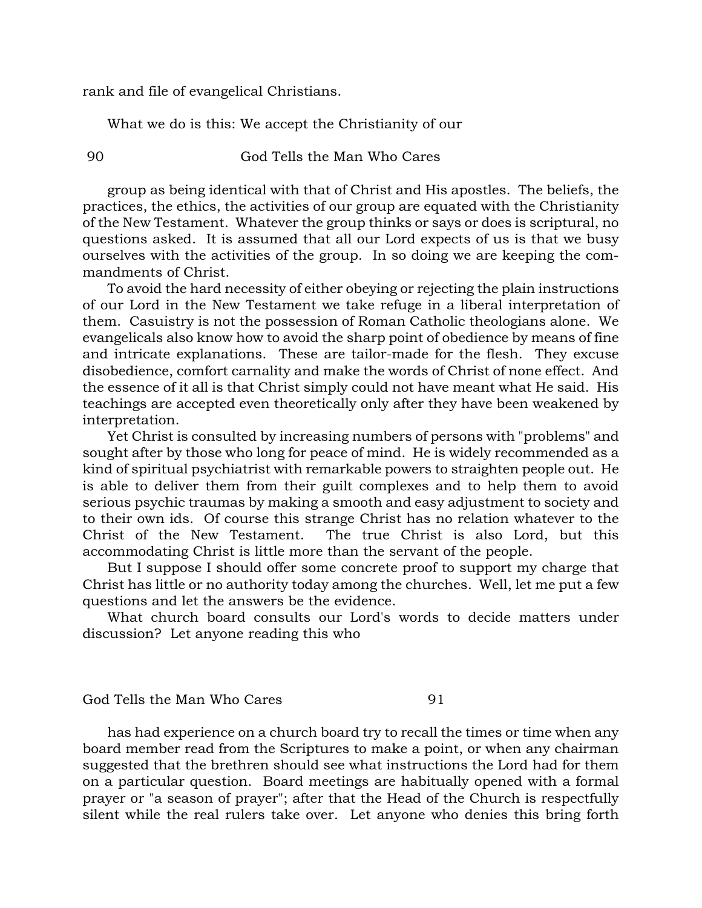rank and file of evangelical Christians.

What we do is this: We accept the Christianity of our group as being identical with that of Christ and His apostles. The beliefs, the practices, the ethics, the activities of our group are equated with the Christianity of the New Testament. Whatever the group thinks or says or does is scriptural, no questions asked. It is assumed that all our Lord expects of us is that we busy ourselves with the activities of the group. In so doing we are keeping the commandments of Christ.

To avoid the hard necessity of either obeying or rejecting the plain instructions of our Lord in the New Testament we take refuge in a liberal interpretation of them. Casuistry is not the possession of Roman Catholic theologians alone. We evangelicals also know how to avoid the sharp point of obedience by means of fine and intricate explanations. These are tailor-made for the flesh. They excuse disobedience, comfort carnality and make the words of Christ of none effect. And the essence of it all is that Christ simply could not have meant what He said. His teachings are accepted even theoretically only after they have been weakened by interpretation.

Yet Christ is consulted by increasing numbers of persons with "problems" and sought after by those who long for peace of mind. He is widely recommended as a kind of spiritual psychiatrist with remarkable powers to straighten people out. He is able to deliver them from their guilt complexes and to help them to avoid serious psychic traumas by making a smooth and easy adjustment to society and to their own ids. Of course this strange Christ has no relation whatever to the Christ of the New Testament. The true Christ is also Lord, but this accommodating Christ is little more than the servant of the people.

But I suppose I should offer some concrete proof to support my charge that Christ has little or no authority today among the churches. Well, let me put a few questions and let the answers be the evidence.

What church board consults our Lord's words to decide matters under discussion? Let anyone reading this who has had experience on a church board try to recall the times or time when any board member read from the Scriptures to make a point, or when any chairman suggested that the brethren should see what instructions the Lord had for them on a particular question. Board meetings are habitually opened with a formal prayer or "a season of prayer"; after that the Head of the Church is respectfully silent while the real rulers take over. Let anyone who denies this bring forth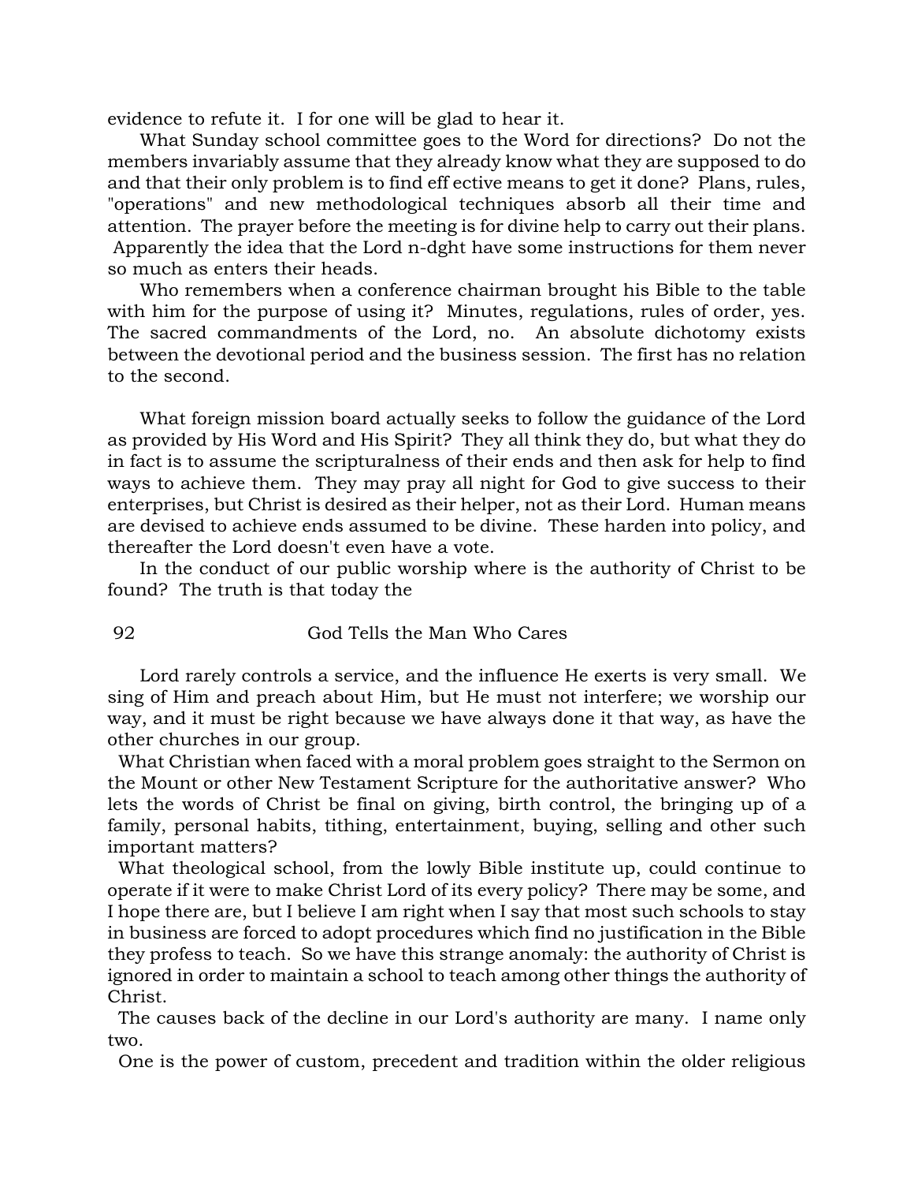evidence to refute it. I for one will be glad to hear it.

What Sunday school committee goes to the Word for directions? Do not the members invariably assume that they already know what they are supposed to do and that their only problem is to find eff ective means to get it done? Plans, rules, "operations" and new methodological techniques absorb all their time and attention. The prayer before the meeting is for divine help to carry out their plans. Apparently the idea that the Lord n-dght have some instructions for them never so much as enters their heads.

Who remembers when a conference chairman brought his Bible to the table with him for the purpose of using it? Minutes, regulations, rules of order, yes. The sacred commandments of the Lord, no. An absolute dichotomy exists between the devotional period and the business session. The first has no relation to the second.

What foreign mission board actually seeks to follow the guidance of the Lord as provided by His Word and His Spirit? They all think they do, but what they do in fact is to assume the scripturalness of their ends and then ask for help to find ways to achieve them. They may pray all night for God to give success to their enterprises, but Christ is desired as their helper, not as their Lord. Human means are devised to achieve ends assumed to be divine. These harden into policy, and thereafter the Lord doesn't even have a vote.

In the conduct of our public worship where is the authority of Christ to be found? The truth is that today the Lord rarely controls a service, and the influence He exerts is very small. We sing of Him and preach about Him, but He must not interfere; we worship our way, and it must be right because we have always done it that way, as have the other churches in our group.

What Christian when faced with a moral problem goes straight to the Sermon on the Mount or other New Testament Scripture for the authoritative answer? Who lets the words of Christ be final on giving, birth control, the bringing up of a family, personal habits, tithing, entertainment, buying, selling and other such important matters?

What theological school, from the lowly Bible institute up, could continue to operate if it were to make Christ Lord of its every policy? There may be some, and I hope there are, but I believe I am right when I say that most such schools to stay in business are forced to adopt procedures which find no justification in the Bible they profess to teach. So we have this strange anomaly: the authority of Christ is ignored in order to maintain a school to teach among other things the authority of Christ.

The causes back of the decline in our Lord's authority are many. I name only two.

One is the power of custom, precedent and tradition within the older religious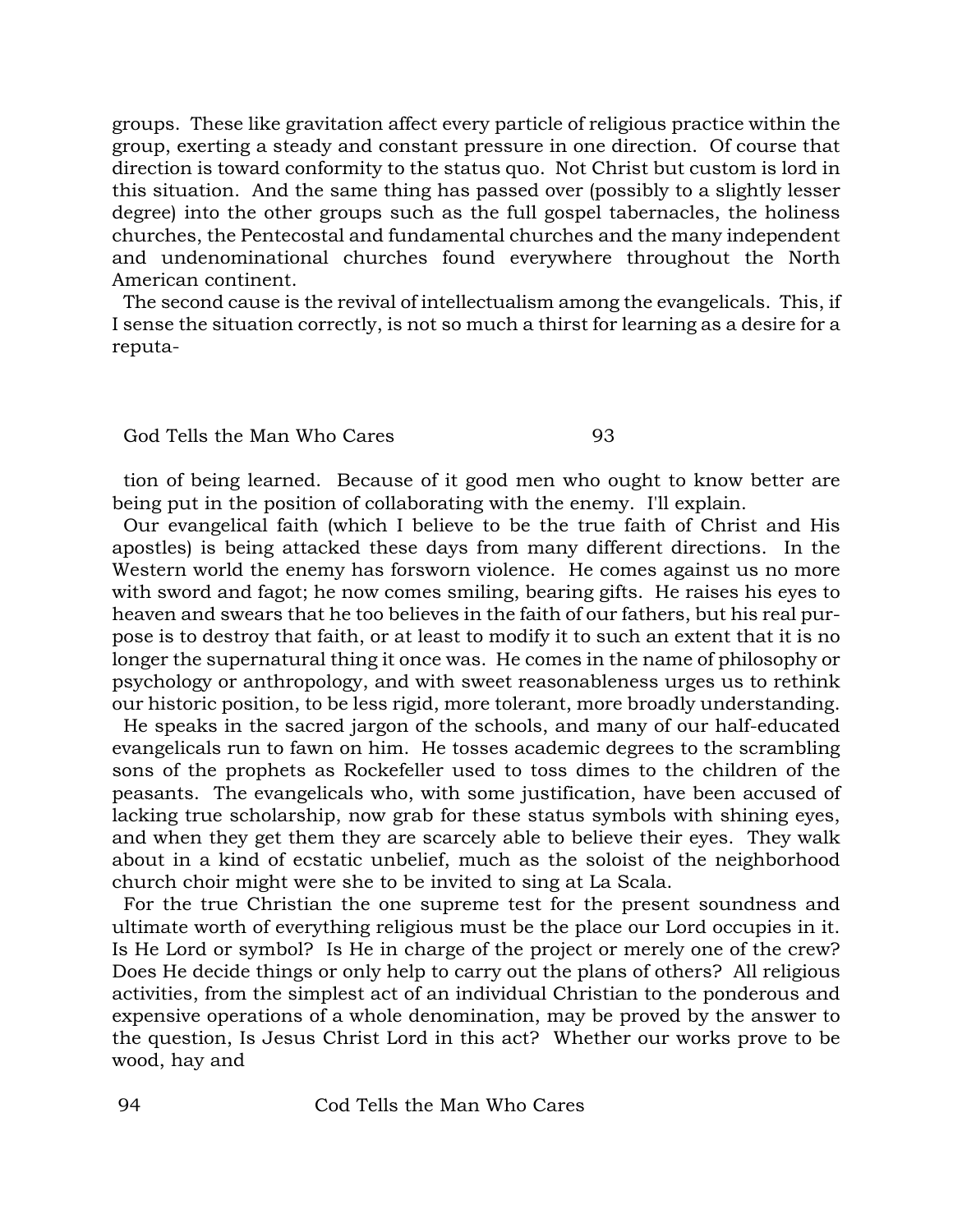groups. These like gravitation affect every particle of religious practice within the group, exerting a steady and constant pressure in one direction. Of course that direction is toward conformity to the status quo. Not Christ but custom is lord in this situation. And the same thing has passed over (possibly to a slightly lesser degree) into the other groups such as the full gospel tabernacles, the holiness churches, the Pentecostal and fundamental churches and the many independent and undenominational churches found everywhere throughout the North American continent.

The second cause is the revival of intellectualism among the evangelicals. This, if I sense the situation correctly, is not so much a thirst for learning as a desire for a reputation of being learned. Because of it good men who ought to know better are being put in the position of collaborating with the enemy. I'll explain.

Our evangelical faith (which I believe to be the true faith of Christ and His apostles) is being attacked these days from many different directions. In the Western world the enemy has forsworn violence. He comes against us no more with sword and fagot; he now comes smiling, bearing gifts. He raises his eyes to heaven and swears that he too believes in the faith of our fathers, but his real purpose is to destroy that faith, or at least to modify it to such an extent that it is no longer the supernatural thing it once was. He comes in the name of philosophy or psychology or anthropology, and with sweet reasonableness urges us to rethink our historic position, to be less rigid, more tolerant, more broadly understanding.

He speaks in the sacred jargon of the schools, and many of our half-educated evangelicals run to fawn on him. He tosses academic degrees to the scrambling sons of the prophets as Rockefeller used to toss dimes to the children of the peasants. The evangelicals who, with some justification, have been accused of lacking true scholarship, now grab for these status symbols with shining eyes, and when they get them they are scarcely able to believe their eyes. They walk about in a kind of ecstatic unbelief, much as the soloist of the neighborhood church choir might were she to be invited to sing at La Scala.

For the true Christian the one supreme test for the present soundness and ultimate worth of everything religious must be the place our Lord occupies in it. Is He Lord or symbol? Is He in charge of the project or merely one of the crew? Does He decide things or only help to carry out the plans of others? All religious activities, from the simplest act of an individual Christian to the ponderous and expensive operations of a whole denomination, may be proved by the answer to the question, Is Jesus Christ Lord in this act? Whether our works prove to be wood, hay and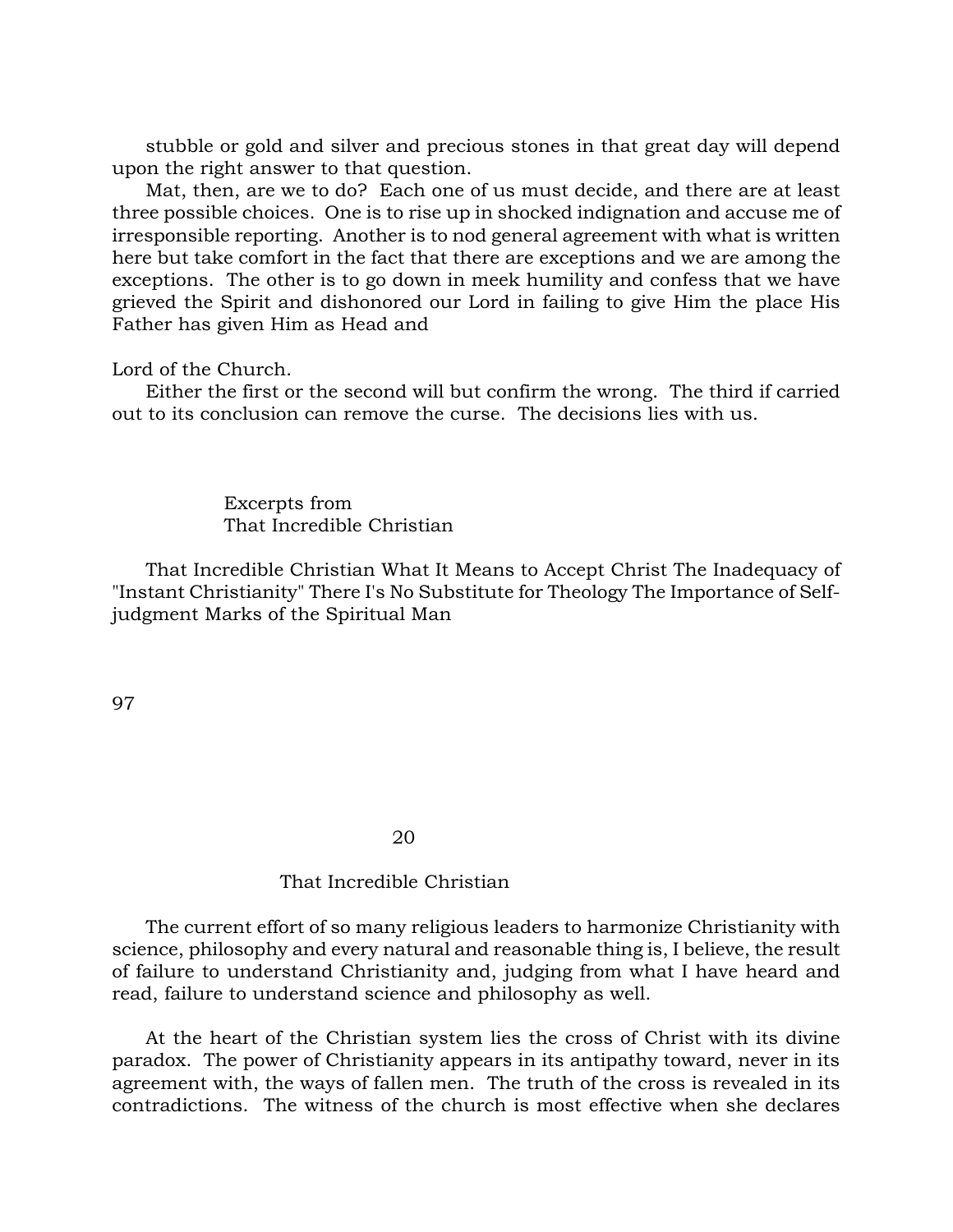stubble or gold and silver and precious stones in that great day will depend upon the right answer to that question.

Mat, then, are we to do? Each one of us must decide, and there are at least three possible choices. One is to rise up in shocked indignation and accuse me of irresponsible reporting. Another is to nod general agreement with what is written here but take comfort in the fact that there are exceptions and we are among the exceptions. The other is to go down in meek humility and confess that we have grieved the Spirit and dishonored our Lord in failing to give Him the place His Father has given Him as Head and

Lord of the Church.

Either the first or the second will but confirm the wrong. The third if carried out to its conclusion can remove the curse. The decisions lies with us.

Excerpts from
That Incredible Christian

That Incredible Christian What It Means to Accept Christ The Inadequacy of "Instant Christianity" There I's No Substitute for Theology The Importance of Self-judgment Marks of the Spiritual Man

## 20

## That Incredible Christian

The current effort of so many religious leaders to harmonize Christianity with science, philosophy and every natural and reasonable thing is, I believe, the result of failure to understand Christianity and, judging from what I have heard and read, failure to understand science and philosophy as well.

At the heart of the Christian system lies the cross of Christ with its divine paradox. The power of Christianity appears in its antipathy toward, never in its agreement with, the ways of fallen men. The truth of the cross is revealed in its contradictions. The witness of the church is most effective when she declares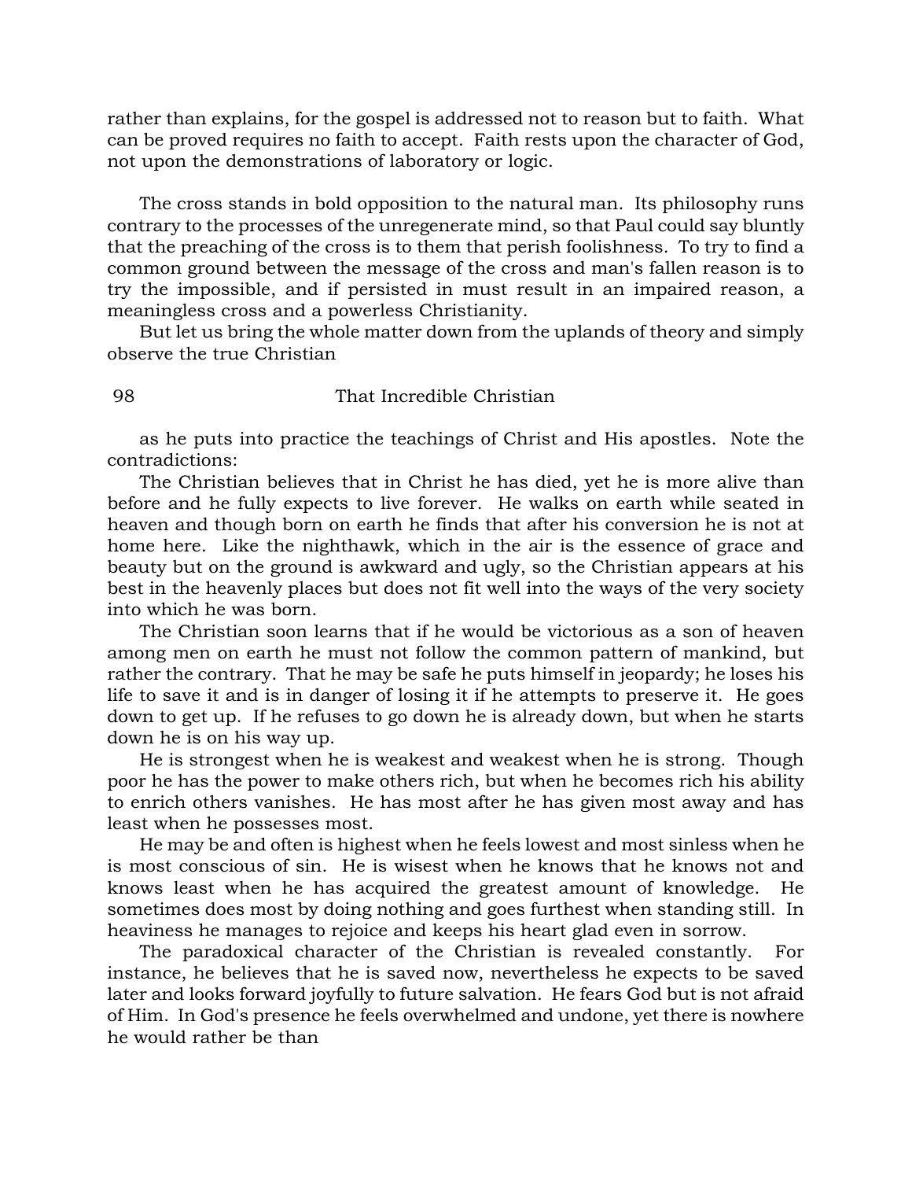rather than explains, for the gospel is addressed not to reason but to faith. What can be proved requires no faith to accept. Faith rests upon the character of God, not upon the demonstrations of laboratory or logic.

The cross stands in bold opposition to the natural man. Its philosophy runs contrary to the processes of the unregenerate mind, so that Paul could say bluntly that the preaching of the cross is to them that perish foolishness. To try to find a common ground between the message of the cross and man's fallen reason is to try the impossible, and if persisted in must result in an impaired reason, a meaningless cross and a powerless Christianity.

But let us bring the whole matter down from the uplands of theory and simply observe the true Christian as he puts into practice the teachings of Christ and His apostles. Note the contradictions:

The Christian believes that in Christ he has died, yet he is more alive than before and he fully expects to live forever. He walks on earth while seated in heaven and though born on earth he finds that after his conversion he is not at home here. Like the nighthawk, which in the air is the essence of grace and beauty but on the ground is awkward and ugly, so the Christian appears at his best in the heavenly places but does not fit well into the ways of the very society into which he was born.

The Christian soon learns that if he would be victorious as a son of heaven among men on earth he must not follow the common pattern of mankind, but rather the contrary. That he may be safe he puts himself in jeopardy; he loses his life to save it and is in danger of losing it if he attempts to preserve it. He goes down to get up. If he refuses to go down he is already down, but when he starts down he is on his way up.

He is strongest when he is weakest and weakest when he is strong. Though poor he has the power to make others rich, but when he becomes rich his ability to enrich others vanishes. He has most after he has given most away and has least when he possesses most.

He may be and often is highest when he feels lowest and most sinless when he is most conscious of sin. He is wisest when he knows that he knows not and knows least when he has acquired the greatest amount of knowledge. He sometimes does most by doing nothing and goes furthest when standing still. In heaviness he manages to rejoice and keeps his heart glad even in sorrow.

The paradoxical character of the Christian is revealed constantly. For instance, he believes that he is saved now, nevertheless he expects to be saved later and looks forward joyfully to future salvation. He fears God but is not afraid of Him. In God's presence he feels overwhelmed and undone, yet there is nowhere he would rather be than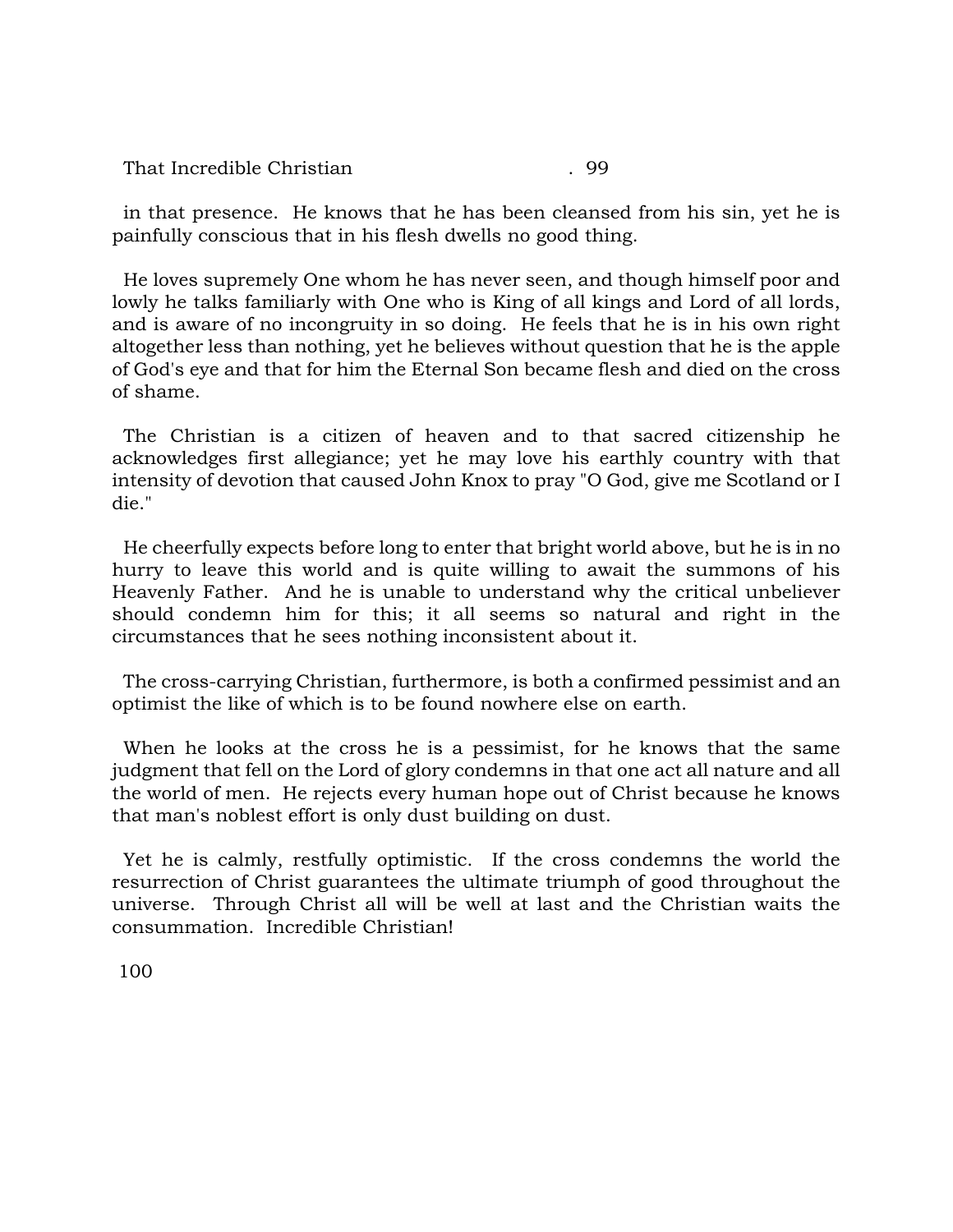in that presence. He knows that he has been cleansed from his sin, yet he is painfully conscious that in his flesh dwells no good thing.

He loves supremely One whom he has never seen, and though himself poor and lowly he talks familiarly with One who is King of all kings and Lord of all lords, and is aware of no incongruity in so doing. He feels that he is in his own right altogether less than nothing, yet he believes without question that he is the apple of God's eye and that for him the Eternal Son became flesh and died on the cross of shame.

The Christian is a citizen of heaven and to that sacred citizenship he acknowledges first allegiance; yet he may love his earthly country with that intensity of devotion that caused John Knox to pray "O God, give me Scotland or I die."

He cheerfully expects before long to enter that bright world above, but he is in no hurry to leave this world and is quite willing to await the summons of his Heavenly Father. And he is unable to understand why the critical unbeliever should condemn him for this; it all seems so natural and right in the circumstances that he sees nothing inconsistent about it.

The cross-carrying Christian, furthermore, is both a confirmed pessimist and an optimist the like of which is to be found nowhere else on earth.

When he looks at the cross he is a pessimist, for he knows that the same judgment that fell on the Lord of glory condemns in that one act all nature and all the world of men. He rejects every human hope out of Christ because he knows that man's noblest effort is only dust building on dust.

Yet he is calmly, restfully optimistic. If the cross condemns the world the resurrection of Christ guarantees the ultimate triumph of good throughout the universe. Through Christ all will be well at last and the Christian waits the consummation. Incredible Christian!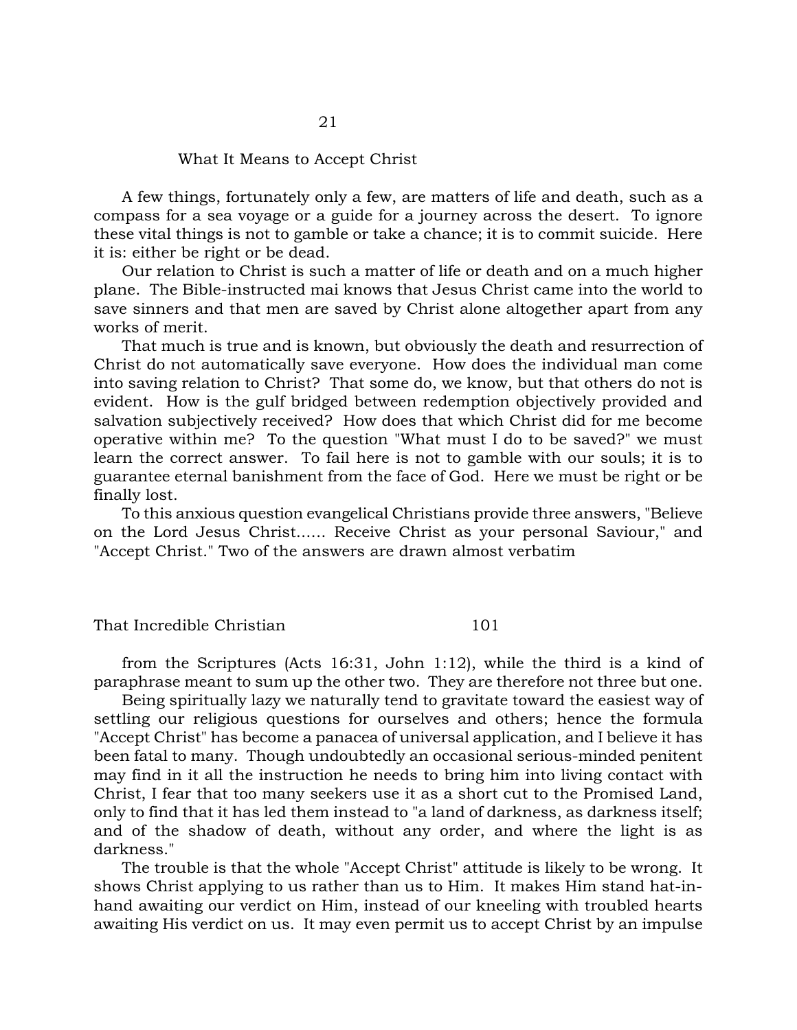# 21

## What It Means to Accept Christ

A few things, fortunately only a few, are matters of life and death, such as a compass for a sea voyage or a guide for a journey across the desert. To ignore these vital things is not to gamble or take a chance; it is to commit suicide. Here it is: either be right or be dead.

Our relation to Christ is such a matter of life or death and on a much higher plane. The Bible-instructed mai knows that Jesus Christ came into the world to save sinners and that men are saved by Christ alone altogether apart from any works of merit.

That much is true and is known, but obviously the death and resurrection of Christ do not automatically save everyone. How does the individual man come into saving relation to Christ? That some do, we know, but that others do not is evident. How is the gulf bridged between redemption objectively provided and salvation subjectively received? How does that which Christ did for me become operative within me? To the question "What must I do to be saved?" we must learn the correct answer. To fail here is not to gamble with our souls; it is to guarantee eternal banishment from the face of God. Here we must be right or be finally lost.

To this anxious question evangelical Christians provide three answers, "Believe on the Lord Jesus Christ...... Receive Christ as your personal Saviour," and "Accept Christ." Two of the answers are drawn almost verbatim from the Scriptures (Acts 16:31, John 1:12), while the third is a kind of paraphrase meant to sum up the other two. They are therefore not three but one.

Being spiritually lazy we naturally tend to gravitate toward the easiest way of settling our religious questions for ourselves and others; hence the formula "Accept Christ" has become a panacea of universal application, and I believe it has been fatal to many. Though undoubtedly an occasional serious-minded penitent may find in it all the instruction he needs to bring him into living contact with Christ, I fear that too many seekers use it as a short cut to the Promised Land, only to find that it has led them instead to "a land of darkness, as darkness itself; and of the shadow of death, without any order, and where the light is as darkness."

The trouble is that the whole "Accept Christ" attitude is likely to be wrong. It shows Christ applying to us rather than us to Him. It makes Him stand hat-in-hand awaiting our verdict on Him, instead of our kneeling with troubled hearts awaiting His verdict on us. It may even permit us to accept Christ by an impulse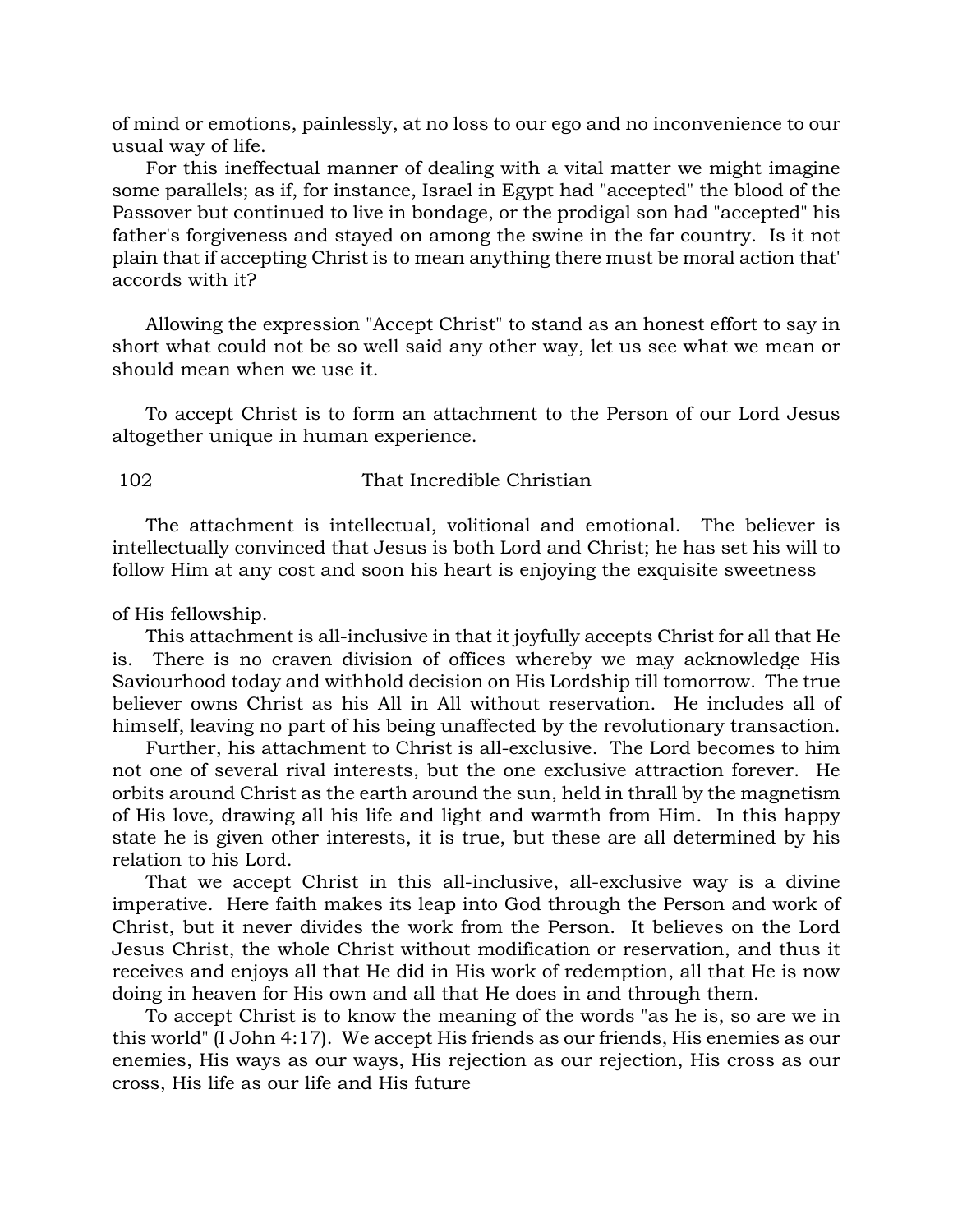of mind or emotions, painlessly, at no loss to our ego and no inconvenience to our usual way of life.

For this ineffectual manner of dealing with a vital matter we might imagine some parallels; as if, for instance, Israel in Egypt had "accepted" the blood of the Passover but continued to live in bondage, or the prodigal son had "accepted" his father's forgiveness and stayed on among the swine in the far country. Is it not plain that if accepting Christ is to mean anything there must be moral action that' accords with it?

Allowing the expression "Accept Christ" to stand as an honest effort to say in short what could not be so well said any other way, let us see what we mean or should mean when we use it.

To accept Christ is to form an attachment to the Person of our Lord Jesus altogether unique in human experience.

The attachment is intellectual, volitional and emotional. The believer is intellectually convinced that Jesus is both Lord and Christ; he has set his will to follow Him at any cost and soon his heart is enjoying the exquisite sweetness of His fellowship.

This attachment is all-inclusive in that it joyfully accepts Christ for all that He is. There is no craven division of offices whereby we may acknowledge His Saviourhood today and withhold decision on His Lordship till tomorrow. The true believer owns Christ as his All in All without reservation. He includes all of himself, leaving no part of his being unaffected by the revolutionary transaction.

Further, his attachment to Christ is all-exclusive. The Lord becomes to him not one of several rival interests, but the one exclusive attraction forever. He orbits around Christ as the earth around the sun, held in thrall by the magnetism of His love, drawing all his life and light and warmth from Him. In this happy state he is given other interests, it is true, but these are all determined by his relation to his Lord.

That we accept Christ in this all-inclusive, all-exclusive way is a divine imperative. Here faith makes its leap into God through the Person and work of Christ, but it never divides the work from the Person. It believes on the Lord Jesus Christ, the whole Christ without modification or reservation, and thus it receives and enjoys all that He did in His work of redemption, all that He is now doing in heaven for His own and all that He does in and through them.

To accept Christ is to know the meaning of the words "as he is, so are we in this world" (I John 4:17). We accept His friends as our friends, His enemies as our enemies, His ways as our ways, His rejection as our rejection, His cross as our cross, His life as our life and His future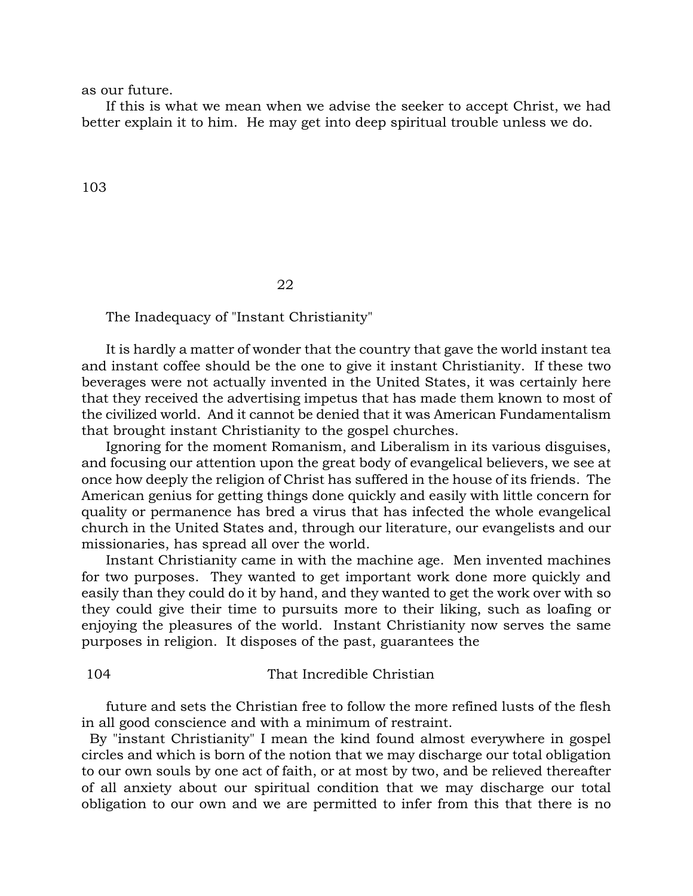as our future.

If this is what we mean when we advise the seeker to accept Christ, we had better explain it to him. He may get into deep spiritual trouble unless we do.

## 22

### The Inadequacy of "Instant Christianity"

It is hardly a matter of wonder that the country that gave the world instant tea and instant coffee should be the one to give it instant Christianity. If these two beverages were not actually invented in the United States, it was certainly here that they received the advertising impetus that has made them known to most of the civilized world. And it cannot be denied that it was American Fundamentalism that brought instant Christianity to the gospel churches.

Ignoring for the moment Romanism, and Liberalism in its various disguises, and focusing our attention upon the great body of evangelical believers, we see at once how deeply the religion of Christ has suffered in the house of its friends. The American genius for getting things done quickly and easily with little concern for quality or permanence has bred a virus that has infected the whole evangelical church in the United States and, through our literature, our evangelists and our missionaries, has spread all over the world.

Instant Christianity came in with the machine age. Men invented machines for two purposes. They wanted to get important work done more quickly and easily than they could do it by hand, and they wanted to get the work over with so they could give their time to pursuits more to their liking, such as loafing or enjoying the pleasures of the world. Instant Christianity now serves the same purposes in religion. It disposes of the past, guarantees the future and sets the Christian free to follow the more refined lusts of the flesh in all good conscience and with a minimum of restraint.

By "instant Christianity" I mean the kind found almost everywhere in gospel circles and which is born of the notion that we may discharge our total obligation to our own souls by one act of faith, or at most by two, and be relieved thereafter of all anxiety about our spiritual condition that we may discharge our total obligation to our own and we are permitted to infer from this that there is no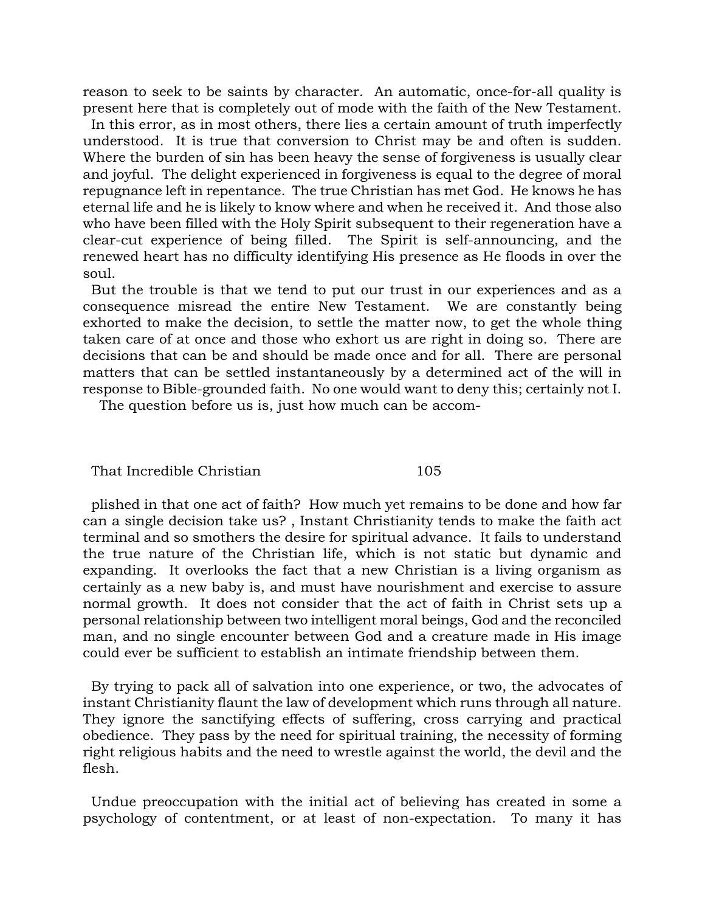reason to seek to be saints by character. An automatic, once-for-all quality is present here that is completely out of mode with the faith of the New Testament.

In this error, as in most others, there lies a certain amount of truth imperfectly understood. It is true that conversion to Christ may be and often is sudden. Where the burden of sin has been heavy the sense of forgiveness is usually clear and joyful. The delight experienced in forgiveness is equal to the degree of moral repugnance left in repentance. The true Christian has met God. He knows he has eternal life and he is likely to know where and when he received it. And those also who have been filled with the Holy Spirit subsequent to their regeneration have a clear-cut experience of being filled. The Spirit is self-announcing, and the renewed heart has no difficulty identifying His presence as He floods in over the soul.

But the trouble is that we tend to put our trust in our experiences and as a consequence misread the entire New Testament. We are constantly being exhorted to make the decision, to settle the matter now, to get the whole thing taken care of at once and those who exhort us are right in doing so. There are decisions that can be and should be made once and for all. There are personal matters that can be settled instantaneously by a determined act of the will in response to Bible-grounded faith. No one would want to deny this; certainly not I.

The question before us is, just how much can be accomplished in that one act of faith? How much yet remains to be done and how far can a single decision take us? , Instant Christianity tends to make the faith act terminal and so smothers the desire for spiritual advance. It fails to understand the true nature of the Christian life, which is not static but dynamic and expanding. It overlooks the fact that a new Christian is a living organism as certainly as a new baby is, and must have nourishment and exercise to assure normal growth. It does not consider that the act of faith in Christ sets up a personal relationship between two intelligent moral beings, God and the reconciled man, and no single encounter between God and a creature made in His image could ever be sufficient to establish an intimate friendship between them.

By trying to pack all of salvation into one experience, or two, the advocates of instant Christianity flaunt the law of development which runs through all nature. They ignore the sanctifying effects of suffering, cross carrying and practical obedience. They pass by the need for spiritual training, the necessity of forming right religious habits and the need to wrestle against the world, the devil and the flesh.

Undue preoccupation with the initial act of believing has created in some a psychology of contentment, or at least of non-expectation. To many it has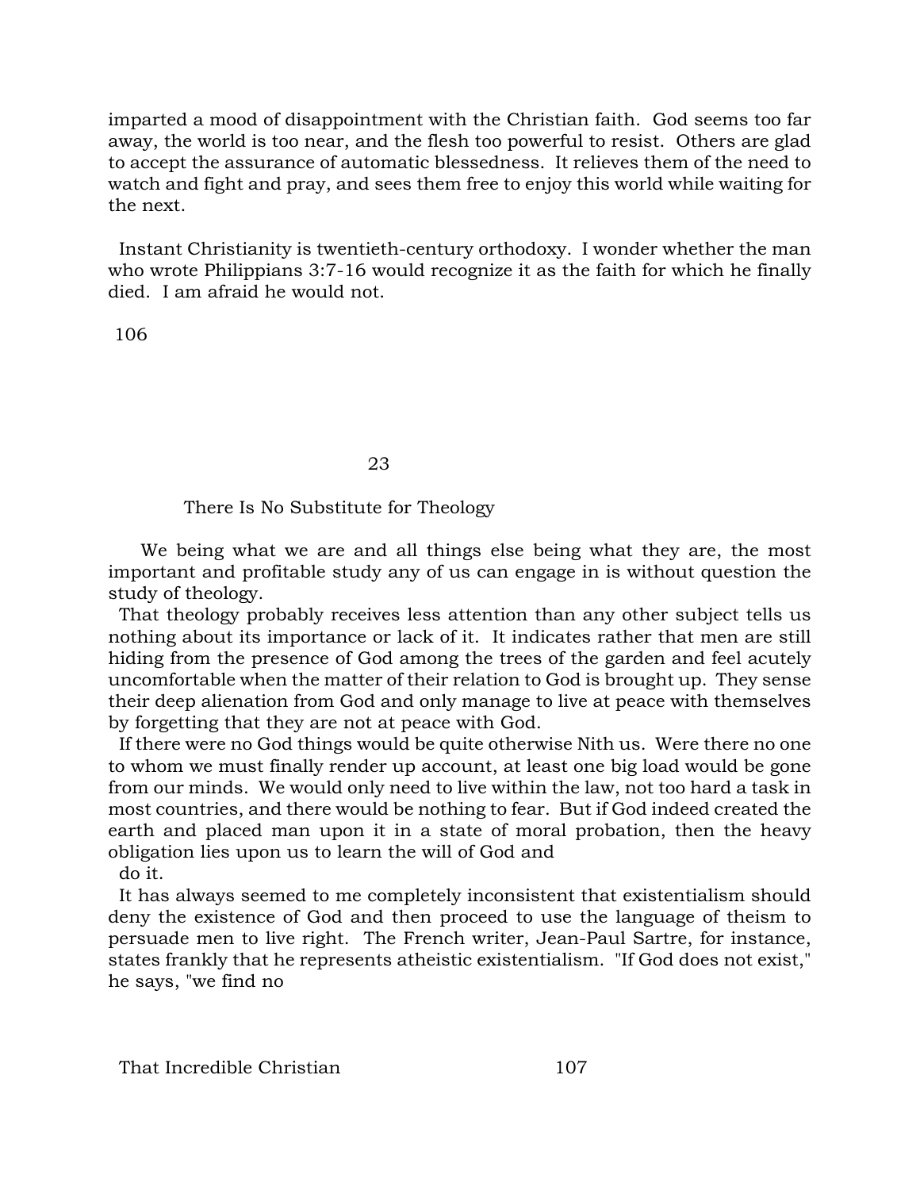imparted a mood of disappointment with the Christian faith. God seems too far away, the world is too near, and the flesh too powerful to resist. Others are glad to accept the assurance of automatic blessedness. It relieves them of the need to watch and fight and pray, and sees them free to enjoy this world while waiting for the next.

Instant Christianity is twentieth-century orthodoxy. I wonder whether the man who wrote Philippians 3:7-16 would recognize it as the faith for which he finally died. I am afraid he would not.

## 23

## There Is No Substitute for Theology

We being what we are and all things else being what they are, the most important and profitable study any of us can engage in is without question the study of theology.

That theology probably receives less attention than any other subject tells us nothing about its importance or lack of it. It indicates rather that men are still hiding from the presence of God among the trees of the garden and feel acutely uncomfortable when the matter of their relation to God is brought up. They sense their deep alienation from God and only manage to live at peace with themselves by forgetting that they are not at peace with God.

If there were no God things would be quite otherwise Nith us. Were there no one to whom we must finally render up account, at least one big load would be gone from our minds. We would only need to live within the law, not too hard a task in most countries, and there would be nothing to fear. But if God indeed created the earth and placed man upon it in a state of moral probation, then the heavy obligation lies upon us to learn the will of God and do it.

It has always seemed to me completely inconsistent that existentialism should deny the existence of God and then proceed to use the language of theism to persuade men to live right. The French writer, Jean-Paul Sartre, for instance, states frankly that he represents atheistic existentialism. "If God does not exist," he says, "we find no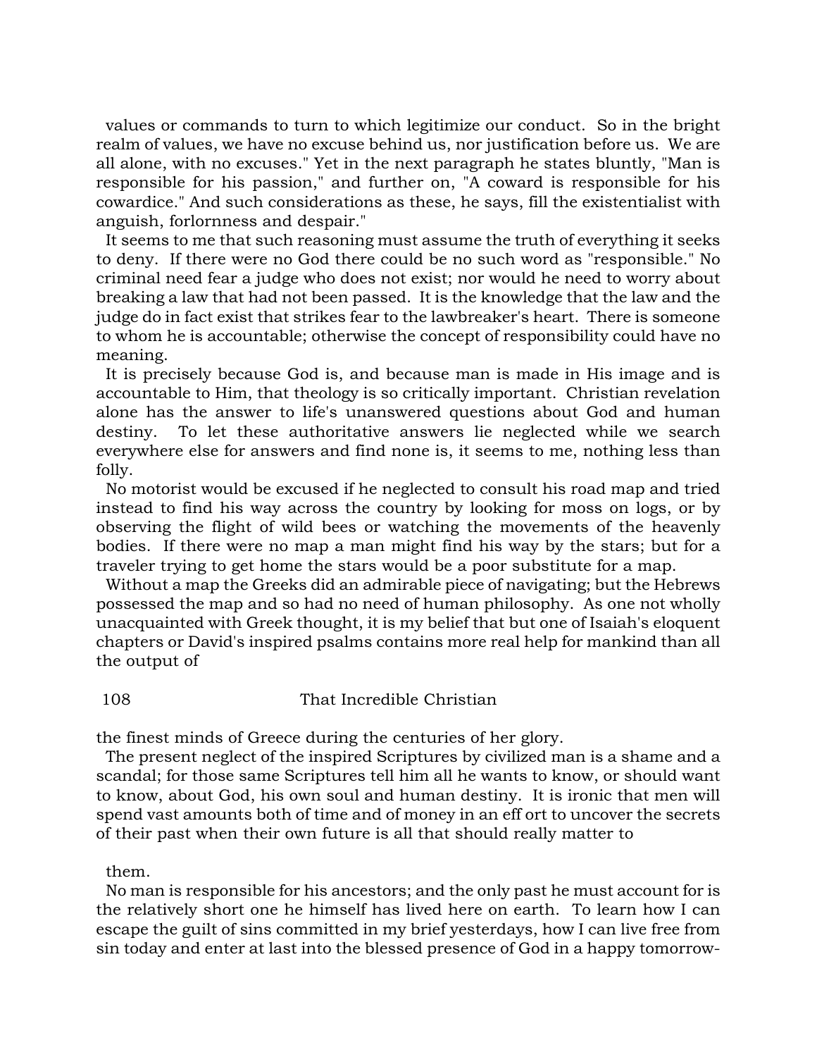values or commands to turn to which legitimize our conduct. So in the bright realm of values, we have no excuse behind us, nor justification before us. We are all alone, with no excuses." Yet in the next paragraph he states bluntly, "Man is responsible for his passion," and further on, "A coward is responsible for his cowardice." And such considerations as these, he says, fill the existentialist with anguish, forlornness and despair."

It seems to me that such reasoning must assume the truth of everything it seeks to deny. If there were no God there could be no such word as "responsible." No criminal need fear a judge who does not exist; nor would he need to worry about breaking a law that had not been passed. It is the knowledge that the law and the judge do in fact exist that strikes fear to the lawbreaker's heart. There is someone to whom he is accountable; otherwise the concept of responsibility could have no meaning.

It is precisely because God is, and because man is made in His image and is accountable to Him, that theology is so critically important. Christian revelation alone has the answer to life's unanswered questions about God and human destiny. To let these authoritative answers lie neglected while we search everywhere else for answers and find none is, it seems to me, nothing less than folly.

No motorist would be excused if he neglected to consult his road map and tried instead to find his way across the country by looking for moss on logs, or by observing the flight of wild bees or watching the movements of the heavenly bodies. If there were no map a man might find his way by the stars; but for a traveler trying to get home the stars would be a poor substitute for a map.

Without a map the Greeks did an admirable piece of navigating; but the Hebrews possessed the map and so had no need of human philosophy. As one not wholly unacquainted with Greek thought, it is my belief that but one of Isaiah's eloquent chapters or David's inspired psalms contains more real help for mankind than all the output of the finest minds of Greece during the centuries of her glory.

The present neglect of the inspired Scriptures by civilized man is a shame and a scandal; for those same Scriptures tell him all he wants to know, or should want to know, about God, his own soul and human destiny. It is ironic that men will spend vast amounts both of time and of money in an eff ort to uncover the secrets of their past when their own future is all that should really matter to them.

No man is responsible for his ancestors; and the only past he must account for is the relatively short one he himself has lived here on earth. To learn how I can escape the guilt of sins committed in my brief yesterdays, how I can live free from sin today and enter at last into the blessed presence of God in a happy tomorrow-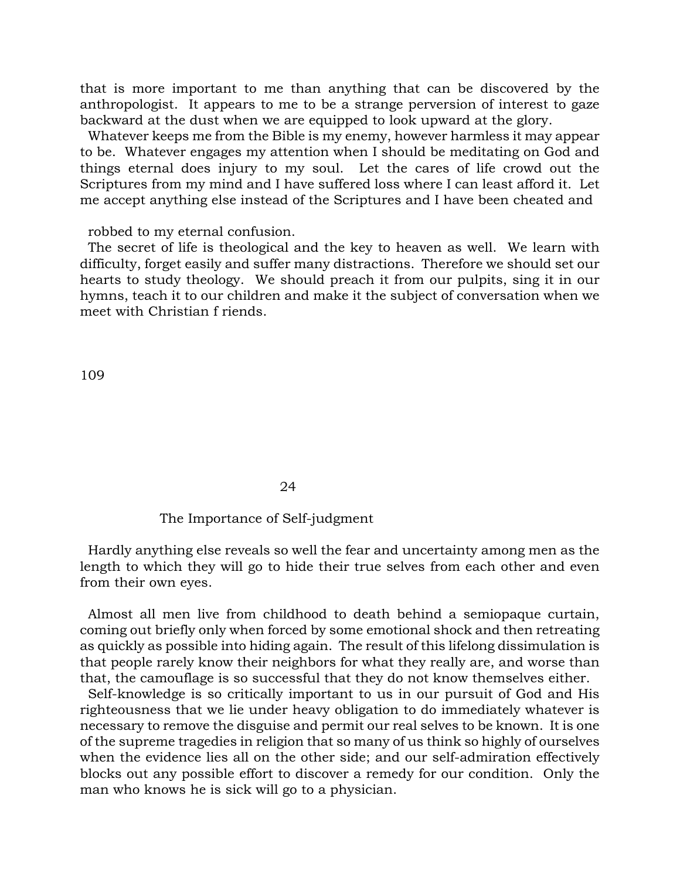that is more important to me than anything that can be discovered by the anthropologist. It appears to me to be a strange perversion of interest to gaze backward at the dust when we are equipped to look upward at the glory.

Whatever keeps me from the Bible is my enemy, however harmless it may appear to be. Whatever engages my attention when I should be meditating on God and things eternal does injury to my soul. Let the cares of life crowd out the Scriptures from my mind and I have suffered loss where I can least afford it. Let me accept anything else instead of the Scriptures and I have been cheated and robbed to my eternal confusion.

The secret of life is theological and the key to heaven as well. We learn with difficulty, forget easily and suffer many distractions. Therefore we should set our hearts to study theology. We should preach it from our pulpits, sing it in our hymns, teach it to our children and make it the subject of conversation when we meet with Christian f riends.

## 24

## The Importance of Self-judgment

Hardly anything else reveals so well the fear and uncertainty among men as the length to which they will go to hide their true selves from each other and even from their own eyes.

Almost all men live from childhood to death behind a semiopaque curtain, coming out briefly only when forced by some emotional shock and then retreating as quickly as possible into hiding again. The result of this lifelong dissimulation is that people rarely know their neighbors for what they really are, and worse than that, the camouflage is so successful that they do not know themselves either.

Self-knowledge is so critically important to us in our pursuit of God and His righteousness that we lie under heavy obligation to do immediately whatever is necessary to remove the disguise and permit our real selves to be known. It is one of the supreme tragedies in religion that so many of us think so highly of ourselves when the evidence lies all on the other side; and our self-admiration effectively blocks out any possible effort to discover a remedy for our condition. Only the man who knows he is sick will go to a physician.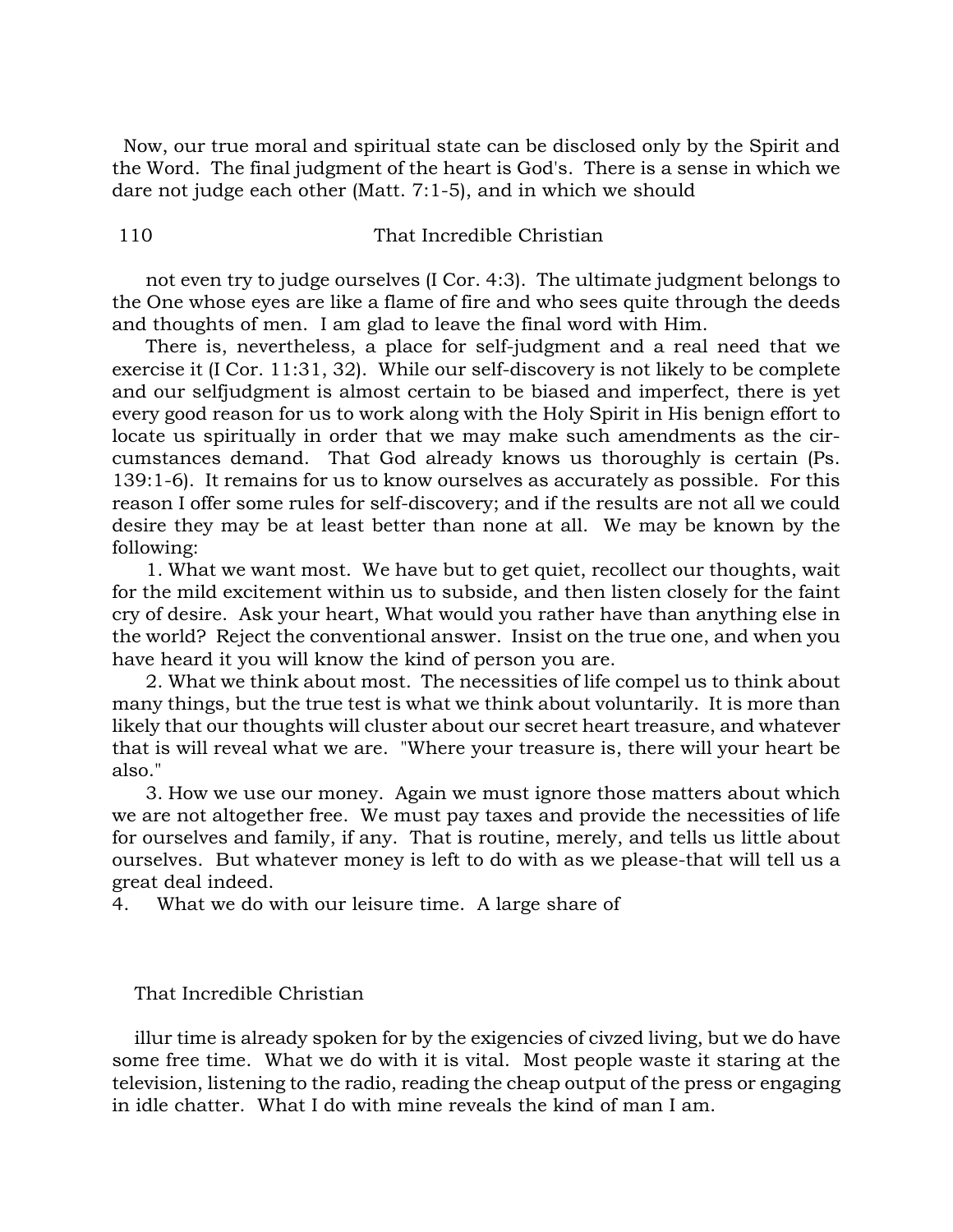Now, our true moral and spiritual state can be disclosed only by the Spirit and the Word. The final judgment of the heart is God's. There is a sense in which we dare not judge each other (Matt. 7:1-5), and in which we should

not even try to judge ourselves (I Cor. 4:3). The ultimate judgment belongs to the One whose eyes are like a flame of fire and who sees quite through the deeds and thoughts of men. I am glad to leave the final word with Him.

There is, nevertheless, a place for self-judgment and a real need that we exercise it (I Cor. 11:31, 32). While our self-discovery is not likely to be complete and our selfjudgment is almost certain to be biased and imperfect, there is yet every good reason for us to work along with the Holy Spirit in His benign effort to locate us spiritually in order that we may make such amendments as the circumstances demand. That God already knows us thoroughly is certain (Ps. 139:1-6). It remains for us to know ourselves as accurately as possible. For this reason I offer some rules for self-discovery; and if the results are not all we could desire they may be at least better than none at all. We may be known by the following:

1. What we want most. We have but to get quiet, recollect our thoughts, wait for the mild excitement within us to subside, and then listen closely for the faint cry of desire. Ask your heart, What would you rather have than anything else in the world? Reject the conventional answer. Insist on the true one, and when you have heard it you will know the kind of person you are.

2. What we think about most. The necessities of life compel us to think about many things, but the true test is what we think about voluntarily. It is more than likely that our thoughts will cluster about our secret heart treasure, and whatever that is will reveal what we are. "Where your treasure is, there will your heart be also."

3. How we use our money. Again we must ignore those matters about which we are not altogether free. We must pay taxes and provide the necessities of life for ourselves and family, if any. That is routine, merely, and tells us little about ourselves. But whatever money is left to do with as we please-that will tell us a great deal indeed.

4. What we do with our leisure time. A large share of illur time is already spoken for by the exigencies of civzed living, but we do have some free time. What we do with it is vital. Most people waste it staring at the television, listening to the radio, reading the cheap output of the press or engaging in idle chatter. What I do with mine reveals the kind of man I am.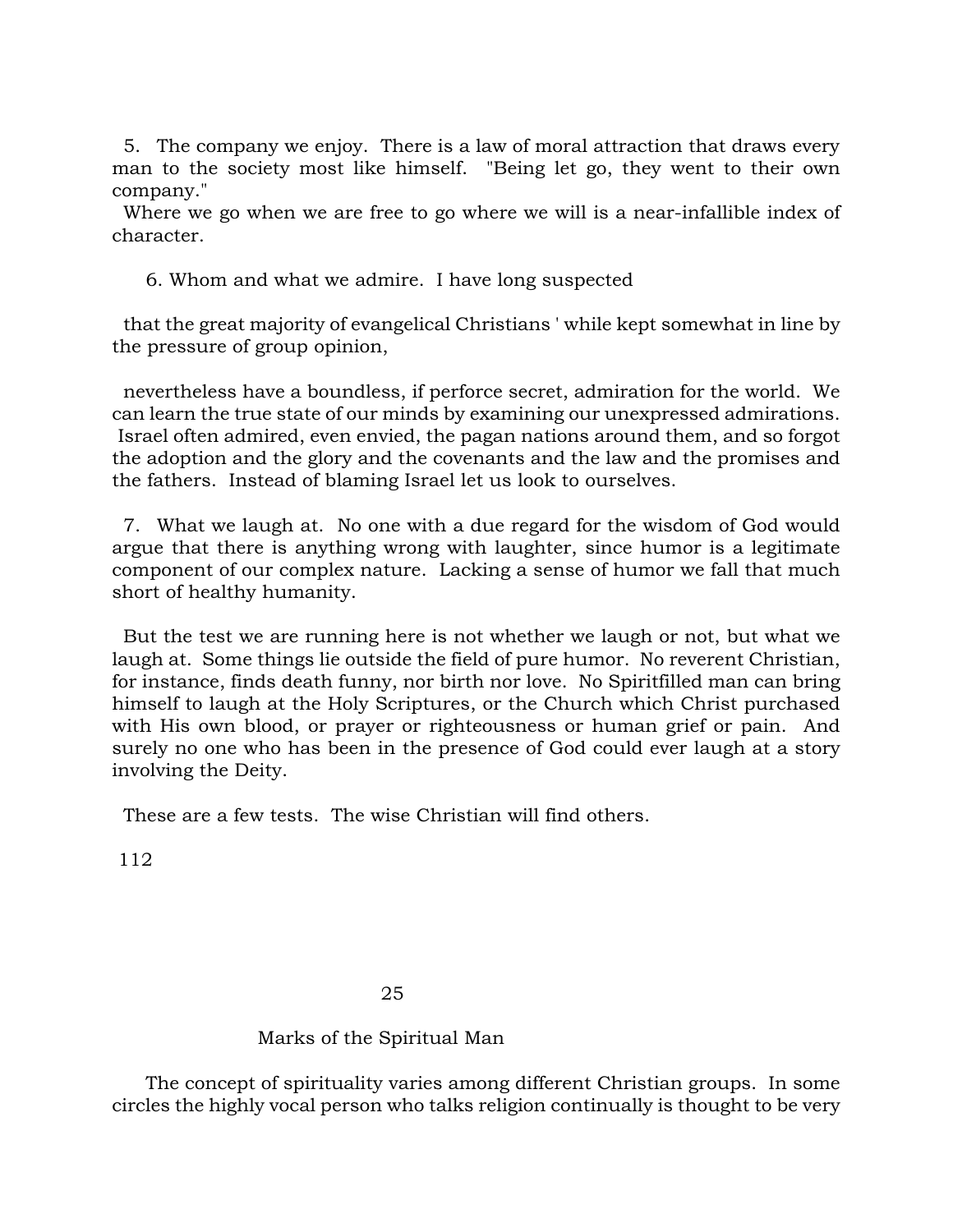5. The company we enjoy. There is a law of moral attraction that draws every man to the society most like himself. "Being let go, they went to their own company."

Where we go when we are free to go where we will is a near-infallible index of character.

6. Whom and what we admire. I have long suspected

that the great majority of evangelical Christians ' while kept somewhat in line by the pressure of group opinion,

nevertheless have a boundless, if perforce secret, admiration for the world. We can learn the true state of our minds by examining our unexpressed admirations. Israel often admired, even envied, the pagan nations around them, and so forgot the adoption and the glory and the covenants and the law and the promises and the fathers. Instead of blaming Israel let us look to ourselves.

7. What we laugh at. No one with a due regard for the wisdom of God would argue that there is anything wrong with laughter, since humor is a legitimate component of our complex nature. Lacking a sense of humor we fall that much short of healthy humanity.

But the test we are running here is not whether we laugh or not, but what we laugh at. Some things lie outside the field of pure humor. No reverent Christian, for instance, finds death funny, nor birth nor love. No Spiritfilled man can bring himself to laugh at the Holy Scriptures, or the Church which Christ purchased with His own blood, or prayer or righteousness or human grief or pain. And surely no one who has been in the presence of God could ever laugh at a story involving the Deity.

These are a few tests. The wise Christian will find others.

# 25

## Marks of the Spiritual Man

The concept of spirituality varies among different Christian groups. In some circles the highly vocal person who talks religion continually is thought to be very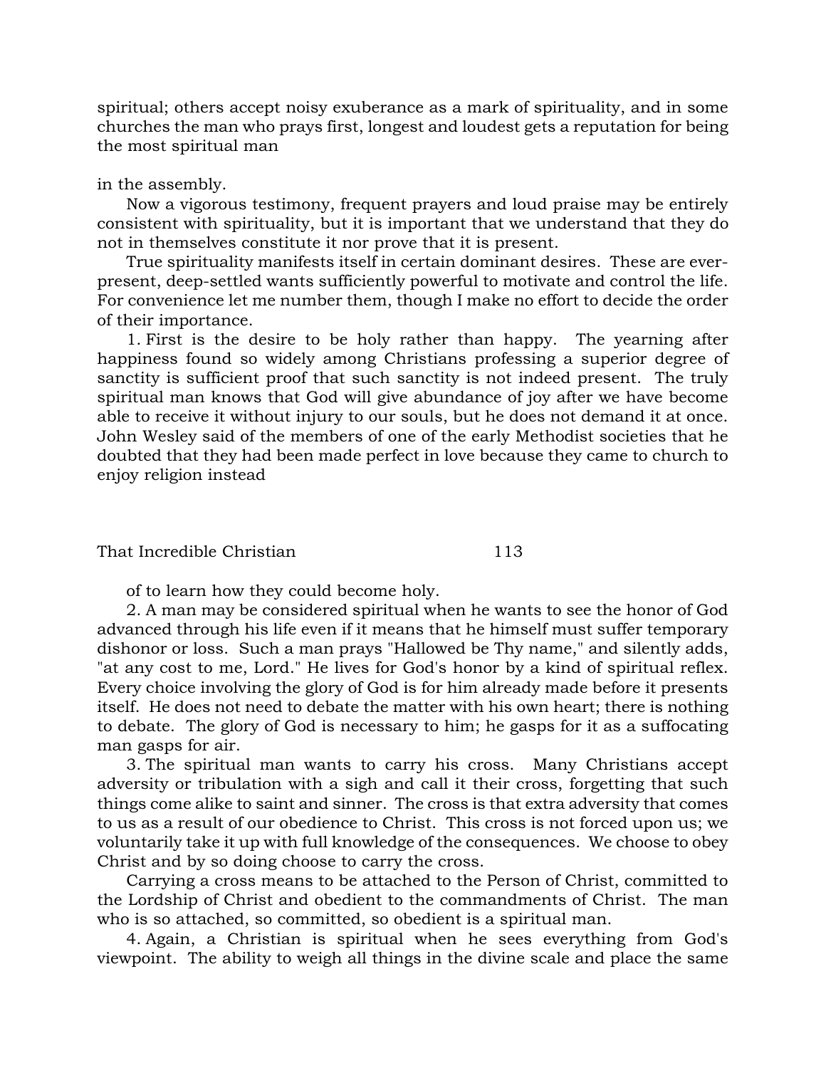spiritual; others accept noisy exuberance as a mark of spirituality, and in some churches the man who prays first, longest and loudest gets a reputation for being the most spiritual man in the assembly.

Now a vigorous testimony, frequent prayers and loud praise may be entirely consistent with spirituality, but it is important that we understand that they do not in themselves constitute it nor prove that it is present.

True spirituality manifests itself in certain dominant desires. These are ever-present, deep-settled wants sufficiently powerful to motivate and control the life. For convenience let me number them, though I make no effort to decide the order of their importance.

1. First is the desire to be holy rather than happy. The yearning after happiness found so widely among Christians professing a superior degree of sanctity is sufficient proof that such sanctity is not indeed present. The truly spiritual man knows that God will give abundance of joy after we have become able to receive it without injury to our souls, but he does not demand it at once. John Wesley said of the members of one of the early Methodist societies that he doubted that they had been made perfect in love because they came to church to enjoy religion instead of to learn how they could become holy.

2. A man may be considered spiritual when he wants to see the honor of God advanced through his life even if it means that he himself must suffer temporary dishonor or loss. Such a man prays "Hallowed be Thy name," and silently adds, "at any cost to me, Lord." He lives for God's honor by a kind of spiritual reflex. Every choice involving the glory of God is for him already made before it presents itself. He does not need to debate the matter with his own heart; there is nothing to debate. The glory of God is necessary to him; he gasps for it as a suffocating man gasps for air.

3. The spiritual man wants to carry his cross. Many Christians accept adversity or tribulation with a sigh and call it their cross, forgetting that such things come alike to saint and sinner. The cross is that extra adversity that comes to us as a result of our obedience to Christ. This cross is not forced upon us; we voluntarily take it up with full knowledge of the consequences. We choose to obey Christ and by so doing choose to carry the cross.

Carrying a cross means to be attached to the Person of Christ, committed to the Lordship of Christ and obedient to the commandments of Christ. The man who is so attached, so committed, so obedient is a spiritual man.

4. Again, a Christian is spiritual when he sees everything from God's viewpoint. The ability to weigh all things in the divine scale and place the same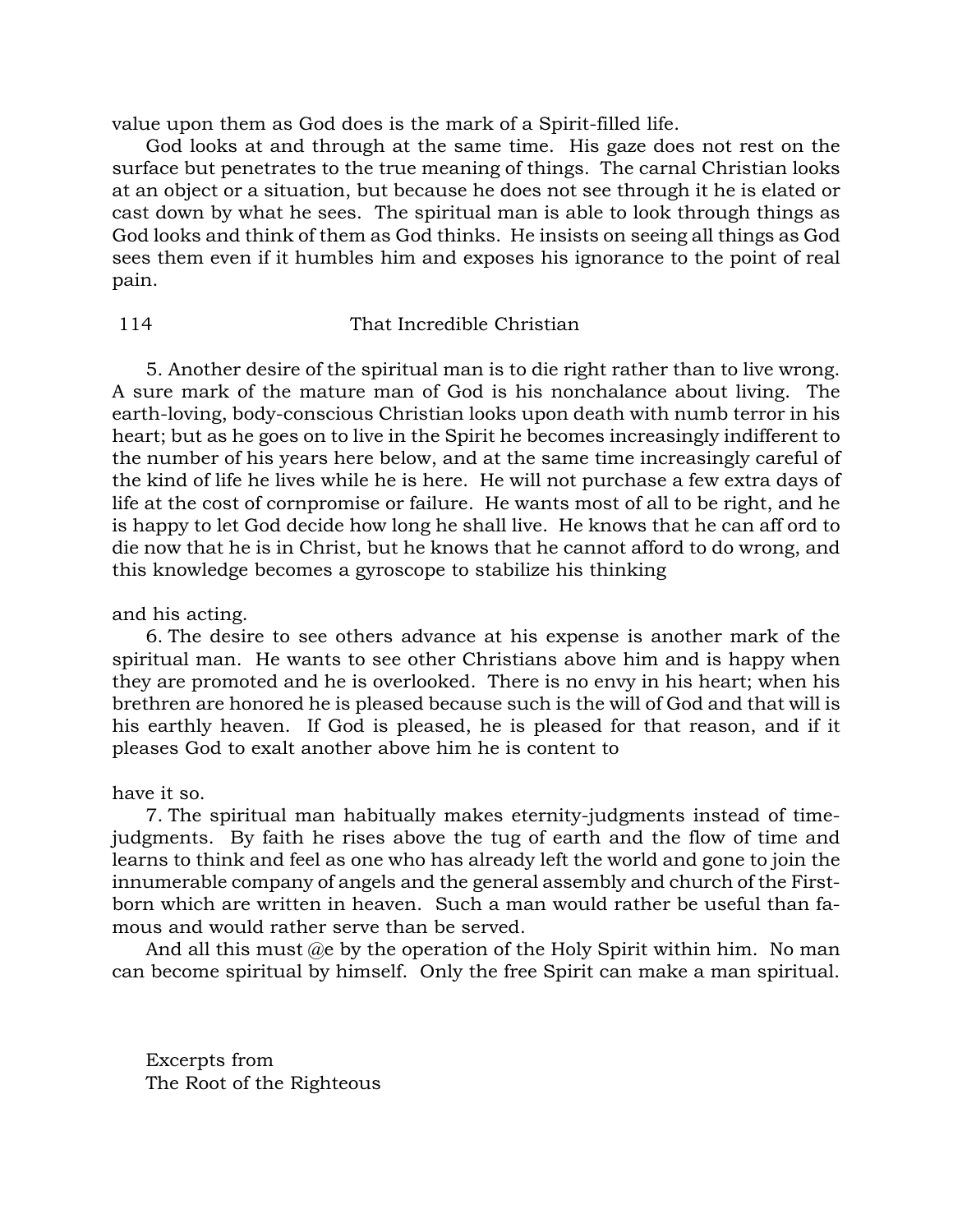value upon them as God does is the mark of a Spirit-filled life.

God looks at and through at the same time. His gaze does not rest on the surface but penetrates to the true meaning of things. The carnal Christian looks at an object or a situation, but because he does not see through it he is elated or cast down by what he sees. The spiritual man is able to look through things as God looks and think of them as God thinks. He insists on seeing all things as God sees them even if it humbles him and exposes his ignorance to the point of real pain.

5. Another desire of the spiritual man is to die right rather than to live wrong. A sure mark of the mature man of God is his nonchalance about living. The earth-loving, body-conscious Christian looks upon death with numb terror in his heart; but as he goes on to live in the Spirit he becomes increasingly indifferent to the number of his years here below, and at the same time increasingly careful of the kind of life he lives while he is here. He will not purchase a few extra days of life at the cost of cornpromise or failure. He wants most of all to be right, and he is happy to let God decide how long he shall live. He knows that he can aff ord to die now that he is in Christ, but he knows that he cannot afford to do wrong, and this knowledge becomes a gyroscope to stabilize his thinking and his acting.

6. The desire to see others advance at his expense is another mark of the spiritual man. He wants to see other Christians above him and is happy when they are promoted and he is overlooked. There is no envy in his heart; when his brethren are honored he is pleased because such is the will of God and that will is his earthly heaven. If God is pleased, he is pleased for that reason, and if it pleases God to exalt another above him he is content to have it so.

7. The spiritual man habitually makes eternity-judgments instead of time-judgments. By faith he rises above the tug of earth and the flow of time and learns to think and feel as one who has already left the world and gone to join the innumerable company of angels and the general assembly and church of the First-born which are written in heaven. Such a man would rather be useful than famous and would rather serve than be served.

And all this must @e by the operation of the Holy Spirit within him. No man can become spiritual by himself. Only the free Spirit can make a man spiritual.

Excerpts from
The Root of the Righteous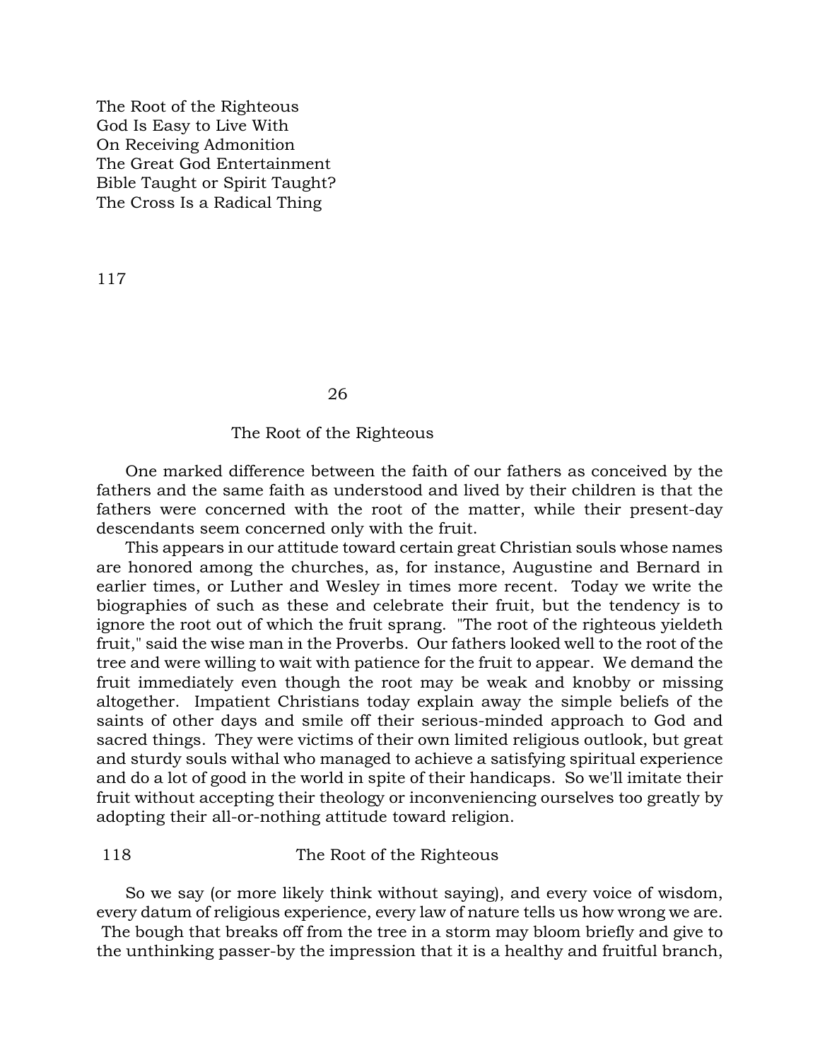The Root of the Righteous
God Is Easy to Live With
On Receiving Admonition
The Great God Entertainment
Bible Taught or Spirit Taught?
The Cross Is a Radical Thing

# 26

## The Root of the Righteous

One marked difference between the faith of our fathers as conceived by the fathers and the same faith as understood and lived by their children is that the fathers were concerned with the root of the matter, while their present-day descendants seem concerned only with the fruit.

This appears in our attitude toward certain great Christian souls whose names are honored among the churches, as, for instance, Augustine and Bernard in earlier times, or Luther and Wesley in times more recent. Today we write the biographies of such as these and celebrate their fruit, but the tendency is to ignore the root out of which the fruit sprang. "The root of the righteous yieldeth fruit," said the wise man in the Proverbs. Our fathers looked well to the root of the tree and were willing to wait with patience for the fruit to appear. We demand the fruit immediately even though the root may be weak and knobby or missing altogether. Impatient Christians today explain away the simple beliefs of the saints of other days and smile off their serious-minded approach to God and sacred things. They were victims of their own limited religious outlook, but great and sturdy souls withal who managed to achieve a satisfying spiritual experience and do a lot of good in the world in spite of their handicaps. So we'll imitate their fruit without accepting their theology or inconveniencing ourselves too greatly by adopting their all-or-nothing attitude toward religion.

So we say (or more likely think without saying), and every voice of wisdom, every datum of religious experience, every law of nature tells us how wrong we are. The bough that breaks off from the tree in a storm may bloom briefly and give to the unthinking passer-by the impression that it is a healthy and fruitful branch,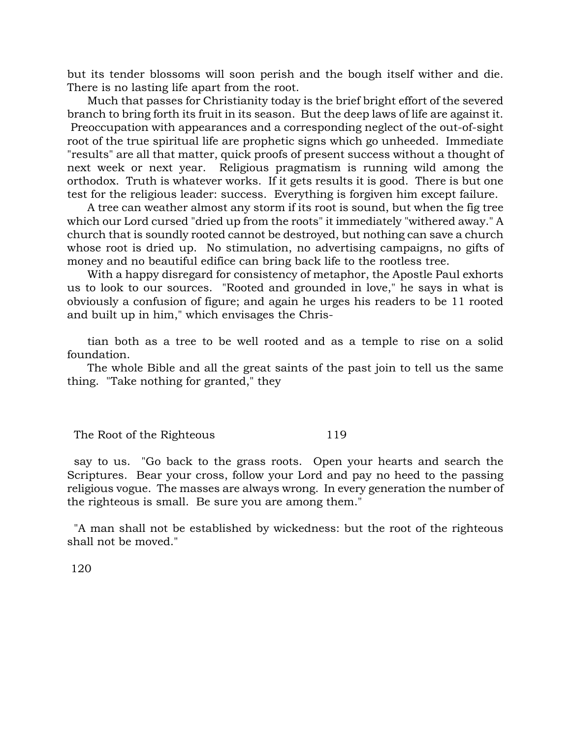but its tender blossoms will soon perish and the bough itself wither and die. There is no lasting life apart from the root.

Much that passes for Christianity today is the brief bright effort of the severed branch to bring forth its fruit in its season. But the deep laws of life are against it. Preoccupation with appearances and a corresponding neglect of the out-of-sight root of the true spiritual life are prophetic signs which go unheeded. Immediate "results" are all that matter, quick proofs of present success without a thought of next week or next year. Religious pragmatism is running wild among the orthodox. Truth is whatever works. If it gets results it is good. There is but one test for the religious leader: success. Everything is forgiven him except failure.

A tree can weather almost any storm if its root is sound, but when the fig tree which our Lord cursed "dried up from the roots" it immediately "withered away." A church that is soundly rooted cannot be destroyed, but nothing can save a church whose root is dried up. No stimulation, no advertising campaigns, no gifts of money and no beautiful edifice can bring back life to the rootless tree.

With a happy disregard for consistency of metaphor, the Apostle Paul exhorts us to look to our sources. "Rooted and grounded in love," he says in what is obviously a confusion of figure; and again he urges his readers to be 11 rooted and built up in him," which envisages the Christian both as a tree to be well rooted and as a temple to rise on a solid foundation.

The whole Bible and all the great saints of the past join to tell us the same thing. "Take nothing for granted," they say to us. "Go back to the grass roots. Open your hearts and search the Scriptures. Bear your cross, follow your Lord and pay no heed to the passing religious vogue. The masses are always wrong. In every generation the number of the righteous is small. Be sure you are among them."

"A man shall not be established by wickedness: but the root of the righteous shall not be moved."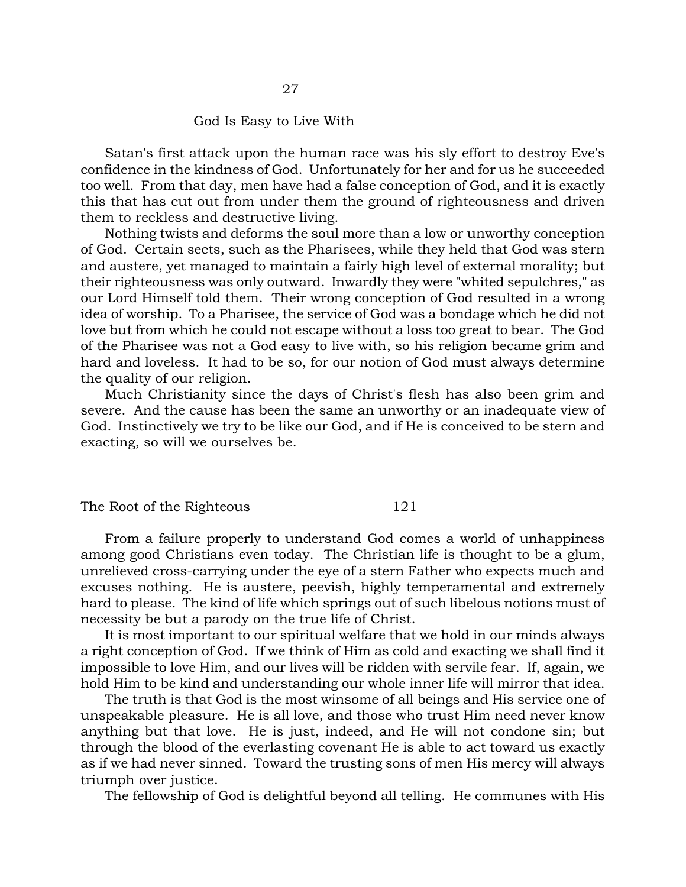## 27

### God Is Easy to Live With

Satan's first attack upon the human race was his sly effort to destroy Eve's confidence in the kindness of God. Unfortunately for her and for us he succeeded too well. From that day, men have had a false conception of God, and it is exactly this that has cut out from under them the ground of righteousness and driven them to reckless and destructive living.

Nothing twists and deforms the soul more than a low or unworthy conception of God. Certain sects, such as the Pharisees, while they held that God was stern and austere, yet managed to maintain a fairly high level of external morality; but their righteousness was only outward. Inwardly they were "whited sepulchres," as our Lord Himself told them. Their wrong conception of God resulted in a wrong idea of worship. To a Pharisee, the service of God was a bondage which he did not love but from which he could not escape without a loss too great to bear. The God of the Pharisee was not a God easy to live with, so his religion became grim and hard and loveless. It had to be so, for our notion of God must always determine the quality of our religion.

Much Christianity since the days of Christ's flesh has also been grim and severe. And the cause has been the same an unworthy or an inadequate view of God. Instinctively we try to be like our God, and if He is conceived to be stern and exacting, so will we ourselves be.

From a failure properly to understand God comes a world of unhappiness among good Christians even today. The Christian life is thought to be a glum, unrelieved cross-carrying under the eye of a stern Father who expects much and excuses nothing. He is austere, peevish, highly temperamental and extremely hard to please. The kind of life which springs out of such libelous notions must of necessity be but a parody on the true life of Christ.

It is most important to our spiritual welfare that we hold in our minds always a right conception of God. If we think of Him as cold and exacting we shall find it impossible to love Him, and our lives will be ridden with servile fear. If, again, we hold Him to be kind and understanding our whole inner life will mirror that idea.

The truth is that God is the most winsome of all beings and His service one of unspeakable pleasure. He is all love, and those who trust Him need never know anything but that love. He is just, indeed, and He will not condone sin; but through the blood of the everlasting covenant He is able to act toward us exactly as if we had never sinned. Toward the trusting sons of men His mercy will always triumph over justice.

The fellowship of God is delightful beyond all telling. He communes with His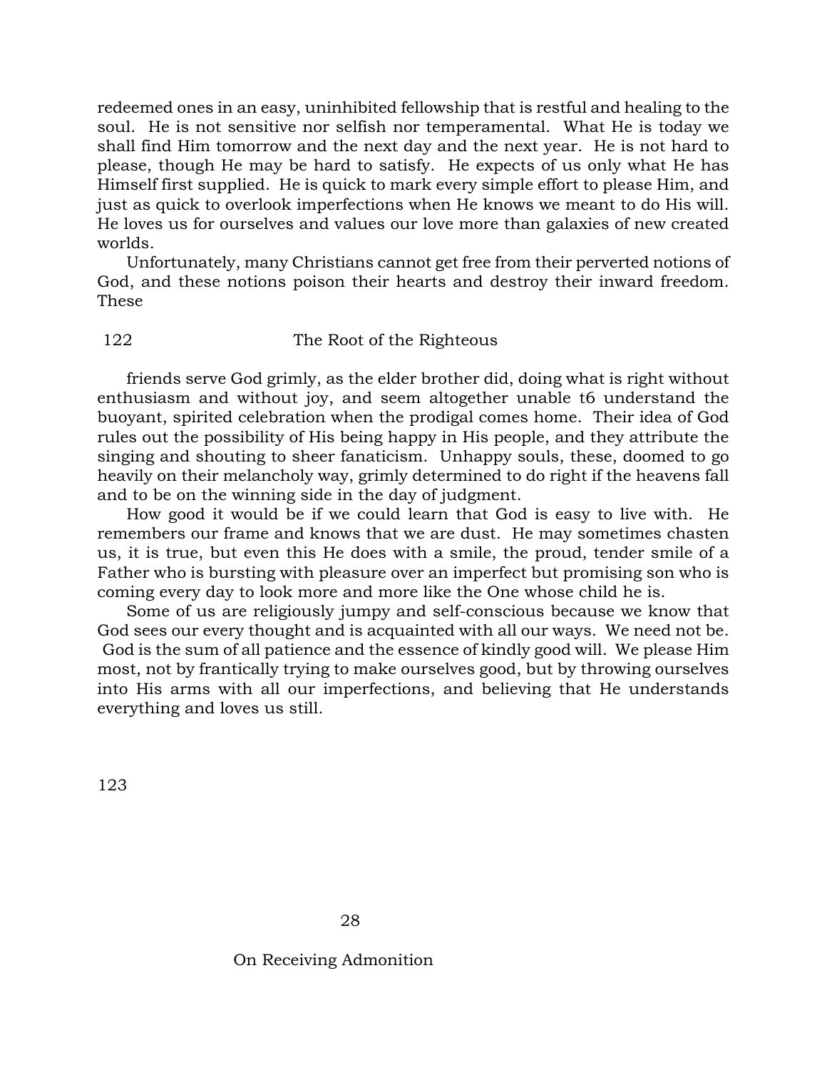redeemed ones in an easy, uninhibited fellowship that is restful and healing to the soul. He is not sensitive nor selfish nor temperamental. What He is today we shall find Him tomorrow and the next day and the next year. He is not hard to please, though He may be hard to satisfy. He expects of us only what He has Himself first supplied. He is quick to mark every simple effort to please Him, and just as quick to overlook imperfections when He knows we meant to do His will. He loves us for ourselves and values our love more than galaxies of new created worlds.

Unfortunately, many Christians cannot get free from their perverted notions of God, and these notions poison their hearts and destroy their inward freedom. These friends serve God grimly, as the elder brother did, doing what is right without enthusiasm and without joy, and seem altogether unable t6 understand the buoyant, spirited celebration when the prodigal comes home. Their idea of God rules out the possibility of His being happy in His people, and they attribute the singing and shouting to sheer fanaticism. Unhappy souls, these, doomed to go heavily on their melancholy way, grimly determined to do right if the heavens fall and to be on the winning side in the day of judgment.

How good it would be if we could learn that God is easy to live with. He remembers our frame and knows that we are dust. He may sometimes chasten us, it is true, but even this He does with a smile, the proud, tender smile of a Father who is bursting with pleasure over an imperfect but promising son who is coming every day to look more and more like the One whose child he is.

Some of us are religiously jumpy and self-conscious because we know that God sees our every thought and is acquainted with all our ways. We need not be. God is the sum of all patience and the essence of kindly good will. We please Him most, not by frantically trying to make ourselves good, but by throwing ourselves into His arms with all our imperfections, and believing that He understands everything and loves us still.

# 28

## On Receiving Admonition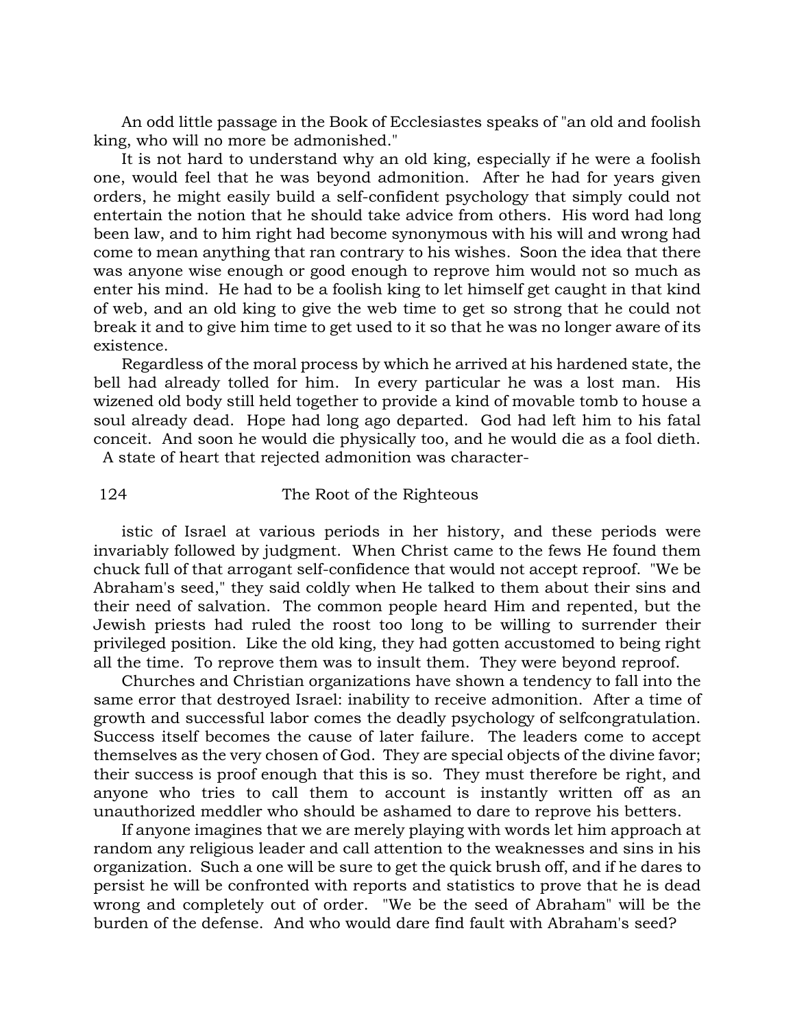An odd little passage in the Book of Ecclesiastes speaks of "an old and foolish king, who will no more be admonished."

It is not hard to understand why an old king, especially if he were a foolish one, would feel that he was beyond admonition. After he had for years given orders, he might easily build a self-confident psychology that simply could not entertain the notion that he should take advice from others. His word had long been law, and to him right had become synonymous with his will and wrong had come to mean anything that ran contrary to his wishes. Soon the idea that there was anyone wise enough or good enough to reprove him would not so much as enter his mind. He had to be a foolish king to let himself get caught in that kind of web, and an old king to give the web time to get so strong that he could not break it and to give him time to get used to it so that he was no longer aware of its existence.

Regardless of the moral process by which he arrived at his hardened state, the bell had already tolled for him. In every particular he was a lost man. His wizened old body still held together to provide a kind of movable tomb to house a soul already dead. Hope had long ago departed. God had left him to his fatal conceit. And soon he would die physically too, and he would die as a fool dieth.

A state of heart that rejected admonition was characteristic of Israel at various periods in her history, and these periods were invariably followed by judgment. When Christ came to the fews He found them chuck full of that arrogant self-confidence that would not accept reproof. "We be Abraham's seed," they said coldly when He talked to them about their sins and their need of salvation. The common people heard Him and repented, but the Jewish priests had ruled the roost too long to be willing to surrender their privileged position. Like the old king, they had gotten accustomed to being right all the time. To reprove them was to insult them. They were beyond reproof.

Churches and Christian organizations have shown a tendency to fall into the same error that destroyed Israel: inability to receive admonition. After a time of growth and successful labor comes the deadly psychology of selfcongratulation. Success itself becomes the cause of later failure. The leaders come to accept themselves as the very chosen of God. They are special objects of the divine favor; their success is proof enough that this is so. They must therefore be right, and anyone who tries to call them to account is instantly written off as an unauthorized meddler who should be ashamed to dare to reprove his betters.

If anyone imagines that we are merely playing with words let him approach at random any religious leader and call attention to the weaknesses and sins in his organization. Such a one will be sure to get the quick brush off, and if he dares to persist he will be confronted with reports and statistics to prove that he is dead wrong and completely out of order. "We be the seed of Abraham" will be the burden of the defense. And who would dare find fault with Abraham's seed?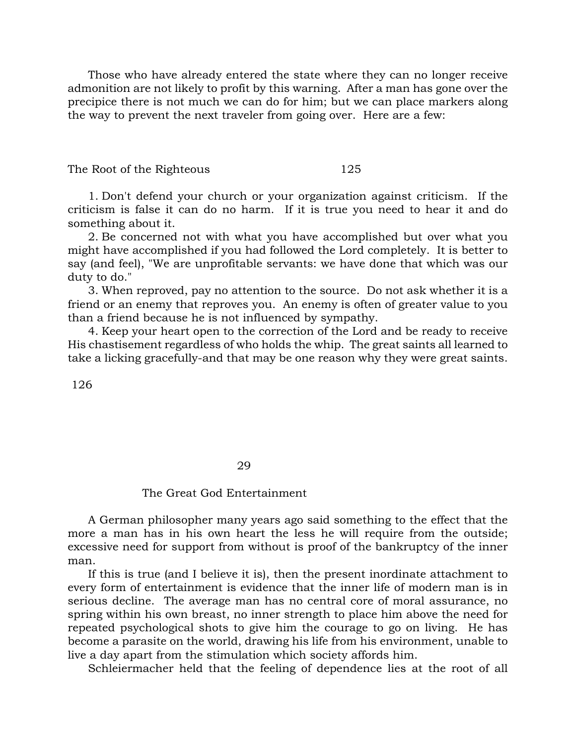Those who have already entered the state where they can no longer receive admonition are not likely to profit by this warning. After a man has gone over the precipice there is not much we can do for him; but we can place markers along the way to prevent the next traveler from going over. Here are a few:

1. Don't defend your church or your organization against criticism. If the criticism is false it can do no harm. If it is true you need to hear it and do something about it.
2. Be concerned not with what you have accomplished but over what you might have accomplished if you had followed the Lord completely. It is better to say (and feel), "We are unprofitable servants: we have done that which was our duty to do."
3. When reproved, pay no attention to the source. Do not ask whether it is a friend or an enemy that reproves you. An enemy is often of greater value to you than a friend because he is not influenced by sympathy.
4. Keep your heart open to the correction of the Lord and be ready to receive His chastisement regardless of who holds the whip. The great saints all learned to take a licking gracefully-and that may be one reason why they were great saints.

## 29

## The Great God Entertainment

A German philosopher many years ago said something to the effect that the more a man has in his own heart the less he will require from the outside; excessive need for support from without is proof of the bankruptcy of the inner man.

If this is true (and I believe it is), then the present inordinate attachment to every form of entertainment is evidence that the inner life of modern man is in serious decline. The average man has no central core of moral assurance, no spring within his own breast, no inner strength to place him above the need for repeated psychological shots to give him the courage to go on living. He has become a parasite on the world, drawing his life from his environment, unable to live a day apart from the stimulation which society affords him.

Schleiermacher held that the feeling of dependence lies at the root of all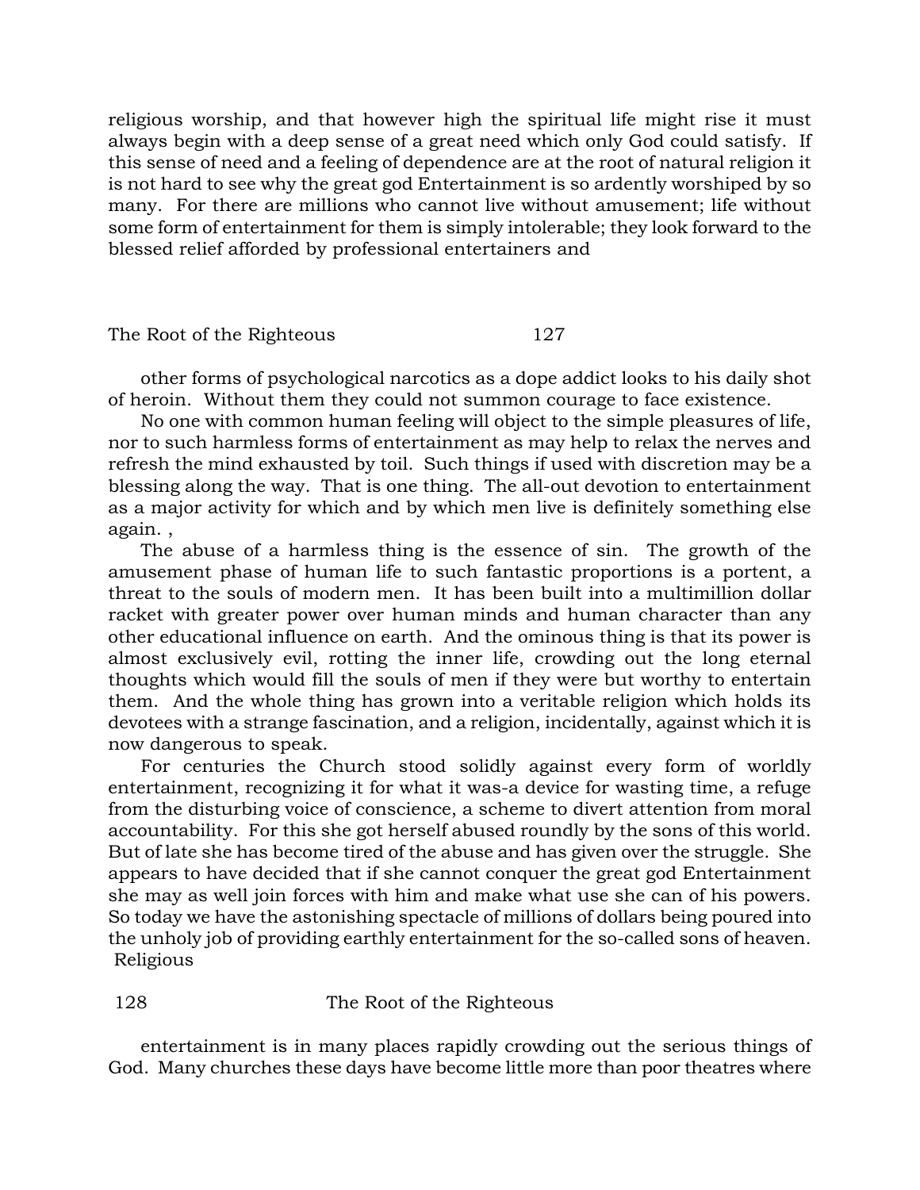religious worship, and that however high the spiritual life might rise it must always begin with a deep sense of a great need which only God could satisfy. If this sense of need and a feeling of dependence are at the root of natural religion it is not hard to see why the great god Entertainment is so ardently worshiped by so many. For there are millions who cannot live without amusement; life without some form of entertainment for them is simply intolerable; they look forward to the blessed relief afforded by professional entertainers and

other forms of psychological narcotics as a dope addict looks to his daily shot of heroin. Without them they could not summon courage to face existence.

No one with common human feeling will object to the simple pleasures of life, nor to such harmless forms of entertainment as may help to relax the nerves and refresh the mind exhausted by toil. Such things if used with discretion may be a blessing along the way. That is one thing. The all-out devotion to entertainment as a major activity for which and by which men live is definitely something else again. ,

The abuse of a harmless thing is the essence of sin. The growth of the amusement phase of human life to such fantastic proportions is a portent, a threat to the souls of modern men. It has been built into a multimillion dollar racket with greater power over human minds and human character than any other educational influence on earth. And the ominous thing is that its power is almost exclusively evil, rotting the inner life, crowding out the long eternal thoughts which would fill the souls of men if they were but worthy to entertain them. And the whole thing has grown into a veritable religion which holds its devotees with a strange fascination, and a religion, incidentally, against which it is now dangerous to speak.

For centuries the Church stood solidly against every form of worldly entertainment, recognizing it for what it was-a device for wasting time, a refuge from the disturbing voice of conscience, a scheme to divert attention from moral accountability. For this she got herself abused roundly by the sons of this world. But of late she has become tired of the abuse and has given over the struggle. She appears to have decided that if she cannot conquer the great god Entertainment she may as well join forces with him and make what use she can of his powers. So today we have the astonishing spectacle of millions of dollars being poured into the unholy job of providing earthly entertainment for the so-called sons of heaven. Religious

entertainment is in many places rapidly crowding out the serious things of God. Many churches these days have become little more than poor theatres where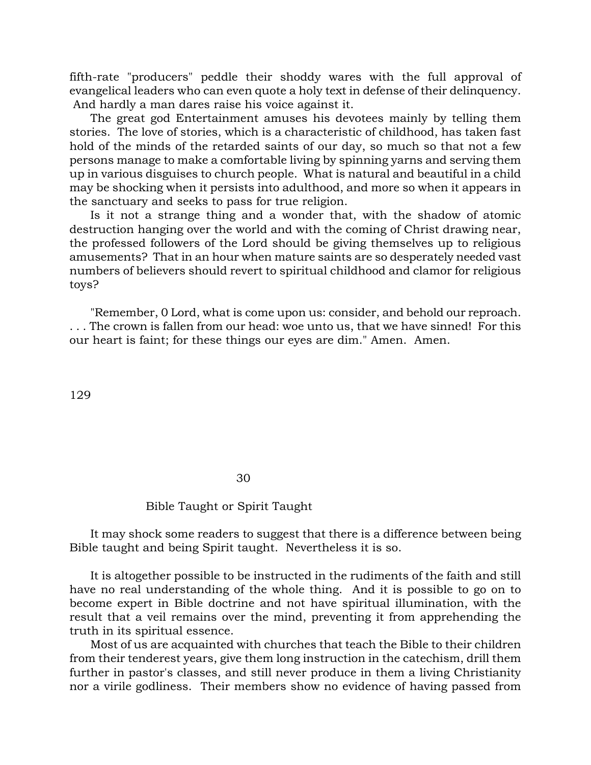fifth-rate "producers" peddle their shoddy wares with the full approval of evangelical leaders who can even quote a holy text in defense of their delinquency. And hardly a man dares raise his voice against it.

The great god Entertainment amuses his devotees mainly by telling them stories. The love of stories, which is a characteristic of childhood, has taken fast hold of the minds of the retarded saints of our day, so much so that not a few persons manage to make a comfortable living by spinning yarns and serving them up in various disguises to church people. What is natural and beautiful in a child may be shocking when it persists into adulthood, and more so when it appears in the sanctuary and seeks to pass for true religion.

Is it not a strange thing and a wonder that, with the shadow of atomic destruction hanging over the world and with the coming of Christ drawing near, the professed followers of the Lord should be giving themselves up to religious amusements? That in an hour when mature saints are so desperately needed vast numbers of believers should revert to spiritual childhood and clamor for religious toys?

"Remember, 0 Lord, what is come upon us: consider, and behold our reproach. . . . The crown is fallen from our head: woe unto us, that we have sinned! For this our heart is faint; for these things our eyes are dim." Amen. Amen.

## 30

## Bible Taught or Spirit Taught

It may shock some readers to suggest that there is a difference between being Bible taught and being Spirit taught. Nevertheless it is so.

It is altogether possible to be instructed in the rudiments of the faith and still have no real understanding of the whole thing. And it is possible to go on to become expert in Bible doctrine and not have spiritual illumination, with the result that a veil remains over the mind, preventing it from apprehending the truth in its spiritual essence.

Most of us are acquainted with churches that teach the Bible to their children from their tenderest years, give them long instruction in the catechism, drill them further in pastor's classes, and still never produce in them a living Christianity nor a virile godliness. Their members show no evidence of having passed from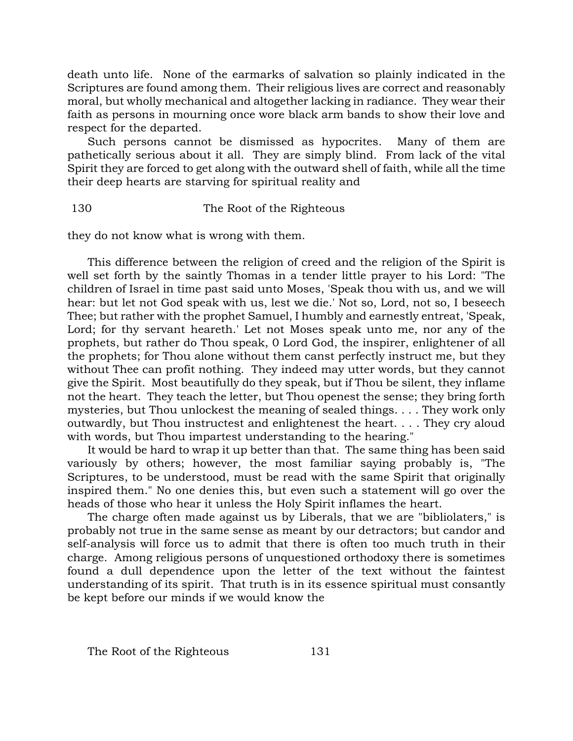death unto life. None of the earmarks of salvation so plainly indicated in the Scriptures are found among them. Their religious lives are correct and reasonably moral, but wholly mechanical and altogether lacking in radiance. They wear their faith as persons in mourning once wore black arm bands to show their love and respect for the departed.

Such persons cannot be dismissed as hypocrites. Many of them are pathetically serious about it all. They are simply blind. From lack of the vital Spirit they are forced to get along with the outward shell of faith, while all the time their deep hearts are starving for spiritual reality and they do not know what is wrong with them.

This difference between the religion of creed and the religion of the Spirit is well set forth by the saintly Thomas in a tender little prayer to his Lord: "The children of Israel in time past said unto Moses, 'Speak thou with us, and we will hear: but let not God speak with us, lest we die.' Not so, Lord, not so, I beseech Thee; but rather with the prophet Samuel, I humbly and earnestly entreat, 'Speak, Lord; for thy servant heareth.' Let not Moses speak unto me, nor any of the prophets, but rather do Thou speak, 0 Lord God, the inspirer, enlightener of all the prophets; for Thou alone without them canst perfectly instruct me, but they without Thee can profit nothing. They indeed may utter words, but they cannot give the Spirit. Most beautifully do they speak, but if Thou be silent, they inflame not the heart. They teach the letter, but Thou openest the sense; they bring forth mysteries, but Thou unlockest the meaning of sealed things. . . . They work only outwardly, but Thou instructest and enlightenest the heart. . . . They cry aloud with words, but Thou impartest understanding to the hearing."

It would be hard to wrap it up better than that. The same thing has been said variously by others; however, the most familiar saying probably is, "The Scriptures, to be understood, must be read with the same Spirit that originally inspired them." No one denies this, but even such a statement will go over the heads of those who hear it unless the Holy Spirit inflames the heart.

The charge often made against us by Liberals, that we are "bibliolaters," is probably not true in the same sense as meant by our detractors; but candor and self-analysis will force us to admit that there is often too much truth in their charge. Among religious persons of unquestioned orthodoxy there is sometimes found a dull dependence upon the letter of the text without the faintest understanding of its spirit. That truth is in its essence spiritual must consantly be kept before our minds if we would know the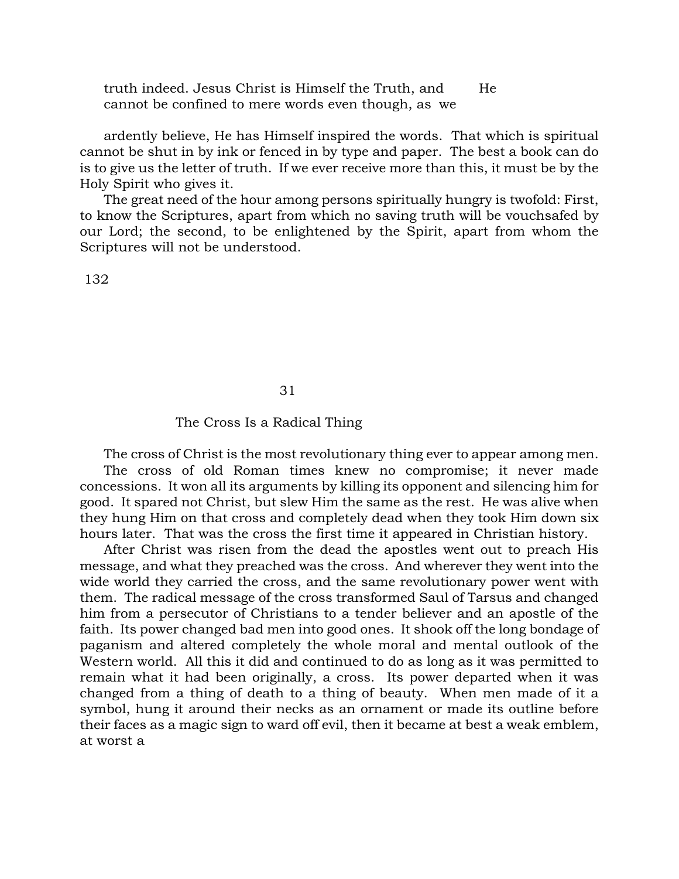truth indeed. Jesus Christ is Himself the Truth, and He cannot be confined to mere words even though, as we ardently believe, He has Himself inspired the words. That which is spiritual cannot be shut in by ink or fenced in by type and paper. The best a book can do is to give us the letter of truth. If we ever receive more than this, it must be by the Holy Spirit who gives it.

The great need of the hour among persons spiritually hungry is twofold: First, to know the Scriptures, apart from which no saving truth will be vouchsafed by our Lord; the second, to be enlightened by the Spirit, apart from whom the Scriptures will not be understood.

## 31

## The Cross Is a Radical Thing

The cross of Christ is the most revolutionary thing ever to appear among men.

The cross of old Roman times knew no compromise; it never made concessions. It won all its arguments by killing its opponent and silencing him for good. It spared not Christ, but slew Him the same as the rest. He was alive when they hung Him on that cross and completely dead when they took Him down six hours later. That was the cross the first time it appeared in Christian history.

After Christ was risen from the dead the apostles went out to preach His message, and what they preached was the cross. And wherever they went into the wide world they carried the cross, and the same revolutionary power went with them. The radical message of the cross transformed Saul of Tarsus and changed him from a persecutor of Christians to a tender believer and an apostle of the faith. Its power changed bad men into good ones. It shook off the long bondage of paganism and altered completely the whole moral and mental outlook of the Western world. All this it did and continued to do as long as it was permitted to remain what it had been originally, a cross. Its power departed when it was changed from a thing of death to a thing of beauty. When men made of it a symbol, hung it around their necks as an ornament or made its outline before their faces as a magic sign to ward off evil, then it became at best a weak emblem, at worst a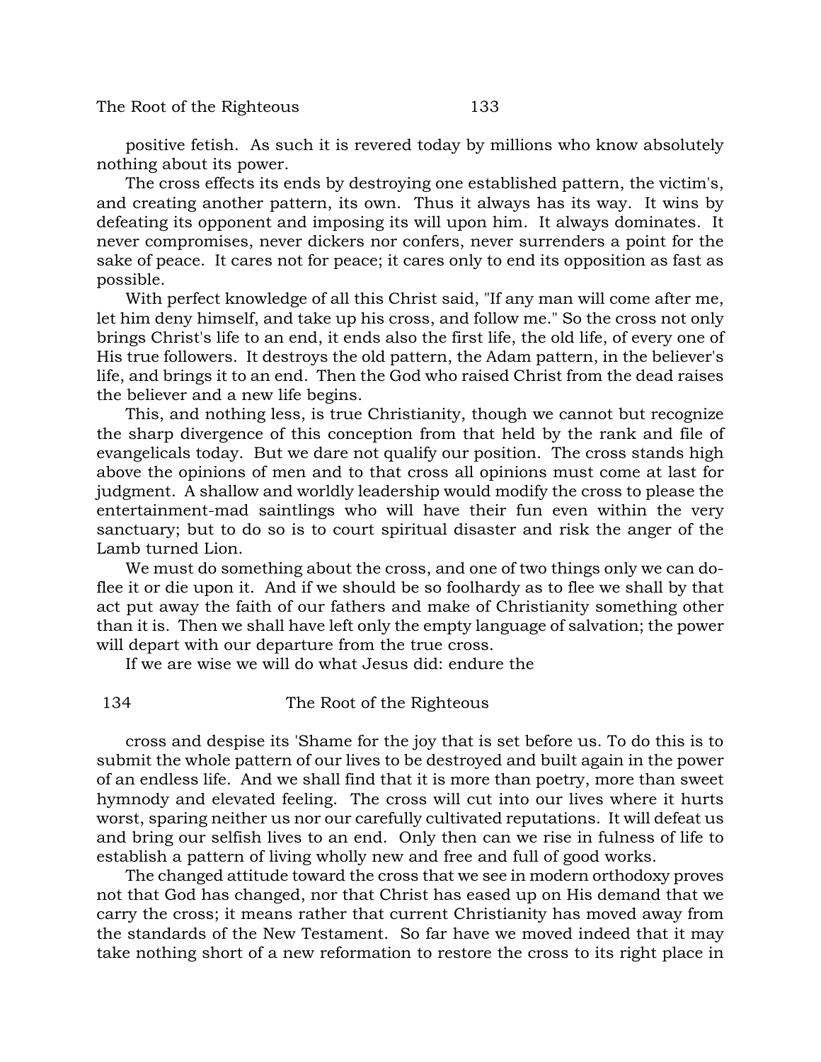positive fetish. As such it is revered today by millions who know absolutely nothing about its power.

The cross effects its ends by destroying one established pattern, the victim's, and creating another pattern, its own. Thus it always has its way. It wins by defeating its opponent and imposing its will upon him. It always dominates. It never compromises, never dickers nor confers, never surrenders a point for the sake of peace. It cares not for peace; it cares only to end its opposition as fast as possible.

With perfect knowledge of all this Christ said, "If any man will come after me, let him deny himself, and take up his cross, and follow me." So the cross not only brings Christ's life to an end, it ends also the first life, the old life, of every one of His true followers. It destroys the old pattern, the Adam pattern, in the believer's life, and brings it to an end. Then the God who raised Christ from the dead raises the believer and a new life begins.

This, and nothing less, is true Christianity, though we cannot but recognize the sharp divergence of this conception from that held by the rank and file of evangelicals today. But we dare not qualify our position. The cross stands high above the opinions of men and to that cross all opinions must come at last for judgment. A shallow and worldly leadership would modify the cross to please the entertainment-mad saintlings who will have their fun even within the very sanctuary; but to do so is to court spiritual disaster and risk the anger of the Lamb turned Lion.

We must do something about the cross, and one of two things only we can do-flee it or die upon it. And if we should be so foolhardy as to flee we shall by that act put away the faith of our fathers and make of Christianity something other than it is. Then we shall have left only the empty language of salvation; the power will depart with our departure from the true cross.

If we are wise we will do what Jesus did: endure the cross and despise its 'Shame for the joy that is set before us. To do this is to submit the whole pattern of our lives to be destroyed and built again in the power of an endless life. And we shall find that it is more than poetry, more than sweet hymnody and elevated feeling. The cross will cut into our lives where it hurts worst, sparing neither us nor our carefully cultivated reputations. It will defeat us and bring our selfish lives to an end. Only then can we rise in fulness of life to establish a pattern of living wholly new and free and full of good works.

The changed attitude toward the cross that we see in modern orthodoxy proves not that God has changed, nor that Christ has eased up on His demand that we carry the cross; it means rather that current Christianity has moved away from the standards of the New Testament. So far have we moved indeed that it may take nothing short of a new reformation to restore the cross to its right place in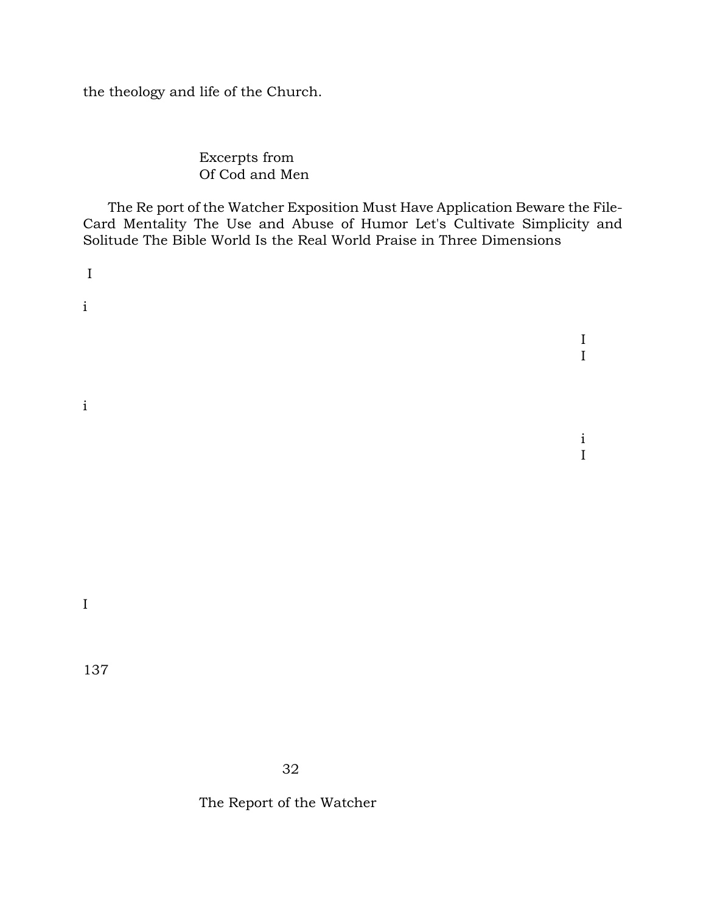the theology and life of the Church.

Excerpts from
Of Cod and Men

The Re port of the Watcher Exposition Must Have Application Beware the File-Card Mentality The Use and Abuse of Humor Let's Cultivate Simplicity and Solitude The Bible World Is the Real World Praise in Three Dimensions

I

i

I
I

i

i
I

I

137

32

The Report of the Watcher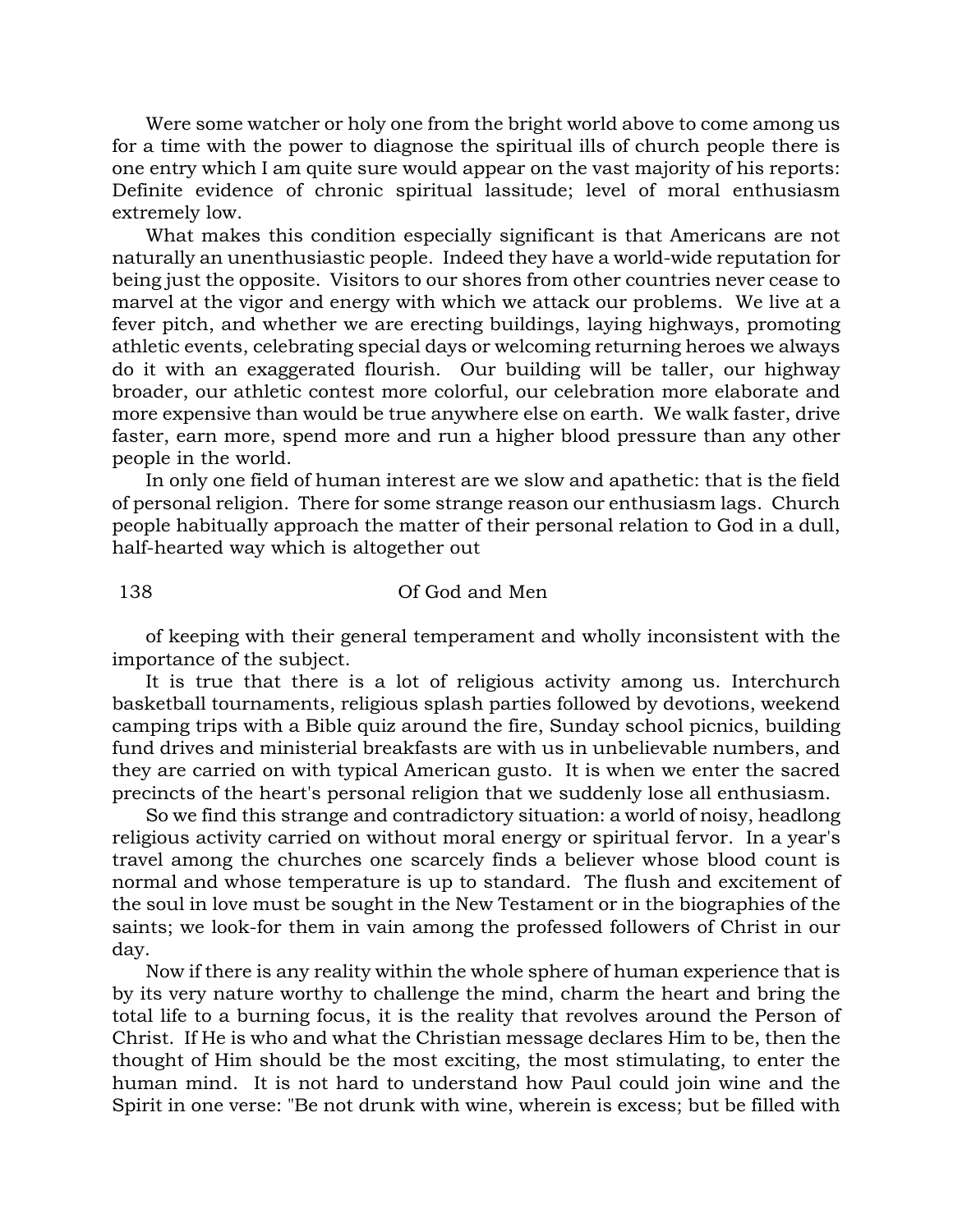Were some watcher or holy one from the bright world above to come among us for a time with the power to diagnose the spiritual ills of church people there is one entry which I am quite sure would appear on the vast majority of his reports: Definite evidence of chronic spiritual lassitude; level of moral enthusiasm extremely low.

What makes this condition especially significant is that Americans are not naturally an unenthusiastic people. Indeed they have a world-wide reputation for being just the opposite. Visitors to our shores from other countries never cease to marvel at the vigor and energy with which we attack our problems. We live at a fever pitch, and whether we are erecting buildings, laying highways, promoting athletic events, celebrating special days or welcoming returning heroes we always do it with an exaggerated flourish. Our building will be taller, our highway broader, our athletic contest more colorful, our celebration more elaborate and more expensive than would be true anywhere else on earth. We walk faster, drive faster, earn more, spend more and run a higher blood pressure than any other people in the world.

In only one field of human interest are we slow and apathetic: that is the field of personal religion. There for some strange reason our enthusiasm lags. Church people habitually approach the matter of their personal relation to God in a dull, half-hearted way which is altogether out of keeping with their general temperament and wholly inconsistent with the importance of the subject.

It is true that there is a lot of religious activity among us. Interchurch basketball tournaments, religious splash parties followed by devotions, weekend camping trips with a Bible quiz around the fire, Sunday school picnics, building fund drives and ministerial breakfasts are with us in unbelievable numbers, and they are carried on with typical American gusto. It is when we enter the sacred precincts of the heart's personal religion that we suddenly lose all enthusiasm.

So we find this strange and contradictory situation: a world of noisy, headlong religious activity carried on without moral energy or spiritual fervor. In a year's travel among the churches one scarcely finds a believer whose blood count is normal and whose temperature is up to standard. The flush and excitement of the soul in love must be sought in the New Testament or in the biographies of the saints; we look-for them in vain among the professed followers of Christ in our day.

Now if there is any reality within the whole sphere of human experience that is by its very nature worthy to challenge the mind, charm the heart and bring the total life to a burning focus, it is the reality that revolves around the Person of Christ. If He is who and what the Christian message declares Him to be, then the thought of Him should be the most exciting, the most stimulating, to enter the human mind. It is not hard to understand how Paul could join wine and the Spirit in one verse: "Be not drunk with wine, wherein is excess; but be filled with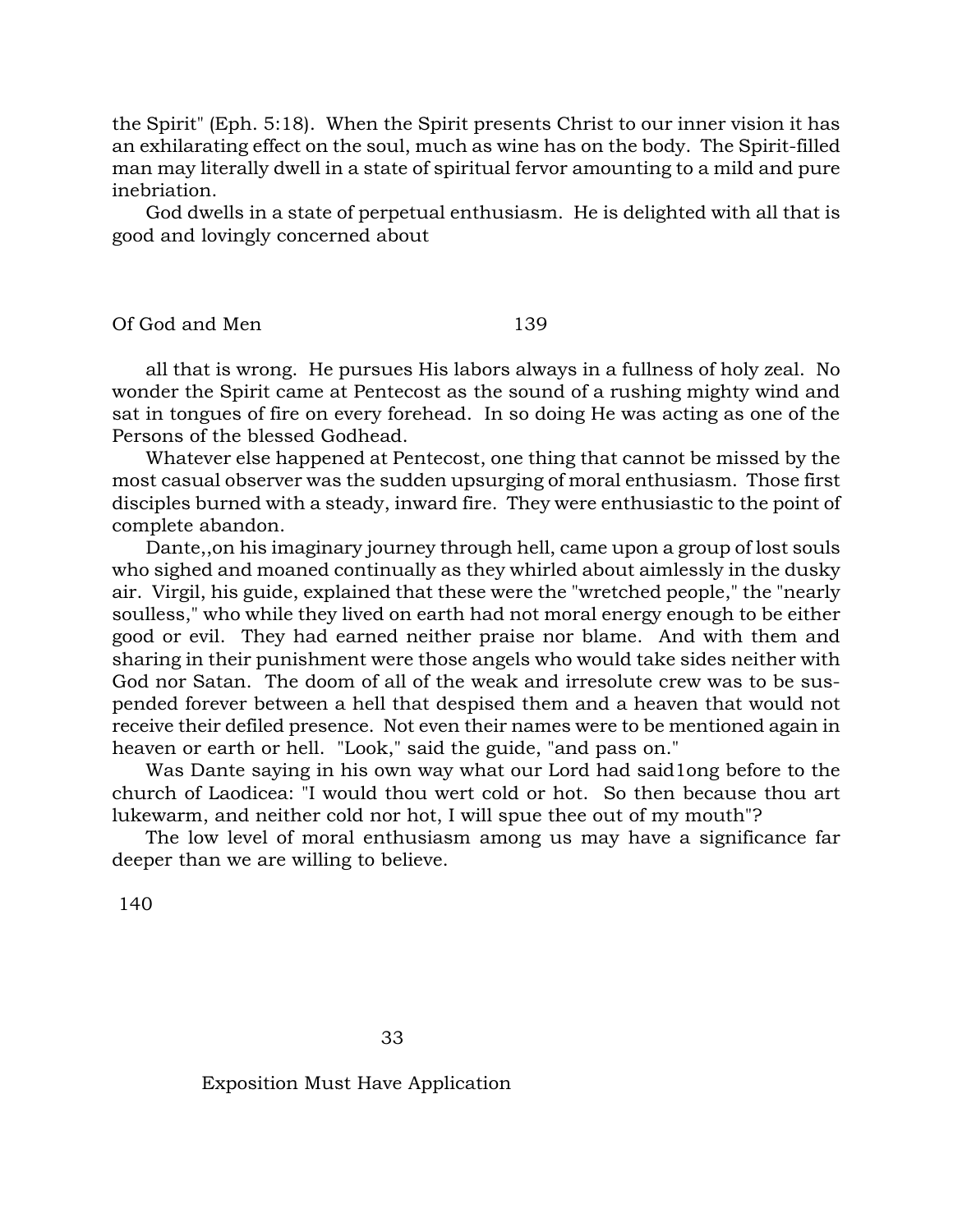the Spirit" (Eph. 5:18). When the Spirit presents Christ to our inner vision it has an exhilarating effect on the soul, much as wine has on the body. The Spirit-filled man may literally dwell in a state of spiritual fervor amounting to a mild and pure inebriation.

God dwells in a state of perpetual enthusiasm. He is delighted with all that is good and lovingly concerned about all that is wrong. He pursues His labors always in a fullness of holy zeal. No wonder the Spirit came at Pentecost as the sound of a rushing mighty wind and sat in tongues of fire on every forehead. In so doing He was acting as one of the Persons of the blessed Godhead.

Whatever else happened at Pentecost, one thing that cannot be missed by the most casual observer was the sudden upsurging of moral enthusiasm. Those first disciples burned with a steady, inward fire. They were enthusiastic to the point of complete abandon.

Dante,,on his imaginary journey through hell, came upon a group of lost souls who sighed and moaned continually as they whirled about aimlessly in the dusky air. Virgil, his guide, explained that these were the "wretched people," the "nearly soulless," who while they lived on earth had not moral energy enough to be either good or evil. They had earned neither praise nor blame. And with them and sharing in their punishment were those angels who would take sides neither with God nor Satan. The doom of all of the weak and irresolute crew was to be suspended forever between a hell that despised them and a heaven that would not receive their defiled presence. Not even their names were to be mentioned again in heaven or earth or hell. "Look," said the guide, "and pass on."

Was Dante saying in his own way what our Lord had said1ong before to the church of Laodicea: "I would thou wert cold or hot. So then because thou art lukewarm, and neither cold nor hot, I will spue thee out of my mouth"?

The low level of moral enthusiasm among us may have a significance far deeper than we are willing to believe.

## 33

## Exposition Must Have Application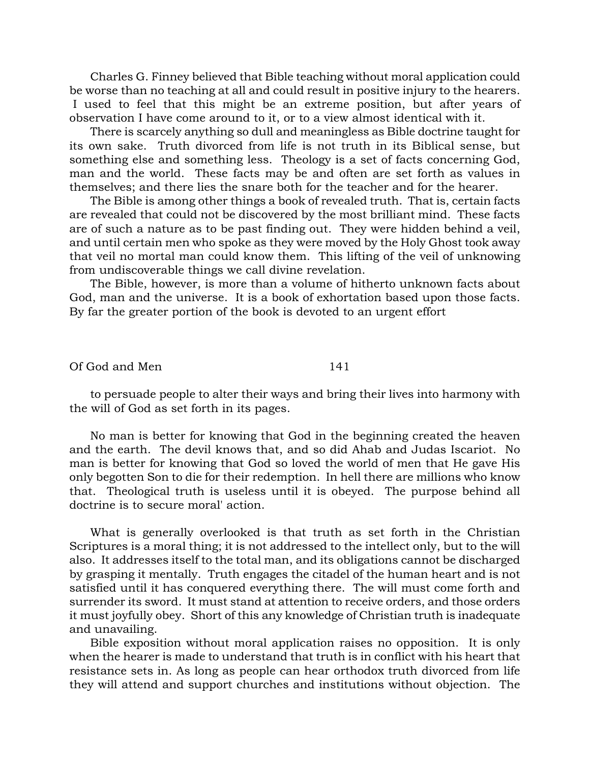Charles G. Finney believed that Bible teaching without moral application could be worse than no teaching at all and could result in positive injury to the hearers. I used to feel that this might be an extreme position, but after years of observation I have come around to it, or to a view almost identical with it.

There is scarcely anything so dull and meaningless as Bible doctrine taught for its own sake. Truth divorced from life is not truth in its Biblical sense, but something else and something less. Theology is a set of facts concerning God, man and the world. These facts may be and often are set forth as values in themselves; and there lies the snare both for the teacher and for the hearer.

The Bible is among other things a book of revealed truth. That is, certain facts are revealed that could not be discovered by the most brilliant mind. These facts are of such a nature as to be past finding out. They were hidden behind a veil, and until certain men who spoke as they were moved by the Holy Ghost took away that veil no mortal man could know them. This lifting of the veil of unknowing from undiscoverable things we call divine revelation.

The Bible, however, is more than a volume of hitherto unknown facts about God, man and the universe. It is a book of exhortation based upon those facts. By far the greater portion of the book is devoted to an urgent effort to persuade people to alter their ways and bring their lives into harmony with the will of God as set forth in its pages.

No man is better for knowing that God in the beginning created the heaven and the earth. The devil knows that, and so did Ahab and Judas Iscariot. No man is better for knowing that God so loved the world of men that He gave His only begotten Son to die for their redemption. In hell there are millions who know that. Theological truth is useless until it is obeyed. The purpose behind all doctrine is to secure moral' action.

What is generally overlooked is that truth as set forth in the Christian Scriptures is a moral thing; it is not addressed to the intellect only, but to the will also. It addresses itself to the total man, and its obligations cannot be discharged by grasping it mentally. Truth engages the citadel of the human heart and is not satisfied until it has conquered everything there. The will must come forth and surrender its sword. It must stand at attention to receive orders, and those orders it must joyfully obey. Short of this any knowledge of Christian truth is inadequate and unavailing.

Bible exposition without moral application raises no opposition. It is only when the hearer is made to understand that truth is in conflict with his heart that resistance sets in. As long as people can hear orthodox truth divorced from life they will attend and support churches and institutions without objection. The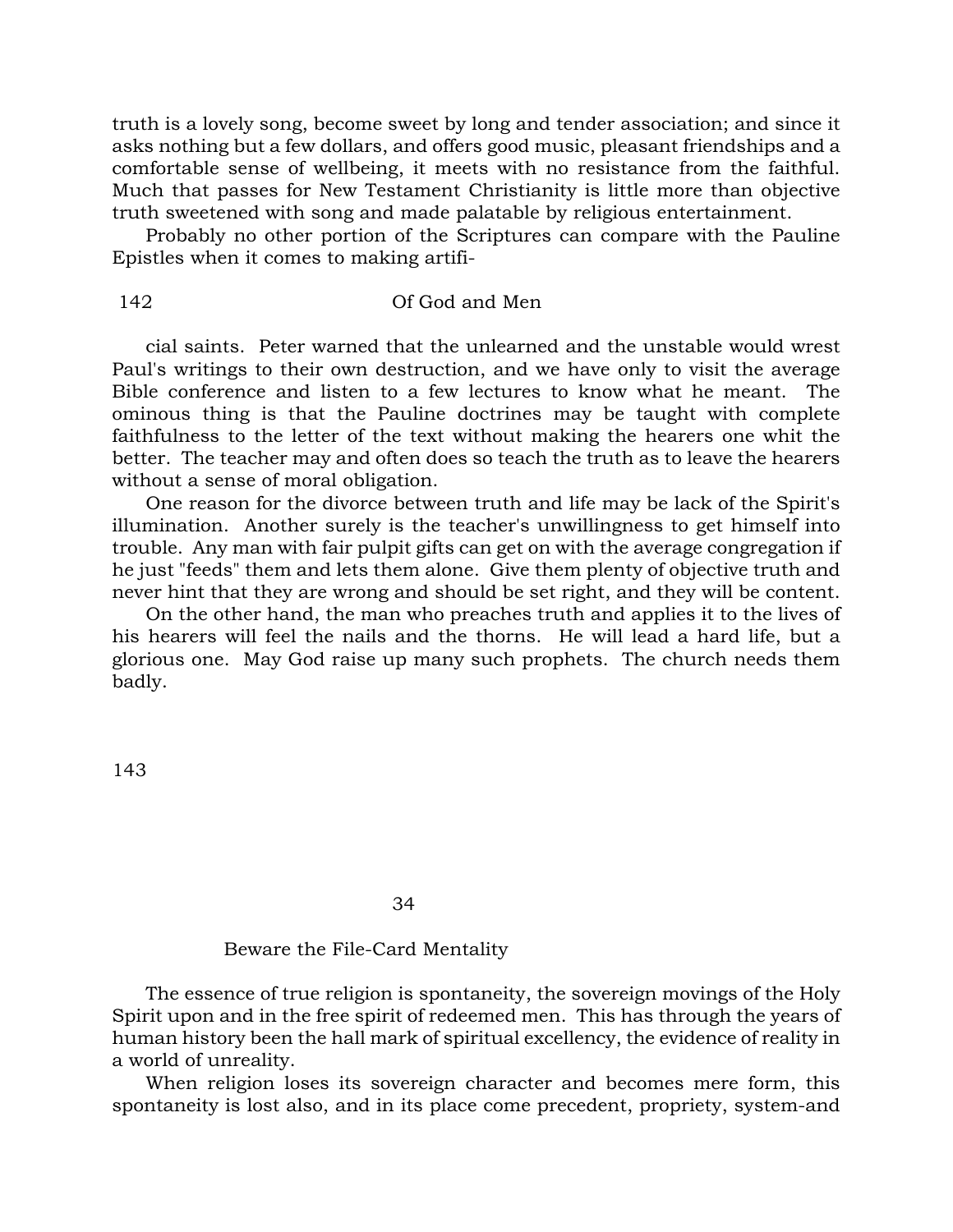truth is a lovely song, become sweet by long and tender association; and since it asks nothing but a few dollars, and offers good music, pleasant friendships and a comfortable sense of wellbeing, it meets with no resistance from the faithful. Much that passes for New Testament Christianity is little more than objective truth sweetened with song and made palatable by religious entertainment.

Probably no other portion of the Scriptures can compare with the Pauline Epistles when it comes to making artificial saints. Peter warned that the unlearned and the unstable would wrest Paul's writings to their own destruction, and we have only to visit the average Bible conference and listen to a few lectures to know what he meant. The ominous thing is that the Pauline doctrines may be taught with complete faithfulness to the letter of the text without making the hearers one whit the better. The teacher may and often does so teach the truth as to leave the hearers without a sense of moral obligation.

One reason for the divorce between truth and life may be lack of the Spirit's illumination. Another surely is the teacher's unwillingness to get himself into trouble. Any man with fair pulpit gifts can get on with the average congregation if he just "feeds" them and lets them alone. Give them plenty of objective truth and never hint that they are wrong and should be set right, and they will be content.

On the other hand, the man who preaches truth and applies it to the lives of his hearers will feel the nails and the thorns. He will lead a hard life, but a glorious one. May God raise up many such prophets. The church needs them badly.

## 34

## Beware the File-Card Mentality

The essence of true religion is spontaneity, the sovereign movings of the Holy Spirit upon and in the free spirit of redeemed men. This has through the years of human history been the hall mark of spiritual excellency, the evidence of reality in a world of unreality.

When religion loses its sovereign character and becomes mere form, this spontaneity is lost also, and in its place come precedent, propriety, system-and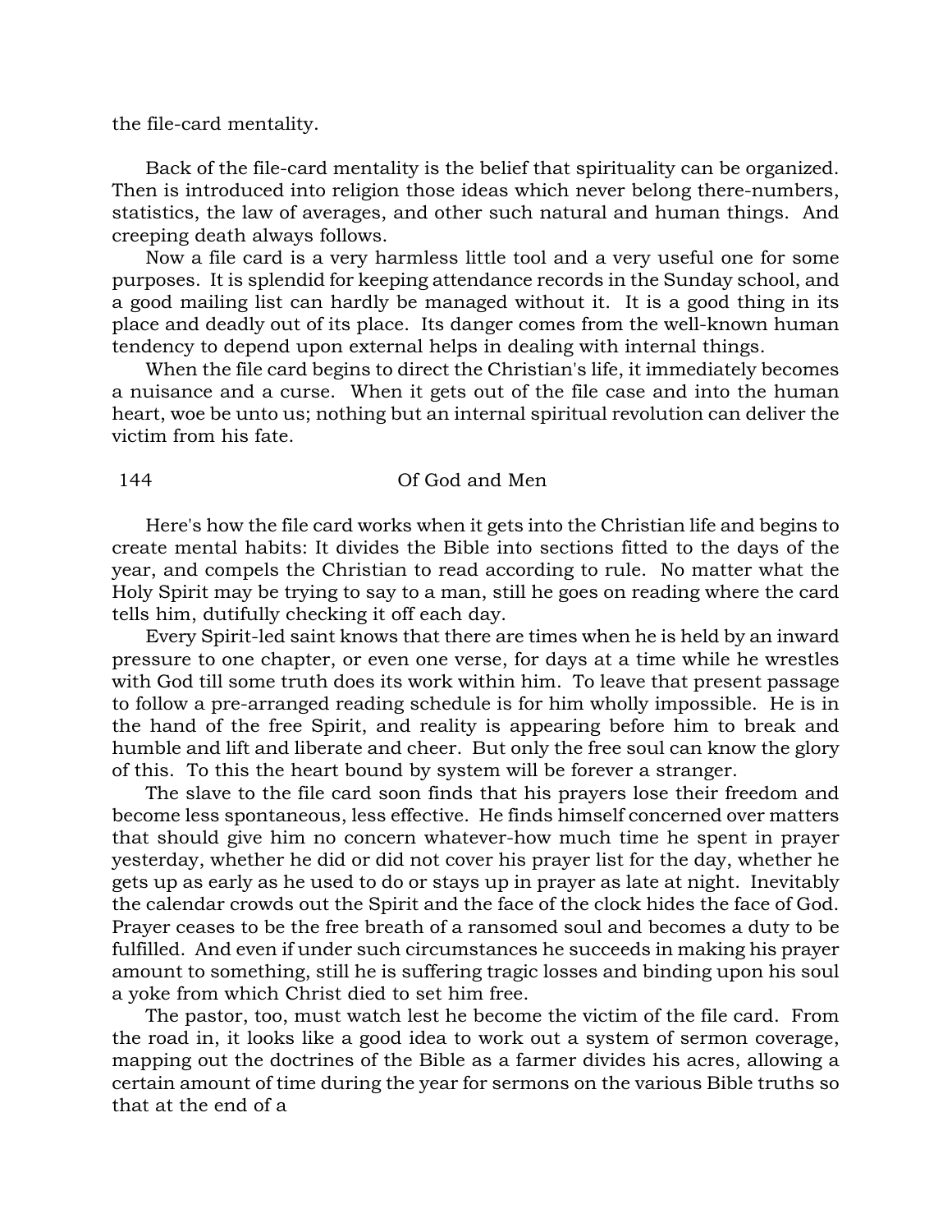the file-card mentality.

Back of the file-card mentality is the belief that spirituality can be organized. Then is introduced into religion those ideas which never belong there-numbers, statistics, the law of averages, and other such natural and human things. And creeping death always follows.

Now a file card is a very harmless little tool and a very useful one for some purposes. It is splendid for keeping attendance records in the Sunday school, and a good mailing list can hardly be managed without it. It is a good thing in its place and deadly out of its place. Its danger comes from the well-known human tendency to depend upon external helps in dealing with internal things.

When the file card begins to direct the Christian's life, it immediately becomes a nuisance and a curse. When it gets out of the file case and into the human heart, woe be unto us; nothing but an internal spiritual revolution can deliver the victim from his fate.

Here's how the file card works when it gets into the Christian life and begins to create mental habits: It divides the Bible into sections fitted to the days of the year, and compels the Christian to read according to rule. No matter what the Holy Spirit may be trying to say to a man, still he goes on reading where the card tells him, dutifully checking it off each day.

Every Spirit-led saint knows that there are times when he is held by an inward pressure to one chapter, or even one verse, for days at a time while he wrestles with God till some truth does its work within him. To leave that present passage to follow a pre-arranged reading schedule is for him wholly impossible. He is in the hand of the free Spirit, and reality is appearing before him to break and humble and lift and liberate and cheer. But only the free soul can know the glory of this. To this the heart bound by system will be forever a stranger.

The slave to the file card soon finds that his prayers lose their freedom and become less spontaneous, less effective. He finds himself concerned over matters that should give him no concern whatever-how much time he spent in prayer yesterday, whether he did or did not cover his prayer list for the day, whether he gets up as early as he used to do or stays up in prayer as late at night. Inevitably the calendar crowds out the Spirit and the face of the clock hides the face of God. Prayer ceases to be the free breath of a ransomed soul and becomes a duty to be fulfilled. And even if under such circumstances he succeeds in making his prayer amount to something, still he is suffering tragic losses and binding upon his soul a yoke from which Christ died to set him free.

The pastor, too, must watch lest he become the victim of the file card. From the road in, it looks like a good idea to work out a system of sermon coverage, mapping out the doctrines of the Bible as a farmer divides his acres, allowing a certain amount of time during the year for sermons on the various Bible truths so that at the end of a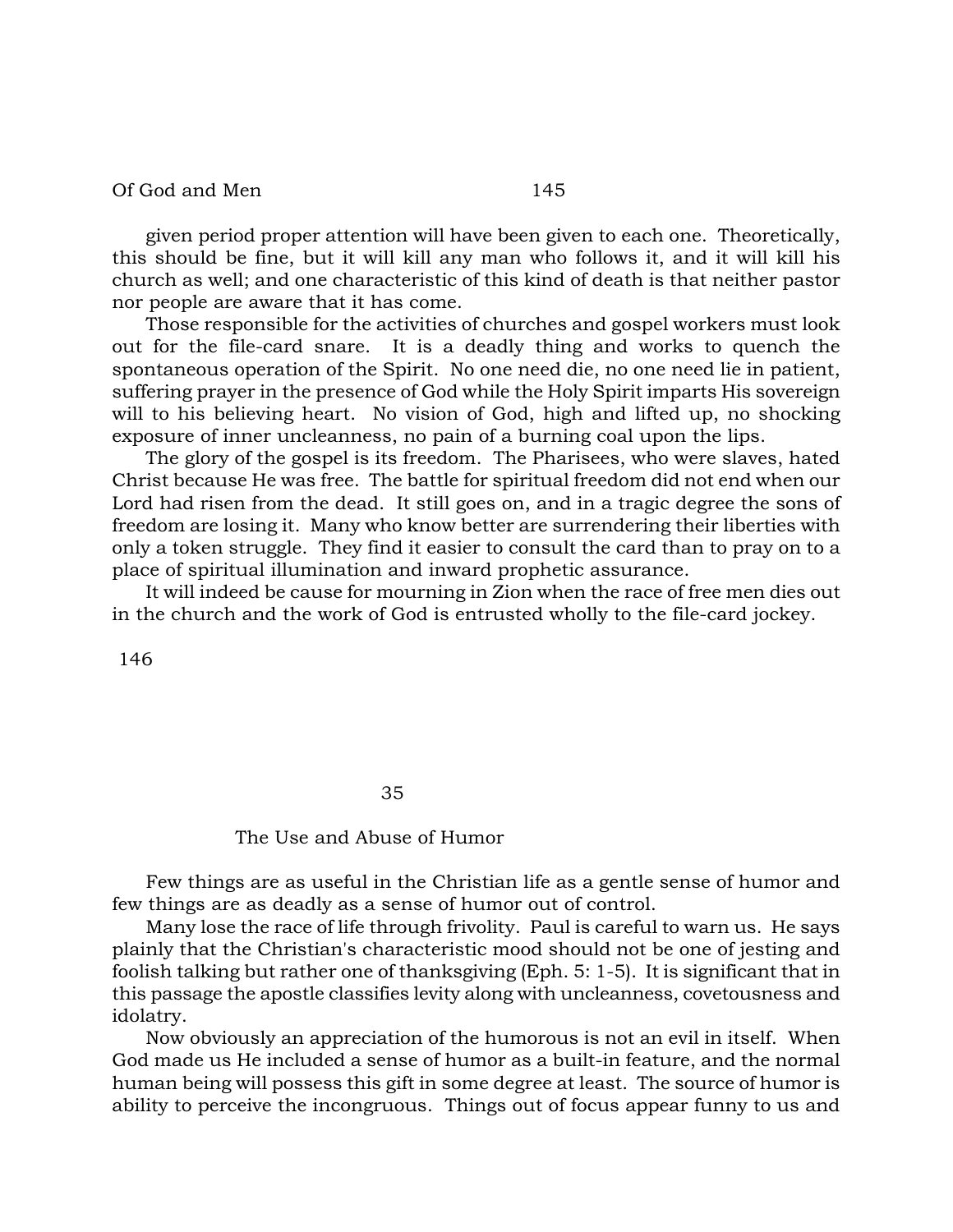given period proper attention will have been given to each one. Theoretically, this should be fine, but it will kill any man who follows it, and it will kill his church as well; and one characteristic of this kind of death is that neither pastor nor people are aware that it has come.

Those responsible for the activities of churches and gospel workers must look out for the file-card snare. It is a deadly thing and works to quench the spontaneous operation of the Spirit. No one need die, no one need lie in patient, suffering prayer in the presence of God while the Holy Spirit imparts His sovereign will to his believing heart. No vision of God, high and lifted up, no shocking exposure of inner uncleanness, no pain of a burning coal upon the lips.

The glory of the gospel is its freedom. The Pharisees, who were slaves, hated Christ because He was free. The battle for spiritual freedom did not end when our Lord had risen from the dead. It still goes on, and in a tragic degree the sons of freedom are losing it. Many who know better are surrendering their liberties with only a token struggle. They find it easier to consult the card than to pray on to a place of spiritual illumination and inward prophetic assurance.

It will indeed be cause for mourning in Zion when the race of free men dies out in the church and the work of God is entrusted wholly to the file-card jockey.

## 35

## The Use and Abuse of Humor

Few things are as useful in the Christian life as a gentle sense of humor and few things are as deadly as a sense of humor out of control.

Many lose the race of life through frivolity. Paul is careful to warn us. He says plainly that the Christian's characteristic mood should not be one of jesting and foolish talking but rather one of thanksgiving (Eph. 5: 1-5). It is significant that in this passage the apostle classifies levity along with uncleanness, covetousness and idolatry.

Now obviously an appreciation of the humorous is not an evil in itself. When God made us He included a sense of humor as a built-in feature, and the normal human being will possess this gift in some degree at least. The source of humor is ability to perceive the incongruous. Things out of focus appear funny to us and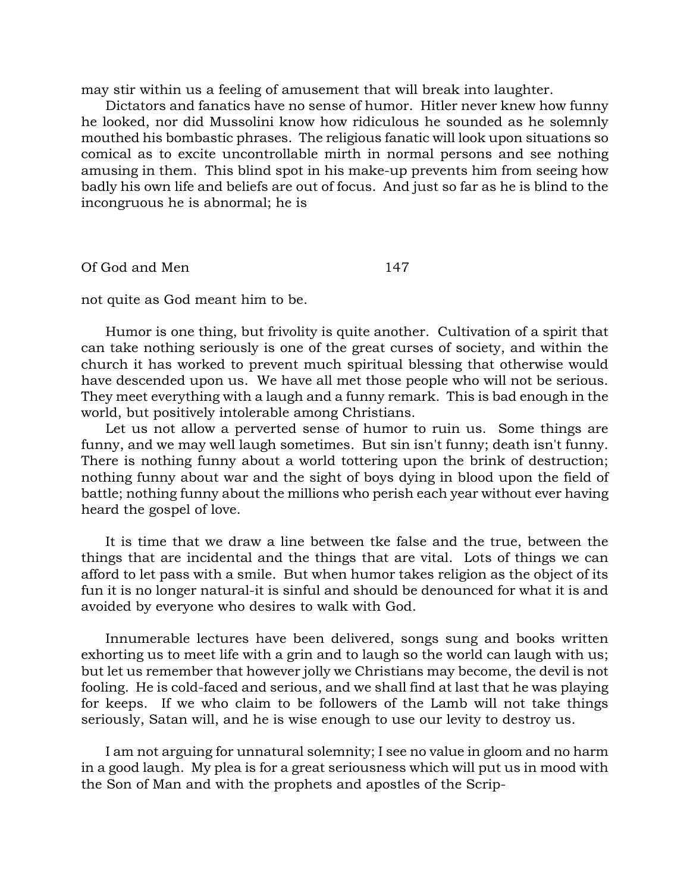may stir within us a feeling of amusement that will break into laughter.

Dictators and fanatics have no sense of humor. Hitler never knew how funny he looked, nor did Mussolini know how ridiculous he sounded as he solemnly mouthed his bombastic phrases. The religious fanatic will look upon situations so comical as to excite uncontrollable mirth in normal persons and see nothing amusing in them. This blind spot in his make-up prevents him from seeing how badly his own life and beliefs are out of focus. And just so far as he is blind to the incongruous he is abnormal; he is not quite as God meant him to be.

Humor is one thing, but frivolity is quite another. Cultivation of a spirit that can take nothing seriously is one of the great curses of society, and within the church it has worked to prevent much spiritual blessing that otherwise would have descended upon us. We have all met those people who will not be serious. They meet everything with a laugh and a funny remark. This is bad enough in the world, but positively intolerable among Christians.

Let us not allow a perverted sense of humor to ruin us. Some things are funny, and we may well laugh sometimes. But sin isn't funny; death isn't funny. There is nothing funny about a world tottering upon the brink of destruction; nothing funny about war and the sight of boys dying in blood upon the field of battle; nothing funny about the millions who perish each year without ever having heard the gospel of love.

It is time that we draw a line between tke false and the true, between the things that are incidental and the things that are vital. Lots of things we can afford to let pass with a smile. But when humor takes religion as the object of its fun it is no longer natural-it is sinful and should be denounced for what it is and avoided by everyone who desires to walk with God.

Innumerable lectures have been delivered, songs sung and books written exhorting us to meet life with a grin and to laugh so the world can laugh with us; but let us remember that however jolly we Christians may become, the devil is not fooling. He is cold-faced and serious, and we shall find at last that he was playing for keeps. If we who claim to be followers of the Lamb will not take things seriously, Satan will, and he is wise enough to use our levity to destroy us.

I am not arguing for unnatural solemnity; I see no value in gloom and no harm in a good laugh. My plea is for a great seriousness which will put us in mood with the Son of Man and with the prophets and apostles of the Scrip-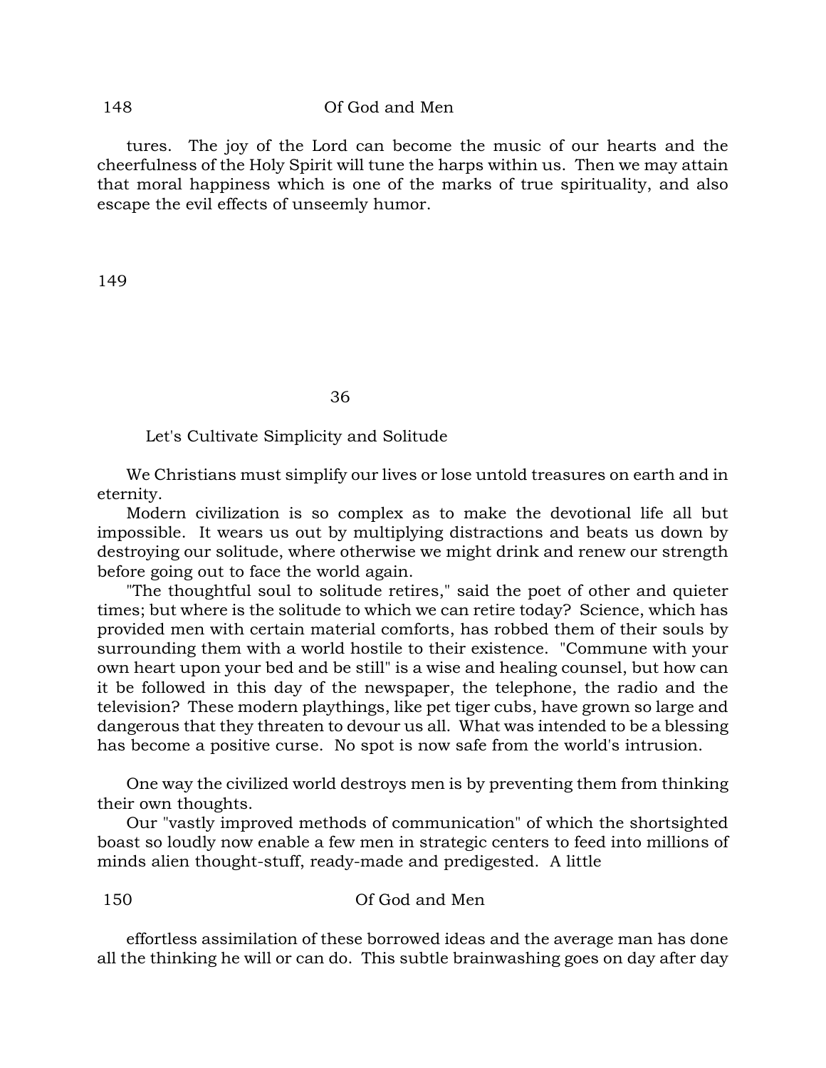tures. The joy of the Lord can become the music of our hearts and the cheerfulness of the Holy Spirit will tune the harps within us. Then we may attain that moral happiness which is one of the marks of true spirituality, and also escape the evil effects of unseemly humor.

# 36

## Let's Cultivate Simplicity and Solitude

We Christians must simplify our lives or lose untold treasures on earth and in eternity.

Modern civilization is so complex as to make the devotional life all but impossible. It wears us out by multiplying distractions and beats us down by destroying our solitude, where otherwise we might drink and renew our strength before going out to face the world again.

"The thoughtful soul to solitude retires," said the poet of other and quieter times; but where is the solitude to which we can retire today? Science, which has provided men with certain material comforts, has robbed them of their souls by surrounding them with a world hostile to their existence. "Commune with your own heart upon your bed and be still" is a wise and healing counsel, but how can it be followed in this day of the newspaper, the telephone, the radio and the television? These modern playthings, like pet tiger cubs, have grown so large and dangerous that they threaten to devour us all. What was intended to be a blessing has become a positive curse. No spot is now safe from the world's intrusion.

One way the civilized world destroys men is by preventing them from thinking their own thoughts.

Our "vastly improved methods of communication" of which the shortsighted boast so loudly now enable a few men in strategic centers to feed into millions of minds alien thought-stuff, ready-made and predigested. A little effortless assimilation of these borrowed ideas and the average man has done all the thinking he will or can do. This subtle brainwashing goes on day after day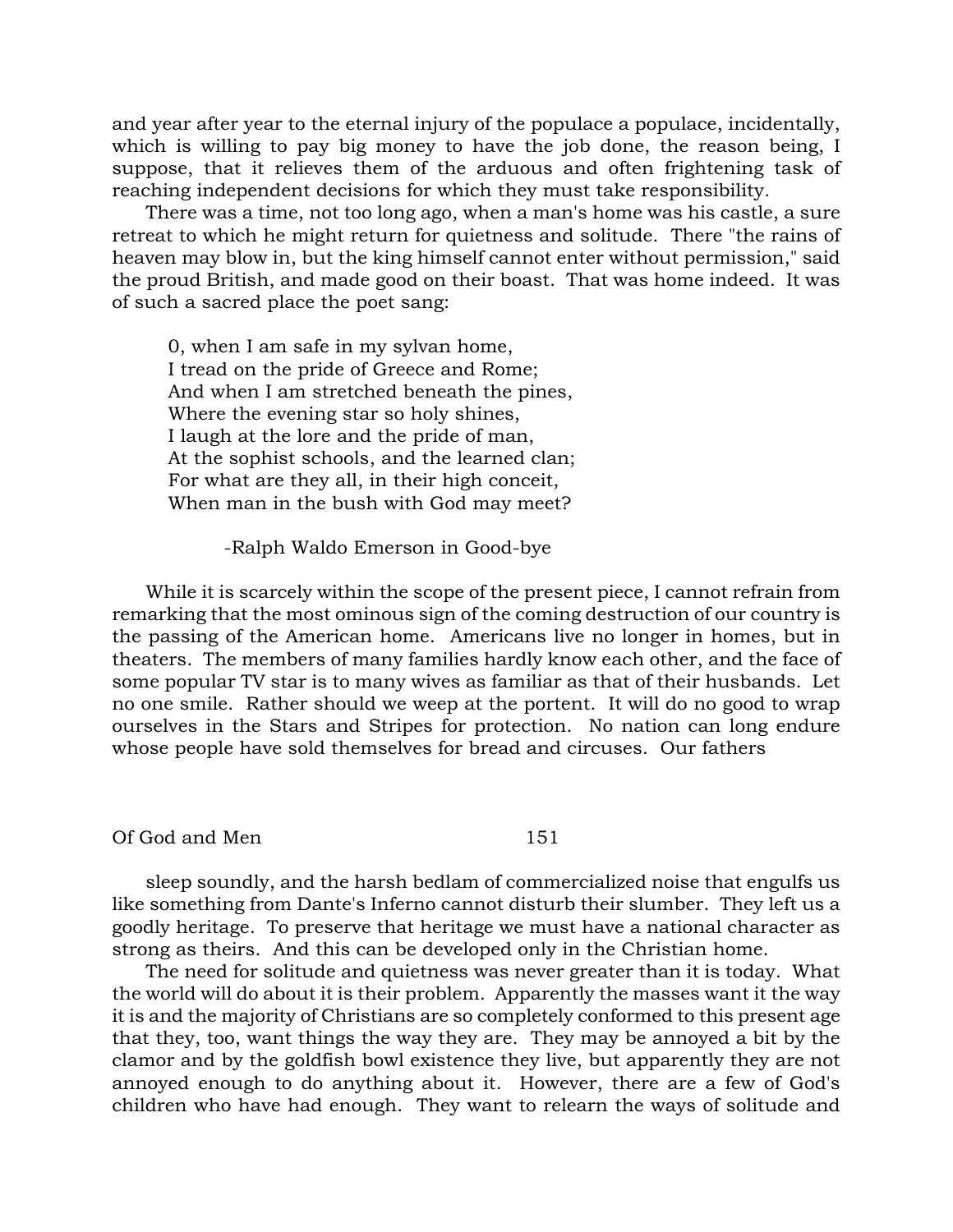and year after year to the eternal injury of the populace a populace, incidentally, which is willing to pay big money to have the job done, the reason being, I suppose, that it relieves them of the arduous and often frightening task of reaching independent decisions for which they must take responsibility.

There was a time, not too long ago, when a man's home was his castle, a sure retreat to which he might return for quietness and solitude. There "the rains of heaven may blow in, but the king himself cannot enter without permission," said the proud British, and made good on their boast. That was home indeed. It was of such a sacred place the poet sang:

> 0, when I am safe in my sylvan home,
> I tread on the pride of Greece and Rome;
> And when I am stretched beneath the pines,
> Where the evening star so holy shines,
> I laugh at the lore and the pride of man,
> At the sophist schools, and the learned clan;
> For what are they all, in their high conceit,
> When man in the bush with God may meet?
>
> -Ralph Waldo Emerson in Good-bye

While it is scarcely within the scope of the present piece, I cannot refrain from remarking that the most ominous sign of the coming destruction of our country is the passing of the American home. Americans live no longer in homes, but in theaters. The members of many families hardly know each other, and the face of some popular TV star is to many wives as familiar as that of their husbands. Let no one smile. Rather should we weep at the portent. It will do no good to wrap ourselves in the Stars and Stripes for protection. No nation can long endure whose people have sold themselves for bread and circuses. Our fathers sleep soundly, and the harsh bedlam of commercialized noise that engulfs us like something from Dante's Inferno cannot disturb their slumber. They left us a goodly heritage. To preserve that heritage we must have a national character as strong as theirs. And this can be developed only in the Christian home.

The need for solitude and quietness was never greater than it is today. What the world will do about it is their problem. Apparently the masses want it the way it is and the majority of Christians are so completely conformed to this present age that they, too, want things the way they are. They may be annoyed a bit by the clamor and by the goldfish bowl existence they live, but apparently they are not annoyed enough to do anything about it. However, there are a few of God's children who have had enough. They want to relearn the ways of solitude and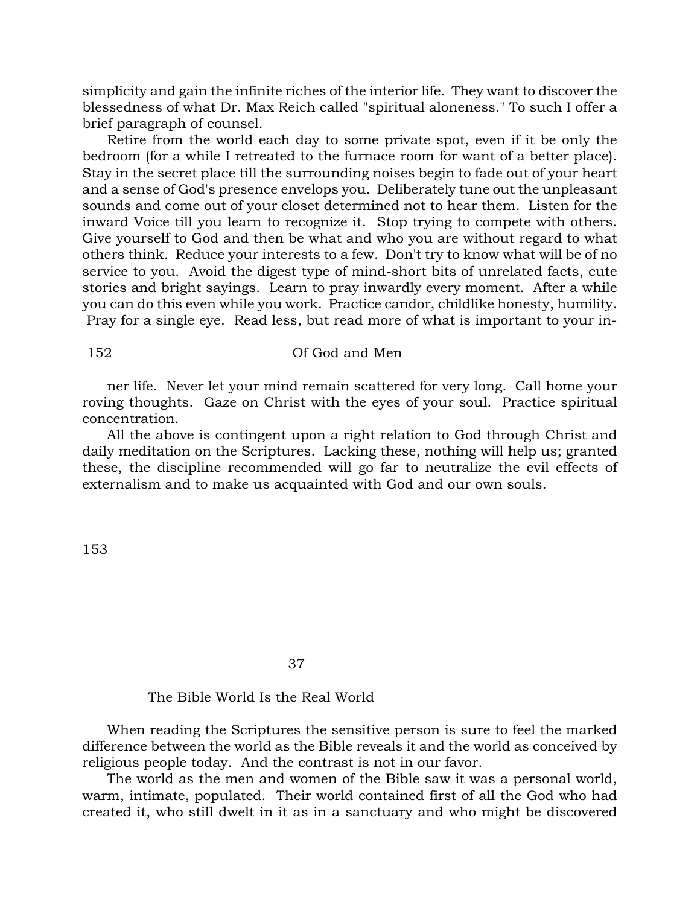simplicity and gain the infinite riches of the interior life. They want to discover the blessedness of what Dr. Max Reich called "spiritual aloneness." To such I offer a brief paragraph of counsel.

Retire from the world each day to some private spot, even if it be only the bedroom (for a while I retreated to the furnace room for want of a better place). Stay in the secret place till the surrounding noises begin to fade out of your heart and a sense of God's presence envelops you. Deliberately tune out the unpleasant sounds and come out of your closet determined not to hear them. Listen for the inward Voice till you learn to recognize it. Stop trying to compete with others. Give yourself to God and then be what and who you are without regard to what others think. Reduce your interests to a few. Don't try to know what will be of no service to you. Avoid the digest type of mind-short bits of unrelated facts, cute stories and bright sayings. Learn to pray inwardly every moment. After a while you can do this even while you work. Practice candor, childlike honesty, humility. Pray for a single eye. Read less, but read more of what is important to your inner life. Never let your mind remain scattered for very long. Call home your roving thoughts. Gaze on Christ with the eyes of your soul. Practice spiritual concentration.

All the above is contingent upon a right relation to God through Christ and daily meditation on the Scriptures. Lacking these, nothing will help us; granted these, the discipline recommended will go far to neutralize the evil effects of externalism and to make us acquainted with God and our own souls.

## 37

## The Bible World Is the Real World

When reading the Scriptures the sensitive person is sure to feel the marked difference between the world as the Bible reveals it and the world as conceived by religious people today. And the contrast is not in our favor.

The world as the men and women of the Bible saw it was a personal world, warm, intimate, populated. Their world contained first of all the God who had created it, who still dwelt in it as in a sanctuary and who might be discovered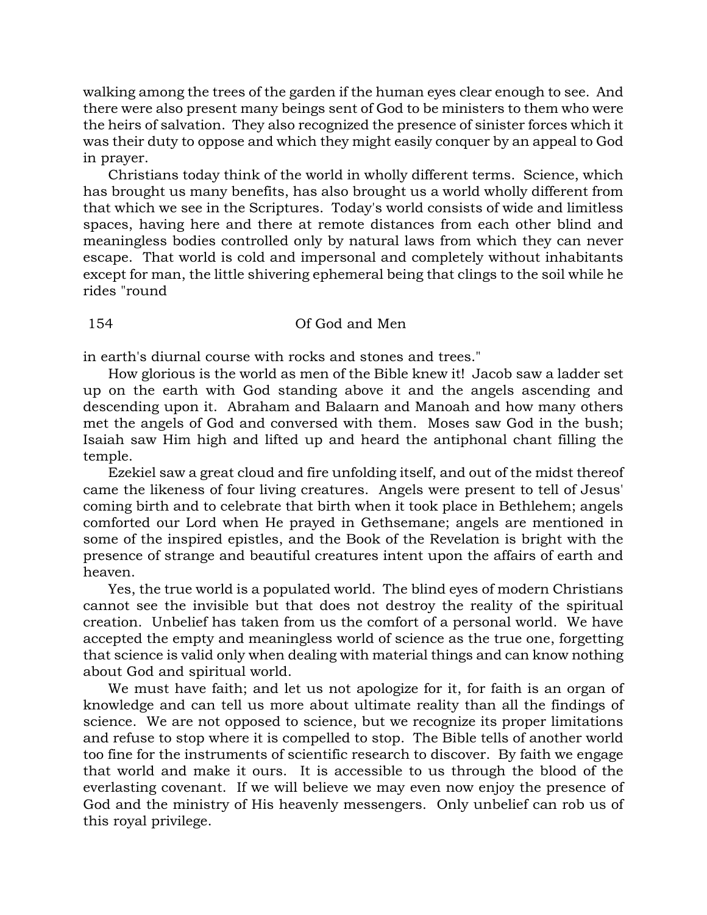walking among the trees of the garden if the human eyes clear enough to see. And there were also present many beings sent of God to be ministers to them who were the heirs of salvation. They also recognized the presence of sinister forces which it was their duty to oppose and which they might easily conquer by an appeal to God in prayer.

Christians today think of the world in wholly different terms. Science, which has brought us many benefits, has also brought us a world wholly different from that which we see in the Scriptures. Today's world consists of wide and limitless spaces, having here and there at remote distances from each other blind and meaningless bodies controlled only by natural laws from which they can never escape. That world is cold and impersonal and completely without inhabitants except for man, the little shivering ephemeral being that clings to the soil while he rides "round in earth's diurnal course with rocks and stones and trees."

How glorious is the world as men of the Bible knew it! Jacob saw a ladder set up on the earth with God standing above it and the angels ascending and descending upon it. Abraham and Balaarn and Manoah and how many others met the angels of God and conversed with them. Moses saw God in the bush; Isaiah saw Him high and lifted up and heard the antiphonal chant filling the temple.

Ezekiel saw a great cloud and fire unfolding itself, and out of the midst thereof came the likeness of four living creatures. Angels were present to tell of Jesus' coming birth and to celebrate that birth when it took place in Bethlehem; angels comforted our Lord when He prayed in Gethsemane; angels are mentioned in some of the inspired epistles, and the Book of the Revelation is bright with the presence of strange and beautiful creatures intent upon the affairs of earth and heaven.

Yes, the true world is a populated world. The blind eyes of modern Christians cannot see the invisible but that does not destroy the reality of the spiritual creation. Unbelief has taken from us the comfort of a personal world. We have accepted the empty and meaningless world of science as the true one, forgetting that science is valid only when dealing with material things and can know nothing about God and spiritual world.

We must have faith; and let us not apologize for it, for faith is an organ of knowledge and can tell us more about ultimate reality than all the findings of science. We are not opposed to science, but we recognize its proper limitations and refuse to stop where it is compelled to stop. The Bible tells of another world too fine for the instruments of scientific research to discover. By faith we engage that world and make it ours. It is accessible to us through the blood of the everlasting covenant. If we will believe we may even now enjoy the presence of God and the ministry of His heavenly messengers. Only unbelief can rob us of this royal privilege.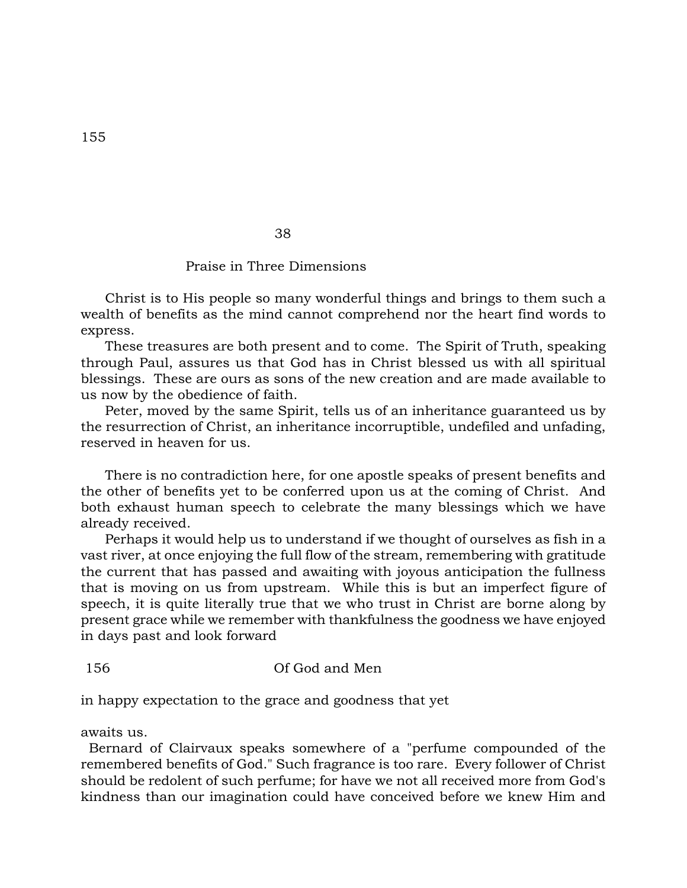## 38

## Praise in Three Dimensions

Christ is to His people so many wonderful things and brings to them such a wealth of benefits as the mind cannot comprehend nor the heart find words to express.

These treasures are both present and to come. The Spirit of Truth, speaking through Paul, assures us that God has in Christ blessed us with all spiritual blessings. These are ours as sons of the new creation and are made available to us now by the obedience of faith.

Peter, moved by the same Spirit, tells us of an inheritance guaranteed us by the resurrection of Christ, an inheritance incorruptible, undefiled and unfading, reserved in heaven for us.

There is no contradiction here, for one apostle speaks of present benefits and the other of benefits yet to be conferred upon us at the coming of Christ. And both exhaust human speech to celebrate the many blessings which we have already received.

Perhaps it would help us to understand if we thought of ourselves as fish in a vast river, at once enjoying the full flow of the stream, remembering with gratitude the current that has passed and awaiting with joyous anticipation the fullness that is moving on us from upstream. While this is but an imperfect figure of speech, it is quite literally true that we who trust in Christ are borne along by present grace while we remember with thankfulness the goodness we have enjoyed in days past and look forward in happy expectation to the grace and goodness that yet awaits us.

Bernard of Clairvaux speaks somewhere of a "perfume compounded of the remembered benefits of God." Such fragrance is too rare. Every follower of Christ should be redolent of such perfume; for have we not all received more from God's kindness than our imagination could have conceived before we knew Him and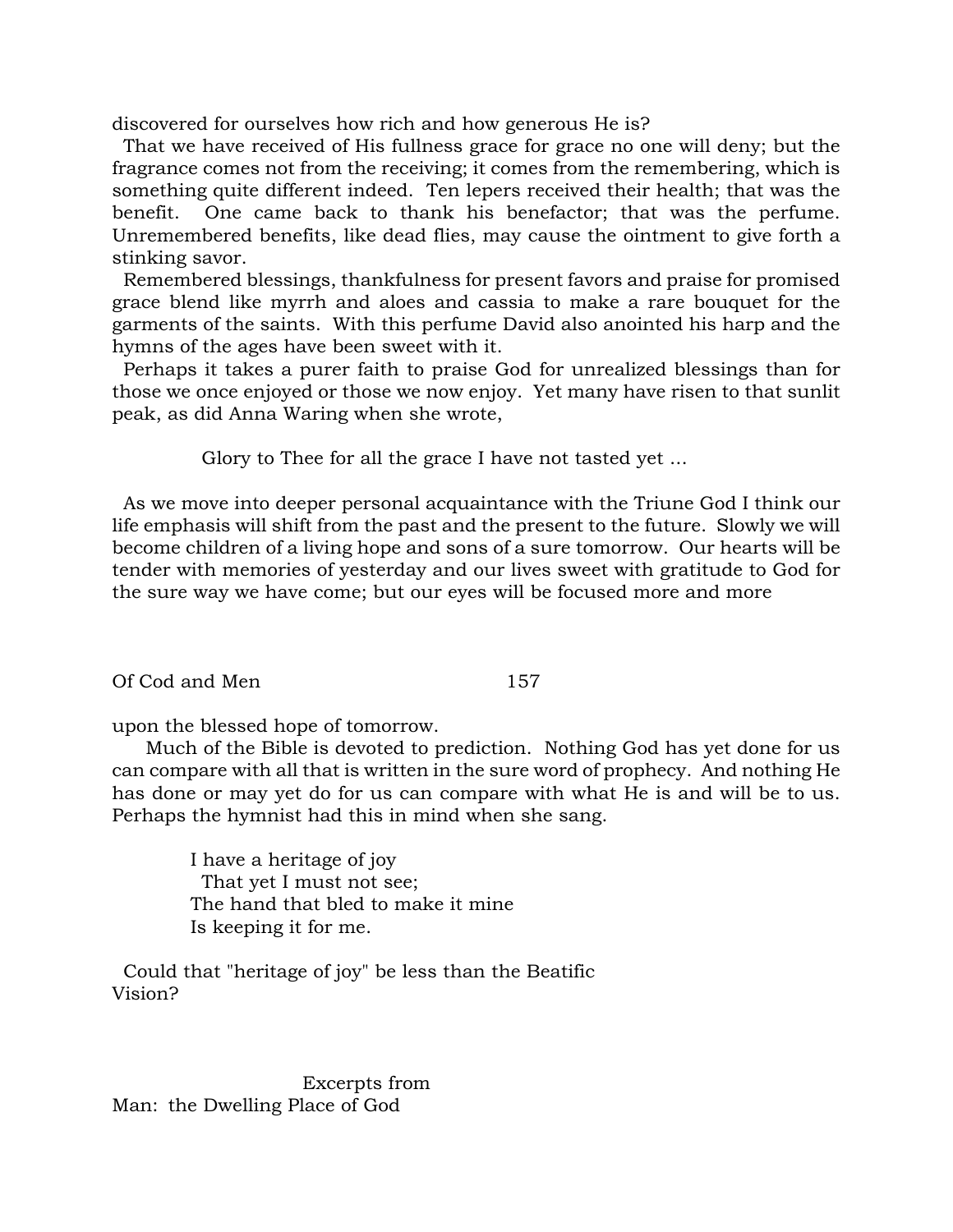discovered for ourselves how rich and how generous He is?

That we have received of His fullness grace for grace no one will deny; but the fragrance comes not from the receiving; it comes from the remembering, which is something quite different indeed. Ten lepers received their health; that was the benefit. One came back to thank his benefactor; that was the perfume. Unremembered benefits, like dead flies, may cause the ointment to give forth a stinking savor.

Remembered blessings, thankfulness for present favors and praise for promised grace blend like myrrh and aloes and cassia to make a rare bouquet for the garments of the saints. With this perfume David also anointed his harp and the hymns of the ages have been sweet with it.

Perhaps it takes a purer faith to praise God for unrealized blessings than for those we once enjoyed or those we now enjoy. Yet many have risen to that sunlit peak, as did Anna Waring when she wrote,

> Glory to Thee for all the grace I have not tasted yet ...

As we move into deeper personal acquaintance with the Triune God I think our life emphasis will shift from the past and the present to the future. Slowly we will become children of a living hope and sons of a sure tomorrow. Our hearts will be tender with memories of yesterday and our lives sweet with gratitude to God for the sure way we have come; but our eyes will be focused more and more upon the blessed hope of tomorrow.

Much of the Bible is devoted to prediction. Nothing God has yet done for us can compare with all that is written in the sure word of prophecy. And nothing He has done or may yet do for us can compare with what He is and will be to us. Perhaps the hymnist had this in mind when she sang.

> I have a heritage of joy
> That yet I must not see;
> The hand that bled to make it mine
> Is keeping it for me.

Could that "heritage of joy" be less than the Beatific Vision?

Excerpts from
Man: the Dwelling Place of God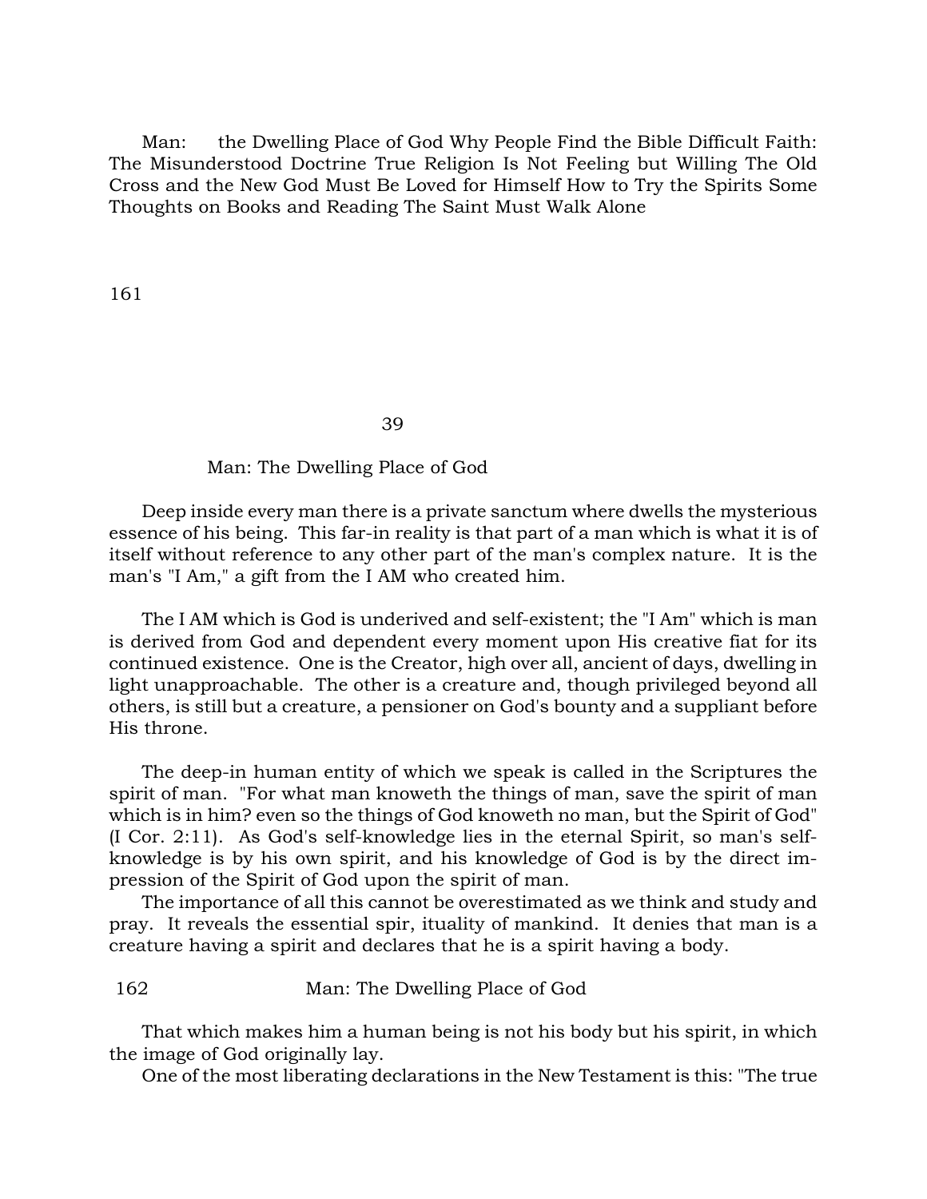Man: the Dwelling Place of God Why People Find the Bible Difficult Faith: The Misunderstood Doctrine True Religion Is Not Feeling but Willing The Old Cross and the New God Must Be Loved for Himself How to Try the Spirits Some Thoughts on Books and Reading The Saint Must Walk Alone

# 39

## Man: The Dwelling Place of God

Deep inside every man there is a private sanctum where dwells the mysterious essence of his being. This far-in reality is that part of a man which is what it is of itself without reference to any other part of the man's complex nature. It is the man's "I Am," a gift from the I AM who created him.

The I AM which is God is underived and self-existent; the "I Am" which is man is derived from God and dependent every moment upon His creative fiat for its continued existence. One is the Creator, high over all, ancient of days, dwelling in light unapproachable. The other is a creature and, though privileged beyond all others, is still but a creature, a pensioner on God's bounty and a suppliant before His throne.

The deep-in human entity of which we speak is called in the Scriptures the spirit of man. "For what man knoweth the things of man, save the spirit of man which is in him? even so the things of God knoweth no man, but the Spirit of God" (I Cor. 2:11). As God's self-knowledge lies in the eternal Spirit, so man's self-knowledge is by his own spirit, and his knowledge of God is by the direct impression of the Spirit of God upon the spirit of man.

The importance of all this cannot be overestimated as we think and study and pray. It reveals the essential spir, ituality of mankind. It denies that man is a creature having a spirit and declares that he is a spirit having a body.

That which makes him a human being is not his body but his spirit, in which the image of God originally lay.

One of the most liberating declarations in the New Testament is this: "The true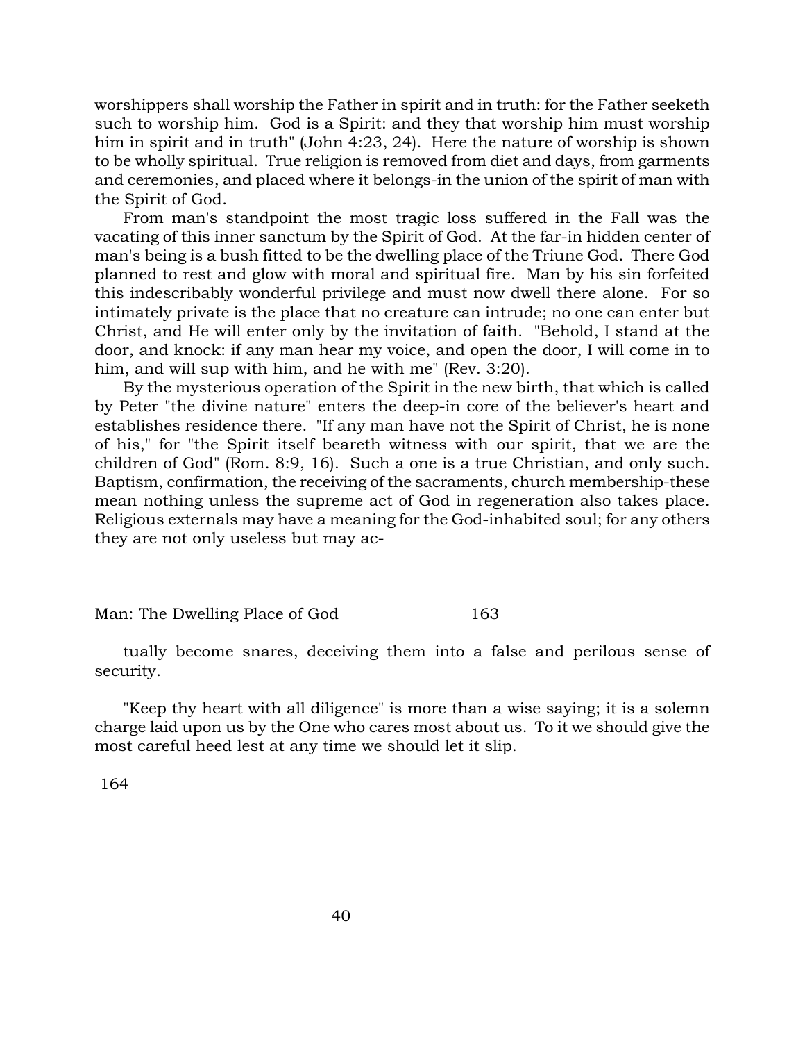worshippers shall worship the Father in spirit and in truth: for the Father seeketh such to worship him. God is a Spirit: and they that worship him must worship him in spirit and in truth" (John 4:23, 24). Here the nature of worship is shown to be wholly spiritual. True religion is removed from diet and days, from garments and ceremonies, and placed where it belongs-in the union of the spirit of man with the Spirit of God.

From man's standpoint the most tragic loss suffered in the Fall was the vacating of this inner sanctum by the Spirit of God. At the far-in hidden center of man's being is a bush fitted to be the dwelling place of the Triune God. There God planned to rest and glow with moral and spiritual fire. Man by his sin forfeited this indescribably wonderful privilege and must now dwell there alone. For so intimately private is the place that no creature can intrude; no one can enter but Christ, and He will enter only by the invitation of faith. "Behold, I stand at the door, and knock: if any man hear my voice, and open the door, I will come in to him, and will sup with him, and he with me" (Rev. 3:20).

By the mysterious operation of the Spirit in the new birth, that which is called by Peter "the divine nature" enters the deep-in core of the believer's heart and establishes residence there. "If any man have not the Spirit of Christ, he is none of his," for "the Spirit itself beareth witness with our spirit, that we are the children of God" (Rom. 8:9, 16). Such a one is a true Christian, and only such. Baptism, confirmation, the receiving of the sacraments, church membership-these mean nothing unless the supreme act of God in regeneration also takes place. Religious externals may have a meaning for the God-inhabited soul; for any others they are not only useless but may actually become snares, deceiving them into a false and perilous sense of security.

"Keep thy heart with all diligence" is more than a wise saying; it is a solemn charge laid upon us by the One who cares most about us. To it we should give the most careful heed lest at any time we should let it slip.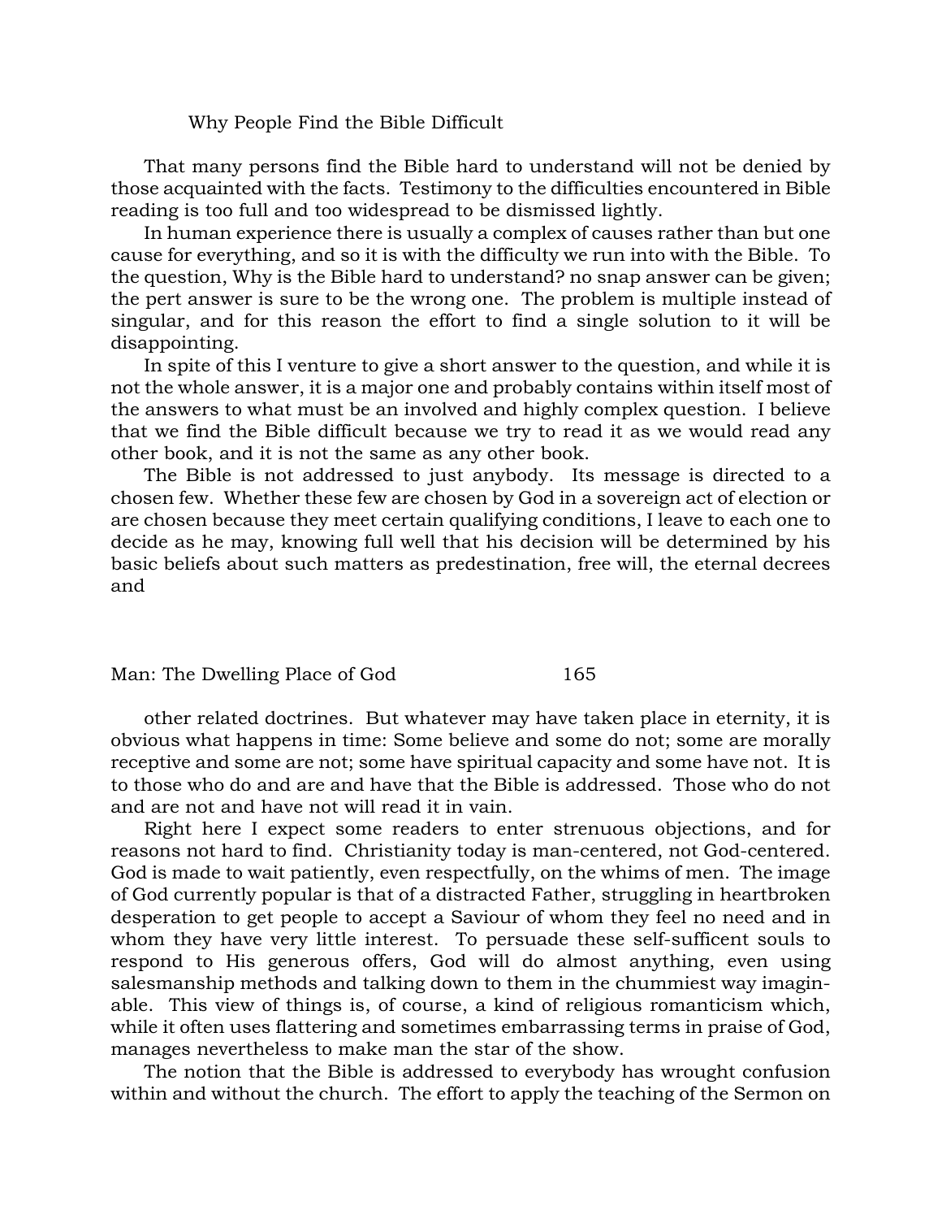## Why People Find the Bible Difficult

That many persons find the Bible hard to understand will not be denied by those acquainted with the facts. Testimony to the difficulties encountered in Bible reading is too full and too widespread to be dismissed lightly.

In human experience there is usually a complex of causes rather than but one cause for everything, and so it is with the difficulty we run into with the Bible. To the question, Why is the Bible hard to understand? no snap answer can be given; the pert answer is sure to be the wrong one. The problem is multiple instead of singular, and for this reason the effort to find a single solution to it will be disappointing.

In spite of this I venture to give a short answer to the question, and while it is not the whole answer, it is a major one and probably contains within itself most of the answers to what must be an involved and highly complex question. I believe that we find the Bible difficult because we try to read it as we would read any other book, and it is not the same as any other book.

The Bible is not addressed to just anybody. Its message is directed to a chosen few. Whether these few are chosen by God in a sovereign act of election or are chosen because they meet certain qualifying conditions, I leave to each one to decide as he may, knowing full well that his decision will be determined by his basic beliefs about such matters as predestination, free will, the eternal decrees and other related doctrines. But whatever may have taken place in eternity, it is obvious what happens in time: Some believe and some do not; some are morally receptive and some are not; some have spiritual capacity and some have not. It is to those who do and are and have that the Bible is addressed. Those who do not and are not and have not will read it in vain.

Right here I expect some readers to enter strenuous objections, and for reasons not hard to find. Christianity today is man-centered, not God-centered. God is made to wait patiently, even respectfully, on the whims of men. The image of God currently popular is that of a distracted Father, struggling in heartbroken desperation to get people to accept a Saviour of whom they feel no need and in whom they have very little interest. To persuade these self-sufficent souls to respond to His generous offers, God will do almost anything, even using salesmanship methods and talking down to them in the chummiest way imaginable. This view of things is, of course, a kind of religious romanticism which, while it often uses flattering and sometimes embarrassing terms in praise of God, manages nevertheless to make man the star of the show.

The notion that the Bible is addressed to everybody has wrought confusion within and without the church. The effort to apply the teaching of the Sermon on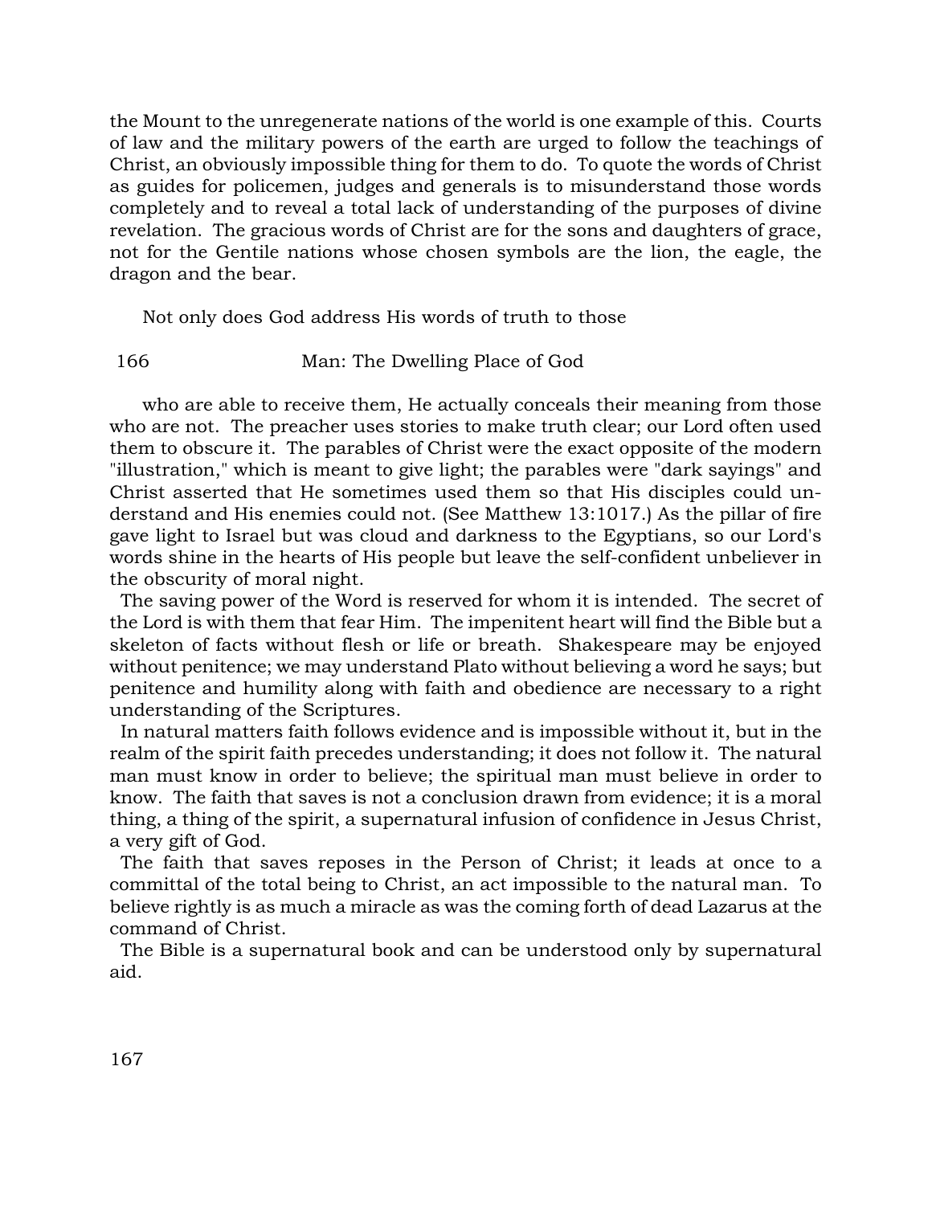the Mount to the unregenerate nations of the world is one example of this. Courts of law and the military powers of the earth are urged to follow the teachings of Christ, an obviously impossible thing for them to do. To quote the words of Christ as guides for policemen, judges and generals is to misunderstand those words completely and to reveal a total lack of understanding of the purposes of divine revelation. The gracious words of Christ are for the sons and daughters of grace, not for the Gentile nations whose chosen symbols are the lion, the eagle, the dragon and the bear.

Not only does God address His words of truth to those who are able to receive them, He actually conceals their meaning from those who are not. The preacher uses stories to make truth clear; our Lord often used them to obscure it. The parables of Christ were the exact opposite of the modern "illustration," which is meant to give light; the parables were "dark sayings" and Christ asserted that He sometimes used them so that His disciples could understand and His enemies could not. (See Matthew 13:1017.) As the pillar of fire gave light to Israel but was cloud and darkness to the Egyptians, so our Lord's words shine in the hearts of His people but leave the self-confident unbeliever in the obscurity of moral night.

The saving power of the Word is reserved for whom it is intended. The secret of the Lord is with them that fear Him. The impenitent heart will find the Bible but a skeleton of facts without flesh or life or breath. Shakespeare may be enjoyed without penitence; we may understand Plato without believing a word he says; but penitence and humility along with faith and obedience are necessary to a right understanding of the Scriptures.

In natural matters faith follows evidence and is impossible without it, but in the realm of the spirit faith precedes understanding; it does not follow it. The natural man must know in order to believe; the spiritual man must believe in order to know. The faith that saves is not a conclusion drawn from evidence; it is a moral thing, a thing of the spirit, a supernatural infusion of confidence in Jesus Christ, a very gift of God.

The faith that saves reposes in the Person of Christ; it leads at once to a committal of the total being to Christ, an act impossible to the natural man. To believe rightly is as much a miracle as was the coming forth of dead Lazarus at the command of Christ.

The Bible is a supernatural book and can be understood only by supernatural aid.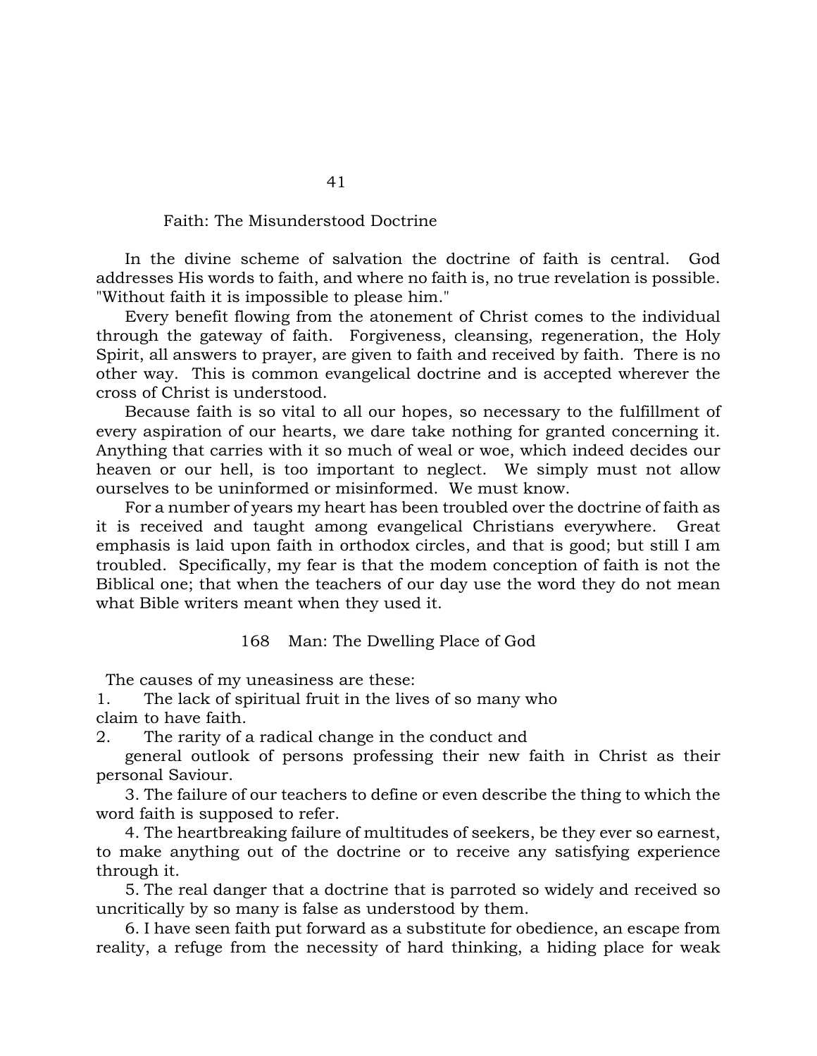## 41

### Faith: The Misunderstood Doctrine

In the divine scheme of salvation the doctrine of faith is central. God addresses His words to faith, and where no faith is, no true revelation is possible. "Without faith it is impossible to please him."

Every benefit flowing from the atonement of Christ comes to the individual through the gateway of faith. Forgiveness, cleansing, regeneration, the Holy Spirit, all answers to prayer, are given to faith and received by faith. There is no other way. This is common evangelical doctrine and is accepted wherever the cross of Christ is understood.

Because faith is so vital to all our hopes, so necessary to the fulfillment of every aspiration of our hearts, we dare take nothing for granted concerning it. Anything that carries with it so much of weal or woe, which indeed decides our heaven or our hell, is too important to neglect. We simply must not allow ourselves to be uninformed or misinformed. We must know.

For a number of years my heart has been troubled over the doctrine of faith as it is received and taught among evangelical Christians everywhere. Great emphasis is laid upon faith in orthodox circles, and that is good; but still I am troubled. Specifically, my fear is that the modem conception of faith is not the Biblical one; that when the teachers of our day use the word they do not mean what Bible writers meant when they used it.

The causes of my uneasiness are these:

1. The lack of spiritual fruit in the lives of so many who claim to have faith.
2. The rarity of a radical change in the conduct and general outlook of persons professing their new faith in Christ as their personal Saviour.
3. The failure of our teachers to define or even describe the thing to which the word faith is supposed to refer.
4. The heartbreaking failure of multitudes of seekers, be they ever so earnest, to make anything out of the doctrine or to receive any satisfying experience through it.
5. The real danger that a doctrine that is parroted so widely and received so uncritically by so many is false as understood by them.
6. I have seen faith put forward as a substitute for obedience, an escape from reality, a refuge from the necessity of hard thinking, a hiding place for weak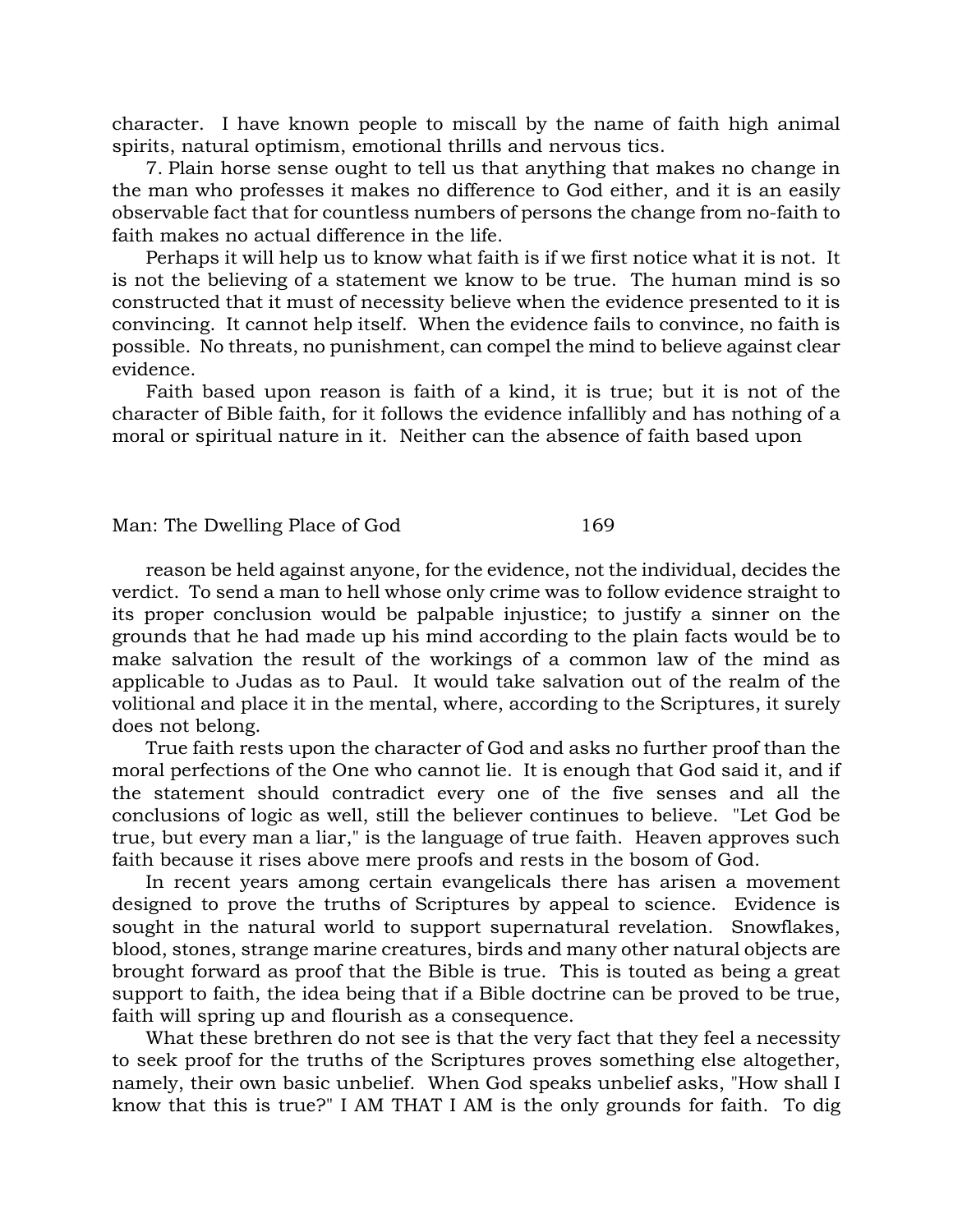character. I have known people to miscall by the name of faith high animal spirits, natural optimism, emotional thrills and nervous tics.

7. Plain horse sense ought to tell us that anything that makes no change in the man who professes it makes no difference to God either, and it is an easily observable fact that for countless numbers of persons the change from no-faith to faith makes no actual difference in the life.

Perhaps it will help us to know what faith is if we first notice what it is not. It is not the believing of a statement we know to be true. The human mind is so constructed that it must of necessity believe when the evidence presented to it is convincing. It cannot help itself. When the evidence fails to convince, no faith is possible. No threats, no punishment, can compel the mind to believe against clear evidence.

Faith based upon reason is faith of a kind, it is true; but it is not of the character of Bible faith, for it follows the evidence infallibly and has nothing of a moral or spiritual nature in it. Neither can the absence of faith based upon reason be held against anyone, for the evidence, not the individual, decides the verdict. To send a man to hell whose only crime was to follow evidence straight to its proper conclusion would be palpable injustice; to justify a sinner on the grounds that he had made up his mind according to the plain facts would be to make salvation the result of the workings of a common law of the mind as applicable to Judas as to Paul. It would take salvation out of the realm of the volitional and place it in the mental, where, according to the Scriptures, it surely does not belong.

True faith rests upon the character of God and asks no further proof than the moral perfections of the One who cannot lie. It is enough that God said it, and if the statement should contradict every one of the five senses and all the conclusions of logic as well, still the believer continues to believe. "Let God be true, but every man a liar," is the language of true faith. Heaven approves such faith because it rises above mere proofs and rests in the bosom of God.

In recent years among certain evangelicals there has arisen a movement designed to prove the truths of Scriptures by appeal to science. Evidence is sought in the natural world to support supernatural revelation. Snowflakes, blood, stones, strange marine creatures, birds and many other natural objects are brought forward as proof that the Bible is true. This is touted as being a great support to faith, the idea being that if a Bible doctrine can be proved to be true, faith will spring up and flourish as a consequence.

What these brethren do not see is that the very fact that they feel a necessity to seek proof for the truths of the Scriptures proves something else altogether, namely, their own basic unbelief. When God speaks unbelief asks, "How shall I know that this is true?" I AM THAT I AM is the only grounds for faith. To dig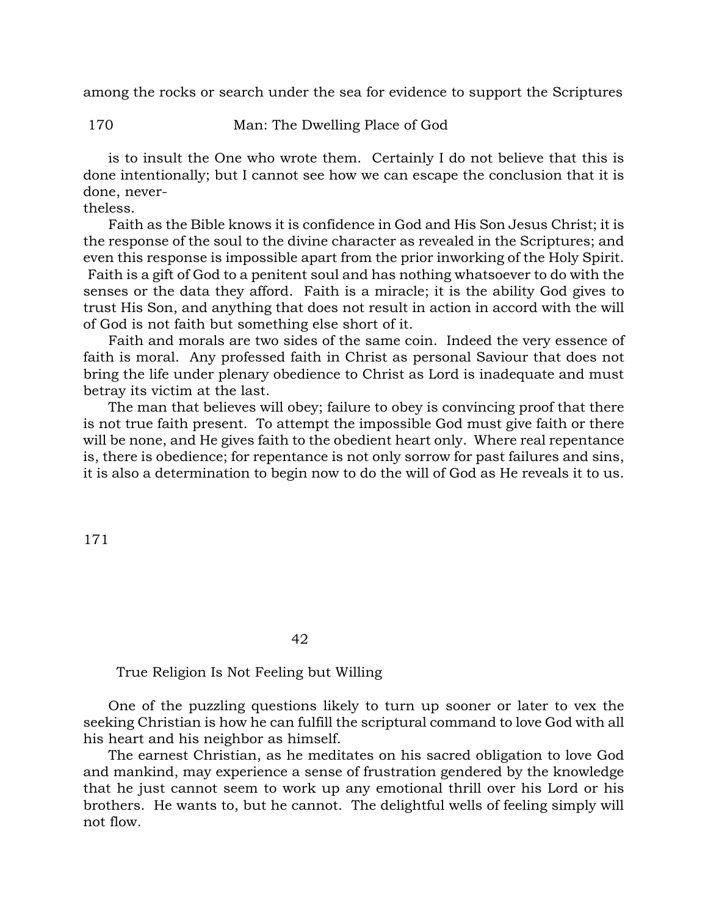among the rocks or search under the sea for evidence to support the Scriptures

is to insult the One who wrote them. Certainly I do not believe that this is done intentionally; but I cannot see how we can escape the conclusion that it is done, nevertheless.

Faith as the Bible knows it is confidence in God and His Son Jesus Christ; it is the response of the soul to the divine character as revealed in the Scriptures; and even this response is impossible apart from the prior inworking of the Holy Spirit. Faith is a gift of God to a penitent soul and has nothing whatsoever to do with the senses or the data they afford. Faith is a miracle; it is the ability God gives to trust His Son, and anything that does not result in action in accord with the will of God is not faith but something else short of it.

Faith and morals are two sides of the same coin. Indeed the very essence of faith is moral. Any professed faith in Christ as personal Saviour that does not bring the life under plenary obedience to Christ as Lord is inadequate and must betray its victim at the last.

The man that believes will obey; failure to obey is convincing proof that there is not true faith present. To attempt the impossible God must give faith or there will be none, and He gives faith to the obedient heart only. Where real repentance is, there is obedience; for repentance is not only sorrow for past failures and sins, it is also a determination to begin now to do the will of God as He reveals it to us.

## 42

## True Religion Is Not Feeling but Willing

One of the puzzling questions likely to turn up sooner or later to vex the seeking Christian is how he can fulfill the scriptural command to love God with all his heart and his neighbor as himself.

The earnest Christian, as he meditates on his sacred obligation to love God and mankind, may experience a sense of frustration gendered by the knowledge that he just cannot seem to work up any emotional thrill over his Lord or his brothers. He wants to, but he cannot. The delightful wells of feeling simply will not flow.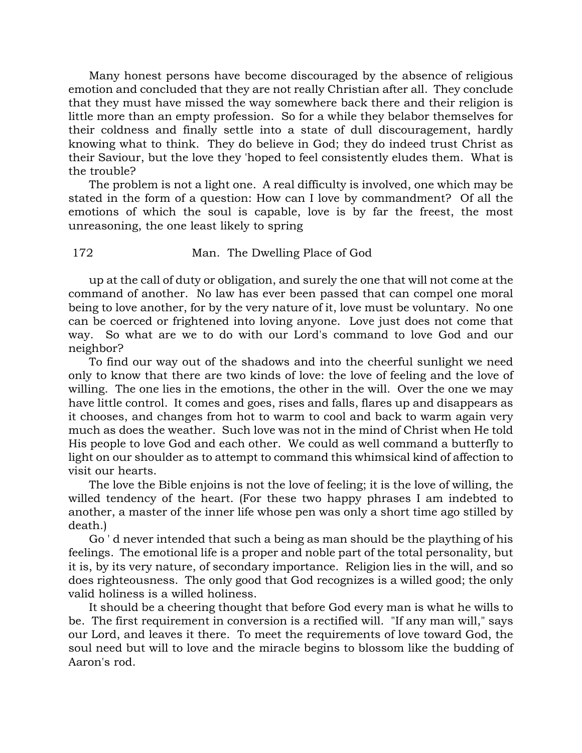Many honest persons have become discouraged by the absence of religious emotion and concluded that they are not really Christian after all. They conclude that they must have missed the way somewhere back there and their religion is little more than an empty profession. So for a while they belabor themselves for their coldness and finally settle into a state of dull discouragement, hardly knowing what to think. They do believe in God; they do indeed trust Christ as their Saviour, but the love they 'hoped to feel consistently eludes them. What is the trouble?

The problem is not a light one. A real difficulty is involved, one which may be stated in the form of a question: How can I love by commandment? Of all the emotions of which the soul is capable, love is by far the freest, the most unreasoning, the one least likely to spring up at the call of duty or obligation, and surely the one that will not come at the command of another. No law has ever been passed that can compel one moral being to love another, for by the very nature of it, love must be voluntary. No one can be coerced or frightened into loving anyone. Love just does not come that way. So what are we to do with our Lord's command to love God and our neighbor?

To find our way out of the shadows and into the cheerful sunlight we need only to know that there are two kinds of love: the love of feeling and the love of willing. The one lies in the emotions, the other in the will. Over the one we may have little control. It comes and goes, rises and falls, flares up and disappears as it chooses, and changes from hot to warm to cool and back to warm again very much as does the weather. Such love was not in the mind of Christ when He told His people to love God and each other. We could as well command a butterfly to light on our shoulder as to attempt to command this whimsical kind of affection to visit our hearts.

The love the Bible enjoins is not the love of feeling; it is the love of willing, the willed tendency of the heart. (For these two happy phrases I am indebted to another, a master of the inner life whose pen was only a short time ago stilled by death.)

Go ' d never intended that such a being as man should be the plaything of his feelings. The emotional life is a proper and noble part of the total personality, but it is, by its very nature, of secondary importance. Religion lies in the will, and so does righteousness. The only good that God recognizes is a willed good; the only valid holiness is a willed holiness.

It should be a cheering thought that before God every man is what he wills to be. The first requirement in conversion is a rectified will. "If any man will," says our Lord, and leaves it there. To meet the requirements of love toward God, the soul need but will to love and the miracle begins to blossom like the budding of Aaron's rod.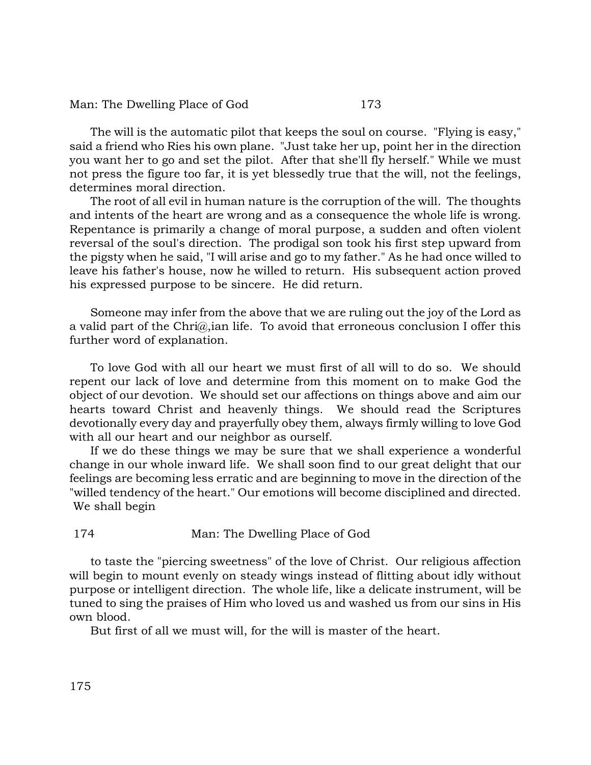The will is the automatic pilot that keeps the soul on course. "Flying is easy," said a friend who Ries his own plane. "Just take her up, point her in the direction you want her to go and set the pilot. After that she'll fly herself." While we must not press the figure too far, it is yet blessedly true that the will, not the feelings, determines moral direction.

The root of all evil in human nature is the corruption of the will. The thoughts and intents of the heart are wrong and as a consequence the whole life is wrong. Repentance is primarily a change of moral purpose, a sudden and often violent reversal of the soul's direction. The prodigal son took his first step upward from the pigsty when he said, "I will arise and go to my father." As he had once willed to leave his father's house, now he willed to return. His subsequent action proved his expressed purpose to be sincere. He did return.

Someone may infer from the above that we are ruling out the joy of the Lord as a valid part of the Chri@,ian life. To avoid that erroneous conclusion I offer this further word of explanation.

To love God with all our heart we must first of all will to do so. We should repent our lack of love and determine from this moment on to make God the object of our devotion. We should set our affections on things above and aim our hearts toward Christ and heavenly things. We should read the Scriptures devotionally every day and prayerfully obey them, always firmly willing to love God with all our heart and our neighbor as ourself.

If we do these things we may be sure that we shall experience a wonderful change in our whole inward life. We shall soon find to our great delight that our feelings are becoming less erratic and are beginning to move in the direction of the "willed tendency of the heart." Our emotions will become disciplined and directed. We shall begin to taste the "piercing sweetness" of the love of Christ. Our religious affection will begin to mount evenly on steady wings instead of flitting about idly without purpose or intelligent direction. The whole life, like a delicate instrument, will be tuned to sing the praises of Him who loved us and washed us from our sins in His own blood.

But first of all we must will, for the will is master of the heart.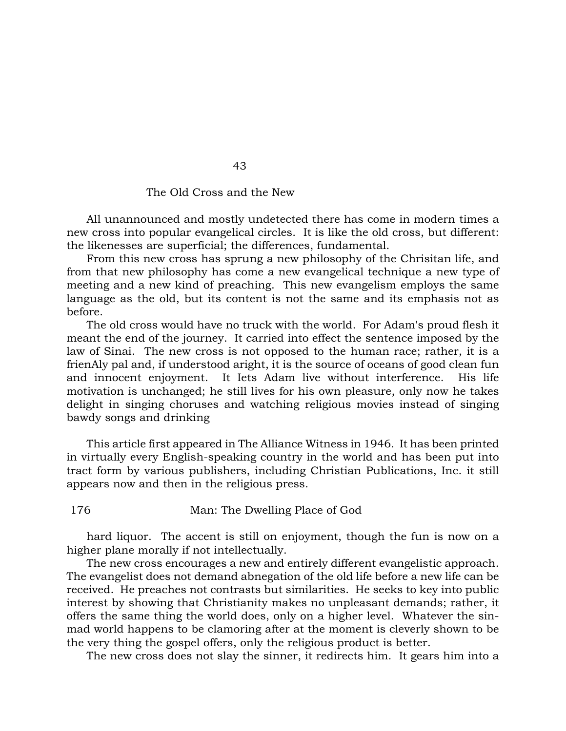# 43

## The Old Cross and the New

All unannounced and mostly undetected there has come in modern times a new cross into popular evangelical circles. It is like the old cross, but different: the likenesses are superficial; the differences, fundamental.

From this new cross has sprung a new philosophy of the Chrisitan life, and from that new philosophy has come a new evangelical technique a new type of meeting and a new kind of preaching. This new evangelism employs the same language as the old, but its content is not the same and its emphasis not as before.

The old cross would have no truck with the world. For Adam's proud flesh it meant the end of the journey. It carried into effect the sentence imposed by the law of Sinai. The new cross is not opposed to the human race; rather, it is a frienAly pal and, if understood aright, it is the source of oceans of good clean fun and innocent enjoyment. It Iets Adam live without interference. His life motivation is unchanged; he still lives for his own pleasure, only now he takes delight in singing choruses and watching religious movies instead of singing bawdy songs and drinking hard liquor. The accent is still on enjoyment, though the fun is now on a higher plane morally if not intellectually.

The new cross encourages a new and entirely different evangelistic approach. The evangelist does not demand abnegation of the old life before a new life can be received. He preaches not contrasts but similarities. He seeks to key into public interest by showing that Christianity makes no unpleasant demands; rather, it offers the same thing the world does, only on a higher level. Whatever the sin-mad world happens to be clamoring after at the moment is cleverly shown to be the very thing the gospel offers, only the religious product is better.

The new cross does not slay the sinner, it redirects him. It gears him into a

This article first appeared in The Alliance Witness in 1946. It has been printed in virtually every English-speaking country in the world and has been put into tract form by various publishers, including Christian Publications, Inc. it still appears now and then in the religious press.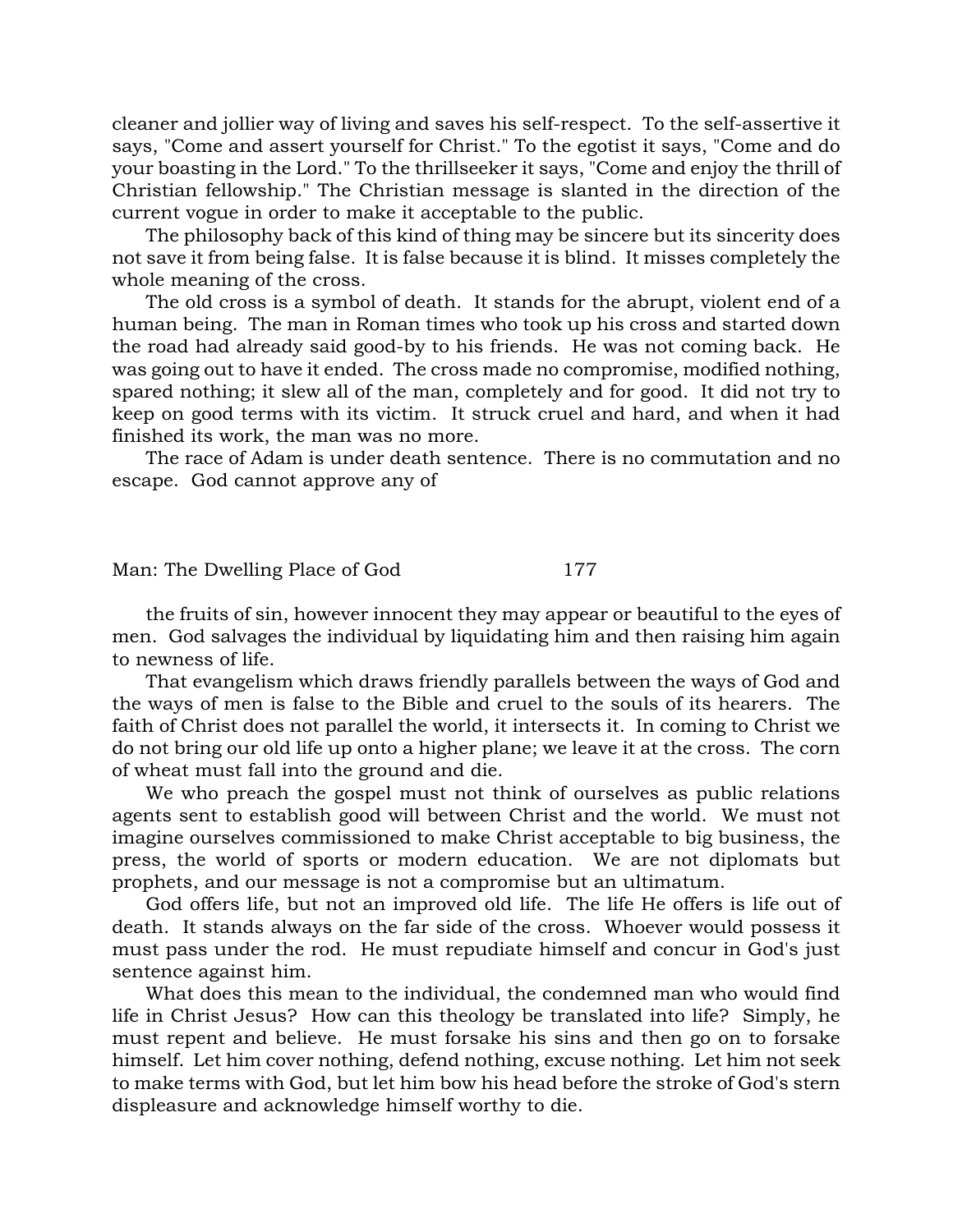cleaner and jollier way of living and saves his self-respect. To the self-assertive it says, "Come and assert yourself for Christ." To the egotist it says, "Come and do your boasting in the Lord." To the thrillseeker it says, "Come and enjoy the thrill of Christian fellowship." The Christian message is slanted in the direction of the current vogue in order to make it acceptable to the public.

The philosophy back of this kind of thing may be sincere but its sincerity does not save it from being false. It is false because it is blind. It misses completely the whole meaning of the cross.

The old cross is a symbol of death. It stands for the abrupt, violent end of a human being. The man in Roman times who took up his cross and started down the road had already said good-by to his friends. He was not coming back. He was going out to have it ended. The cross made no compromise, modified nothing, spared nothing; it slew all of the man, completely and for good. It did not try to keep on good terms with its victim. It struck cruel and hard, and when it had finished its work, the man was no more.

The race of Adam is under death sentence. There is no commutation and no escape. God cannot approve any of the fruits of sin, however innocent they may appear or beautiful to the eyes of men. God salvages the individual by liquidating him and then raising him again to newness of life.

That evangelism which draws friendly parallels between the ways of God and the ways of men is false to the Bible and cruel to the souls of its hearers. The faith of Christ does not parallel the world, it intersects it. In coming to Christ we do not bring our old life up onto a higher plane; we leave it at the cross. The corn of wheat must fall into the ground and die.

We who preach the gospel must not think of ourselves as public relations agents sent to establish good will between Christ and the world. We must not imagine ourselves commissioned to make Christ acceptable to big business, the press, the world of sports or modern education. We are not diplomats but prophets, and our message is not a compromise but an ultimatum.

God offers life, but not an improved old life. The life He offers is life out of death. It stands always on the far side of the cross. Whoever would possess it must pass under the rod. He must repudiate himself and concur in God's just sentence against him.

What does this mean to the individual, the condemned man who would find life in Christ Jesus? How can this theology be translated into life? Simply, he must repent and believe. He must forsake his sins and then go on to forsake himself. Let him cover nothing, defend nothing, excuse nothing. Let him not seek to make terms with God, but let him bow his head before the stroke of God's stern displeasure and acknowledge himself worthy to die.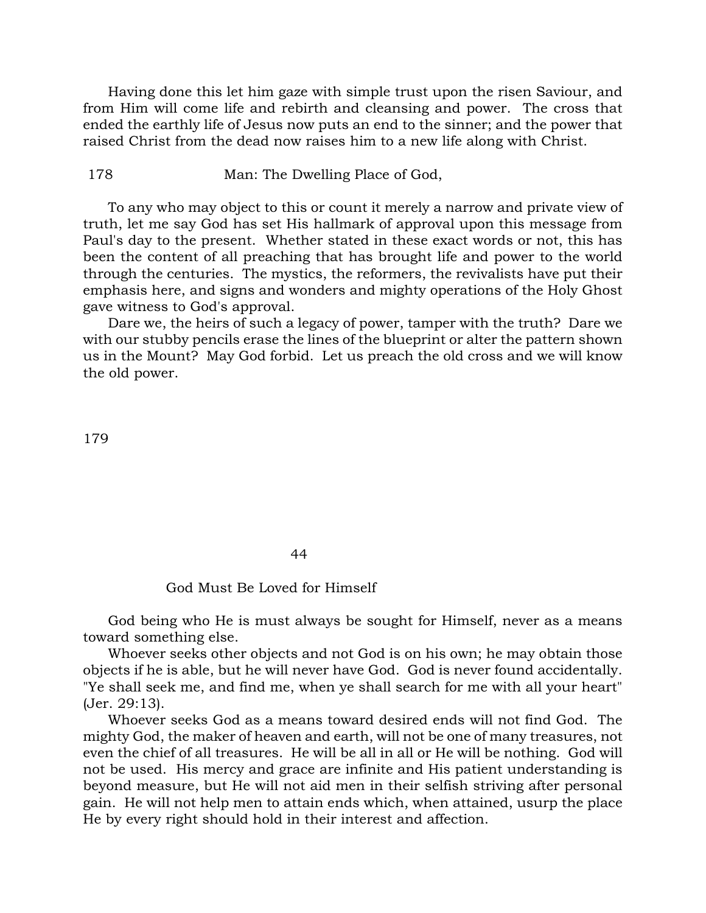Having done this let him gaze with simple trust upon the risen Saviour, and from Him will come life and rebirth and cleansing and power. The cross that ended the earthly life of Jesus now puts an end to the sinner; and the power that raised Christ from the dead now raises him to a new life along with Christ.

To any who may object to this or count it merely a narrow and private view of truth, let me say God has set His hallmark of approval upon this message from Paul's day to the present. Whether stated in these exact words or not, this has been the content of all preaching that has brought life and power to the world through the centuries. The mystics, the reformers, the revivalists have put their emphasis here, and signs and wonders and mighty operations of the Holy Ghost gave witness to God's approval.

Dare we, the heirs of such a legacy of power, tamper with the truth? Dare we with our stubby pencils erase the lines of the blueprint or alter the pattern shown us in the Mount? May God forbid. Let us preach the old cross and we will know the old power.

## 44

## God Must Be Loved for Himself

God being who He is must always be sought for Himself, never as a means toward something else.

Whoever seeks other objects and not God is on his own; he may obtain those objects if he is able, but he will never have God. God is never found accidentally. "Ye shall seek me, and find me, when ye shall search for me with all your heart" (Jer. 29:13).

Whoever seeks God as a means toward desired ends will not find God. The mighty God, the maker of heaven and earth, will not be one of many treasures, not even the chief of all treasures. He will be all in all or He will be nothing. God will not be used. His mercy and grace are infinite and His patient understanding is beyond measure, but He will not aid men in their selfish striving after personal gain. He will not help men to attain ends which, when attained, usurp the place He by every right should hold in their interest and affection.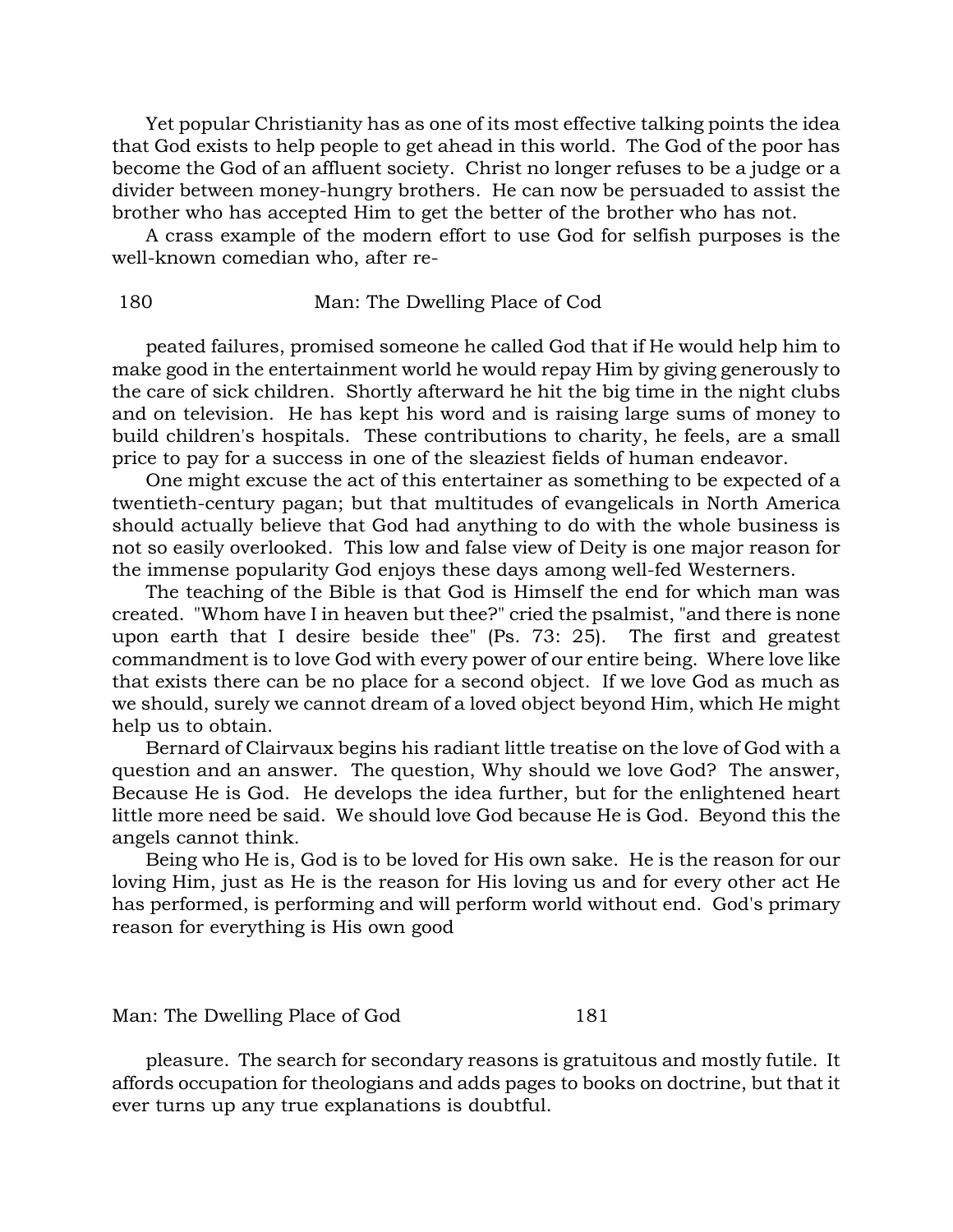Yet popular Christianity has as one of its most effective talking points the idea that God exists to help people to get ahead in this world. The God of the poor has become the God of an affluent society. Christ no longer refuses to be a judge or a divider between money-hungry brothers. He can now be persuaded to assist the brother who has accepted Him to get the better of the brother who has not.

A crass example of the modern effort to use God for selfish purposes is the well-known comedian who, after repeated failures, promised someone he called God that if He would help him to make good in the entertainment world he would repay Him by giving generously to the care of sick children. Shortly afterward he hit the big time in the night clubs and on television. He has kept his word and is raising large sums of money to build children's hospitals. These contributions to charity, he feels, are a small price to pay for a success in one of the sleaziest fields of human endeavor.

One might excuse the act of this entertainer as something to be expected of a twentieth-century pagan; but that multitudes of evangelicals in North America should actually believe that God had anything to do with the whole business is not so easily overlooked. This low and false view of Deity is one major reason for the immense popularity God enjoys these days among well-fed Westerners.

The teaching of the Bible is that God is Himself the end for which man was created. "Whom have I in heaven but thee?" cried the psalmist, "and there is none upon earth that I desire beside thee" (Ps. 73: 25). The first and greatest commandment is to love God with every power of our entire being. Where love like that exists there can be no place for a second object. If we love God as much as we should, surely we cannot dream of a loved object beyond Him, which He might help us to obtain.

Bernard of Clairvaux begins his radiant little treatise on the love of God with a question and an answer. The question, Why should we love God? The answer, Because He is God. He develops the idea further, but for the enlightened heart little more need be said. We should love God because He is God. Beyond this the angels cannot think.

Being who He is, God is to be loved for His own sake. He is the reason for our loving Him, just as He is the reason for His loving us and for every other act He has performed, is performing and will perform world without end. God's primary reason for everything is His own good pleasure. The search for secondary reasons is gratuitous and mostly futile. It affords occupation for theologians and adds pages to books on doctrine, but that it ever turns up any true explanations is doubtful.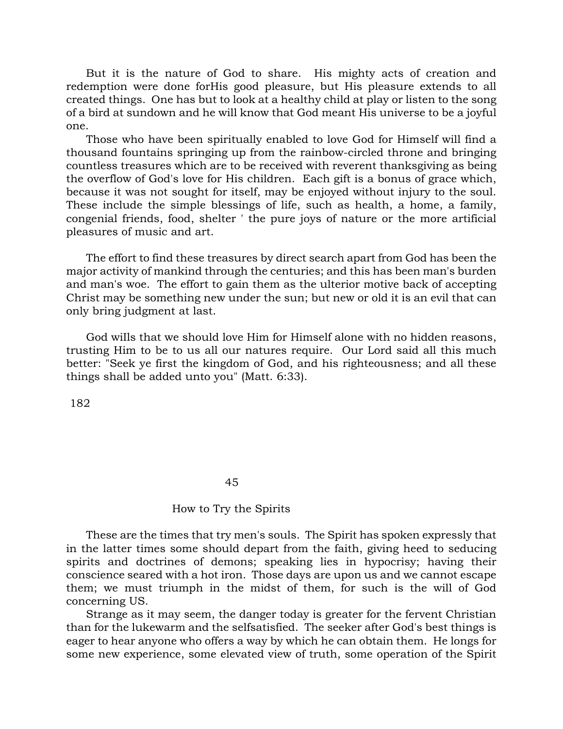But it is the nature of God to share. His mighty acts of creation and redemption were done forHis good pleasure, but His pleasure extends to all created things. One has but to look at a healthy child at play or listen to the song of a bird at sundown and he will know that God meant His universe to be a joyful one.

Those who have been spiritually enabled to love God for Himself will find a thousand fountains springing up from the rainbow-circled throne and bringing countless treasures which are to be received with reverent thanksgiving as being the overflow of God's love for His children. Each gift is a bonus of grace which, because it was not sought for itself, may be enjoyed without injury to the soul. These include the simple blessings of life, such as health, a home, a family, congenial friends, food, shelter ' the pure joys of nature or the more artificial pleasures of music and art.

The effort to find these treasures by direct search apart from God has been the major activity of mankind through the centuries; and this has been man's burden and man's woe. The effort to gain them as the ulterior motive back of accepting Christ may be something new under the sun; but new or old it is an evil that can only bring judgment at last.

God wills that we should love Him for Himself alone with no hidden reasons, trusting Him to be to us all our natures require. Our Lord said all this much better: "Seek ye first the kingdom of God, and his righteousness; and all these things shall be added unto you" (Matt. 6:33).

# 45

## How to Try the Spirits

These are the times that try men's souls. The Spirit has spoken expressly that in the latter times some should depart from the faith, giving heed to seducing spirits and doctrines of demons; speaking lies in hypocrisy; having their conscience seared with a hot iron. Those days are upon us and we cannot escape them; we must triumph in the midst of them, for such is the will of God concerning US.

Strange as it may seem, the danger today is greater for the fervent Christian than for the lukewarm and the selfsatisfied. The seeker after God's best things is eager to hear anyone who offers a way by which he can obtain them. He longs for some new experience, some elevated view of truth, some operation of the Spirit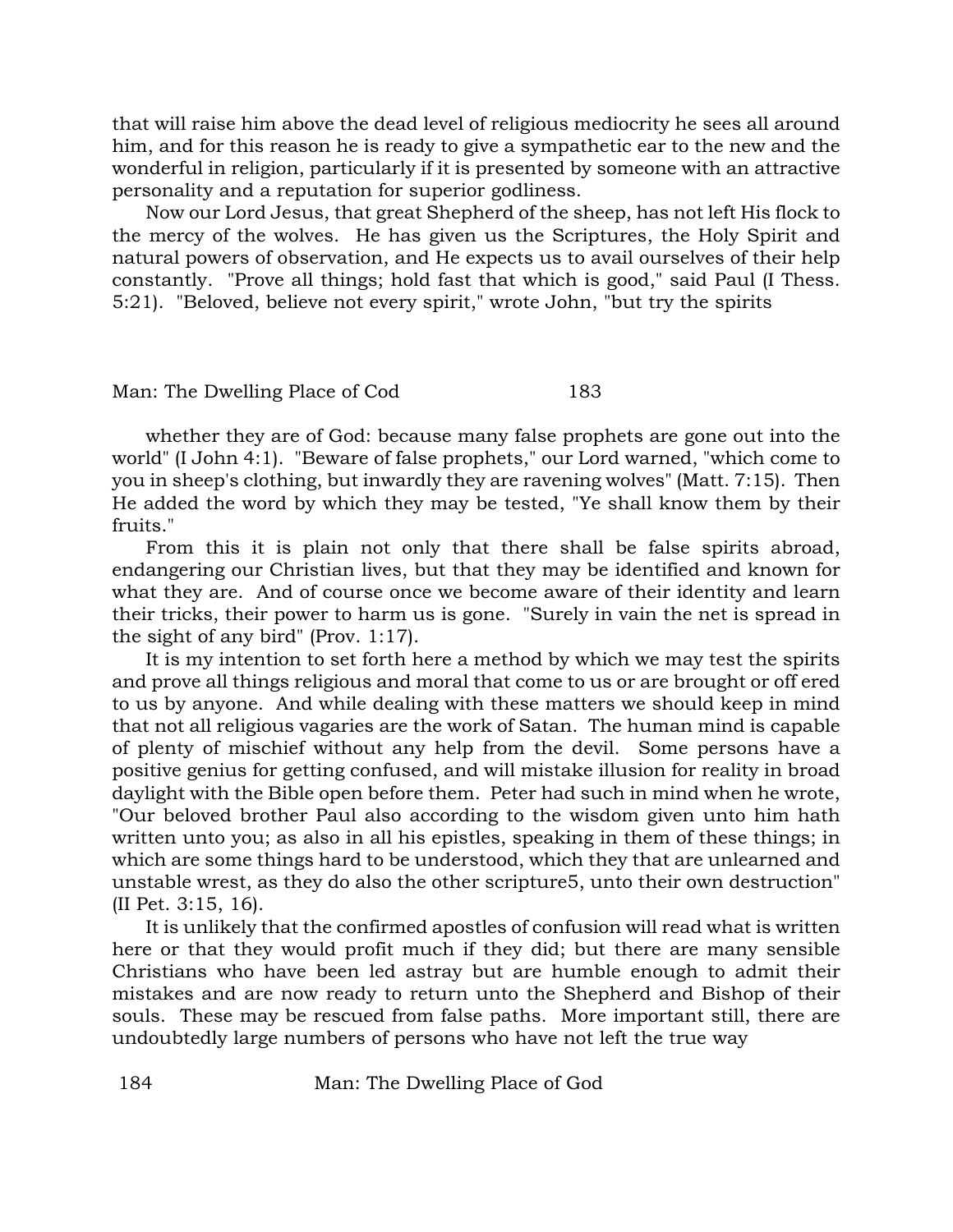that will raise him above the dead level of religious mediocrity he sees all around him, and for this reason he is ready to give a sympathetic ear to the new and the wonderful in religion, particularly if it is presented by someone with an attractive personality and a reputation for superior godliness.

Now our Lord Jesus, that great Shepherd of the sheep, has not left His flock to the mercy of the wolves. He has given us the Scriptures, the Holy Spirit and natural powers of observation, and He expects us to avail ourselves of their help constantly. "Prove all things; hold fast that which is good," said Paul (I Thess. 5:21). "Beloved, believe not every spirit," wrote John, "but try the spirits

whether they are of God: because many false prophets are gone out into the world" (I John 4:1). "Beware of false prophets," our Lord warned, "which come to you in sheep's clothing, but inwardly they are ravening wolves" (Matt. 7:15). Then He added the word by which they may be tested, "Ye shall know them by their fruits."

From this it is plain not only that there shall be false spirits abroad, endangering our Christian lives, but that they may be identified and known for what they are. And of course once we become aware of their identity and learn their tricks, their power to harm us is gone. "Surely in vain the net is spread in the sight of any bird" (Prov. 1:17).

It is my intention to set forth here a method by which we may test the spirits and prove all things religious and moral that come to us or are brought or off ered to us by anyone. And while dealing with these matters we should keep in mind that not all religious vagaries are the work of Satan. The human mind is capable of plenty of mischief without any help from the devil. Some persons have a positive genius for getting confused, and will mistake illusion for reality in broad daylight with the Bible open before them. Peter had such in mind when he wrote, "Our beloved brother Paul also according to the wisdom given unto him hath written unto you; as also in all his epistles, speaking in them of these things; in which are some things hard to be understood, which they that are unlearned and unstable wrest, as they do also the other scripture5, unto their own destruction" (II Pet. 3:15, 16).

It is unlikely that the confirmed apostles of confusion will read what is written here or that they would profit much if they did; but there are many sensible Christians who have been led astray but are humble enough to admit their mistakes and are now ready to return unto the Shepherd and Bishop of their souls. These may be rescued from false paths. More important still, there are undoubtedly large numbers of persons who have not left the true way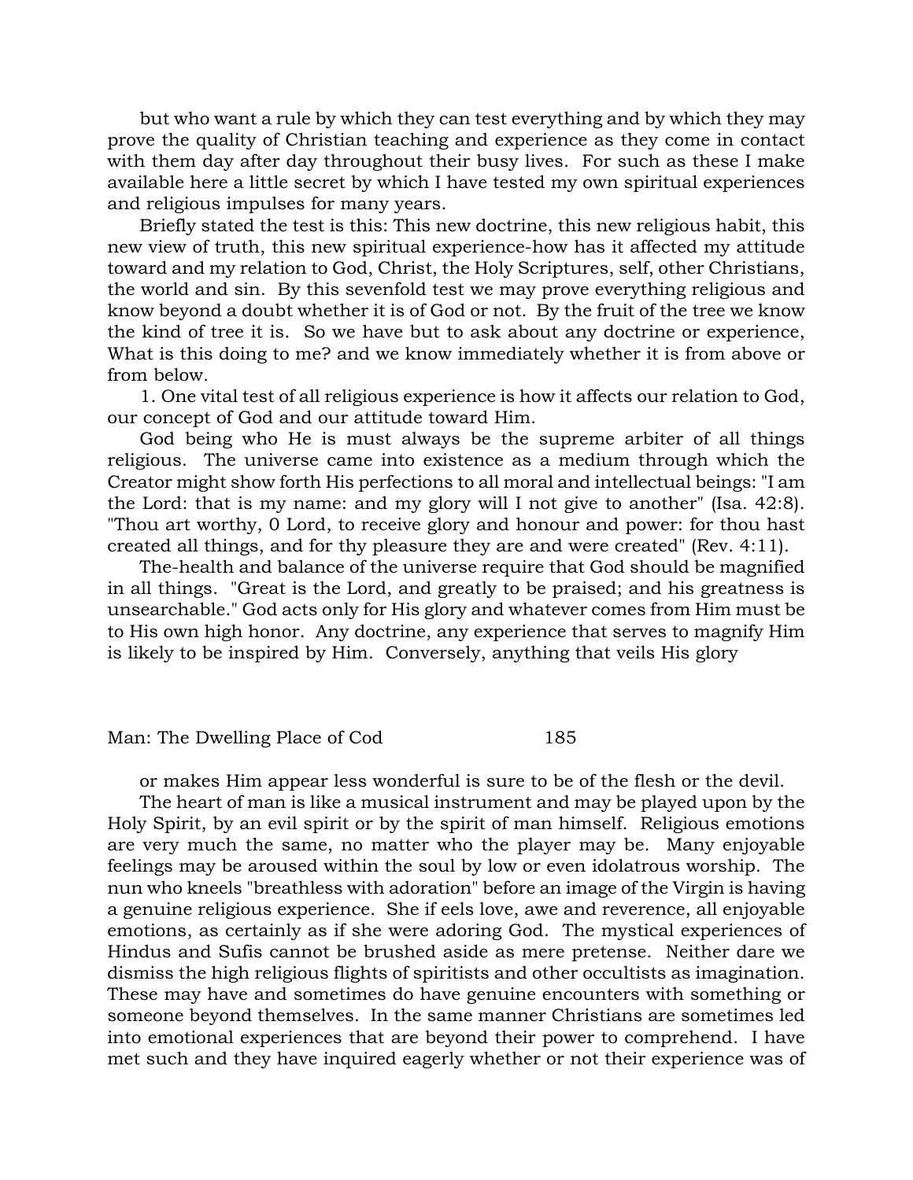but who want a rule by which they can test everything and by which they may prove the quality of Christian teaching and experience as they come in contact with them day after day throughout their busy lives. For such as these I make available here a little secret by which I have tested my own spiritual experiences and religious impulses for many years.

Briefly stated the test is this: This new doctrine, this new religious habit, this new view of truth, this new spiritual experience-how has it affected my attitude toward and my relation to God, Christ, the Holy Scriptures, self, other Christians, the world and sin. By this sevenfold test we may prove everything religious and know beyond a doubt whether it is of God or not. By the fruit of the tree we know the kind of tree it is. So we have but to ask about any doctrine or experience, What is this doing to me? and we know immediately whether it is from above or from below.

1. One vital test of all religious experience is how it affects our relation to God, our concept of God and our attitude toward Him.

God being who He is must always be the supreme arbiter of all things religious. The universe came into existence as a medium through which the Creator might show forth His perfections to all moral and intellectual beings: "I am the Lord: that is my name: and my glory will I not give to another" (Isa. 42:8). "Thou art worthy, 0 Lord, to receive glory and honour and power: for thou hast created all things, and for thy pleasure they are and were created" (Rev. 4:11).

The-health and balance of the universe require that God should be magnified in all things. "Great is the Lord, and greatly to be praised; and his greatness is unsearchable." God acts only for His glory and whatever comes from Him must be to His own high honor. Any doctrine, any experience that serves to magnify Him is likely to be inspired by Him. Conversely, anything that veils His glory or makes Him appear less wonderful is sure to be of the flesh or the devil.

The heart of man is like a musical instrument and may be played upon by the Holy Spirit, by an evil spirit or by the spirit of man himself. Religious emotions are very much the same, no matter who the player may be. Many enjoyable feelings may be aroused within the soul by low or even idolatrous worship. The nun who kneels "breathless with adoration" before an image of the Virgin is having a genuine religious experience. She if eels love, awe and reverence, all enjoyable emotions, as certainly as if she were adoring God. The mystical experiences of Hindus and Sufis cannot be brushed aside as mere pretense. Neither dare we dismiss the high religious flights of spiritists and other occultists as imagination. These may have and sometimes do have genuine encounters with something or someone beyond themselves. In the same manner Christians are sometimes led into emotional experiences that are beyond their power to comprehend. I have met such and they have inquired eagerly whether or not their experience was of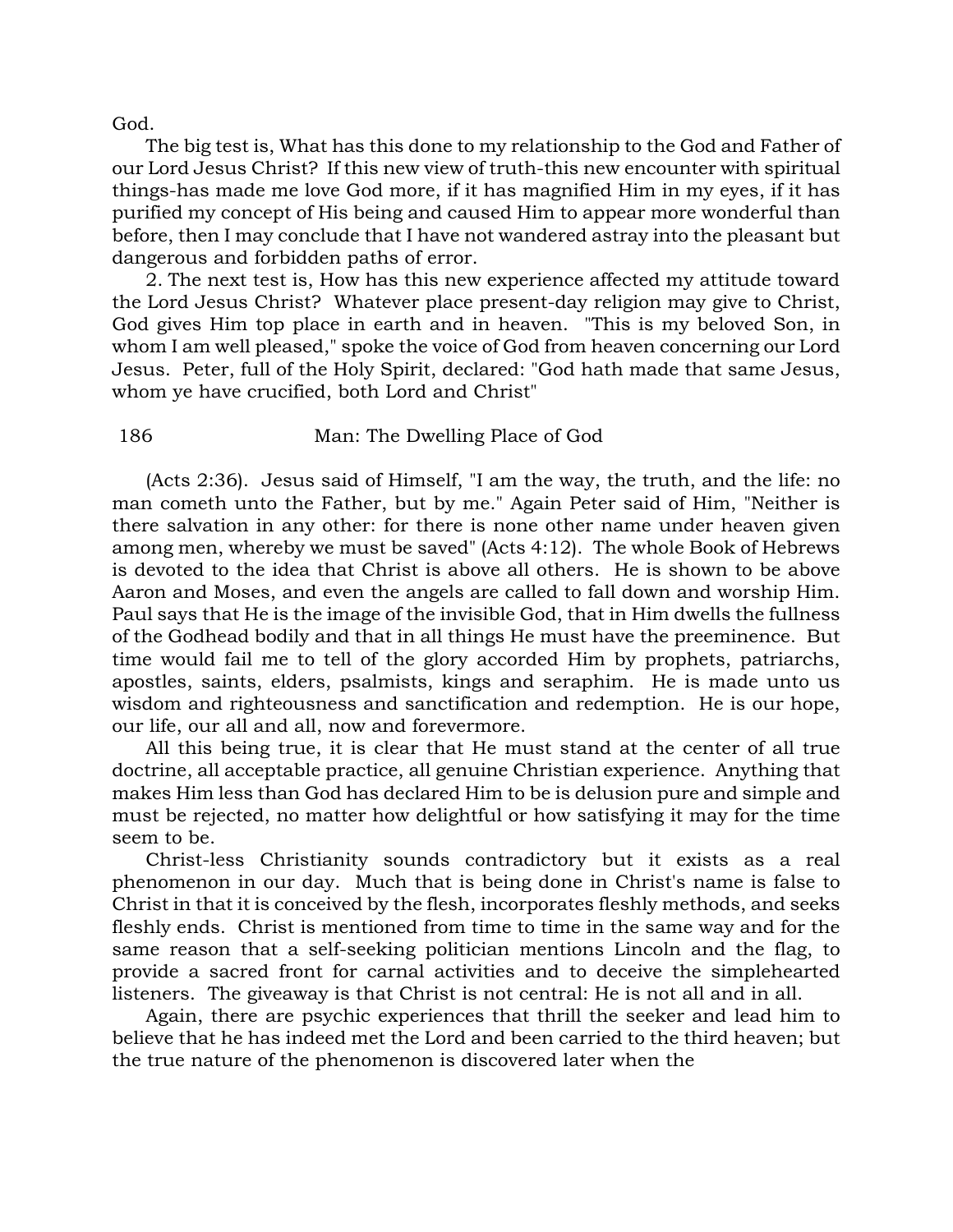God.

The big test is, What has this done to my relationship to the God and Father of our Lord Jesus Christ? If this new view of truth-this new encounter with spiritual things-has made me love God more, if it has magnified Him in my eyes, if it has purified my concept of His being and caused Him to appear more wonderful than before, then I may conclude that I have not wandered astray into the pleasant but dangerous and forbidden paths of error.

2. The next test is, How has this new experience affected my attitude toward the Lord Jesus Christ? Whatever place present-day religion may give to Christ, God gives Him top place in earth and in heaven. "This is my beloved Son, in whom I am well pleased," spoke the voice of God from heaven concerning our Lord Jesus. Peter, full of the Holy Spirit, declared: "God hath made that same Jesus, whom ye have crucified, both Lord and Christ" (Acts 2:36). Jesus said of Himself, "I am the way, the truth, and the life: no man cometh unto the Father, but by me." Again Peter said of Him, "Neither is there salvation in any other: for there is none other name under heaven given among men, whereby we must be saved" (Acts 4:12). The whole Book of Hebrews is devoted to the idea that Christ is above all others. He is shown to be above Aaron and Moses, and even the angels are called to fall down and worship Him. Paul says that He is the image of the invisible God, that in Him dwells the fullness of the Godhead bodily and that in all things He must have the preeminence. But time would fail me to tell of the glory accorded Him by prophets, patriarchs, apostles, saints, elders, psalmists, kings and seraphim. He is made unto us wisdom and righteousness and sanctification and redemption. He is our hope, our life, our all and all, now and forevermore.

All this being true, it is clear that He must stand at the center of all true doctrine, all acceptable practice, all genuine Christian experience. Anything that makes Him less than God has declared Him to be is delusion pure and simple and must be rejected, no matter how delightful or how satisfying it may for the time seem to be.

Christ-less Christianity sounds contradictory but it exists as a real phenomenon in our day. Much that is being done in Christ's name is false to Christ in that it is conceived by the flesh, incorporates fleshly methods, and seeks fleshly ends. Christ is mentioned from time to time in the same way and for the same reason that a self-seeking politician mentions Lincoln and the flag, to provide a sacred front for carnal activities and to deceive the simplehearted listeners. The giveaway is that Christ is not central: He is not all and in all.

Again, there are psychic experiences that thrill the seeker and lead him to believe that he has indeed met the Lord and been carried to the third heaven; but the true nature of the phenomenon is discovered later when the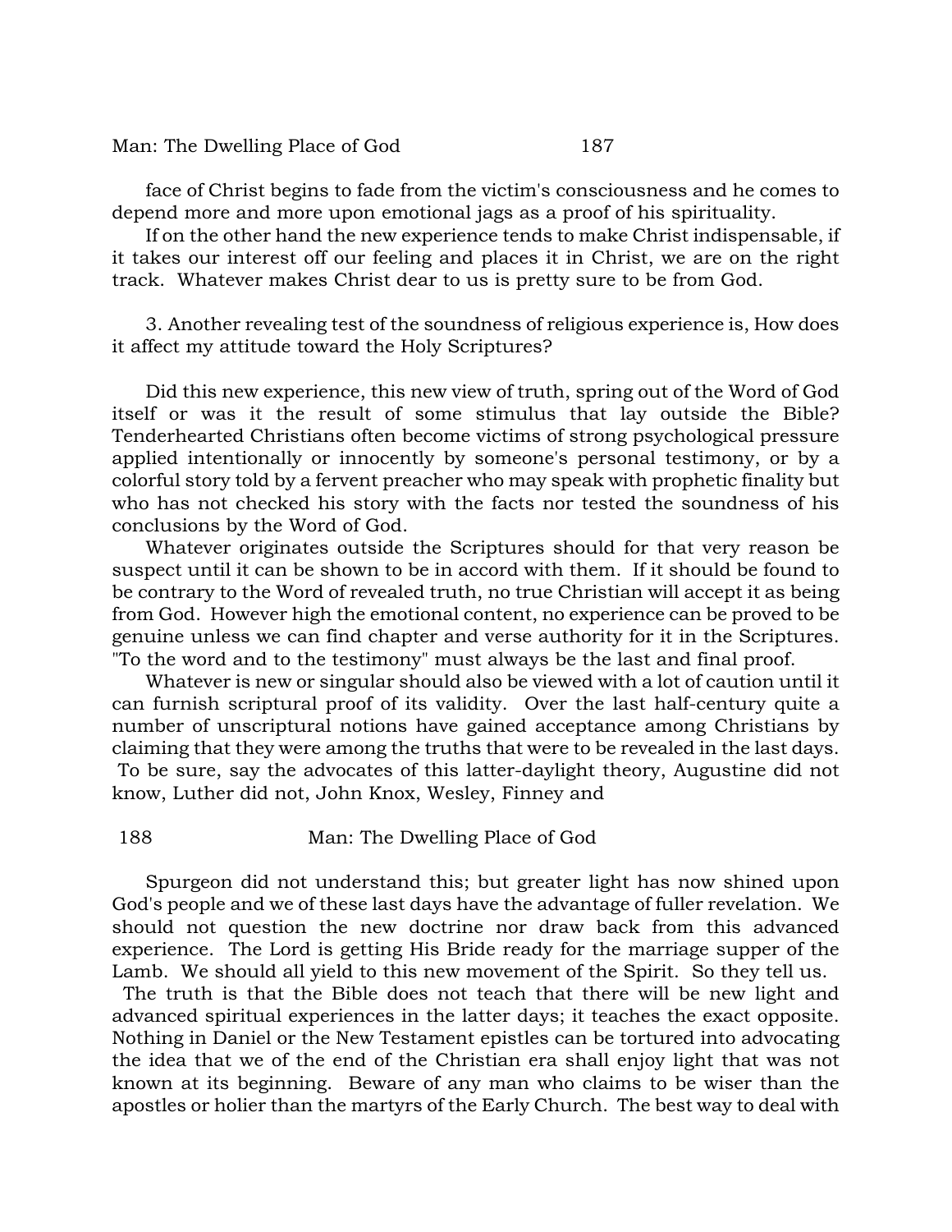face of Christ begins to fade from the victim's consciousness and he comes to depend more and more upon emotional jags as a proof of his spirituality.

If on the other hand the new experience tends to make Christ indispensable, if it takes our interest off our feeling and places it in Christ, we are on the right track. Whatever makes Christ dear to us is pretty sure to be from God.

3. Another revealing test of the soundness of religious experience is, How does it affect my attitude toward the Holy Scriptures?

Did this new experience, this new view of truth, spring out of the Word of God itself or was it the result of some stimulus that lay outside the Bible? Tenderhearted Christians often become victims of strong psychological pressure applied intentionally or innocently by someone's personal testimony, or by a colorful story told by a fervent preacher who may speak with prophetic finality but who has not checked his story with the facts nor tested the soundness of his conclusions by the Word of God.

Whatever originates outside the Scriptures should for that very reason be suspect until it can be shown to be in accord with them. If it should be found to be contrary to the Word of revealed truth, no true Christian will accept it as being from God. However high the emotional content, no experience can be proved to be genuine unless we can find chapter and verse authority for it in the Scriptures. "To the word and to the testimony" must always be the last and final proof.

Whatever is new or singular should also be viewed with a lot of caution until it can furnish scriptural proof of its validity. Over the last half-century quite a number of unscriptural notions have gained acceptance among Christians by claiming that they were among the truths that were to be revealed in the last days. To be sure, say the advocates of this latter-daylight theory, Augustine did not know, Luther did not, John Knox, Wesley, Finney and Spurgeon did not understand this; but greater light has now shined upon God's people and we of these last days have the advantage of fuller revelation. We should not question the new doctrine nor draw back from this advanced experience. The Lord is getting His Bride ready for the marriage supper of the Lamb. We should all yield to this new movement of the Spirit. So they tell us.

The truth is that the Bible does not teach that there will be new light and advanced spiritual experiences in the latter days; it teaches the exact opposite. Nothing in Daniel or the New Testament epistles can be tortured into advocating the idea that we of the end of the Christian era shall enjoy light that was not known at its beginning. Beware of any man who claims to be wiser than the apostles or holier than the martyrs of the Early Church. The best way to deal with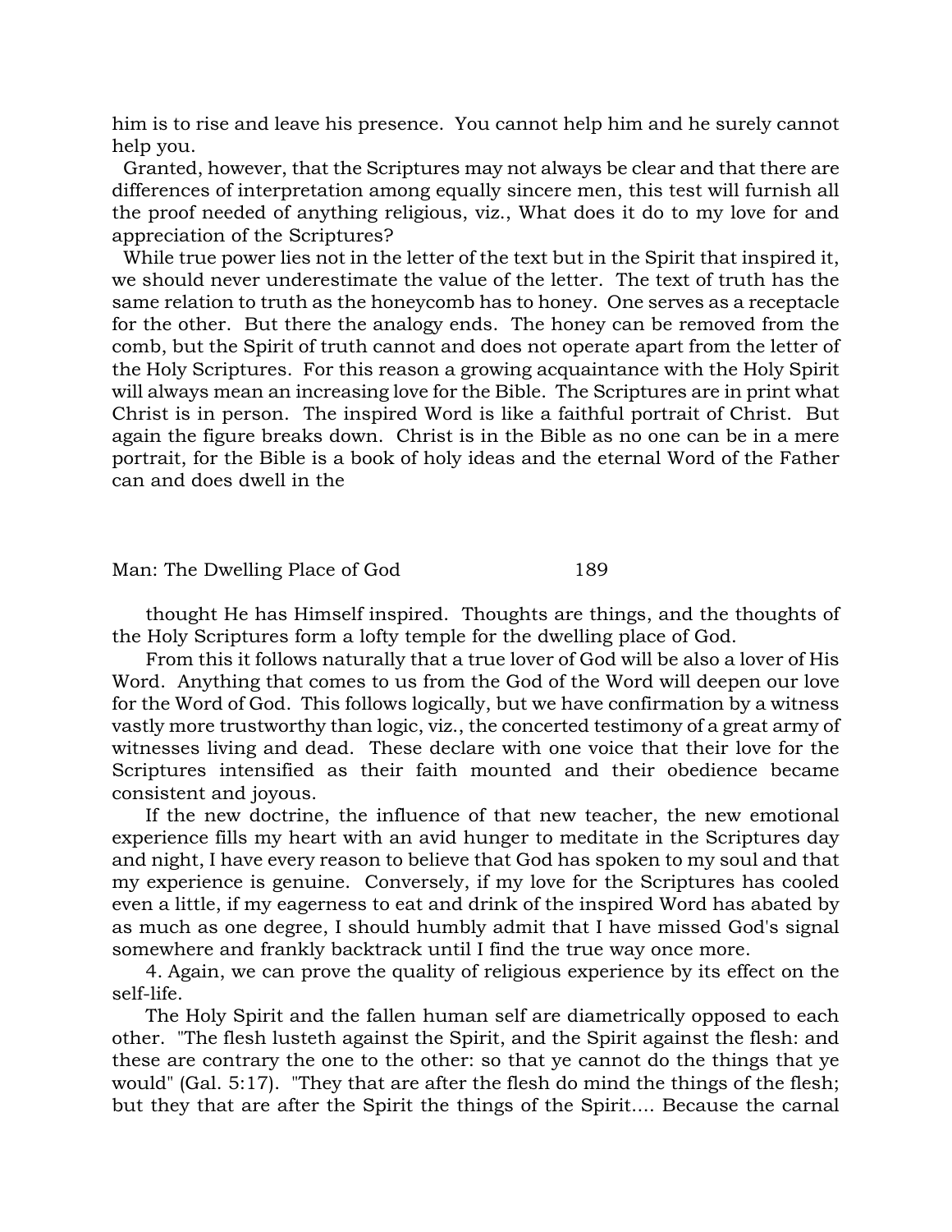him is to rise and leave his presence. You cannot help him and he surely cannot help you.

Granted, however, that the Scriptures may not always be clear and that there are differences of interpretation among equally sincere men, this test will furnish all the proof needed of anything religious, viz., What does it do to my love for and appreciation of the Scriptures?

While true power lies not in the letter of the text but in the Spirit that inspired it, we should never underestimate the value of the letter. The text of truth has the same relation to truth as the honeycomb has to honey. One serves as a receptacle for the other. But there the analogy ends. The honey can be removed from the comb, but the Spirit of truth cannot and does not operate apart from the letter of the Holy Scriptures. For this reason a growing acquaintance with the Holy Spirit will always mean an increasing love for the Bible. The Scriptures are in print what Christ is in person. The inspired Word is like a faithful portrait of Christ. But again the figure breaks down. Christ is in the Bible as no one can be in a mere portrait, for the Bible is a book of holy ideas and the eternal Word of the Father can and does dwell in the thought He has Himself inspired. Thoughts are things, and the thoughts of the Holy Scriptures form a lofty temple for the dwelling place of God.

From this it follows naturally that a true lover of God will be also a lover of His Word. Anything that comes to us from the God of the Word will deepen our love for the Word of God. This follows logically, but we have confirmation by a witness vastly more trustworthy than logic, viz., the concerted testimony of a great army of witnesses living and dead. These declare with one voice that their love for the Scriptures intensified as their faith mounted and their obedience became consistent and joyous.

If the new doctrine, the influence of that new teacher, the new emotional experience fills my heart with an avid hunger to meditate in the Scriptures day and night, I have every reason to believe that God has spoken to my soul and that my experience is genuine. Conversely, if my love for the Scriptures has cooled even a little, if my eagerness to eat and drink of the inspired Word has abated by as much as one degree, I should humbly admit that I have missed God's signal somewhere and frankly backtrack until I find the true way once more.

4. Again, we can prove the quality of religious experience by its effect on the self-life.

The Holy Spirit and the fallen human self are diametrically opposed to each other. "The flesh lusteth against the Spirit, and the Spirit against the flesh: and these are contrary the one to the other: so that ye cannot do the things that ye would" (Gal. 5:17). "They that are after the flesh do mind the things of the flesh; but they that are after the Spirit the things of the Spirit.... Because the carnal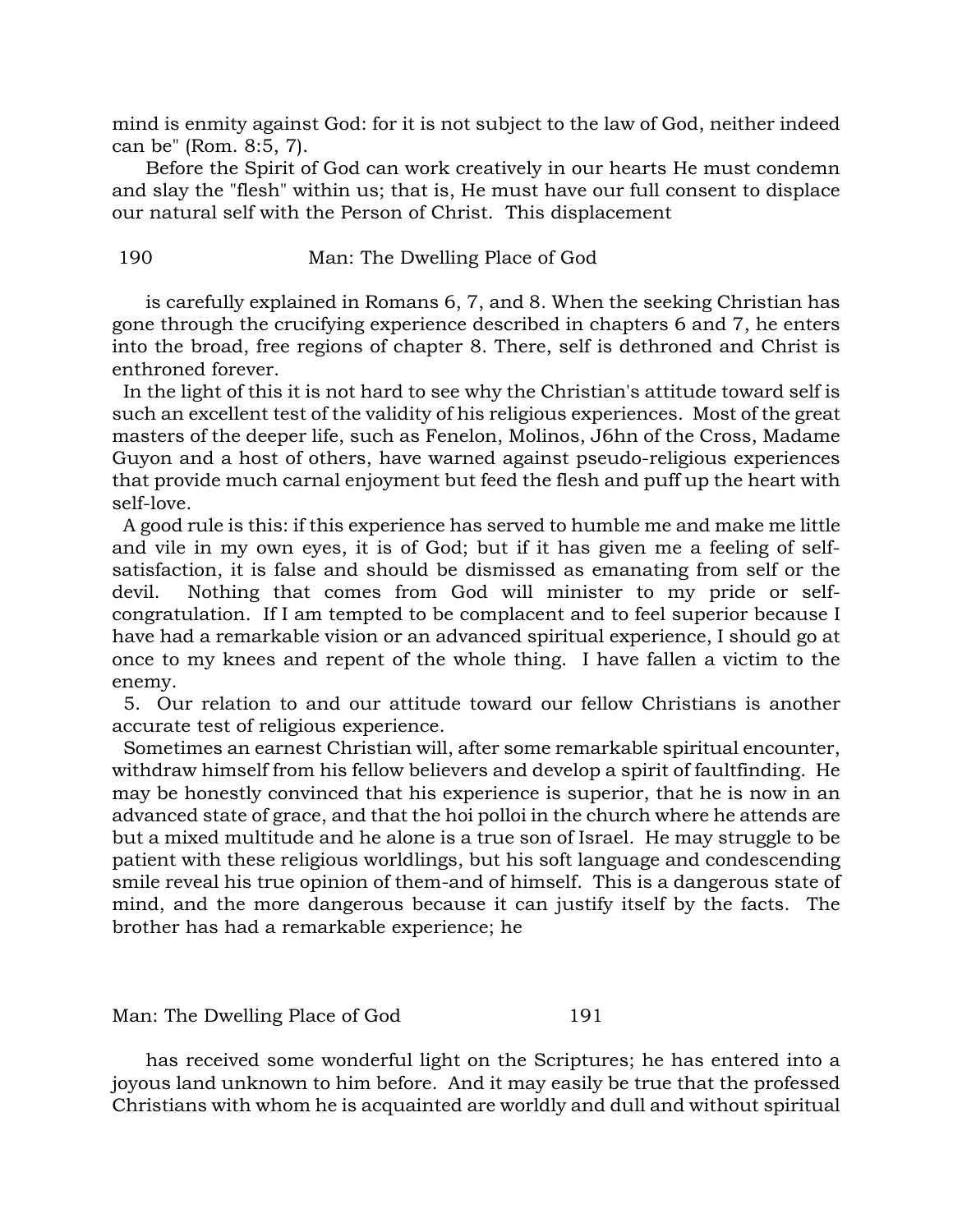mind is enmity against God: for it is not subject to the law of God, neither indeed can be" (Rom. 8:5, 7).

Before the Spirit of God can work creatively in our hearts He must condemn and slay the "flesh" within us; that is, He must have our full consent to displace our natural self with the Person of Christ. This displacement is carefully explained in Romans 6, 7, and 8. When the seeking Christian has gone through the crucifying experience described in chapters 6 and 7, he enters into the broad, free regions of chapter 8. There, self is dethroned and Christ is enthroned forever.

In the light of this it is not hard to see why the Christian's attitude toward self is such an excellent test of the validity of his religious experiences. Most of the great masters of the deeper life, such as Fenelon, Molinos, J6hn of the Cross, Madame Guyon and a host of others, have warned against pseudo-religious experiences that provide much carnal enjoyment but feed the flesh and puff up the heart with self-love.

A good rule is this: if this experience has served to humble me and make me little and vile in my own eyes, it is of God; but if it has given me a feeling of self-satisfaction, it is false and should be dismissed as emanating from self or the devil. Nothing that comes from God will minister to my pride or self-congratulation. If I am tempted to be complacent and to feel superior because I have had a remarkable vision or an advanced spiritual experience, I should go at once to my knees and repent of the whole thing. I have fallen a victim to the enemy.

5. Our relation to and our attitude toward our fellow Christians is another accurate test of religious experience.

Sometimes an earnest Christian will, after some remarkable spiritual encounter, withdraw himself from his fellow believers and develop a spirit of faultfinding. He may be honestly convinced that his experience is superior, that he is now in an advanced state of grace, and that the hoi polloi in the church where he attends are but a mixed multitude and he alone is a true son of Israel. He may struggle to be patient with these religious worldlings, but his soft language and condescending smile reveal his true opinion of them-and of himself. This is a dangerous state of mind, and the more dangerous because it can justify itself by the facts. The brother has had a remarkable experience; he has received some wonderful light on the Scriptures; he has entered into a joyous land unknown to him before. And it may easily be true that the professed Christians with whom he is acquainted are worldly and dull and without spiritual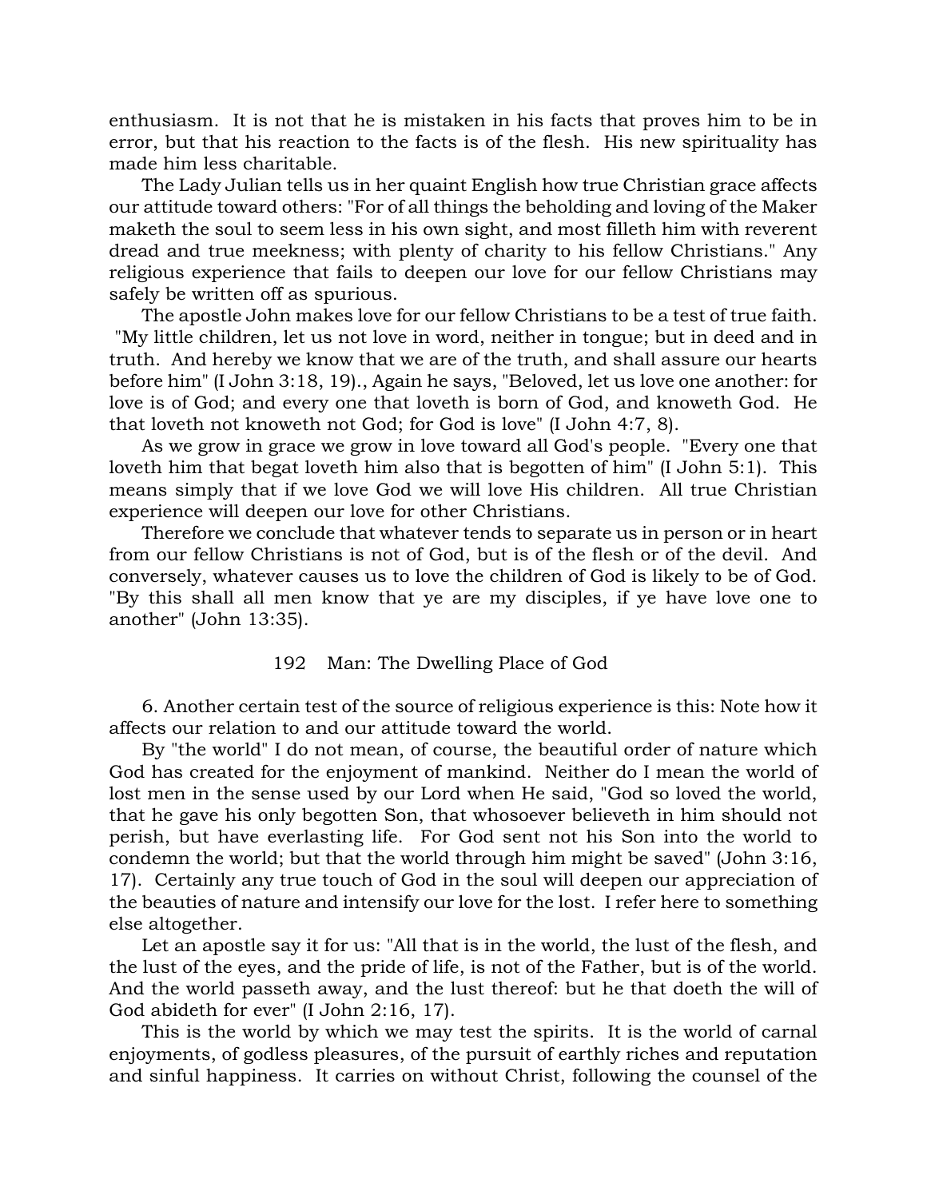enthusiasm. It is not that he is mistaken in his facts that proves him to be in error, but that his reaction to the facts is of the flesh. His new spirituality has made him less charitable.

The Lady Julian tells us in her quaint English how true Christian grace affects our attitude toward others: "For of all things the beholding and loving of the Maker maketh the soul to seem less in his own sight, and most filleth him with reverent dread and true meekness; with plenty of charity to his fellow Christians." Any religious experience that fails to deepen our love for our fellow Christians may safely be written off as spurious.

The apostle John makes love for our fellow Christians to be a test of true faith. "My little children, let us not love in word, neither in tongue; but in deed and in truth. And hereby we know that we are of the truth, and shall assure our hearts before him" (I John 3:18, 19)., Again he says, "Beloved, let us love one another: for love is of God; and every one that loveth is born of God, and knoweth God. He that loveth not knoweth not God; for God is love" (I John 4:7, 8).

As we grow in grace we grow in love toward all God's people. "Every one that loveth him that begat loveth him also that is begotten of him" (I John 5:1). This means simply that if we love God we will love His children. All true Christian experience will deepen our love for other Christians.

Therefore we conclude that whatever tends to separate us in person or in heart from our fellow Christians is not of God, but is of the flesh or of the devil. And conversely, whatever causes us to love the children of God is likely to be of God. "By this shall all men know that ye are my disciples, if ye have love one to another" (John 13:35).

6. Another certain test of the source of religious experience is this: Note how it affects our relation to and our attitude toward the world.

By "the world" I do not mean, of course, the beautiful order of nature which God has created for the enjoyment of mankind. Neither do I mean the world of lost men in the sense used by our Lord when He said, "God so loved the world, that he gave his only begotten Son, that whosoever believeth in him should not perish, but have everlasting life. For God sent not his Son into the world to condemn the world; but that the world through him might be saved" (John 3:16, 17). Certainly any true touch of God in the soul will deepen our appreciation of the beauties of nature and intensify our love for the lost. I refer here to something else altogether.

Let an apostle say it for us: "All that is in the world, the lust of the flesh, and the lust of the eyes, and the pride of life, is not of the Father, but is of the world. And the world passeth away, and the lust thereof: but he that doeth the will of God abideth for ever" (I John 2:16, 17).

This is the world by which we may test the spirits. It is the world of carnal enjoyments, of godless pleasures, of the pursuit of earthly riches and reputation and sinful happiness. It carries on without Christ, following the counsel of the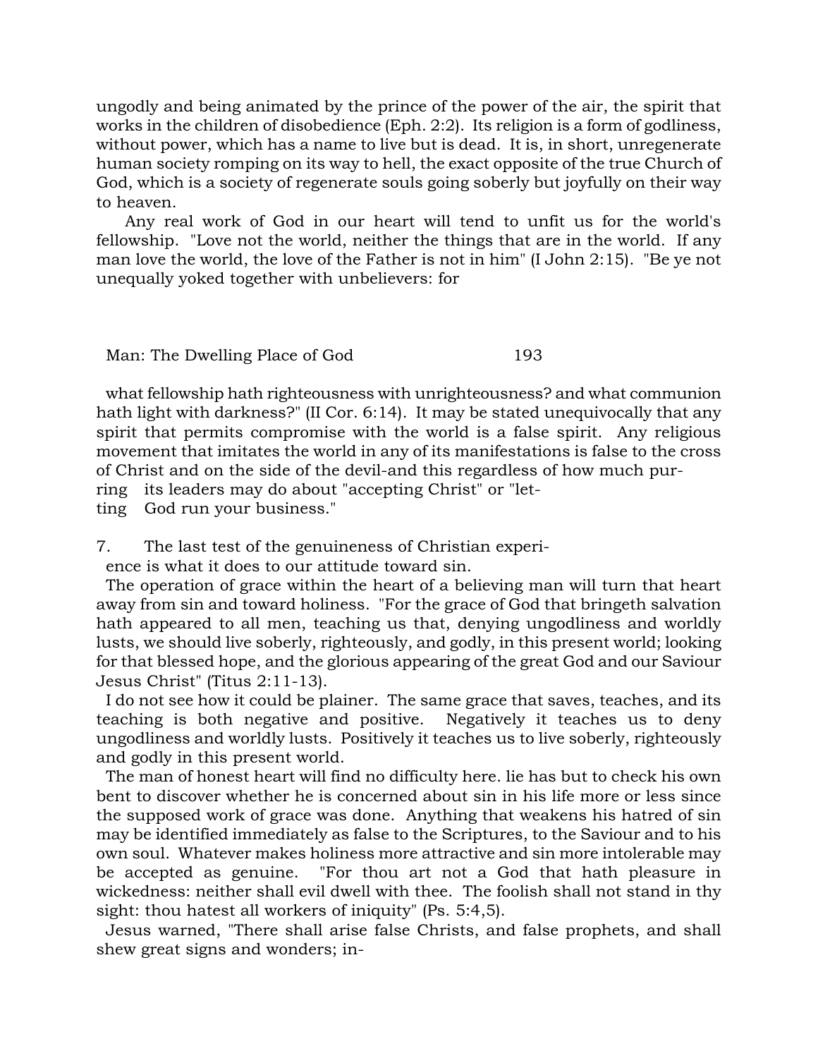ungodly and being animated by the prince of the power of the air, the spirit that works in the children of disobedience (Eph. 2:2). Its religion is a form of godliness, without power, which has a name to live but is dead. It is, in short, unregenerate human society romping on its way to hell, the exact opposite of the true Church of God, which is a society of regenerate souls going soberly but joyfully on their way to heaven.

Any real work of God in our heart will tend to unfit us for the world's fellowship. "Love not the world, neither the things that are in the world. If any man love the world, the love of the Father is not in him" (I John 2:15). "Be ye not unequally yoked together with unbelievers: for what fellowship hath righteousness with unrighteousness? and what communion hath light with darkness?" (II Cor. 6:14). It may be stated unequivocally that any spirit that permits compromise with the world is a false spirit. Any religious movement that imitates the world in any of its manifestations is false to the cross of Christ and on the side of the devil-and this regardless of how much purring its leaders may do about "accepting Christ" or "letting God run your business."

7. The last test of the genuineness of Christian experience is what it does to our attitude toward sin.

The operation of grace within the heart of a believing man will turn that heart away from sin and toward holiness. "For the grace of God that bringeth salvation hath appeared to all men, teaching us that, denying ungodliness and worldly lusts, we should live soberly, righteously, and godly, in this present world; looking for that blessed hope, and the glorious appearing of the great God and our Saviour Jesus Christ" (Titus 2:11-13).

I do not see how it could be plainer. The same grace that saves, teaches, and its teaching is both negative and positive. Negatively it teaches us to deny ungodliness and worldly lusts. Positively it teaches us to live soberly, righteously and godly in this present world.

The man of honest heart will find no difficulty here. lie has but to check his own bent to discover whether he is concerned about sin in his life more or less since the supposed work of grace was done. Anything that weakens his hatred of sin may be identified immediately as false to the Scriptures, to the Saviour and to his own soul. Whatever makes holiness more attractive and sin more intolerable may be accepted as genuine. "For thou art not a God that hath pleasure in wickedness: neither shall evil dwell with thee. The foolish shall not stand in thy sight: thou hatest all workers of iniquity" (Ps. 5:4,5).

Jesus warned, "There shall arise false Christs, and false prophets, and shall shew great signs and wonders; in-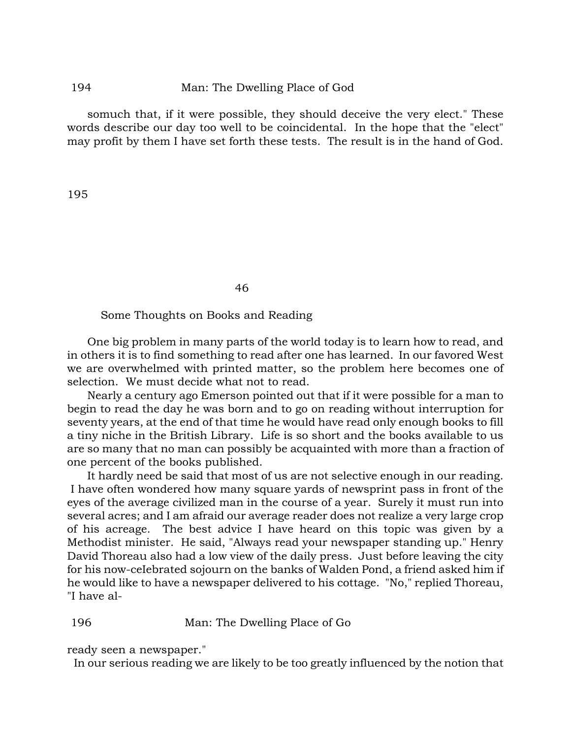somuch that, if it were possible, they should deceive the very elect." These words describe our day too well to be coincidental. In the hope that the "elect" may profit by them I have set forth these tests. The result is in the hand of God.

# 46

## Some Thoughts on Books and Reading

One big problem in many parts of the world today is to learn how to read, and in others it is to find something to read after one has learned. In our favored West we are overwhelmed with printed matter, so the problem here becomes one of selection. We must decide what not to read.

Nearly a century ago Emerson pointed out that if it were possible for a man to begin to read the day he was born and to go on reading without interruption for seventy years, at the end of that time he would have read only enough books to fill a tiny niche in the British Library. Life is so short and the books available to us are so many that no man can possibly be acquainted with more than a fraction of one percent of the books published.

It hardly need be said that most of us are not selective enough in our reading. I have often wondered how many square yards of newsprint pass in front of the eyes of the average civilized man in the course of a year. Surely it must run into several acres; and I am afraid our average reader does not realize a very large crop of his acreage. The best advice I have heard on this topic was given by a Methodist minister. He said, "Always read your newspaper standing up." Henry David Thoreau also had a low view of the daily press. Just before leaving the city for his now-celebrated sojourn on the banks of Walden Pond, a friend asked him if he would like to have a newspaper delivered to his cottage. "No," replied Thoreau, "I have already seen a newspaper."

In our serious reading we are likely to be too greatly influenced by the notion that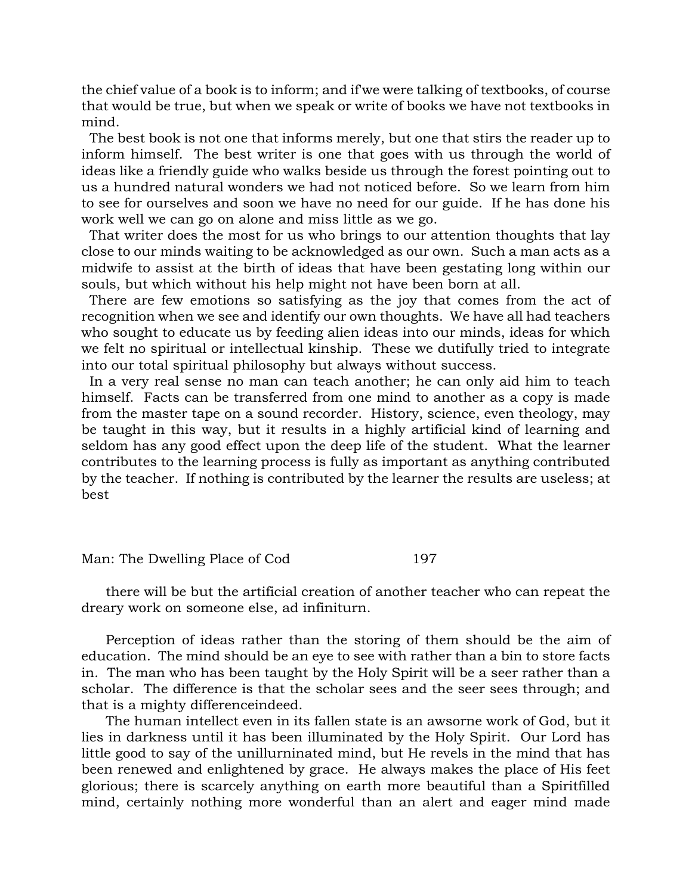the chief value of a book is to inform; and if we were talking of textbooks, of course that would be true, but when we speak or write of books we have not textbooks in mind.

The best book is not one that informs merely, but one that stirs the reader up to inform himself. The best writer is one that goes with us through the world of ideas like a friendly guide who walks beside us through the forest pointing out to us a hundred natural wonders we had not noticed before. So we learn from him to see for ourselves and soon we have no need for our guide. If he has done his work well we can go on alone and miss little as we go.

That writer does the most for us who brings to our attention thoughts that lay close to our minds waiting to be acknowledged as our own. Such a man acts as a midwife to assist at the birth of ideas that have been gestating long within our souls, but which without his help might not have been born at all.

There are few emotions so satisfying as the joy that comes from the act of recognition when we see and identify our own thoughts. We have all had teachers who sought to educate us by feeding alien ideas into our minds, ideas for which we felt no spiritual or intellectual kinship. These we dutifully tried to integrate into our total spiritual philosophy but always without success.

In a very real sense no man can teach another; he can only aid him to teach himself. Facts can be transferred from one mind to another as a copy is made from the master tape on a sound recorder. History, science, even theology, may be taught in this way, but it results in a highly artificial kind of learning and seldom has any good effect upon the deep life of the student. What the learner contributes to the learning process is fully as important as anything contributed by the teacher. If nothing is contributed by the learner the results are useless; at best there will be but the artificial creation of another teacher who can repeat the dreary work on someone else, ad infiniturn.

Perception of ideas rather than the storing of them should be the aim of education. The mind should be an eye to see with rather than a bin to store facts in. The man who has been taught by the Holy Spirit will be a seer rather than a scholar. The difference is that the scholar sees and the seer sees through; and that is a mighty differenceindeed.

The human intellect even in its fallen state is an awsorne work of God, but it lies in darkness until it has been illuminated by the Holy Spirit. Our Lord has little good to say of the unillurninated mind, but He revels in the mind that has been renewed and enlightened by grace. He always makes the place of His feet glorious; there is scarcely anything on earth more beautiful than a Spiritfilled mind, certainly nothing more wonderful than an alert and eager mind made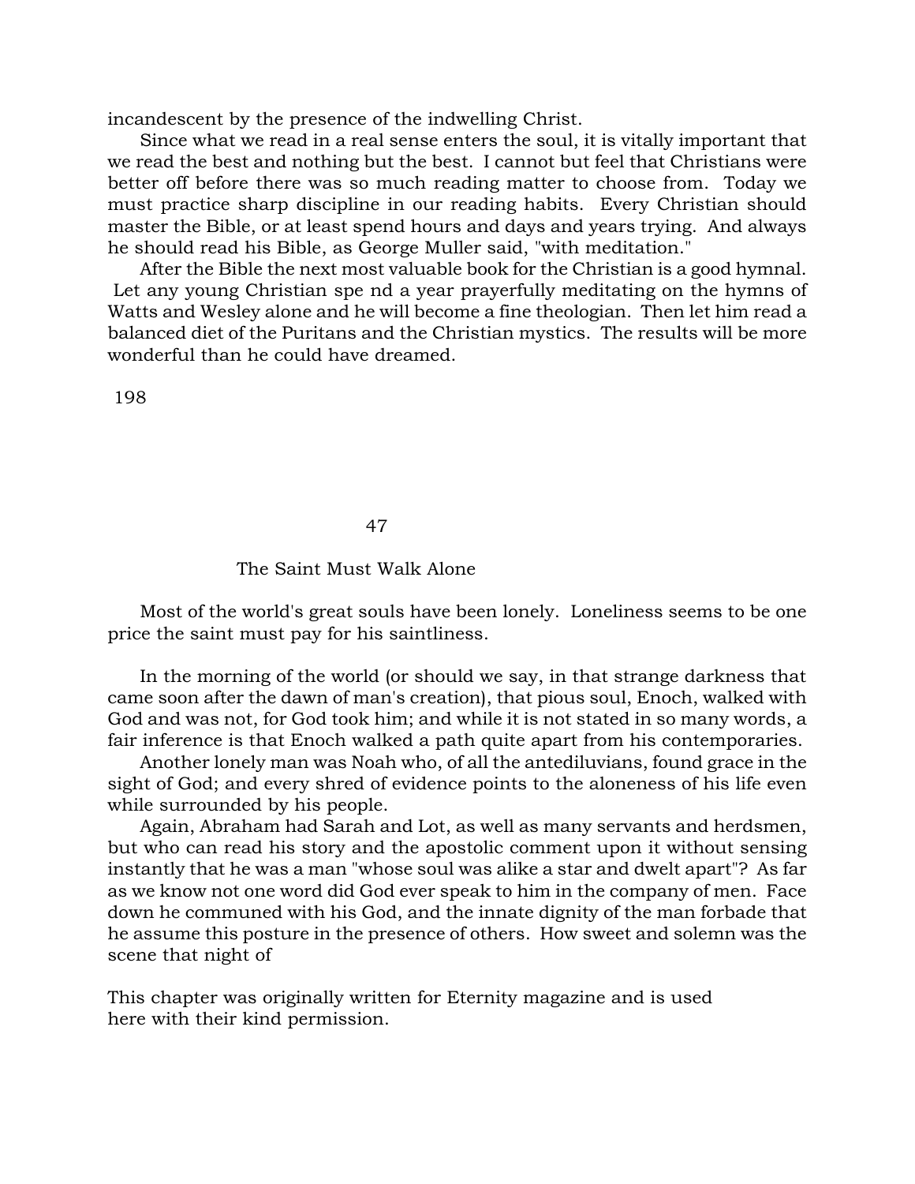incandescent by the presence of the indwelling Christ.

Since what we read in a real sense enters the soul, it is vitally important that we read the best and nothing but the best. I cannot but feel that Christians were better off before there was so much reading matter to choose from. Today we must practice sharp discipline in our reading habits. Every Christian should master the Bible, or at least spend hours and days and years trying. And always he should read his Bible, as George Muller said, "with meditation."

After the Bible the next most valuable book for the Christian is a good hymnal. Let any young Christian spe nd a year prayerfully meditating on the hymns of Watts and Wesley alone and he will become a fine theologian. Then let him read a balanced diet of the Puritans and the Christian mystics. The results will be more wonderful than he could have dreamed.

## 47

## The Saint Must Walk Alone

Most of the world's great souls have been lonely. Loneliness seems to be one price the saint must pay for his saintliness.

In the morning of the world (or should we say, in that strange darkness that came soon after the dawn of man's creation), that pious soul, Enoch, walked with God and was not, for God took him; and while it is not stated in so many words, a fair inference is that Enoch walked a path quite apart from his contemporaries.

Another lonely man was Noah who, of all the antediluvians, found grace in the sight of God; and every shred of evidence points to the aloneness of his life even while surrounded by his people.

Again, Abraham had Sarah and Lot, as well as many servants and herdsmen, but who can read his story and the apostolic comment upon it without sensing instantly that he was a man "whose soul was alike a star and dwelt apart"? As far as we know not one word did God ever speak to him in the company of men. Face down he communed with his God, and the innate dignity of the man forbade that he assume this posture in the presence of others. How sweet and solemn was the scene that night of

This chapter was originally written for Eternity magazine and is used here with their kind permission.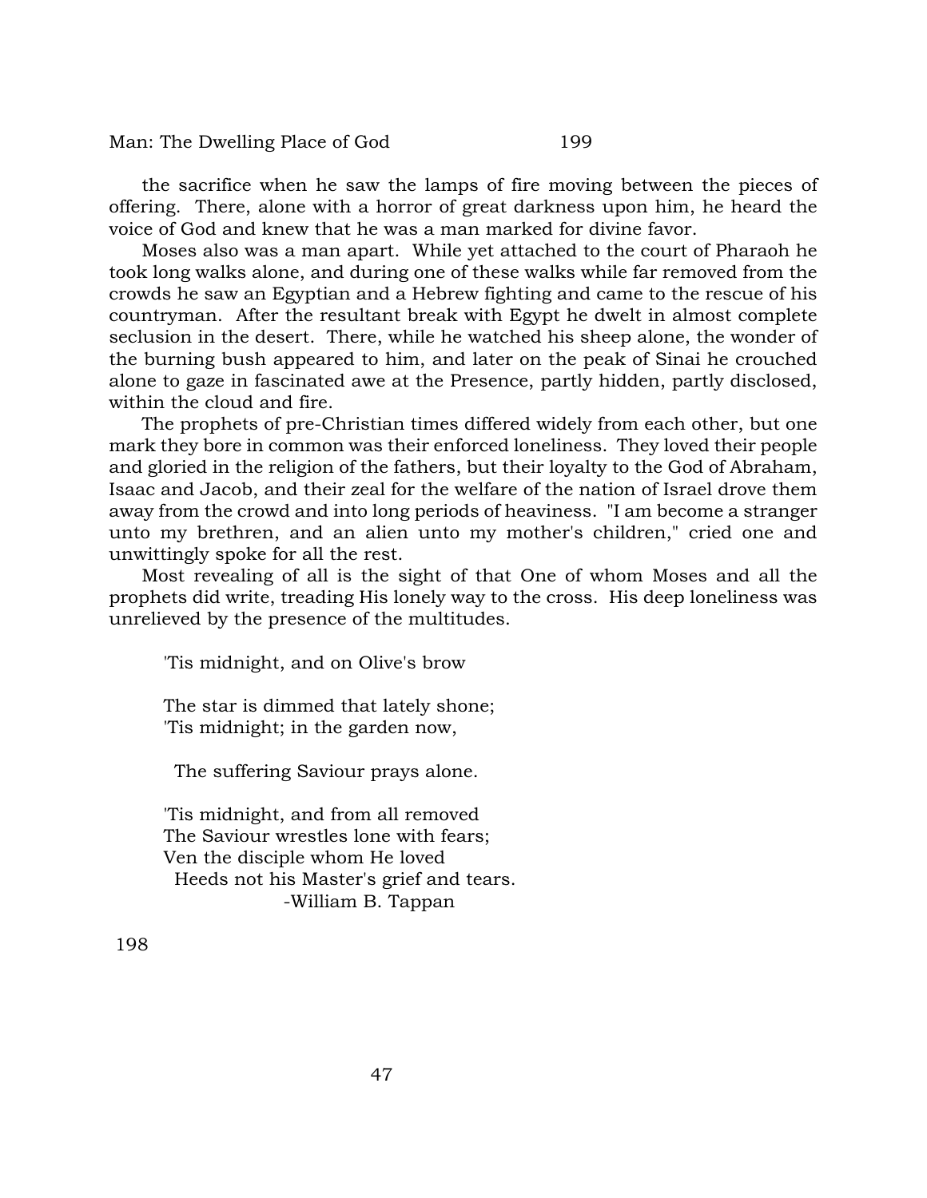the sacrifice when he saw the lamps of fire moving between the pieces of offering. There, alone with a horror of great darkness upon him, he heard the voice of God and knew that he was a man marked for divine favor.

Moses also was a man apart. While yet attached to the court of Pharaoh he took long walks alone, and during one of these walks while far removed from the crowds he saw an Egyptian and a Hebrew fighting and came to the rescue of his countryman. After the resultant break with Egypt he dwelt in almost complete seclusion in the desert. There, while he watched his sheep alone, the wonder of the burning bush appeared to him, and later on the peak of Sinai he crouched alone to gaze in fascinated awe at the Presence, partly hidden, partly disclosed, within the cloud and fire.

The prophets of pre-Christian times differed widely from each other, but one mark they bore in common was their enforced loneliness. They loved their people and gloried in the religion of the fathers, but their loyalty to the God of Abraham, Isaac and Jacob, and their zeal for the welfare of the nation of Israel drove them away from the crowd and into long periods of heaviness. "I am become a stranger unto my brethren, and an alien unto my mother's children," cried one and unwittingly spoke for all the rest.

Most revealing of all is the sight of that One of whom Moses and all the prophets did write, treading His lonely way to the cross. His deep loneliness was unrelieved by the presence of the multitudes.

> 'Tis midnight, and on Olive's brow
>
> The star is dimmed that lately shone;
> 'Tis midnight; in the garden now,
>
> The suffering Saviour prays alone.
>
> 'Tis midnight, and from all removed
> The Saviour wrestles lone with fears;
> Ven the disciple whom He loved
> Heeds not his Master's grief and tears.
>
> -William B. Tappan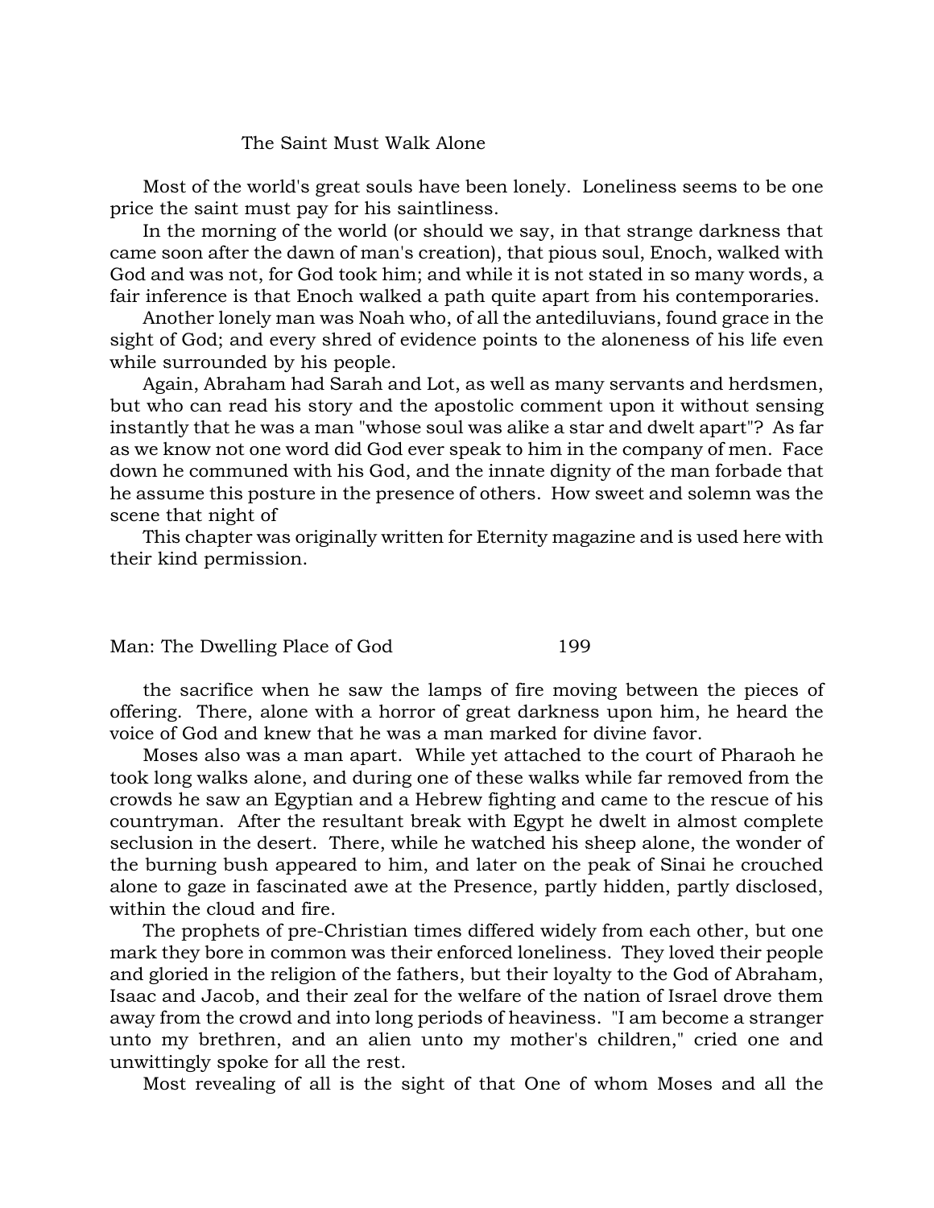# The Saint Must Walk Alone

Most of the world's great souls have been lonely. Loneliness seems to be one price the saint must pay for his saintliness.

In the morning of the world (or should we say, in that strange darkness that came soon after the dawn of man's creation), that pious soul, Enoch, walked with God and was not, for God took him; and while it is not stated in so many words, a fair inference is that Enoch walked a path quite apart from his contemporaries.

Another lonely man was Noah who, of all the antediluvians, found grace in the sight of God; and every shred of evidence points to the aloneness of his life even while surrounded by his people.

Again, Abraham had Sarah and Lot, as well as many servants and herdsmen, but who can read his story and the apostolic comment upon it without sensing instantly that he was a man "whose soul was alike a star and dwelt apart"? As far as we know not one word did God ever speak to him in the company of men. Face down he communed with his God, and the innate dignity of the man forbade that he assume this posture in the presence of others. How sweet and solemn was the scene that night of the sacrifice when he saw the lamps of fire moving between the pieces of offering. There, alone with a horror of great darkness upon him, he heard the voice of God and knew that he was a man marked for divine favor.

Moses also was a man apart. While yet attached to the court of Pharaoh he took long walks alone, and during one of these walks while far removed from the crowds he saw an Egyptian and a Hebrew fighting and came to the rescue of his countryman. After the resultant break with Egypt he dwelt in almost complete seclusion in the desert. There, while he watched his sheep alone, the wonder of the burning bush appeared to him, and later on the peak of Sinai he crouched alone to gaze in fascinated awe at the Presence, partly hidden, partly disclosed, within the cloud and fire.

The prophets of pre-Christian times differed widely from each other, but one mark they bore in common was their enforced loneliness. They loved their people and gloried in the religion of the fathers, but their loyalty to the God of Abraham, Isaac and Jacob, and their zeal for the welfare of the nation of Israel drove them away from the crowd and into long periods of heaviness. "I am become a stranger unto my brethren, and an alien unto my mother's children," cried one and unwittingly spoke for all the rest.

Most revealing of all is the sight of that One of whom Moses and all the

This chapter was originally written for Eternity magazine and is used here with their kind permission.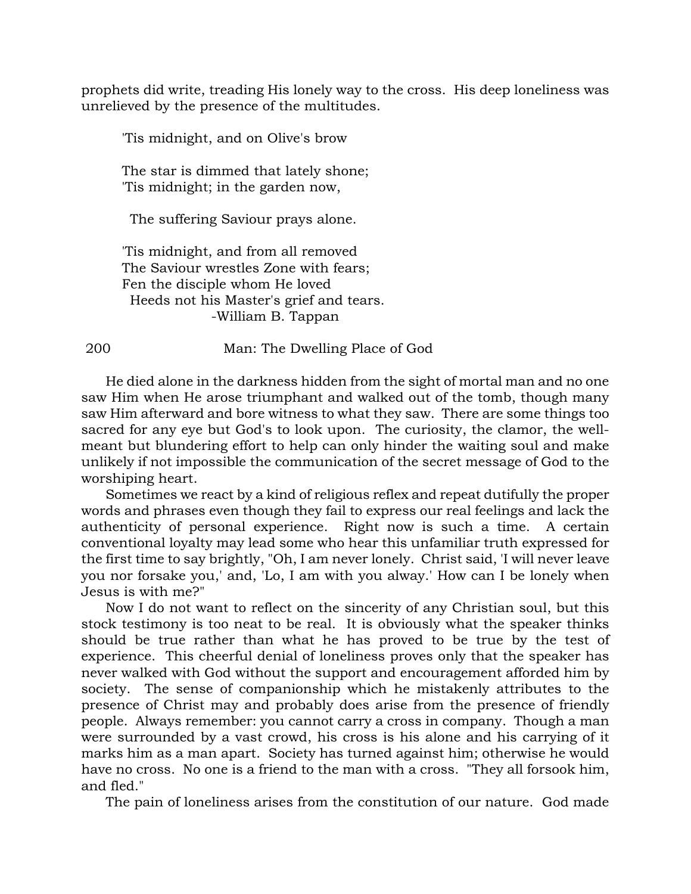prophets did write, treading His lonely way to the cross. His deep loneliness was unrelieved by the presence of the multitudes.

> 'Tis midnight, and on Olive's brow
>
> The star is dimmed that lately shone;
> 'Tis midnight; in the garden now,
>
> The suffering Saviour prays alone.
>
> 'Tis midnight, and from all removed
> The Saviour wrestles Zone with fears;
> Fen the disciple whom He loved
> Heeds not his Master's grief and tears.
> -William B. Tappan

He died alone in the darkness hidden from the sight of mortal man and no one saw Him when He arose triumphant and walked out of the tomb, though many saw Him afterward and bore witness to what they saw. There are some things too sacred for any eye but God's to look upon. The curiosity, the clamor, the well-meant but blundering effort to help can only hinder the waiting soul and make unlikely if not impossible the communication of the secret message of God to the worshiping heart.

Sometimes we react by a kind of religious reflex and repeat dutifully the proper words and phrases even though they fail to express our real feelings and lack the authenticity of personal experience. Right now is such a time. A certain conventional loyalty may lead some who hear this unfamiliar truth expressed for the first time to say brightly, "Oh, I am never lonely. Christ said, 'I will never leave you nor forsake you,' and, 'Lo, I am with you alway.' How can I be lonely when Jesus is with me?"

Now I do not want to reflect on the sincerity of any Christian soul, but this stock testimony is too neat to be real. It is obviously what the speaker thinks should be true rather than what he has proved to be true by the test of experience. This cheerful denial of loneliness proves only that the speaker has never walked with God without the support and encouragement afforded him by society. The sense of companionship which he mistakenly attributes to the presence of Christ may and probably does arise from the presence of friendly people. Always remember: you cannot carry a cross in company. Though a man were surrounded by a vast crowd, his cross is his alone and his carrying of it marks him as a man apart. Society has turned against him; otherwise he would have no cross. No one is a friend to the man with a cross. "They all forsook him, and fled."

The pain of loneliness arises from the constitution of our nature. God made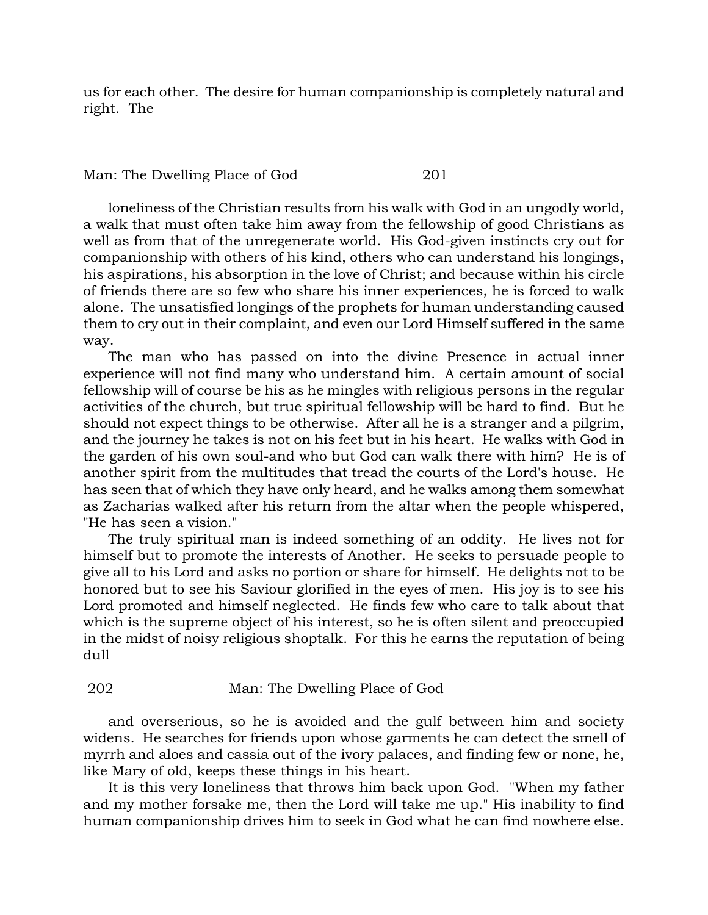us for each other. The desire for human companionship is completely natural and right. The

loneliness of the Christian results from his walk with God in an ungodly world, a walk that must often take him away from the fellowship of good Christians as well as from that of the unregenerate world. His God-given instincts cry out for companionship with others of his kind, others who can understand his longings, his aspirations, his absorption in the love of Christ; and because within his circle of friends there are so few who share his inner experiences, he is forced to walk alone. The unsatisfied longings of the prophets for human understanding caused them to cry out in their complaint, and even our Lord Himself suffered in the same way.

The man who has passed on into the divine Presence in actual inner experience will not find many who understand him. A certain amount of social fellowship will of course be his as he mingles with religious persons in the regular activities of the church, but true spiritual fellowship will be hard to find. But he should not expect things to be otherwise. After all he is a stranger and a pilgrim, and the journey he takes is not on his feet but in his heart. He walks with God in the garden of his own soul-and who but God can walk there with him? He is of another spirit from the multitudes that tread the courts of the Lord's house. He has seen that of which they have only heard, and he walks among them somewhat as Zacharias walked after his return from the altar when the people whispered, "He has seen a vision."

The truly spiritual man is indeed something of an oddity. He lives not for himself but to promote the interests of Another. He seeks to persuade people to give all to his Lord and asks no portion or share for himself. He delights not to be honored but to see his Saviour glorified in the eyes of men. His joy is to see his Lord promoted and himself neglected. He finds few who care to talk about that which is the supreme object of his interest, so he is often silent and preoccupied in the midst of noisy religious shoptalk. For this he earns the reputation of being dull

and overserious, so he is avoided and the gulf between him and society widens. He searches for friends upon whose garments he can detect the smell of myrrh and aloes and cassia out of the ivory palaces, and finding few or none, he, like Mary of old, keeps these things in his heart.

It is this very loneliness that throws him back upon God. "When my father and my mother forsake me, then the Lord will take me up." His inability to find human companionship drives him to seek in God what he can find nowhere else.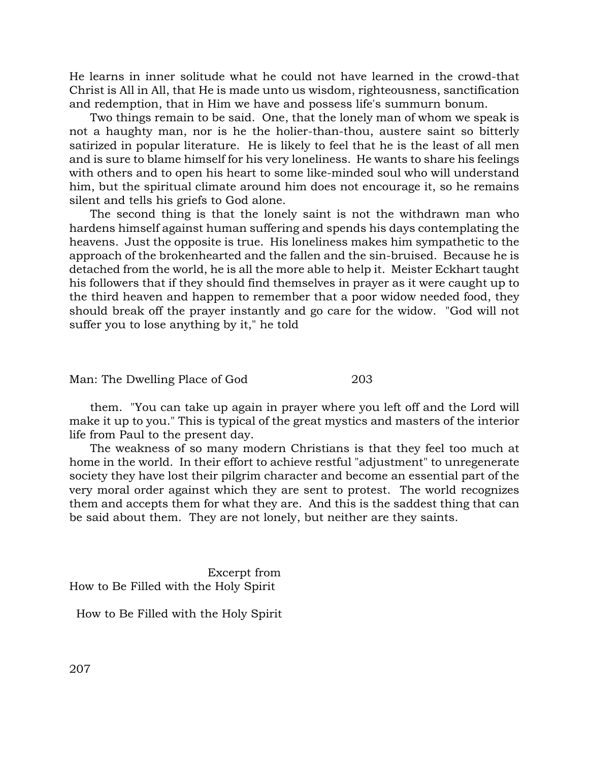He learns in inner solitude what he could not have learned in the crowd-that Christ is All in All, that He is made unto us wisdom, righteousness, sanctification and redemption, that in Him we have and possess life's summurn bonum.

Two things remain to be said. One, that the lonely man of whom we speak is not a haughty man, nor is he the holier-than-thou, austere saint so bitterly satirized in popular literature. He is likely to feel that he is the least of all men and is sure to blame himself for his very loneliness. He wants to share his feelings with others and to open his heart to some like-minded soul who will understand him, but the spiritual climate around him does not encourage it, so he remains silent and tells his griefs to God alone.

The second thing is that the lonely saint is not the withdrawn man who hardens himself against human suffering and spends his days contemplating the heavens. Just the opposite is true. His loneliness makes him sympathetic to the approach of the brokenhearted and the fallen and the sin-bruised. Because he is detached from the world, he is all the more able to help it. Meister Eckhart taught his followers that if they should find themselves in prayer as it were caught up to the third heaven and happen to remember that a poor widow needed food, they should break off the prayer instantly and go care for the widow. "God will not suffer you to lose anything by it," he told them. "You can take up again in prayer where you left off and the Lord will make it up to you." This is typical of the great mystics and masters of the interior life from Paul to the present day.

The weakness of so many modern Christians is that they feel too much at home in the world. In their effort to achieve restful "adjustment" to unregenerate society they have lost their pilgrim character and become an essential part of the very moral order against which they are sent to protest. The world recognizes them and accepts them for what they are. And this is the saddest thing that can be said about them. They are not lonely, but neither are they saints.

Excerpt from
How to Be Filled with the Holy Spirit

How to Be Filled with the Holy Spirit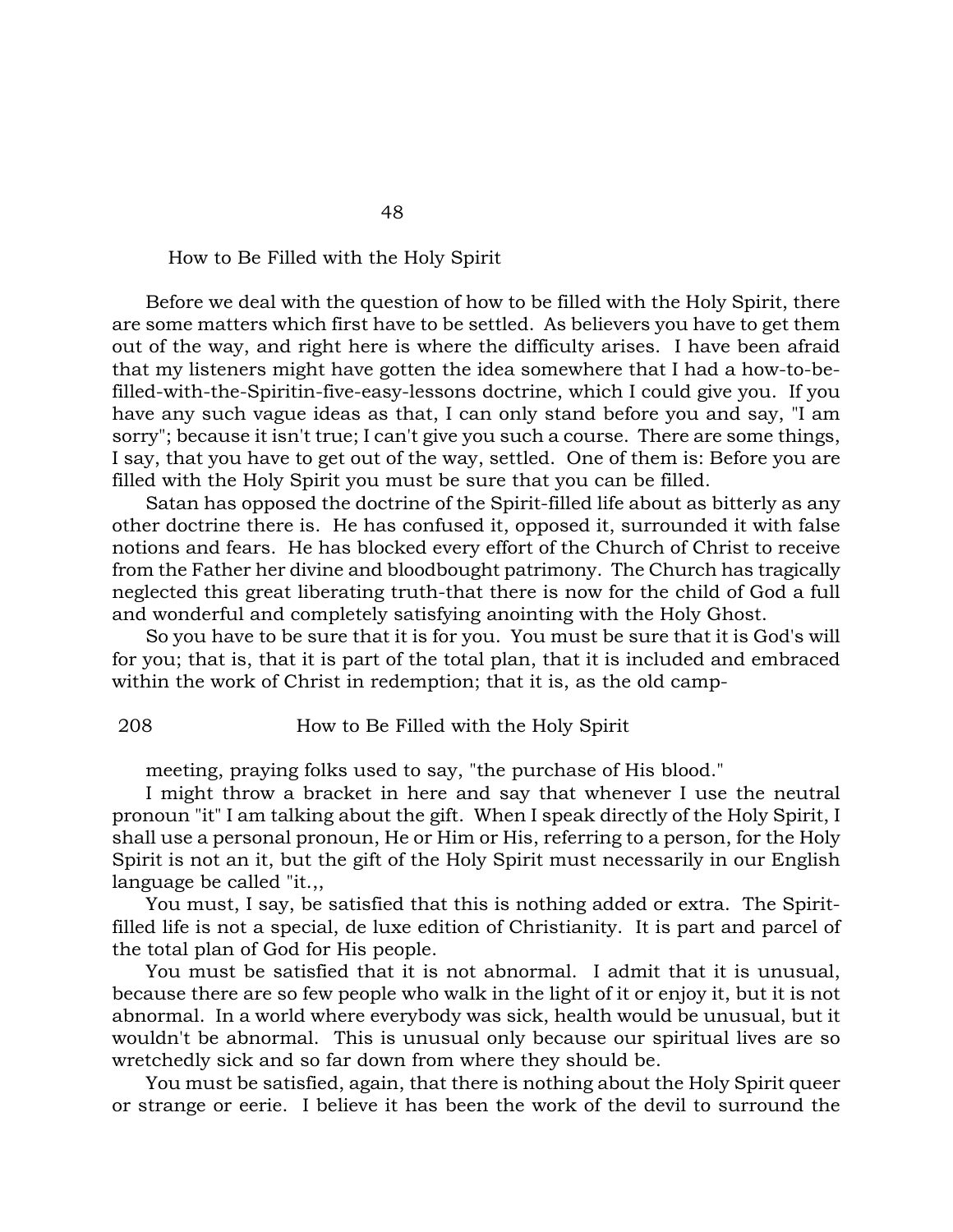# 48

## How to Be Filled with the Holy Spirit

Before we deal with the question of how to be filled with the Holy Spirit, there are some matters which first have to be settled. As believers you have to get them out of the way, and right here is where the difficulty arises. I have been afraid that my listeners might have gotten the idea somewhere that I had a how-to-be-filled-with-the-Spiritin-five-easy-lessons doctrine, which I could give you. If you have any such vague ideas as that, I can only stand before you and say, "I am sorry"; because it isn't true; I can't give you such a course. There are some things, I say, that you have to get out of the way, settled. One of them is: Before you are filled with the Holy Spirit you must be sure that you can be filled.

Satan has opposed the doctrine of the Spirit-filled life about as bitterly as any other doctrine there is. He has confused it, opposed it, surrounded it with false notions and fears. He has blocked every effort of the Church of Christ to receive from the Father her divine and bloodbought patrimony. The Church has tragically neglected this great liberating truth-that there is now for the child of God a full and wonderful and completely satisfying anointing with the Holy Ghost.

So you have to be sure that it is for you. You must be sure that it is God's will for you; that is, that it is part of the total plan, that it is included and embraced within the work of Christ in redemption; that it is, as the old camp-meeting, praying folks used to say, "the purchase of His blood."

I might throw a bracket in here and say that whenever I use the neutral pronoun "it" I am talking about the gift. When I speak directly of the Holy Spirit, I shall use a personal pronoun, He or Him or His, referring to a person, for the Holy Spirit is not an it, but the gift of the Holy Spirit must necessarily in our English language be called "it.,,

You must, I say, be satisfied that this is nothing added or extra. The Spirit-filled life is not a special, de luxe edition of Christianity. It is part and parcel of the total plan of God for His people.

You must be satisfied that it is not abnormal. I admit that it is unusual, because there are so few people who walk in the light of it or enjoy it, but it is not abnormal. In a world where everybody was sick, health would be unusual, but it wouldn't be abnormal. This is unusual only because our spiritual lives are so wretchedly sick and so far down from where they should be.

You must be satisfied, again, that there is nothing about the Holy Spirit queer or strange or eerie. I believe it has been the work of the devil to surround the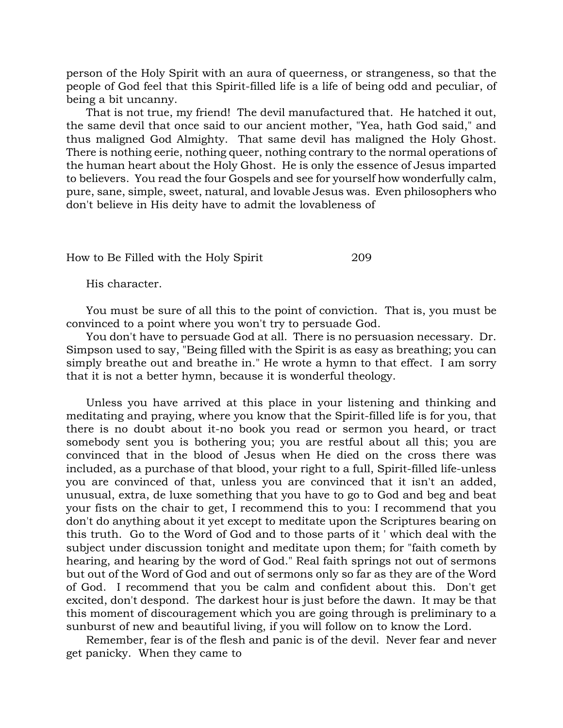person of the Holy Spirit with an aura of queerness, or strangeness, so that the people of God feel that this Spirit-filled life is a life of being odd and peculiar, of being a bit uncanny.

That is not true, my friend! The devil manufactured that. He hatched it out, the same devil that once said to our ancient mother, "Yea, hath God said," and thus maligned God Almighty. That same devil has maligned the Holy Ghost. There is nothing eerie, nothing queer, nothing contrary to the normal operations of the human heart about the Holy Ghost. He is only the essence of Jesus imparted to believers. You read the four Gospels and see for yourself how wonderfully calm, pure, sane, simple, sweet, natural, and lovable Jesus was. Even philosophers who don't believe in His deity have to admit the lovableness of His character.

You must be sure of all this to the point of conviction. That is, you must be convinced to a point where you won't try to persuade God.

You don't have to persuade God at all. There is no persuasion necessary. Dr. Simpson used to say, "Being filled with the Spirit is as easy as breathing; you can simply breathe out and breathe in." He wrote a hymn to that effect. I am sorry that it is not a better hymn, because it is wonderful theology.

Unless you have arrived at this place in your listening and thinking and meditating and praying, where you know that the Spirit-filled life is for you, that there is no doubt about it-no book you read or sermon you heard, or tract somebody sent you is bothering you; you are restful about all this; you are convinced that in the blood of Jesus when He died on the cross there was included, as a purchase of that blood, your right to a full, Spirit-filled life-unless you are convinced of that, unless you are convinced that it isn't an added, unusual, extra, de luxe something that you have to go to God and beg and beat your fists on the chair to get, I recommend this to you: I recommend that you don't do anything about it yet except to meditate upon the Scriptures bearing on this truth. Go to the Word of God and to those parts of it ' which deal with the subject under discussion tonight and meditate upon them; for "faith cometh by hearing, and hearing by the word of God." Real faith springs not out of sermons but out of the Word of God and out of sermons only so far as they are of the Word of God. I recommend that you be calm and confident about this. Don't get excited, don't despond. The darkest hour is just before the dawn. It may be that this moment of discouragement which you are going through is preliminary to a sunburst of new and beautiful living, if you will follow on to know the Lord.

Remember, fear is of the flesh and panic is of the devil. Never fear and never get panicky. When they came to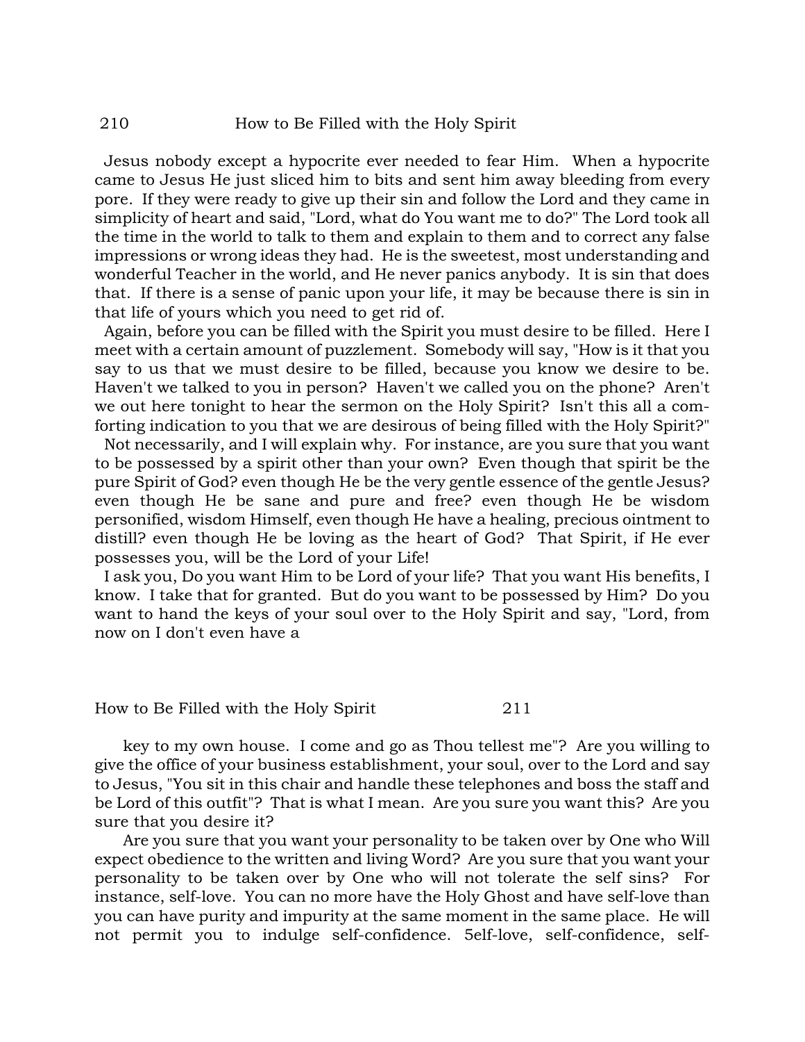Jesus nobody except a hypocrite ever needed to fear Him. When a hypocrite came to Jesus He just sliced him to bits and sent him away bleeding from every pore. If they were ready to give up their sin and follow the Lord and they came in simplicity of heart and said, "Lord, what do You want me to do?" The Lord took all the time in the world to talk to them and explain to them and to correct any false impressions or wrong ideas they had. He is the sweetest, most understanding and wonderful Teacher in the world, and He never panics anybody. It is sin that does that. If there is a sense of panic upon your life, it may be because there is sin in that life of yours which you need to get rid of.

Again, before you can be filled with the Spirit you must desire to be filled. Here I meet with a certain amount of puzzlement. Somebody will say, "How is it that you say to us that we must desire to be filled, because you know we desire to be. Haven't we talked to you in person? Haven't we called you on the phone? Aren't we out here tonight to hear the sermon on the Holy Spirit? Isn't this all a comforting indication to you that we are desirous of being filled with the Holy Spirit?"

Not necessarily, and I will explain why. For instance, are you sure that you want to be possessed by a spirit other than your own? Even though that spirit be the pure Spirit of God? even though He be the very gentle essence of the gentle Jesus? even though He be sane and pure and free? even though He be wisdom personified, wisdom Himself, even though He have a healing, precious ointment to distill? even though He be loving as the heart of God? That Spirit, if He ever possesses you, will be the Lord of your Life!

I ask you, Do you want Him to be Lord of your life? That you want His benefits, I know. I take that for granted. But do you want to be possessed by Him? Do you want to hand the keys of your soul over to the Holy Spirit and say, "Lord, from now on I don't even have a key to my own house. I come and go as Thou tellest me"? Are you willing to give the office of your business establishment, your soul, over to the Lord and say to Jesus, "You sit in this chair and handle these telephones and boss the staff and be Lord of this outfit"? That is what I mean. Are you sure you want this? Are you sure that you desire it?

Are you sure that you want your personality to be taken over by One who Will expect obedience to the written and living Word? Are you sure that you want your personality to be taken over by One who will not tolerate the self sins? For instance, self-love. You can no more have the Holy Ghost and have self-love than you can have purity and impurity at the same moment in the same place. He will not permit you to indulge self-confidence. 5elf-love, self-confidence, self-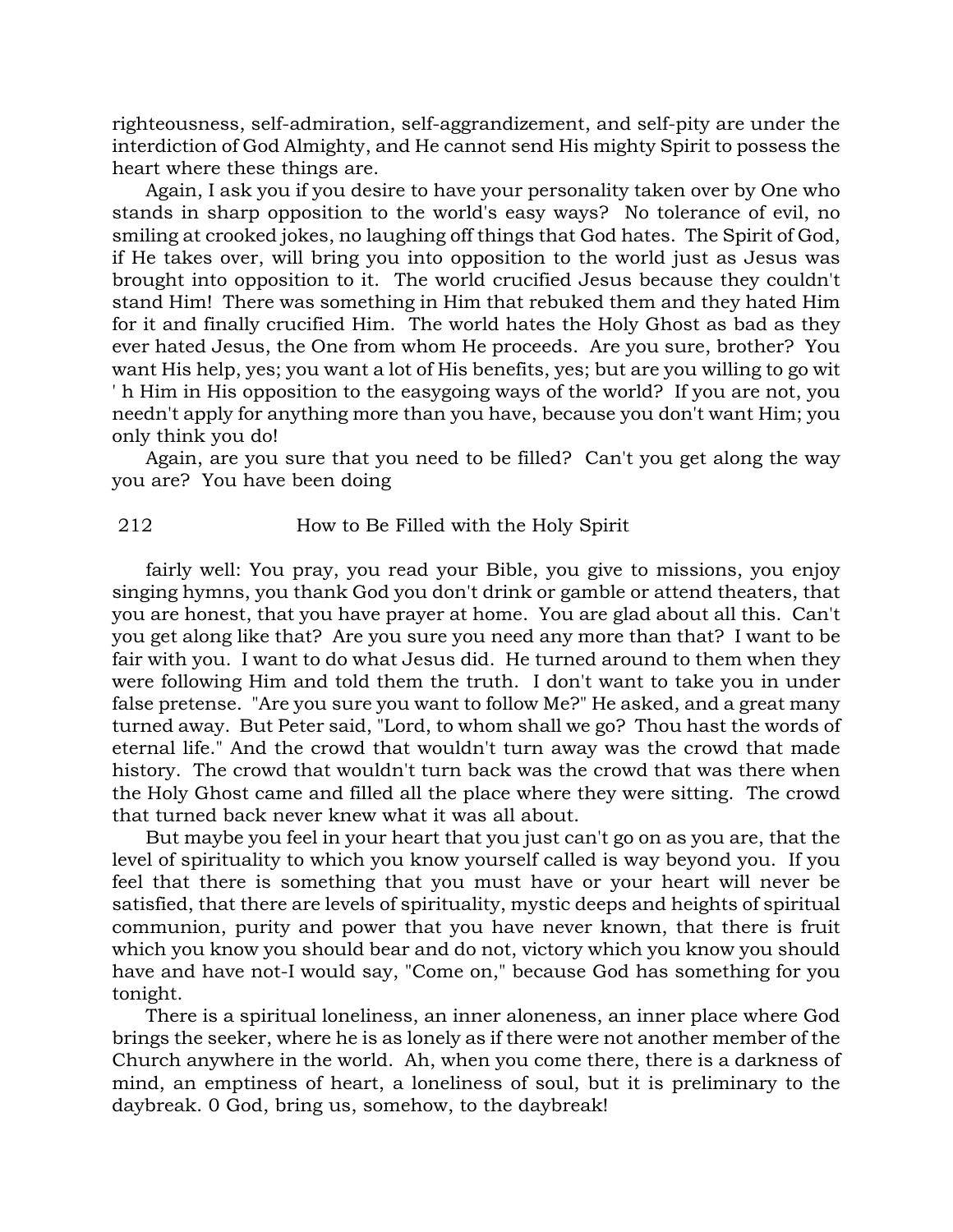righteousness, self-admiration, self-aggrandizement, and self-pity are under the interdiction of God Almighty, and He cannot send His mighty Spirit to possess the heart where these things are.

Again, I ask you if you desire to have your personality taken over by One who stands in sharp opposition to the world's easy ways? No tolerance of evil, no smiling at crooked jokes, no laughing off things that God hates. The Spirit of God, if He takes over, will bring you into opposition to the world just as Jesus was brought into opposition to it. The world crucified Jesus because they couldn't stand Him! There was something in Him that rebuked them and they hated Him for it and finally crucified Him. The world hates the Holy Ghost as bad as they ever hated Jesus, the One from whom He proceeds. Are you sure, brother? You want His help, yes; you want a lot of His benefits, yes; but are you willing to go wit ' h Him in His opposition to the easygoing ways of the world? If you are not, you needn't apply for anything more than you have, because you don't want Him; you only think you do!

Again, are you sure that you need to be filled? Can't you get along the way you are? You have been doing fairly well: You pray, you read your Bible, you give to missions, you enjoy singing hymns, you thank God you don't drink or gamble or attend theaters, that you are honest, that you have prayer at home. You are glad about all this. Can't you get along like that? Are you sure you need any more than that? I want to be fair with you. I want to do what Jesus did. He turned around to them when they were following Him and told them the truth. I don't want to take you in under false pretense. "Are you sure you want to follow Me?" He asked, and a great many turned away. But Peter said, "Lord, to whom shall we go? Thou hast the words of eternal life." And the crowd that wouldn't turn away was the crowd that made history. The crowd that wouldn't turn back was the crowd that was there when the Holy Ghost came and filled all the place where they were sitting. The crowd that turned back never knew what it was all about.

But maybe you feel in your heart that you just can't go on as you are, that the level of spirituality to which you know yourself called is way beyond you. If you feel that there is something that you must have or your heart will never be satisfied, that there are levels of spirituality, mystic deeps and heights of spiritual communion, purity and power that you have never known, that there is fruit which you know you should bear and do not, victory which you know you should have and have not-I would say, "Come on," because God has something for you tonight.

There is a spiritual loneliness, an inner aloneness, an inner place where God brings the seeker, where he is as lonely as if there were not another member of the Church anywhere in the world. Ah, when you come there, there is a darkness of mind, an emptiness of heart, a loneliness of soul, but it is preliminary to the daybreak. 0 God, bring us, somehow, to the daybreak!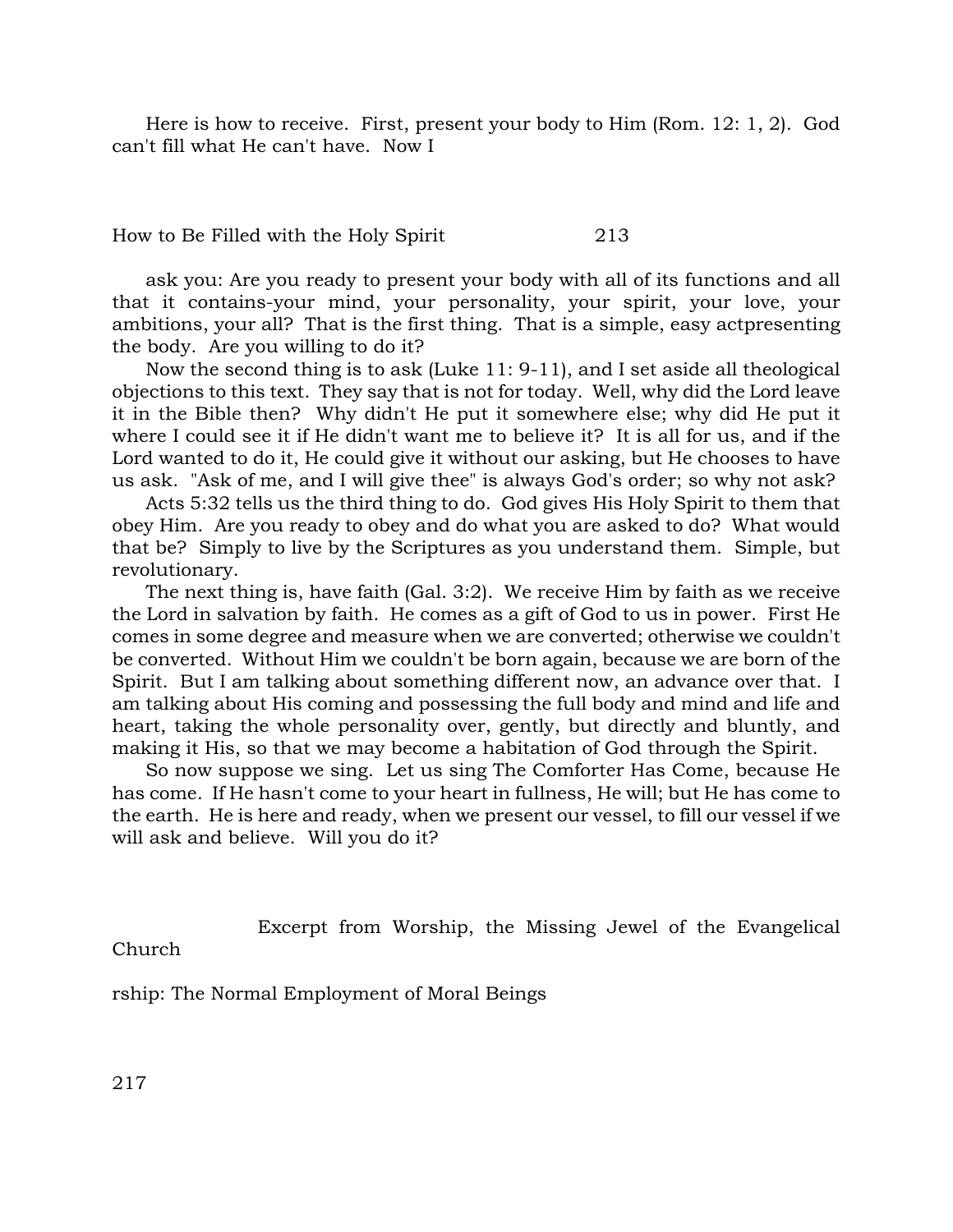Here is how to receive. First, present your body to Him (Rom. 12: 1, 2). God can't fill what He can't have. Now I

ask you: Are you ready to present your body with all of its functions and all that it contains-your mind, your personality, your spirit, your love, your ambitions, your all? That is the first thing. That is a simple, easy actpresenting the body. Are you willing to do it?

Now the second thing is to ask (Luke 11: 9-11), and I set aside all theological objections to this text. They say that is not for today. Well, why did the Lord leave it in the Bible then? Why didn't He put it somewhere else; why did He put it where I could see it if He didn't want me to believe it? It is all for us, and if the Lord wanted to do it, He could give it without our asking, but He chooses to have us ask. "Ask of me, and I will give thee" is always God's order; so why not ask?

Acts 5:32 tells us the third thing to do. God gives His Holy Spirit to them that obey Him. Are you ready to obey and do what you are asked to do? What would that be? Simply to live by the Scriptures as you understand them. Simple, but revolutionary.

The next thing is, have faith (Gal. 3:2). We receive Him by faith as we receive the Lord in salvation by faith. He comes as a gift of God to us in power. First He comes in some degree and measure when we are converted; otherwise we couldn't be converted. Without Him we couldn't be born again, because we are born of the Spirit. But I am talking about something different now, an advance over that. I am talking about His coming and possessing the full body and mind and life and heart, taking the whole personality over, gently, but directly and bluntly, and making it His, so that we may become a habitation of God through the Spirit.

So now suppose we sing. Let us sing The Comforter Has Come, because He has come. If He hasn't come to your heart in fullness, He will; but He has come to the earth. He is here and ready, when we present our vessel, to fill our vessel if we will ask and believe. Will you do it?

Excerpt from Worship, the Missing Jewel of the Evangelical Church

rship: The Normal Employment of Moral Beings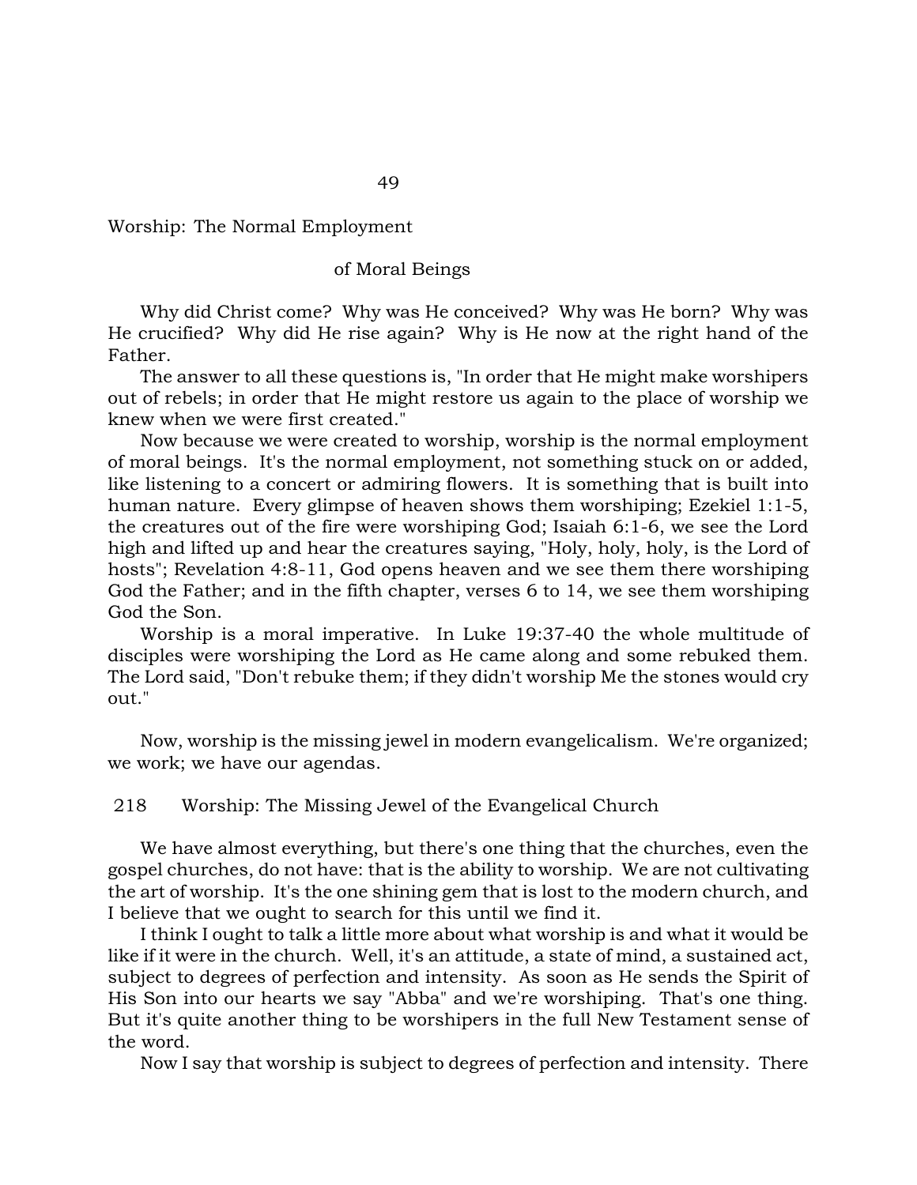## Worship: The Normal Employment of Moral Beings

Why did Christ come? Why was He conceived? Why was He born? Why was He crucified? Why did He rise again? Why is He now at the right hand of the Father.

The answer to all these questions is, "In order that He might make worshipers out of rebels; in order that He might restore us again to the place of worship we knew when we were first created."

Now because we were created to worship, worship is the normal employment of moral beings. It's the normal employment, not something stuck on or added, like listening to a concert or admiring flowers. It is something that is built into human nature. Every glimpse of heaven shows them worshiping; Ezekiel 1:1-5, the creatures out of the fire were worshiping God; Isaiah 6:1-6, we see the Lord high and lifted up and hear the creatures saying, "Holy, holy, holy, is the Lord of hosts"; Revelation 4:8-11, God opens heaven and we see them there worshiping God the Father; and in the fifth chapter, verses 6 to 14, we see them worshiping God the Son.

Worship is a moral imperative. In Luke 19:37-40 the whole multitude of disciples were worshiping the Lord as He came along and some rebuked them. The Lord said, "Don't rebuke them; if they didn't worship Me the stones would cry out."

Now, worship is the missing jewel in modern evangelicalism. We're organized; we work; we have our agendas.

We have almost everything, but there's one thing that the churches, even the gospel churches, do not have: that is the ability to worship. We are not cultivating the art of worship. It's the one shining gem that is lost to the modern church, and I believe that we ought to search for this until we find it.

I think I ought to talk a little more about what worship is and what it would be like if it were in the church. Well, it's an attitude, a state of mind, a sustained act, subject to degrees of perfection and intensity. As soon as He sends the Spirit of His Son into our hearts we say "Abba" and we're worshiping. That's one thing. But it's quite another thing to be worshipers in the full New Testament sense of the word.

Now I say that worship is subject to degrees of perfection and intensity. There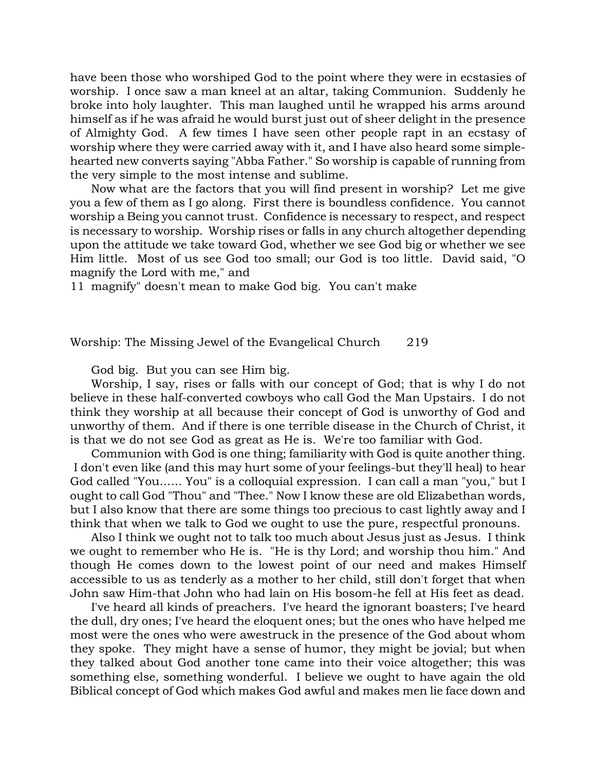have been those who worshiped God to the point where they were in ecstasies of worship. I once saw a man kneel at an altar, taking Communion. Suddenly he broke into holy laughter. This man laughed until he wrapped his arms around himself as if he was afraid he would burst just out of sheer delight in the presence of Almighty God. A few times I have seen other people rapt in an ecstasy of worship where they were carried away with it, and I have also heard some simple-hearted new converts saying "Abba Father." So worship is capable of running from the very simple to the most intense and sublime.

Now what are the factors that you will find present in worship? Let me give you a few of them as I go along. First there is boundless confidence. You cannot worship a Being you cannot trust. Confidence is necessary to respect, and respect is necessary to worship. Worship rises or falls in any church altogether depending upon the attitude we take toward God, whether we see God big or whether we see Him little. Most of us see God too small; our God is too little. David said, "O magnify the Lord with me," and "magnify" doesn't mean to make God big. You can't make God big. But you can see Him big.

Worship, I say, rises or falls with our concept of God; that is why I do not believe in these half-converted cowboys who call God the Man Upstairs. I do not think they worship at all because their concept of God is unworthy of God and unworthy of them. And if there is one terrible disease in the Church of Christ, it is that we do not see God as great as He is. We're too familiar with God.

Communion with God is one thing; familiarity with God is quite another thing. I don't even like (and this may hurt some of your feelings-but they'll heal) to hear God called "You...... You" is a colloquial expression. I can call a man "you," but I ought to call God "Thou" and "Thee." Now I know these are old Elizabethan words, but I also know that there are some things too precious to cast lightly away and I think that when we talk to God we ought to use the pure, respectful pronouns.

Also I think we ought not to talk too much about Jesus just as Jesus. I think we ought to remember who He is. "He is thy Lord; and worship thou him." And though He comes down to the lowest point of our need and makes Himself accessible to us as tenderly as a mother to her child, still don't forget that when John saw Him-that John who had lain on His bosom-he fell at His feet as dead.

I've heard all kinds of preachers. I've heard the ignorant boasters; I've heard the dull, dry ones; I've heard the eloquent ones; but the ones who have helped me most were the ones who were awestruck in the presence of the God about whom they spoke. They might have a sense of humor, they might be jovial; but when they talked about God another tone came into their voice altogether; this was something else, something wonderful. I believe we ought to have again the old Biblical concept of God which makes God awful and makes men lie face down and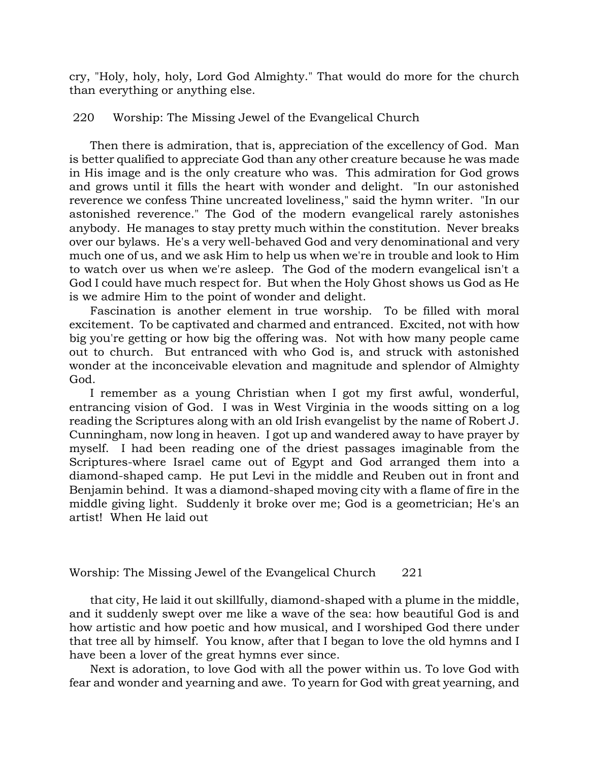cry, "Holy, holy, holy, Lord God Almighty." That would do more for the church than everything or anything else.

Then there is admiration, that is, appreciation of the excellency of God. Man is better qualified to appreciate God than any other creature because he was made in His image and is the only creature who was. This admiration for God grows and grows until it fills the heart with wonder and delight. "In our astonished reverence we confess Thine uncreated loveliness," said the hymn writer. "In our astonished reverence." The God of the modern evangelical rarely astonishes anybody. He manages to stay pretty much within the constitution. Never breaks over our bylaws. He's a very well-behaved God and very denominational and very much one of us, and we ask Him to help us when we're in trouble and look to Him to watch over us when we're asleep. The God of the modern evangelical isn't a God I could have much respect for. But when the Holy Ghost shows us God as He is we admire Him to the point of wonder and delight.

Fascination is another element in true worship. To be filled with moral excitement. To be captivated and charmed and entranced. Excited, not with how big you're getting or how big the offering was. Not with how many people came out to church. But entranced with who God is, and struck with astonished wonder at the inconceivable elevation and magnitude and splendor of Almighty God.

I remember as a young Christian when I got my first awful, wonderful, entrancing vision of God. I was in West Virginia in the woods sitting on a log reading the Scriptures along with an old Irish evangelist by the name of Robert J. Cunningham, now long in heaven. I got up and wandered away to have prayer by myself. I had been reading one of the driest passages imaginable from the Scriptures-where Israel came out of Egypt and God arranged them into a diamond-shaped camp. He put Levi in the middle and Reuben out in front and Benjamin behind. It was a diamond-shaped moving city with a flame of fire in the middle giving light. Suddenly it broke over me; God is a geometrician; He's an artist! When He laid out that city, He laid it out skillfully, diamond-shaped with a plume in the middle, and it suddenly swept over me like a wave of the sea: how beautiful God is and how artistic and how poetic and how musical, and I worshiped God there under that tree all by himself. You know, after that I began to love the old hymns and I have been a lover of the great hymns ever since.

Next is adoration, to love God with all the power within us. To love God with fear and wonder and yearning and awe. To yearn for God with great yearning, and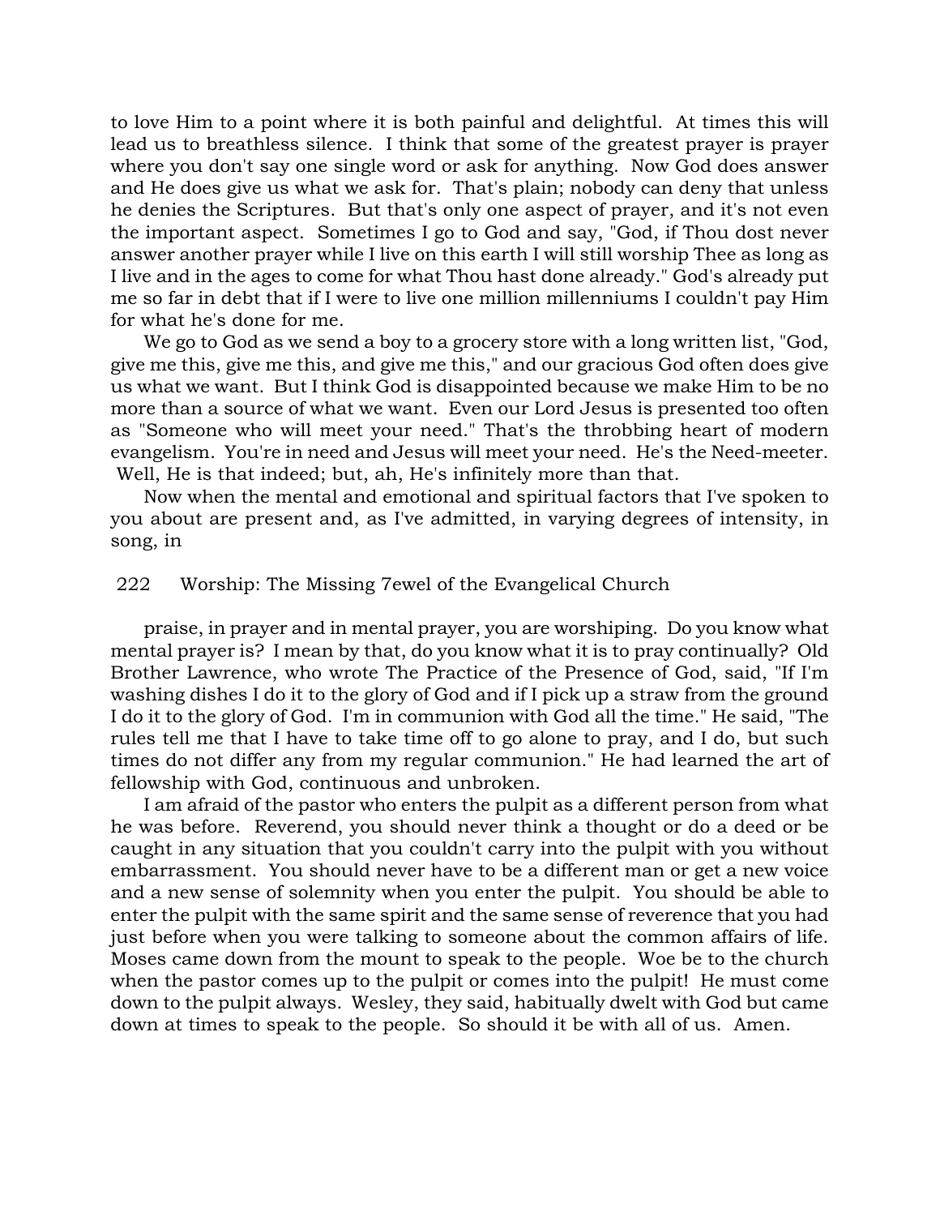to love Him to a point where it is both painful and delightful. At times this will lead us to breathless silence. I think that some of the greatest prayer is prayer where you don't say one single word or ask for anything. Now God does answer and He does give us what we ask for. That's plain; nobody can deny that unless he denies the Scriptures. But that's only one aspect of prayer, and it's not even the important aspect. Sometimes I go to God and say, "God, if Thou dost never answer another prayer while I live on this earth I will still worship Thee as long as I live and in the ages to come for what Thou hast done already." God's already put me so far in debt that if I were to live one million millenniums I couldn't pay Him for what he's done for me.

We go to God as we send a boy to a grocery store with a long written list, "God, give me this, give me this, and give me this," and our gracious God often does give us what we want. But I think God is disappointed because we make Him to be no more than a source of what we want. Even our Lord Jesus is presented too often as "Someone who will meet your need." That's the throbbing heart of modern evangelism. You're in need and Jesus will meet your need. He's the Need-meeter. Well, He is that indeed; but, ah, He's infinitely more than that.

Now when the mental and emotional and spiritual factors that I've spoken to you about are present and, as I've admitted, in varying degrees of intensity, in song, in praise, in prayer and in mental prayer, you are worshiping. Do you know what mental prayer is? I mean by that, do you know what it is to pray continually? Old Brother Lawrence, who wrote The Practice of the Presence of God, said, "If I'm washing dishes I do it to the glory of God and if I pick up a straw from the ground I do it to the glory of God. I'm in communion with God all the time." He said, "The rules tell me that I have to take time off to go alone to pray, and I do, but such times do not differ any from my regular communion." He had learned the art of fellowship with God, continuous and unbroken.

I am afraid of the pastor who enters the pulpit as a different person from what he was before. Reverend, you should never think a thought or do a deed or be caught in any situation that you couldn't carry into the pulpit with you without embarrassment. You should never have to be a different man or get a new voice and a new sense of solemnity when you enter the pulpit. You should be able to enter the pulpit with the same spirit and the same sense of reverence that you had just before when you were talking to someone about the common affairs of life. Moses came down from the mount to speak to the people. Woe be to the church when the pastor comes up to the pulpit or comes into the pulpit! He must come down to the pulpit always. Wesley, they said, habitually dwelt with God but came down at times to speak to the people. So should it be with all of us. Amen.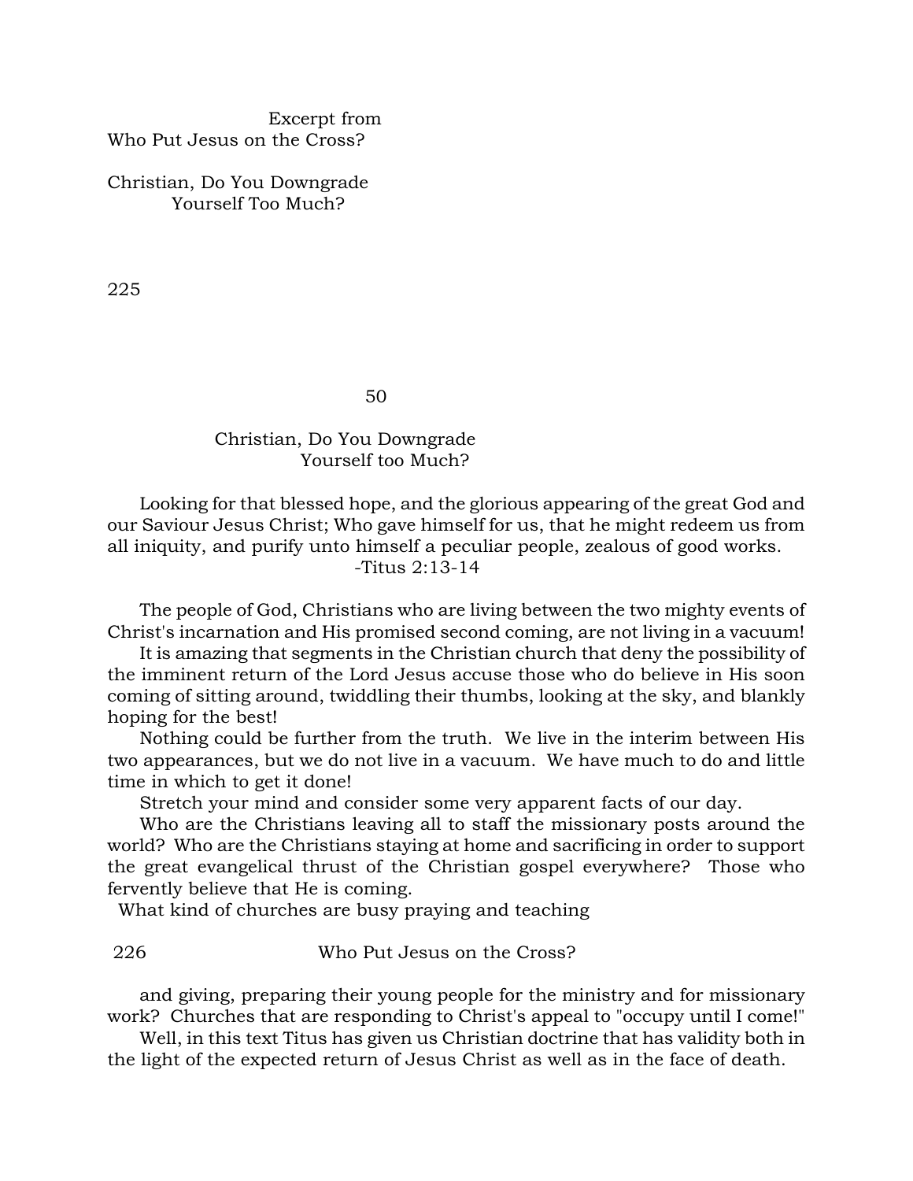Excerpt from
Who Put Jesus on the Cross?

Christian, Do You Downgrade Yourself Too Much?

# 50

## Christian, Do You Downgrade Yourself too Much?

Looking for that blessed hope, and the glorious appearing of the great God and our Saviour Jesus Christ; Who gave himself for us, that he might redeem us from all iniquity, and purify unto himself a peculiar people, zealous of good works.
-Titus 2:13-14

The people of God, Christians who are living between the two mighty events of Christ's incarnation and His promised second coming, are not living in a vacuum!

It is amazing that segments in the Christian church that deny the possibility of the imminent return of the Lord Jesus accuse those who do believe in His soon coming of sitting around, twiddling their thumbs, looking at the sky, and blankly hoping for the best!

Nothing could be further from the truth. We live in the interim between His two appearances, but we do not live in a vacuum. We have much to do and little time in which to get it done!

Stretch your mind and consider some very apparent facts of our day.

Who are the Christians leaving all to staff the missionary posts around the world? Who are the Christians staying at home and sacrificing in order to support the great evangelical thrust of the Christian gospel everywhere? Those who fervently believe that He is coming.

What kind of churches are busy praying and teaching and giving, preparing their young people for the ministry and for missionary work? Churches that are responding to Christ's appeal to "occupy until I come!"

Well, in this text Titus has given us Christian doctrine that has validity both in the light of the expected return of Jesus Christ as well as in the face of death.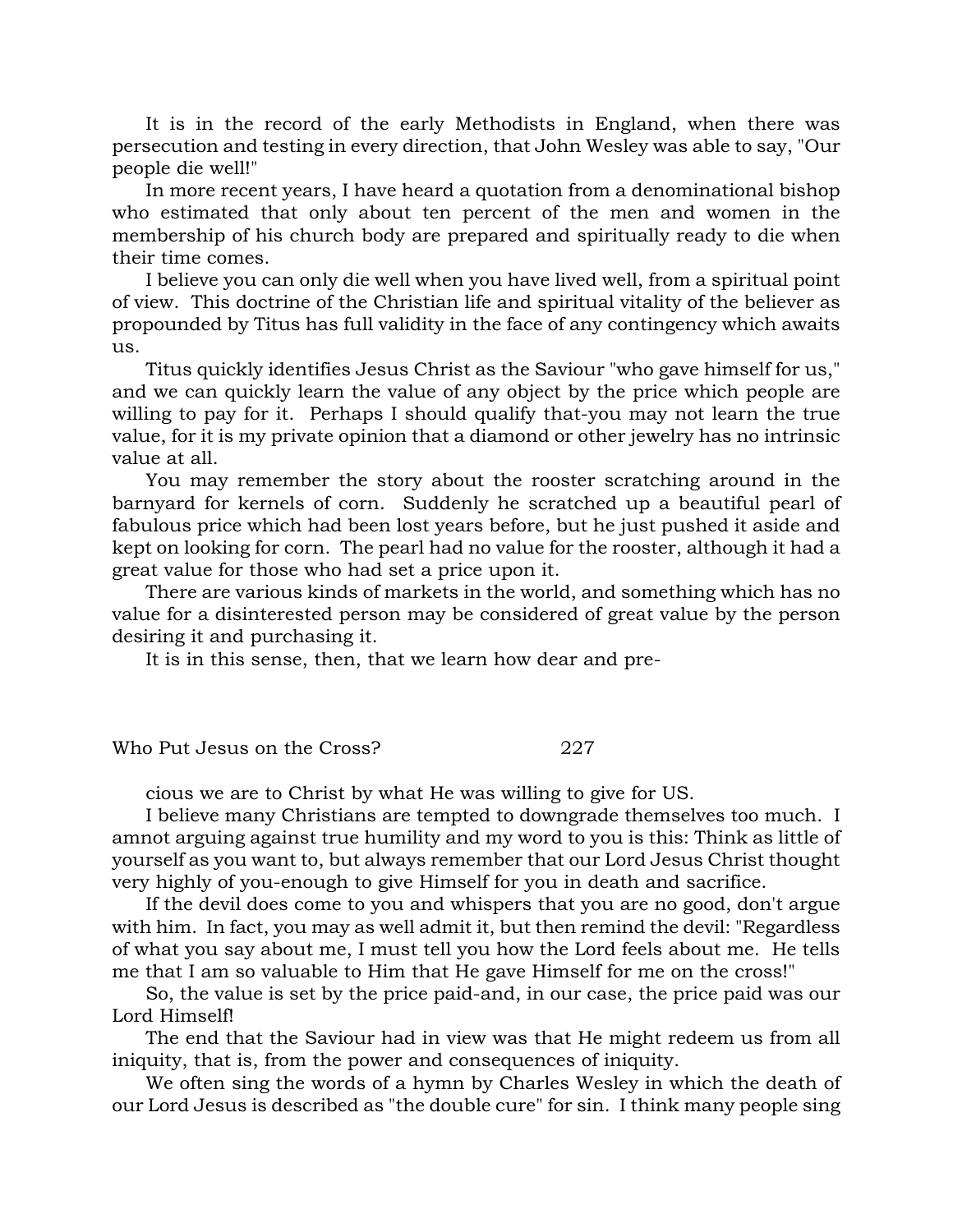It is in the record of the early Methodists in England, when there was persecution and testing in every direction, that John Wesley was able to say, "Our people die well!"

In more recent years, I have heard a quotation from a denominational bishop who estimated that only about ten percent of the men and women in the membership of his church body are prepared and spiritually ready to die when their time comes.

I believe you can only die well when you have lived well, from a spiritual point of view. This doctrine of the Christian life and spiritual vitality of the believer as propounded by Titus has full validity in the face of any contingency which awaits us.

Titus quickly identifies Jesus Christ as the Saviour "who gave himself for us," and we can quickly learn the value of any object by the price which people are willing to pay for it. Perhaps I should qualify that-you may not learn the true value, for it is my private opinion that a diamond or other jewelry has no intrinsic value at all.

You may remember the story about the rooster scratching around in the barnyard for kernels of corn. Suddenly he scratched up a beautiful pearl of fabulous price which had been lost years before, but he just pushed it aside and kept on looking for corn. The pearl had no value for the rooster, although it had a great value for those who had set a price upon it.

There are various kinds of markets in the world, and something which has no value for a disinterested person may be considered of great value by the person desiring it and purchasing it.

It is in this sense, then, that we learn how dear and precious we are to Christ by what He was willing to give for US.

I believe many Christians are tempted to downgrade themselves too much. I amnot arguing against true humility and my word to you is this: Think as little of yourself as you want to, but always remember that our Lord Jesus Christ thought very highly of you-enough to give Himself for you in death and sacrifice.

If the devil does come to you and whispers that you are no good, don't argue with him. In fact, you may as well admit it, but then remind the devil: "Regardless of what you say about me, I must tell you how the Lord feels about me. He tells me that I am so valuable to Him that He gave Himself for me on the cross!"

So, the value is set by the price paid-and, in our case, the price paid was our Lord Himself!

The end that the Saviour had in view was that He might redeem us from all iniquity, that is, from the power and consequences of iniquity.

We often sing the words of a hymn by Charles Wesley in which the death of our Lord Jesus is described as "the double cure" for sin. I think many people sing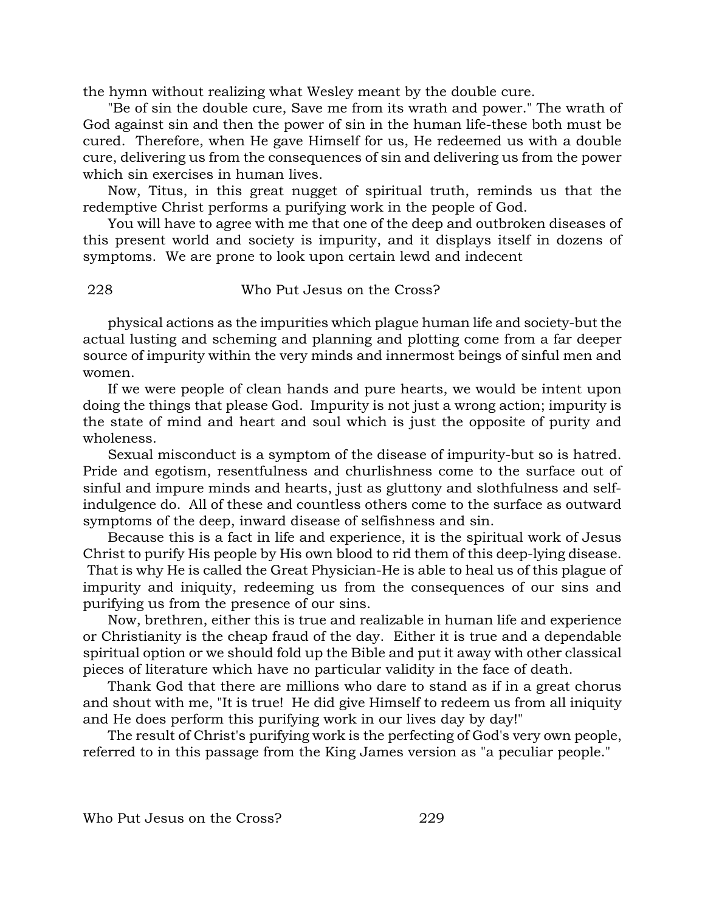the hymn without realizing what Wesley meant by the double cure.

"Be of sin the double cure, Save me from its wrath and power." The wrath of God against sin and then the power of sin in the human life-these both must be cured. Therefore, when He gave Himself for us, He redeemed us with a double cure, delivering us from the consequences of sin and delivering us from the power which sin exercises in human lives.

Now, Titus, in this great nugget of spiritual truth, reminds us that the redemptive Christ performs a purifying work in the people of God.

You will have to agree with me that one of the deep and outbroken diseases of this present world and society is impurity, and it displays itself in dozens of symptoms. We are prone to look upon certain lewd and indecent physical actions as the impurities which plague human life and society-but the actual lusting and scheming and planning and plotting come from a far deeper source of impurity within the very minds and innermost beings of sinful men and women.

If we were people of clean hands and pure hearts, we would be intent upon doing the things that please God. Impurity is not just a wrong action; impurity is the state of mind and heart and soul which is just the opposite of purity and wholeness.

Sexual misconduct is a symptom of the disease of impurity-but so is hatred. Pride and egotism, resentfulness and churlishness come to the surface out of sinful and impure minds and hearts, just as gluttony and slothfulness and self-indulgence do. All of these and countless others come to the surface as outward symptoms of the deep, inward disease of selfishness and sin.

Because this is a fact in life and experience, it is the spiritual work of Jesus Christ to purify His people by His own blood to rid them of this deep-lying disease. That is why He is called the Great Physician-He is able to heal us of this plague of impurity and iniquity, redeeming us from the consequences of our sins and purifying us from the presence of our sins.

Now, brethren, either this is true and realizable in human life and experience or Christianity is the cheap fraud of the day. Either it is true and a dependable spiritual option or we should fold up the Bible and put it away with other classical pieces of literature which have no particular validity in the face of death.

Thank God that there are millions who dare to stand as if in a great chorus and shout with me, "It is true! He did give Himself to redeem us from all iniquity and He does perform this purifying work in our lives day by day!"

The result of Christ's purifying work is the perfecting of God's very own people, referred to in this passage from the King James version as "a peculiar people."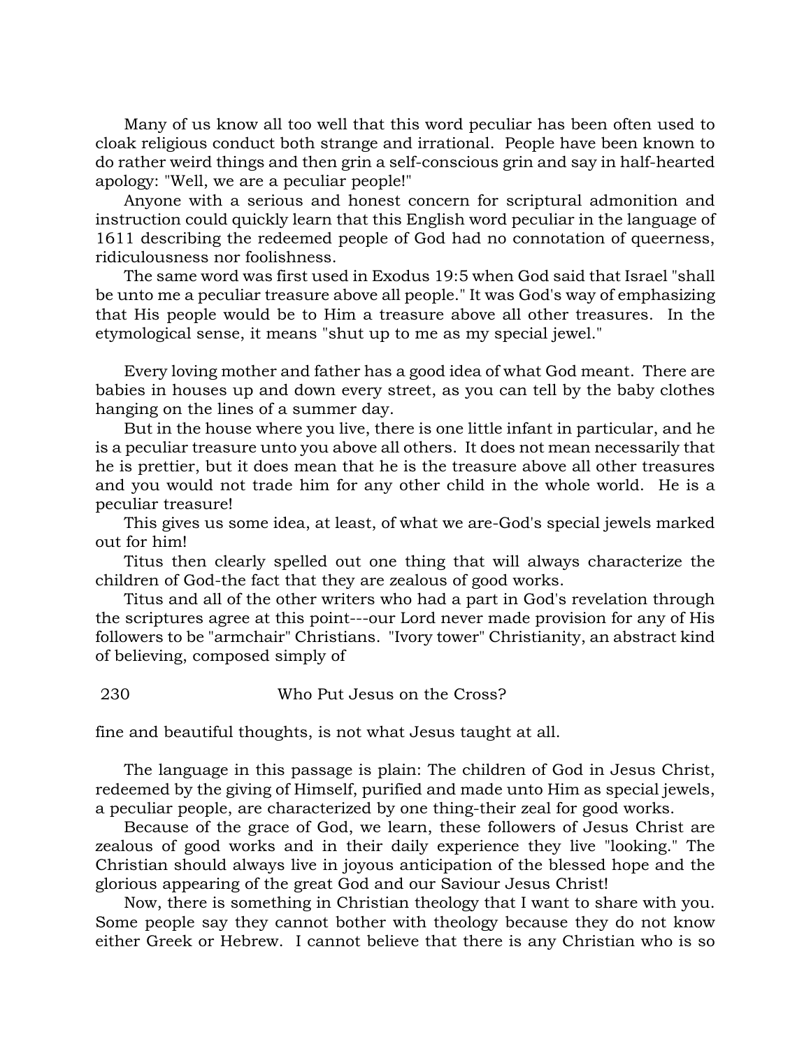Many of us know all too well that this word peculiar has been often used to cloak religious conduct both strange and irrational. People have been known to do rather weird things and then grin a self-conscious grin and say in half-hearted apology: "Well, we are a peculiar people!"

Anyone with a serious and honest concern for scriptural admonition and instruction could quickly learn that this English word peculiar in the language of 1611 describing the redeemed people of God had no connotation of queerness, ridiculousness nor foolishness.

The same word was first used in Exodus 19:5 when God said that Israel "shall be unto me a peculiar treasure above all people." It was God's way of emphasizing that His people would be to Him a treasure above all other treasures. In the etymological sense, it means "shut up to me as my special jewel."

Every loving mother and father has a good idea of what God meant. There are babies in houses up and down every street, as you can tell by the baby clothes hanging on the lines of a summer day.

But in the house where you live, there is one little infant in particular, and he is a peculiar treasure unto you above all others. It does not mean necessarily that he is prettier, but it does mean that he is the treasure above all other treasures and you would not trade him for any other child in the whole world. He is a peculiar treasure!

This gives us some idea, at least, of what we are-God's special jewels marked out for him!

Titus then clearly spelled out one thing that will always characterize the children of God-the fact that they are zealous of good works.

Titus and all of the other writers who had a part in God's revelation through the scriptures agree at this point---our Lord never made provision for any of His followers to be "armchair" Christians. "Ivory tower" Christianity, an abstract kind of believing, composed simply of fine and beautiful thoughts, is not what Jesus taught at all.

The language in this passage is plain: The children of God in Jesus Christ, redeemed by the giving of Himself, purified and made unto Him as special jewels, a peculiar people, are characterized by one thing-their zeal for good works.

Because of the grace of God, we learn, these followers of Jesus Christ are zealous of good works and in their daily experience they live "looking." The Christian should always live in joyous anticipation of the blessed hope and the glorious appearing of the great God and our Saviour Jesus Christ!

Now, there is something in Christian theology that I want to share with you. Some people say they cannot bother with theology because they do not know either Greek or Hebrew. I cannot believe that there is any Christian who is so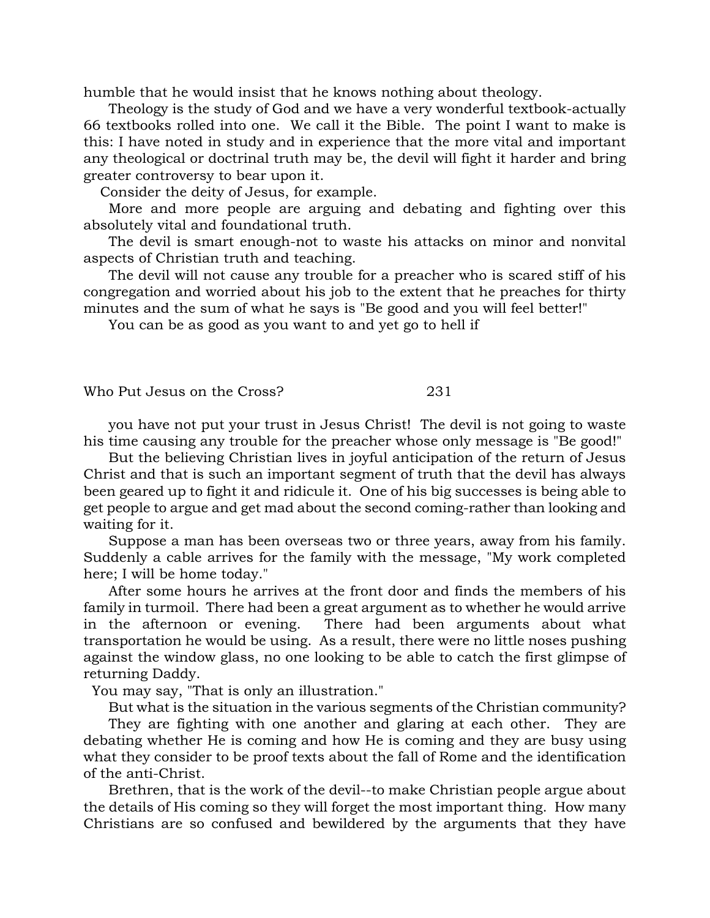humble that he would insist that he knows nothing about theology.

Theology is the study of God and we have a very wonderful textbook-actually 66 textbooks rolled into one. We call it the Bible. The point I want to make is this: I have noted in study and in experience that the more vital and important any theological or doctrinal truth may be, the devil will fight it harder and bring greater controversy to bear upon it.

Consider the deity of Jesus, for example.

More and more people are arguing and debating and fighting over this absolutely vital and foundational truth.

The devil is smart enough-not to waste his attacks on minor and nonvital aspects of Christian truth and teaching.

The devil will not cause any trouble for a preacher who is scared stiff of his congregation and worried about his job to the extent that he preaches for thirty minutes and the sum of what he says is "Be good and you will feel better!"

You can be as good as you want to and yet go to hell if you have not put your trust in Jesus Christ! The devil is not going to waste his time causing any trouble for the preacher whose only message is "Be good!"

But the believing Christian lives in joyful anticipation of the return of Jesus Christ and that is such an important segment of truth that the devil has always been geared up to fight it and ridicule it. One of his big successes is being able to get people to argue and get mad about the second coming-rather than looking and waiting for it.

Suppose a man has been overseas two or three years, away from his family. Suddenly a cable arrives for the family with the message, "My work completed here; I will be home today."

After some hours he arrives at the front door and finds the members of his family in turmoil. There had been a great argument as to whether he would arrive in the afternoon or evening. There had been arguments about what transportation he would be using. As a result, there were no little noses pushing against the window glass, no one looking to be able to catch the first glimpse of returning Daddy.

You may say, "That is only an illustration."

But what is the situation in the various segments of the Christian community?

They are fighting with one another and glaring at each other. They are debating whether He is coming and how He is coming and they are busy using what they consider to be proof texts about the fall of Rome and the identification of the anti-Christ.

Brethren, that is the work of the devil--to make Christian people argue about the details of His coming so they will forget the most important thing. How many Christians are so confused and bewildered by the arguments that they have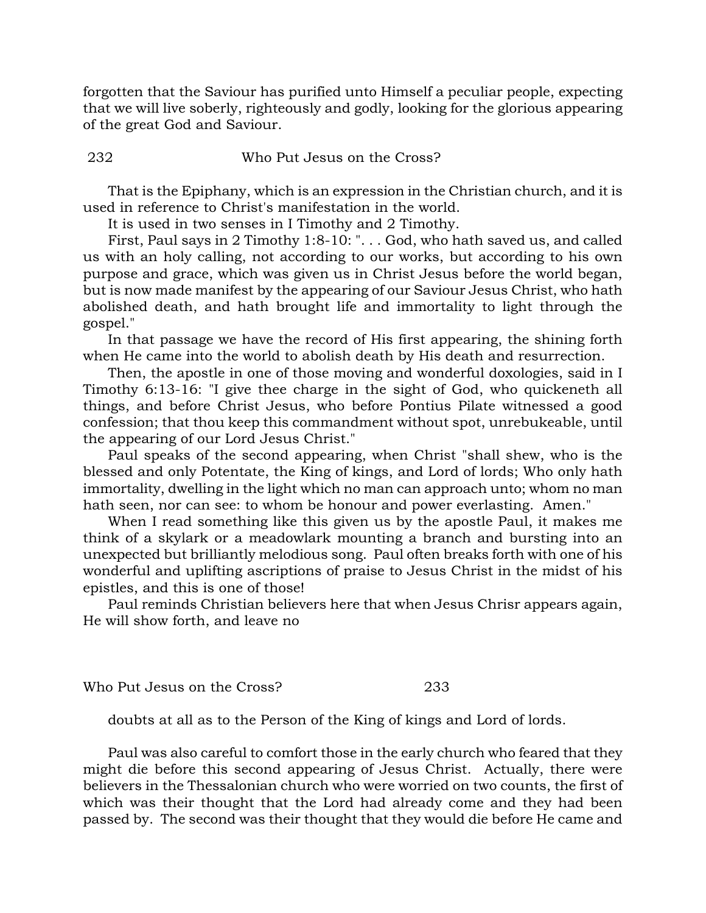forgotten that the Saviour has purified unto Himself a peculiar people, expecting that we will live soberly, righteously and godly, looking for the glorious appearing of the great God and Saviour.

That is the Epiphany, which is an expression in the Christian church, and it is used in reference to Christ's manifestation in the world.

It is used in two senses in I Timothy and 2 Timothy.

First, Paul says in 2 Timothy 1:8-10: ". . . God, who hath saved us, and called us with an holy calling, not according to our works, but according to his own purpose and grace, which was given us in Christ Jesus before the world began, but is now made manifest by the appearing of our Saviour Jesus Christ, who hath abolished death, and hath brought life and immortality to light through the gospel."

In that passage we have the record of His first appearing, the shining forth when He came into the world to abolish death by His death and resurrection.

Then, the apostle in one of those moving and wonderful doxologies, said in I Timothy 6:13-16: "I give thee charge in the sight of God, who quickeneth all things, and before Christ Jesus, who before Pontius Pilate witnessed a good confession; that thou keep this commandment without spot, unrebukeable, until the appearing of our Lord Jesus Christ."

Paul speaks of the second appearing, when Christ "shall shew, who is the blessed and only Potentate, the King of kings, and Lord of lords; Who only hath immortality, dwelling in the light which no man can approach unto; whom no man hath seen, nor can see: to whom be honour and power everlasting. Amen."

When I read something like this given us by the apostle Paul, it makes me think of a skylark or a meadowlark mounting a branch and bursting into an unexpected but brilliantly melodious song. Paul often breaks forth with one of his wonderful and uplifting ascriptions of praise to Jesus Christ in the midst of his epistles, and this is one of those!

Paul reminds Christian believers here that when Jesus Chrisr appears again, He will show forth, and leave no doubts at all as to the Person of the King of kings and Lord of lords.

Paul was also careful to comfort those in the early church who feared that they might die before this second appearing of Jesus Christ. Actually, there were believers in the Thessalonian church who were worried on two counts, the first of which was their thought that the Lord had already come and they had been passed by. The second was their thought that they would die before He came and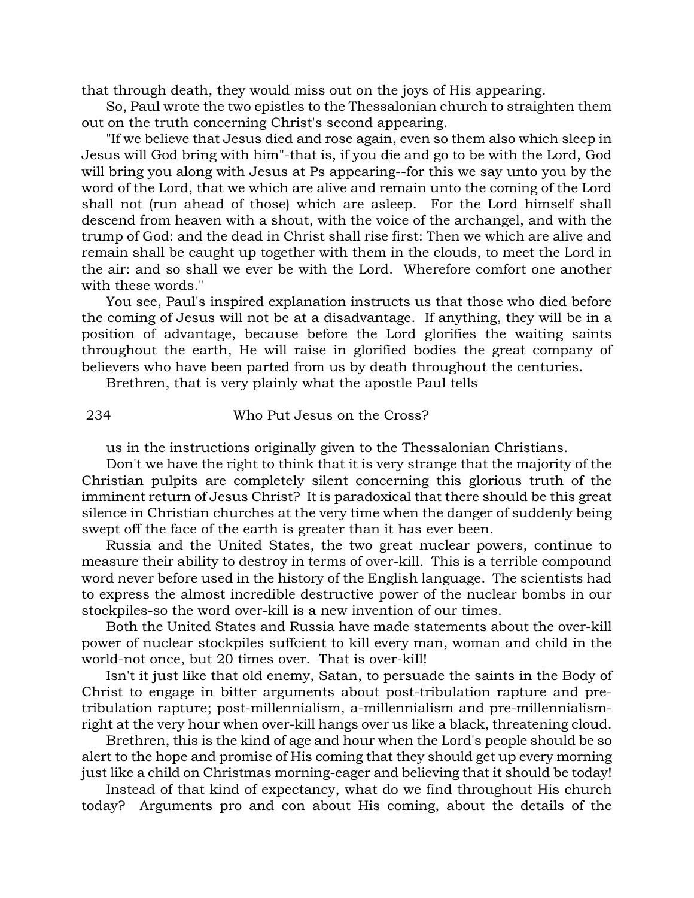that through death, they would miss out on the joys of His appearing.

So, Paul wrote the two epistles to the Thessalonian church to straighten them out on the truth concerning Christ's second appearing.

"If we believe that Jesus died and rose again, even so them also which sleep in Jesus will God bring with him"-that is, if you die and go to be with the Lord, God will bring you along with Jesus at Ps appearing--for this we say unto you by the word of the Lord, that we which are alive and remain unto the coming of the Lord shall not (run ahead of those) which are asleep. For the Lord himself shall descend from heaven with a shout, with the voice of the archangel, and with the trump of God: and the dead in Christ shall rise first: Then we which are alive and remain shall be caught up together with them in the clouds, to meet the Lord in the air: and so shall we ever be with the Lord. Wherefore comfort one another with these words."

You see, Paul's inspired explanation instructs us that those who died before the coming of Jesus will not be at a disadvantage. If anything, they will be in a position of advantage, because before the Lord glorifies the waiting saints throughout the earth, He will raise in glorified bodies the great company of believers who have been parted from us by death throughout the centuries.

Brethren, that is very plainly what the apostle Paul tells us in the instructions originally given to the Thessalonian Christians.

Don't we have the right to think that it is very strange that the majority of the Christian pulpits are completely silent concerning this glorious truth of the imminent return of Jesus Christ? It is paradoxical that there should be this great silence in Christian churches at the very time when the danger of suddenly being swept off the face of the earth is greater than it has ever been.

Russia and the United States, the two great nuclear powers, continue to measure their ability to destroy in terms of over-kill. This is a terrible compound word never before used in the history of the English language. The scientists had to express the almost incredible destructive power of the nuclear bombs in our stockpiles-so the word over-kill is a new invention of our times.

Both the United States and Russia have made statements about the over-kill power of nuclear stockpiles suffcient to kill every man, woman and child in the world-not once, but 20 times over. That is over-kill!

Isn't it just like that old enemy, Satan, to persuade the saints in the Body of Christ to engage in bitter arguments about post-tribulation rapture and pre-tribulation rapture; post-millennialism, a-millennialism and pre-millennialism-right at the very hour when over-kill hangs over us like a black, threatening cloud.

Brethren, this is the kind of age and hour when the Lord's people should be so alert to the hope and promise of His coming that they should get up every morning just like a child on Christmas morning-eager and believing that it should be today!

Instead of that kind of expectancy, what do we find throughout His church today? Arguments pro and con about His coming, about the details of the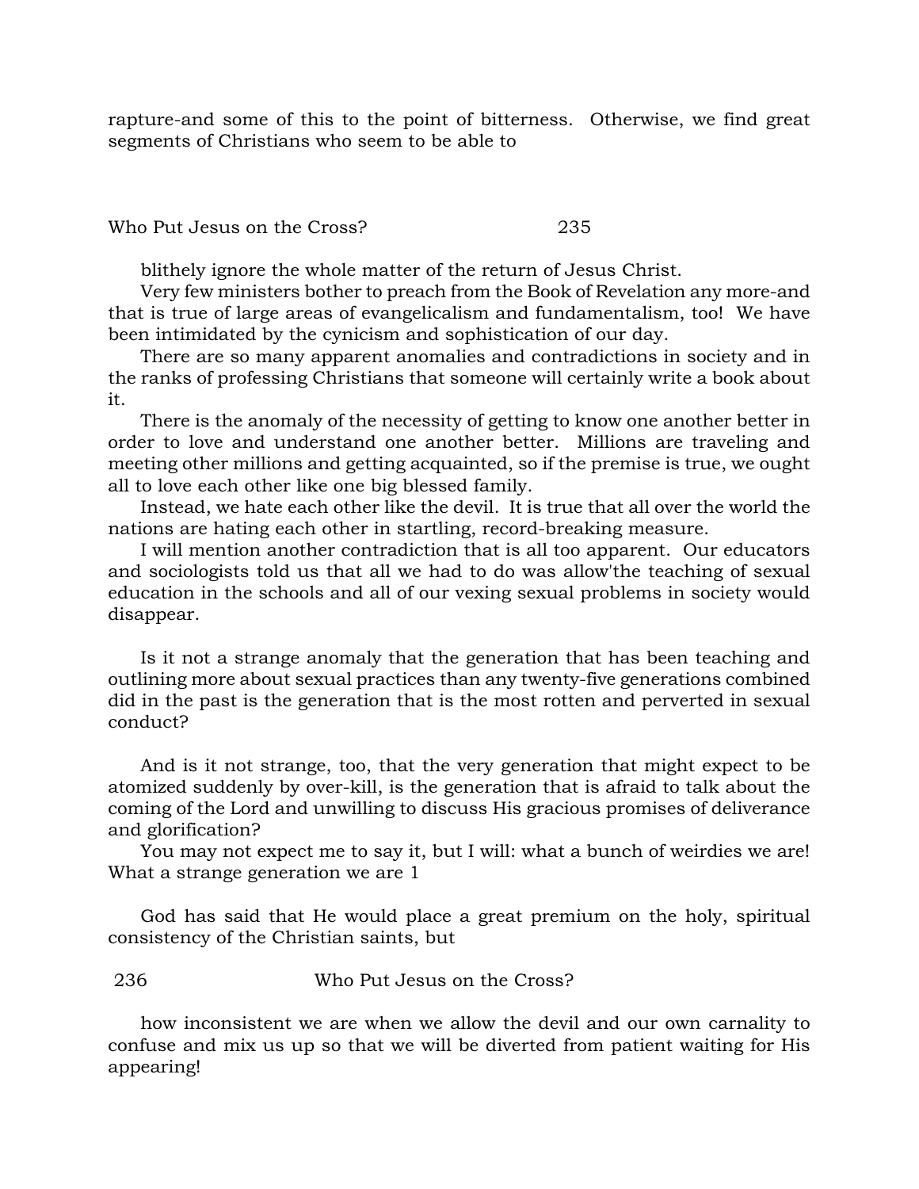rapture-and some of this to the point of bitterness. Otherwise, we find great segments of Christians who seem to be able to

blithely ignore the whole matter of the return of Jesus Christ.

Very few ministers bother to preach from the Book of Revelation any more-and that is true of large areas of evangelicalism and fundamentalism, too! We have been intimidated by the cynicism and sophistication of our day.

There are so many apparent anomalies and contradictions in society and in the ranks of professing Christians that someone will certainly write a book about it.

There is the anomaly of the necessity of getting to know one another better in order to love and understand one another better. Millions are traveling and meeting other millions and getting acquainted, so if the premise is true, we ought all to love each other like one big blessed family.

Instead, we hate each other like the devil. It is true that all over the world the nations are hating each other in startling, record-breaking measure.

I will mention another contradiction that is all too apparent. Our educators and sociologists told us that all we had to do was allow'the teaching of sexual education in the schools and all of our vexing sexual problems in society would disappear.

Is it not a strange anomaly that the generation that has been teaching and outlining more about sexual practices than any twenty-five generations combined did in the past is the generation that is the most rotten and perverted in sexual conduct?

And is it not strange, too, that the very generation that might expect to be atomized suddenly by over-kill, is the generation that is afraid to talk about the coming of the Lord and unwilling to discuss His gracious promises of deliverance and glorification?

You may not expect me to say it, but I will: what a bunch of weirdies we are! What a strange generation we are 1

God has said that He would place a great premium on the holy, spiritual consistency of the Christian saints, but

how inconsistent we are when we allow the devil and our own carnality to confuse and mix us up so that we will be diverted from patient waiting for His appearing!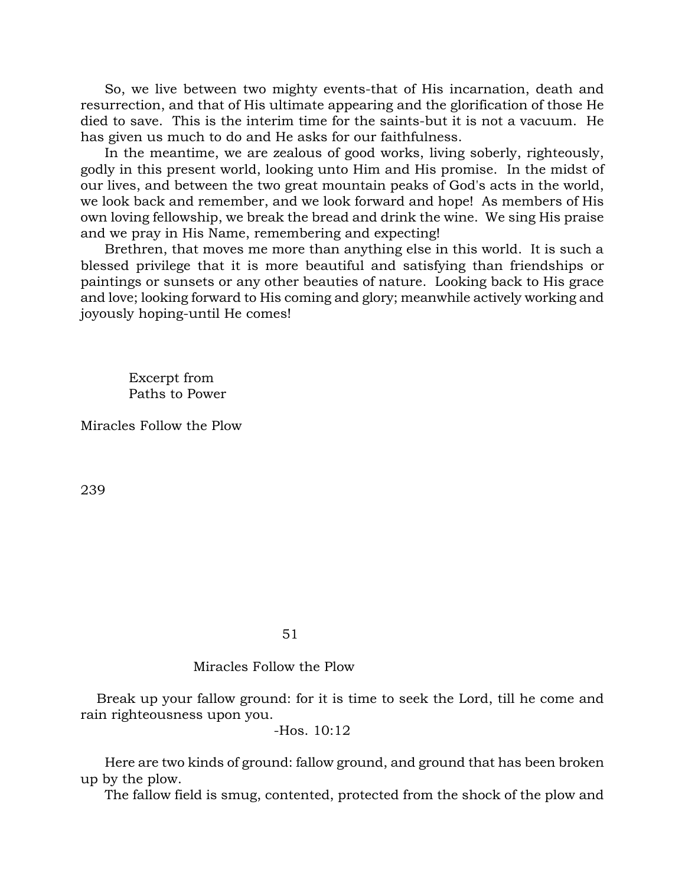So, we live between two mighty events-that of His incarnation, death and resurrection, and that of His ultimate appearing and the glorification of those He died to save. This is the interim time for the saints-but it is not a vacuum. He has given us much to do and He asks for our faithfulness.

In the meantime, we are zealous of good works, living soberly, righteously, godly in this present world, looking unto Him and His promise. In the midst of our lives, and between the two great mountain peaks of God's acts in the world, we look back and remember, and we look forward and hope! As members of His own loving fellowship, we break the bread and drink the wine. We sing His praise and we pray in His Name, remembering and expecting!

Brethren, that moves me more than anything else in this world. It is such a blessed privilege that it is more beautiful and satisfying than friendships or paintings or sunsets or any other beauties of nature. Looking back to His grace and love; looking forward to His coming and glory; meanwhile actively working and joyously hoping-until He comes!

Excerpt from
Paths to Power

Miracles Follow the Plow

239

51

## Miracles Follow the Plow

Break up your fallow ground: for it is time to seek the Lord, till he come and rain righteousness upon you.

-Hos. 10:12

Here are two kinds of ground: fallow ground, and ground that has been broken up by the plow.

The fallow field is smug, contented, protected from the shock of the plow and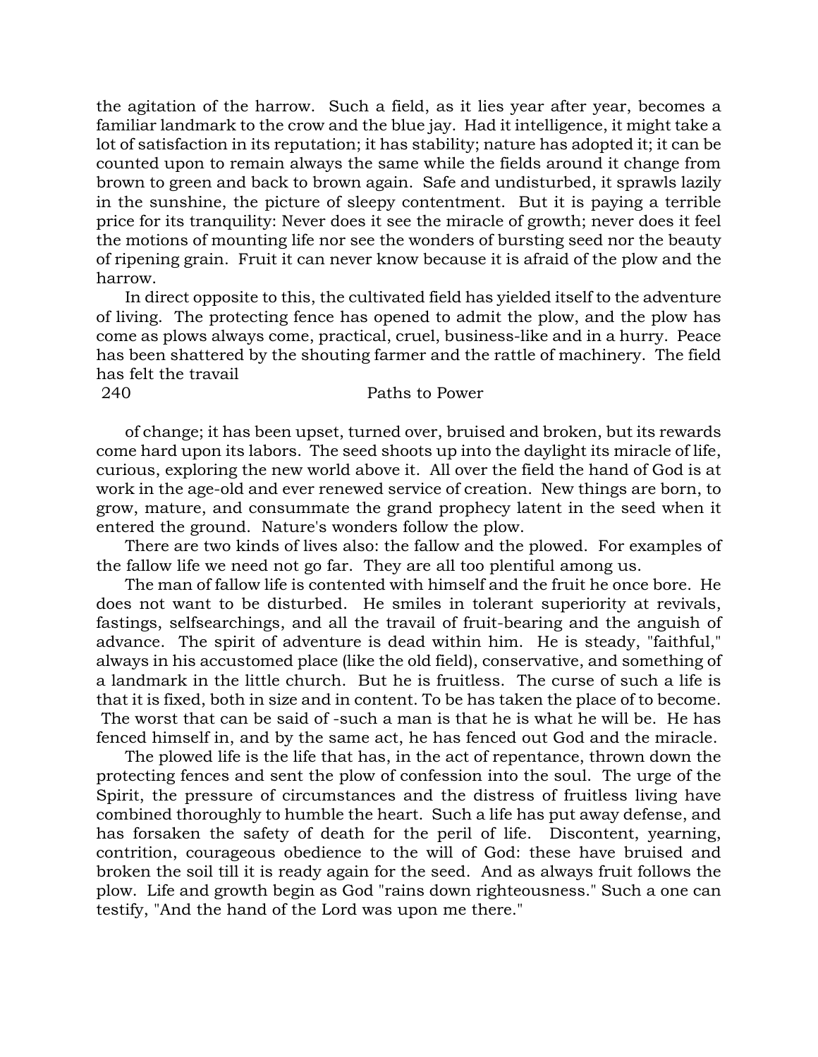the agitation of the harrow. Such a field, as it lies year after year, becomes a familiar landmark to the crow and the blue jay. Had it intelligence, it might take a lot of satisfaction in its reputation; it has stability; nature has adopted it; it can be counted upon to remain always the same while the fields around it change from brown to green and back to brown again. Safe and undisturbed, it sprawls lazily in the sunshine, the picture of sleepy contentment. But it is paying a terrible price for its tranquility: Never does it see the miracle of growth; never does it feel the motions of mounting life nor see the wonders of bursting seed nor the beauty of ripening grain. Fruit it can never know because it is afraid of the plow and the harrow.

In direct opposite to this, the cultivated field has yielded itself to the adventure of living. The protecting fence has opened to admit the plow, and the plow has come as plows always come, practical, cruel, business-like and in a hurry. Peace has been shattered by the shouting farmer and the rattle of machinery. The field has felt the travail of change; it has been upset, turned over, bruised and broken, but its rewards come hard upon its labors. The seed shoots up into the daylight its miracle of life, curious, exploring the new world above it. All over the field the hand of God is at work in the age-old and ever renewed service of creation. New things are born, to grow, mature, and consummate the grand prophecy latent in the seed when it entered the ground. Nature's wonders follow the plow.

There are two kinds of lives also: the fallow and the plowed. For examples of the fallow life we need not go far. They are all too plentiful among us.

The man of fallow life is contented with himself and the fruit he once bore. He does not want to be disturbed. He smiles in tolerant superiority at revivals, fastings, selfsearchings, and all the travail of fruit-bearing and the anguish of advance. The spirit of adventure is dead within him. He is steady, "faithful," always in his accustomed place (like the old field), conservative, and something of a landmark in the little church. But he is fruitless. The curse of such a life is that it is fixed, both in size and in content. To be has taken the place of to become. The worst that can be said of -such a man is that he is what he will be. He has fenced himself in, and by the same act, he has fenced out God and the miracle.

The plowed life is the life that has, in the act of repentance, thrown down the protecting fences and sent the plow of confession into the soul. The urge of the Spirit, the pressure of circumstances and the distress of fruitless living have combined thoroughly to humble the heart. Such a life has put away defense, and has forsaken the safety of death for the peril of life. Discontent, yearning, contrition, courageous obedience to the will of God: these have bruised and broken the soil till it is ready again for the seed. And as always fruit follows the plow. Life and growth begin as God "rains down righteousness." Such a one can testify, "And the hand of the Lord was upon me there."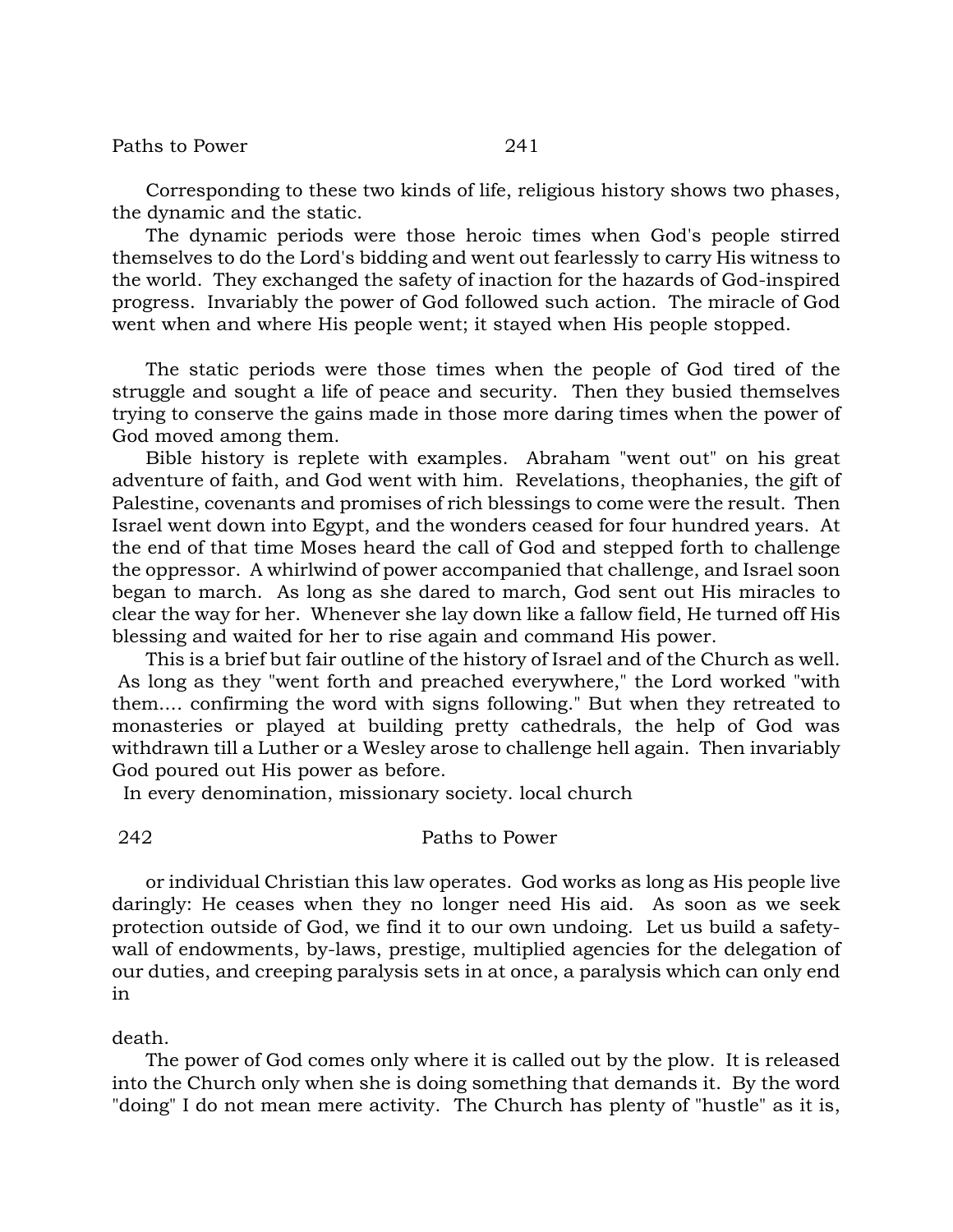Corresponding to these two kinds of life, religious history shows two phases, the dynamic and the static.

The dynamic periods were those heroic times when God's people stirred themselves to do the Lord's bidding and went out fearlessly to carry His witness to the world. They exchanged the safety of inaction for the hazards of God-inspired progress. Invariably the power of God followed such action. The miracle of God went when and where His people went; it stayed when His people stopped.

The static periods were those times when the people of God tired of the struggle and sought a life of peace and security. Then they busied themselves trying to conserve the gains made in those more daring times when the power of God moved among them.

Bible history is replete with examples. Abraham "went out" on his great adventure of faith, and God went with him. Revelations, theophanies, the gift of Palestine, covenants and promises of rich blessings to come were the result. Then Israel went down into Egypt, and the wonders ceased for four hundred years. At the end of that time Moses heard the call of God and stepped forth to challenge the oppressor. A whirlwind of power accompanied that challenge, and Israel soon began to march. As long as she dared to march, God sent out His miracles to clear the way for her. Whenever she lay down like a fallow field, He turned off His blessing and waited for her to rise again and command His power.

This is a brief but fair outline of the history of Israel and of the Church as well. As long as they "went forth and preached everywhere," the Lord worked "with them.... confirming the word with signs following." But when they retreated to monasteries or played at building pretty cathedrals, the help of God was withdrawn till a Luther or a Wesley arose to challenge hell again. Then invariably God poured out His power as before.

In every denomination, missionary society. local church or individual Christian this law operates. God works as long as His people live daringly: He ceases when they no longer need His aid. As soon as we seek protection outside of God, we find it to our own undoing. Let us build a safety-wall of endowments, by-laws, prestige, multiplied agencies for the delegation of our duties, and creeping paralysis sets in at once, a paralysis which can only end in death.

The power of God comes only where it is called out by the plow. It is released into the Church only when she is doing something that demands it. By the word "doing" I do not mean mere activity. The Church has plenty of "hustle" as it is,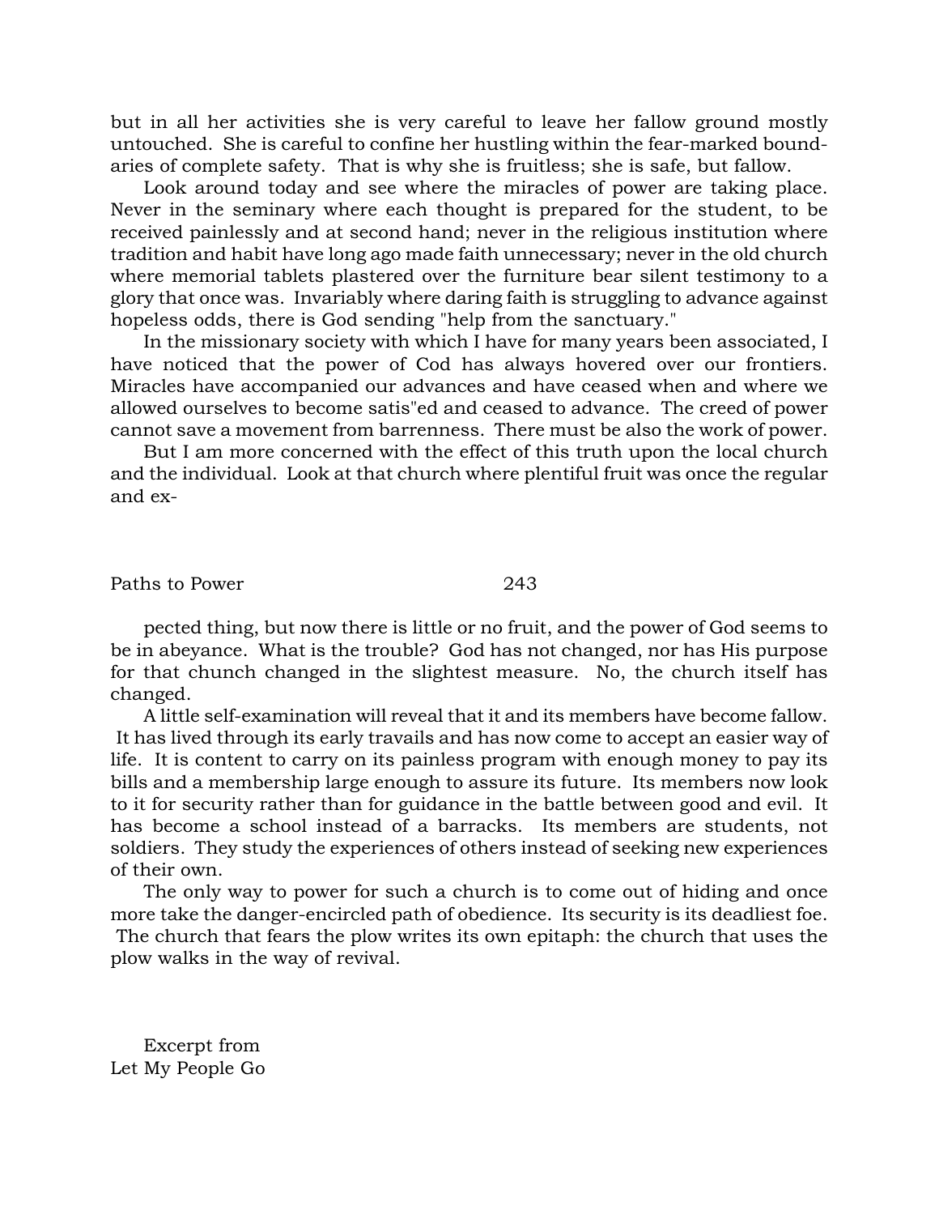but in all her activities she is very careful to leave her fallow ground mostly untouched. She is careful to confine her hustling within the fear-marked boundaries of complete safety. That is why she is fruitless; she is safe, but fallow.

Look around today and see where the miracles of power are taking place. Never in the seminary where each thought is prepared for the student, to be received painlessly and at second hand; never in the religious institution where tradition and habit have long ago made faith unnecessary; never in the old church where memorial tablets plastered over the furniture bear silent testimony to a glory that once was. Invariably where daring faith is struggling to advance against hopeless odds, there is God sending "help from the sanctuary."

In the missionary society with which I have for many years been associated, I have noticed that the power of Cod has always hovered over our frontiers. Miracles have accompanied our advances and have ceased when and where we allowed ourselves to become satis"ed and ceased to advance. The creed of power cannot save a movement from barrenness. There must be also the work of power.

But I am more concerned with the effect of this truth upon the local church and the individual. Look at that church where plentiful fruit was once the regular and expected thing, but now there is little or no fruit, and the power of God seems to be in abeyance. What is the trouble? God has not changed, nor has His purpose for that chunch changed in the slightest measure. No, the church itself has changed.

A little self-examination will reveal that it and its members have become fallow. It has lived through its early travails and has now come to accept an easier way of life. It is content to carry on its painless program with enough money to pay its bills and a membership large enough to assure its future. Its members now look to it for security rather than for guidance in the battle between good and evil. It has become a school instead of a barracks. Its members are students, not soldiers. They study the experiences of others instead of seeking new experiences of their own.

The only way to power for such a church is to come out of hiding and once more take the danger-encircled path of obedience. Its security is its deadliest foe. The church that fears the plow writes its own epitaph: the church that uses the plow walks in the way of revival.

Excerpt from
Let My People Go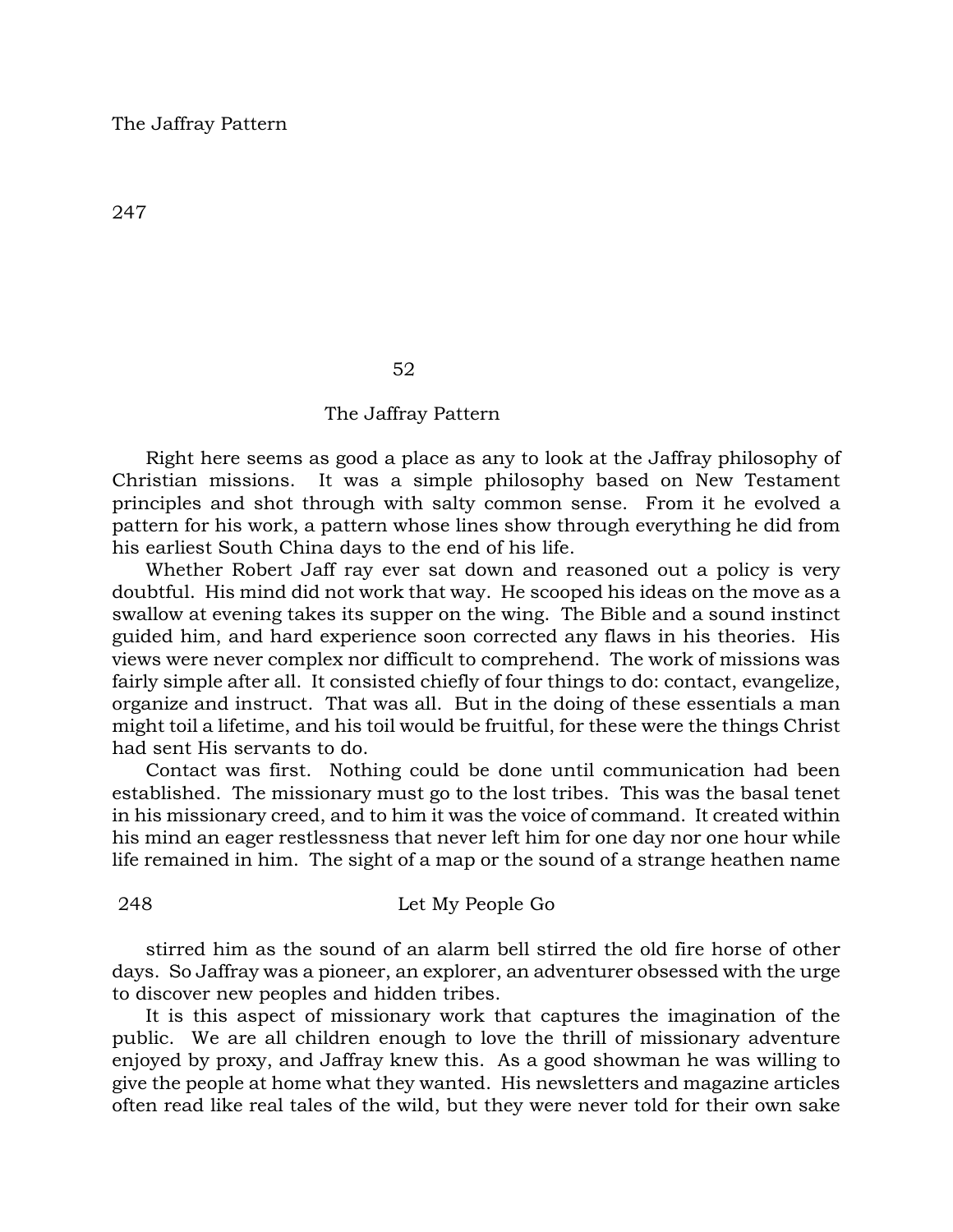## 52

## The Jaffray Pattern

Right here seems as good a place as any to look at the Jaffray philosophy of Christian missions. It was a simple philosophy based on New Testament principles and shot through with salty common sense. From it he evolved a pattern for his work, a pattern whose lines show through everything he did from his earliest South China days to the end of his life.

Whether Robert Jaff ray ever sat down and reasoned out a policy is very doubtful. His mind did not work that way. He scooped his ideas on the move as a swallow at evening takes its supper on the wing. The Bible and a sound instinct guided him, and hard experience soon corrected any flaws in his theories. His views were never complex nor difficult to comprehend. The work of missions was fairly simple after all. It consisted chiefly of four things to do: contact, evangelize, organize and instruct. That was all. But in the doing of these essentials a man might toil a lifetime, and his toil would be fruitful, for these were the things Christ had sent His servants to do.

Contact was first. Nothing could be done until communication had been established. The missionary must go to the lost tribes. This was the basal tenet in his missionary creed, and to him it was the voice of command. It created within his mind an eager restlessness that never left him for one day nor one hour while life remained in him. The sight of a map or the sound of a strange heathen name stirred him as the sound of an alarm bell stirred the old fire horse of other days. So Jaffray was a pioneer, an explorer, an adventurer obsessed with the urge to discover new peoples and hidden tribes.

It is this aspect of missionary work that captures the imagination of the public. We are all children enough to love the thrill of missionary adventure enjoyed by proxy, and Jaffray knew this. As a good showman he was willing to give the people at home what they wanted. His newsletters and magazine articles often read like real tales of the wild, but they were never told for their own sake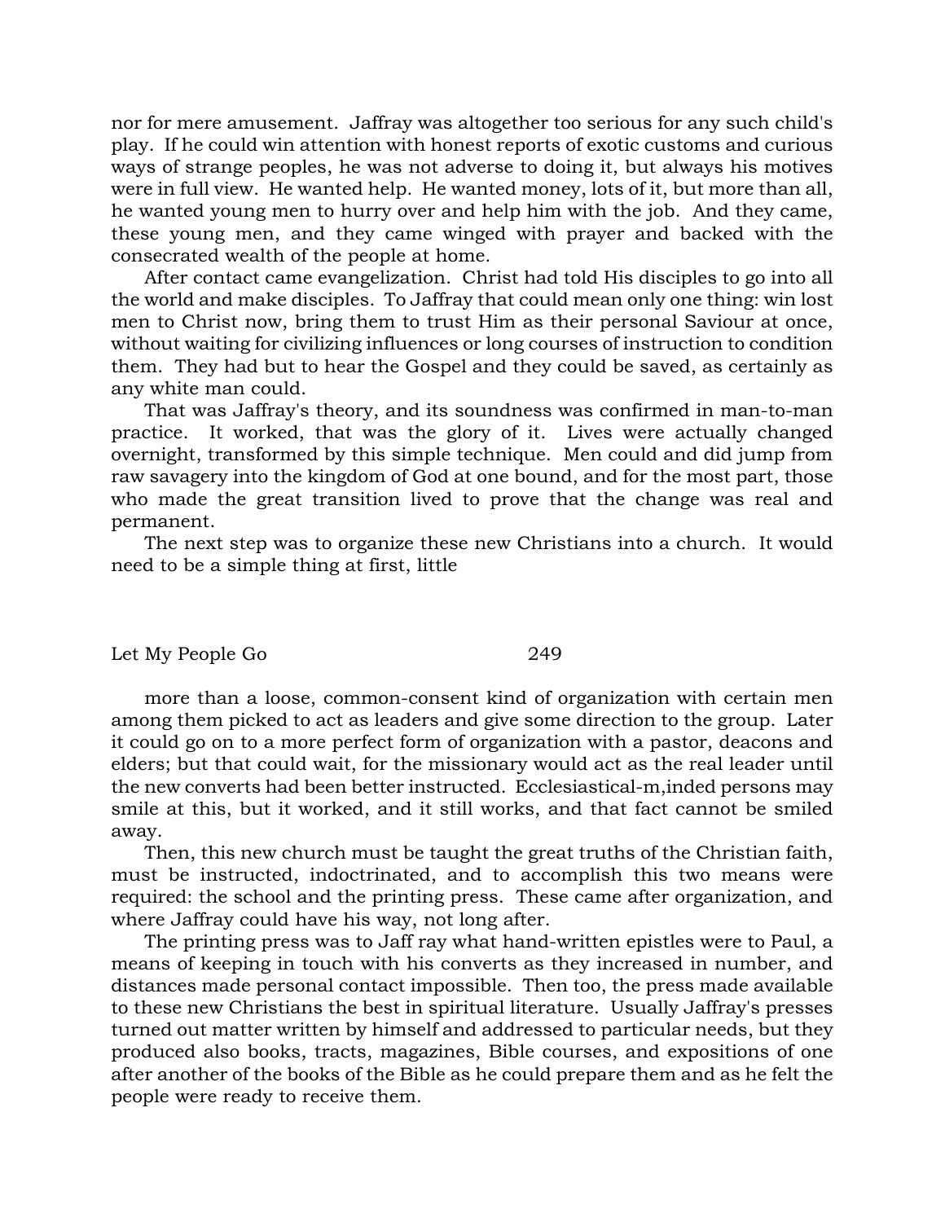nor for mere amusement. Jaffray was altogether too serious for any such child's play. If he could win attention with honest reports of exotic customs and curious ways of strange peoples, he was not adverse to doing it, but always his motives were in full view. He wanted help. He wanted money, lots of it, but more than all, he wanted young men to hurry over and help him with the job. And they came, these young men, and they came winged with prayer and backed with the consecrated wealth of the people at home.

After contact came evangelization. Christ had told His disciples to go into all the world and make disciples. To Jaffray that could mean only one thing: win lost men to Christ now, bring them to trust Him as their personal Saviour at once, without waiting for civilizing influences or long courses of instruction to condition them. They had but to hear the Gospel and they could be saved, as certainly as any white man could.

That was Jaffray's theory, and its soundness was confirmed in man-to-man practice. It worked, that was the glory of it. Lives were actually changed overnight, transformed by this simple technique. Men could and did jump from raw savagery into the kingdom of God at one bound, and for the most part, those who made the great transition lived to prove that the change was real and permanent.

The next step was to organize these new Christians into a church. It would need to be a simple thing at first, little more than a loose, common-consent kind of organization with certain men among them picked to act as leaders and give some direction to the group. Later it could go on to a more perfect form of organization with a pastor, deacons and elders; but that could wait, for the missionary would act as the real leader until the new converts had been better instructed. Ecclesiastical-m,inded persons may smile at this, but it worked, and it still works, and that fact cannot be smiled away.

Then, this new church must be taught the great truths of the Christian faith, must be instructed, indoctrinated, and to accomplish this two means were required: the school and the printing press. These came after organization, and where Jaffray could have his way, not long after.

The printing press was to Jaff ray what hand-written epistles were to Paul, a means of keeping in touch with his converts as they increased in number, and distances made personal contact impossible. Then too, the press made available to these new Christians the best in spiritual literature. Usually Jaffray's presses turned out matter written by himself and addressed to particular needs, but they produced also books, tracts, magazines, Bible courses, and expositions of one after another of the books of the Bible as he could prepare them and as he felt the people were ready to receive them.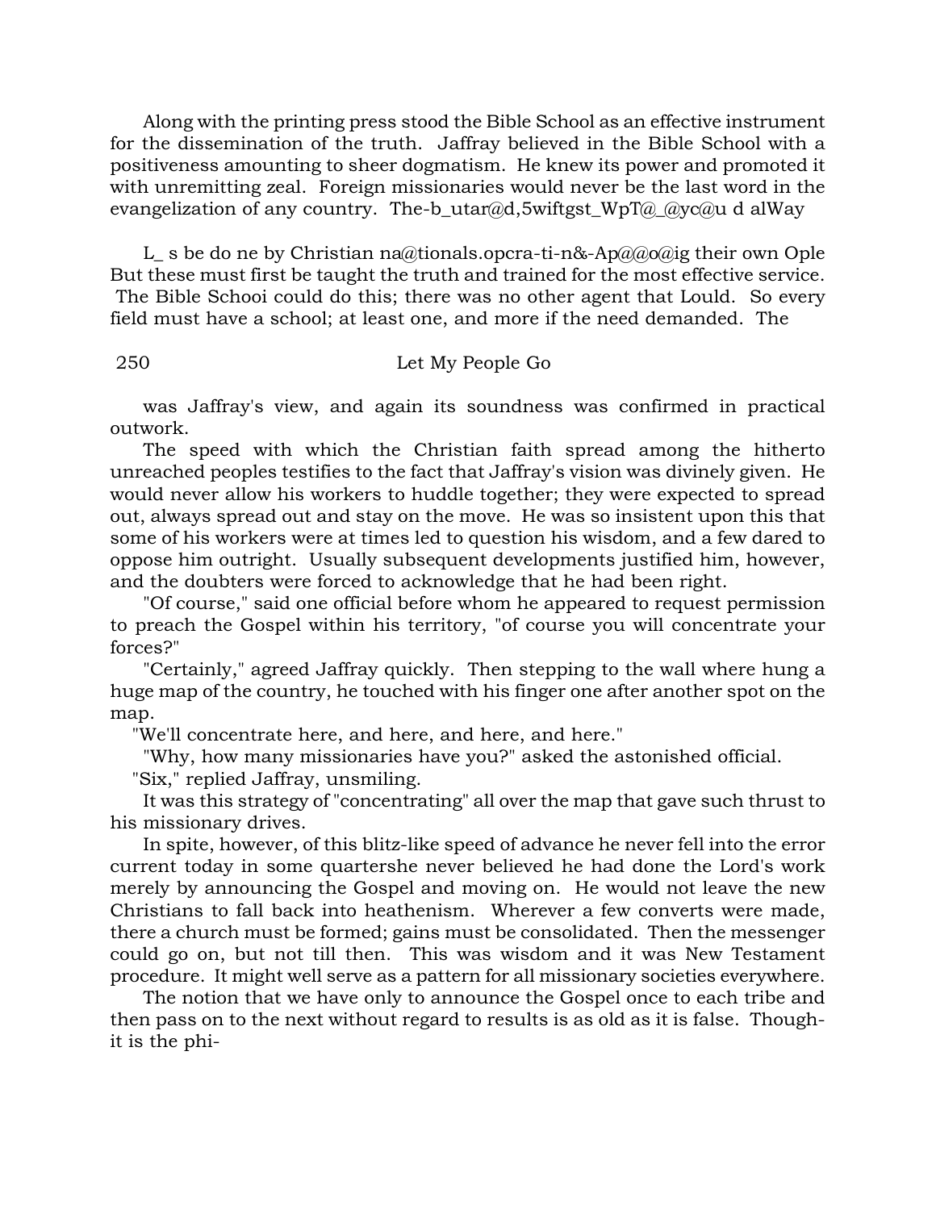Along with the printing press stood the Bible School as an effective instrument for the dissemination of the truth. Jaffray believed in the Bible School with a positiveness amounting to sheer dogmatism. He knew its power and promoted it with unremitting zeal. Foreign missionaries would never be the last word in the evangelization of any country. The-b_utar@d,5wiftgst_WpT@_@yc@u d alWay

L_ s be do ne by Christian na@tionals.opcra-ti-n&-Ap@@o@ig their own Ople But these must first be taught the truth and trained for the most effective service. The Bible Schooi could do this; there was no other agent that Lould. So every field must have a school; at least one, and more if the need demanded. The

was Jaffray's view, and again its soundness was confirmed in practical outwork.

The speed with which the Christian faith spread among the hitherto unreached peoples testifies to the fact that Jaffray's vision was divinely given. He would never allow his workers to huddle together; they were expected to spread out, always spread out and stay on the move. He was so insistent upon this that some of his workers were at times led to question his wisdom, and a few dared to oppose him outright. Usually subsequent developments justified him, however, and the doubters were forced to acknowledge that he had been right.

"Of course," said one official before whom he appeared to request permission to preach the Gospel within his territory, "of course you will concentrate your forces?"

"Certainly," agreed Jaffray quickly. Then stepping to the wall where hung a huge map of the country, he touched with his finger one after another spot on the map.

"We'll concentrate here, and here, and here, and here."

"Why, how many missionaries have you?" asked the astonished official.

"Six," replied Jaffray, unsmiling.

It was this strategy of "concentrating" all over the map that gave such thrust to his missionary drives.

In spite, however, of this blitz-like speed of advance he never fell into the error current today in some quartershe never believed he had done the Lord's work merely by announcing the Gospel and moving on. He would not leave the new Christians to fall back into heathenism. Wherever a few converts were made, there a church must be formed; gains must be consolidated. Then the messenger could go on, but not till then. This was wisdom and it was New Testament procedure. It might well serve as a pattern for all missionary societies everywhere.

The notion that we have only to announce the Gospel once to each tribe and then pass on to the next without regard to results is as old as it is false. Though-it is the phi-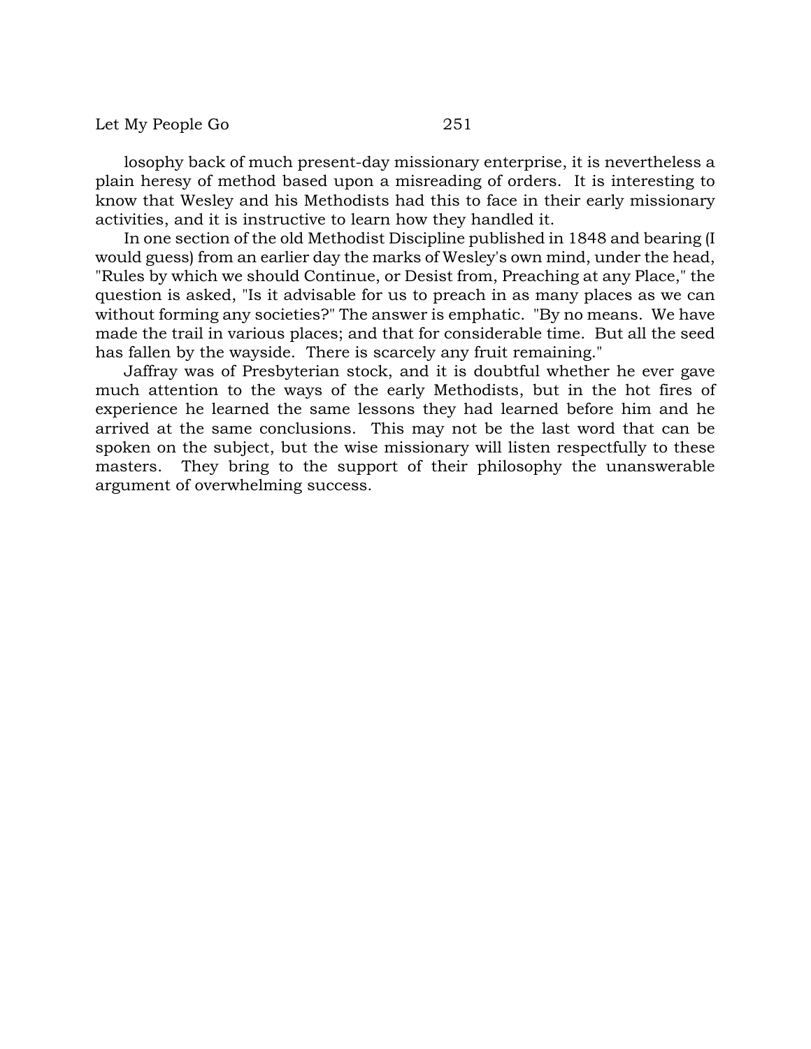losophy back of much present-day missionary enterprise, it is nevertheless a plain heresy of method based upon a misreading of orders. It is interesting to know that Wesley and his Methodists had this to face in their early missionary activities, and it is instructive to learn how they handled it.

In one section of the old Methodist Discipline published in 1848 and bearing (I would guess) from an earlier day the marks of Wesley's own mind, under the head, "Rules by which we should Continue, or Desist from, Preaching at any Place," the question is asked, "Is it advisable for us to preach in as many places as we can without forming any societies?" The answer is emphatic. "By no means. We have made the trail in various places; and that for considerable time. But all the seed has fallen by the wayside. There is scarcely any fruit remaining."

Jaffray was of Presbyterian stock, and it is doubtful whether he ever gave much attention to the ways of the early Methodists, but in the hot fires of experience he learned the same lessons they had learned before him and he arrived at the same conclusions. This may not be the last word that can be spoken on the subject, but the wise missionary will listen respectfully to these masters. They bring to the support of their philosophy the unanswerable argument of overwhelming success.